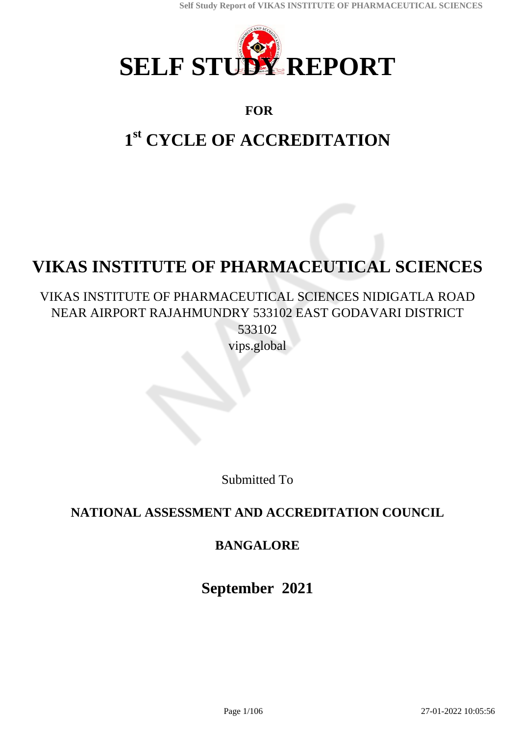# SELF STUDY REPORT

**FOR**

## 1st CYCLE OF ACCREDITATION

# VIKAS INSTITUTE OF PHARMACEUTICAL SCIENCES

VIKAS INSTITUTE OF PHARMACEUTICAL SCIENCES NIDIGATLA ROAD NEAR AIRPORT RAJAHMUNDRY 533102 EAST GODAVARI DISTRICT 533102

vips.global

Submitted To

**NATIONAL ASSESSMENT AND ACCREDITATION COUNCIL**

**BANGALORE**

**September 2021**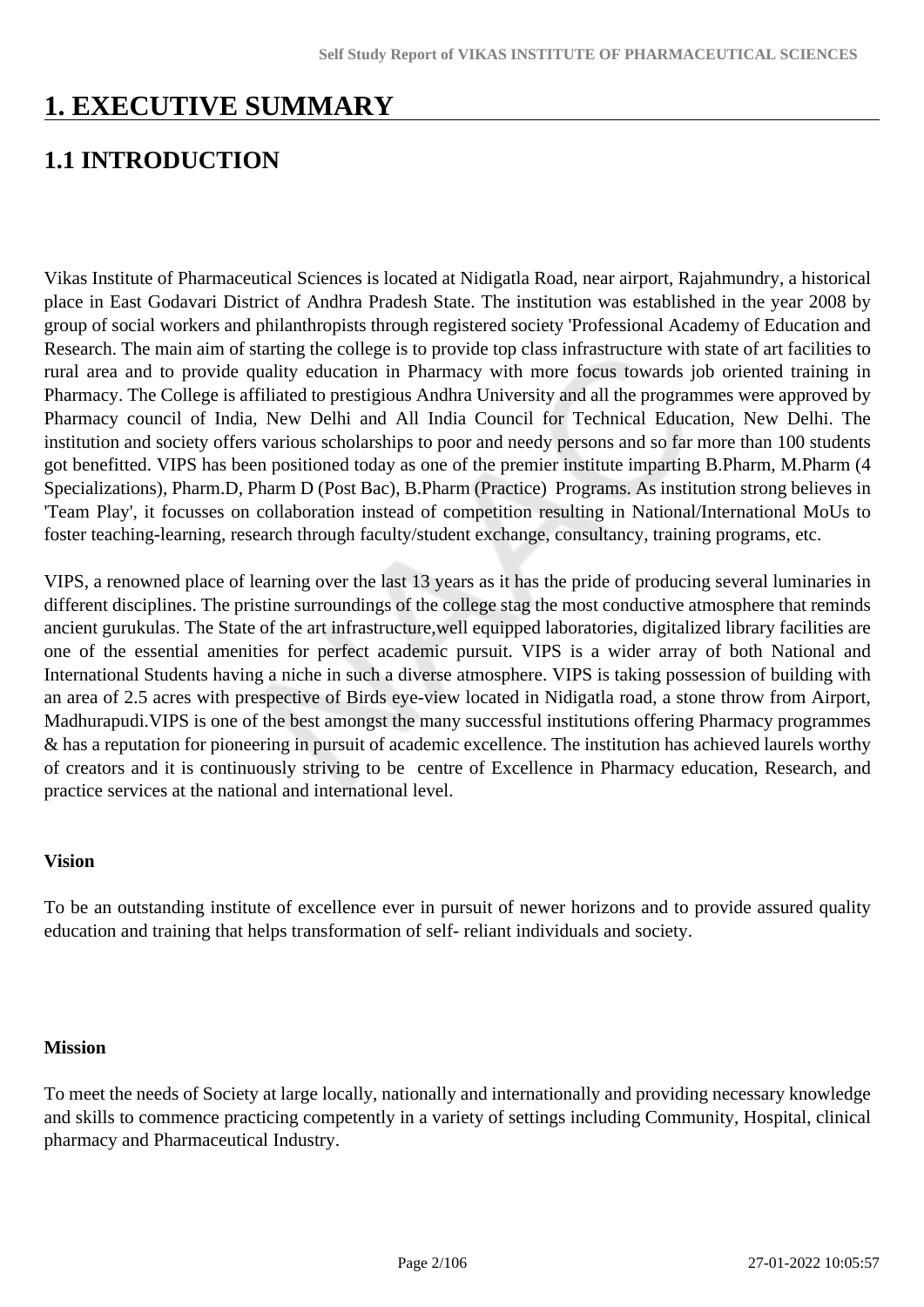# 1. EXECUTIVE SUMMARY

## 1.1 INTRODUCTION

Vikas Institute of Pharmaceutical Sciences is located at Nidigatla Road, near airport, Rajahmundry, a historical place in East Godavari District of Andhra Pradesh State. The institution was established in the year 2008 by group of social workers and philanthropists through registered society 'Professional Academy of Education and Research. The main aim of starting the college is to provide top class infrastructure with state of art facilities to rural area and to provide quality education in Pharmacy with more focus towards job oriented training in Pharmacy. The College is affiliated to prestigious Andhra University and all the programmes were approved by Pharmacy council of India, New Delhi and All India Council for Technical Education, New Delhi. The institution and society offers various scholarships to poor and needy persons and so far more than 100 students got benefitted. VIPS has been positioned today as one of the premier institute imparting B.Pharm, M.Pharm (4 Specializations), Pharm.D, Pharm D (Post Bac), B.Pharm (Practice) Programs. As institution strong believes in 'Team Play', it focusses on collaboration instead of competition resulting in National/International MoUs to foster teaching-learning, research through faculty/student exchange, consultancy, training programs, etc.

VIPS, a renowned place of learning over the last 13 years as it has the pride of producing several luminaries in different disciplines. The pristine surroundings of the college stag the most conductive atmosphere that reminds ancient gurukulas. The State of the art infrastructure,well equipped laboratories, digitalized library facilities are one of the essential amenities for perfect academic pursuit. VIPS is a wider array of both National and International Students having a niche in such a diverse atmosphere. VIPS is taking possession of building with an area of 2.5 acres with prespective of Birds eye-view located in Nidigatla road, a stone throw from Airport, Madhurapudi.VIPS is one of the best amongst the many successful institutions offering Pharmacy programmes & has a reputation for pioneering in pursuit of academic excellence. The institution has achieved laurels worthy of creators and it is continuously striving to be centre of Excellence in Pharmacy education, Research, and practice services at the national and international level.

**Vision**

To be an outstanding institute of excellence ever in pursuit of newer horizons and to provide assured quality education and training that helps transformation of self- reliant individuals and society.

**Mission**

To meet the needs of Society at large locally, nationally and internationally and providing necessary knowledge and skills to commence practicing competently in a variety of settings including Community, Hospital, clinical pharmacy and Pharmaceutical Industry.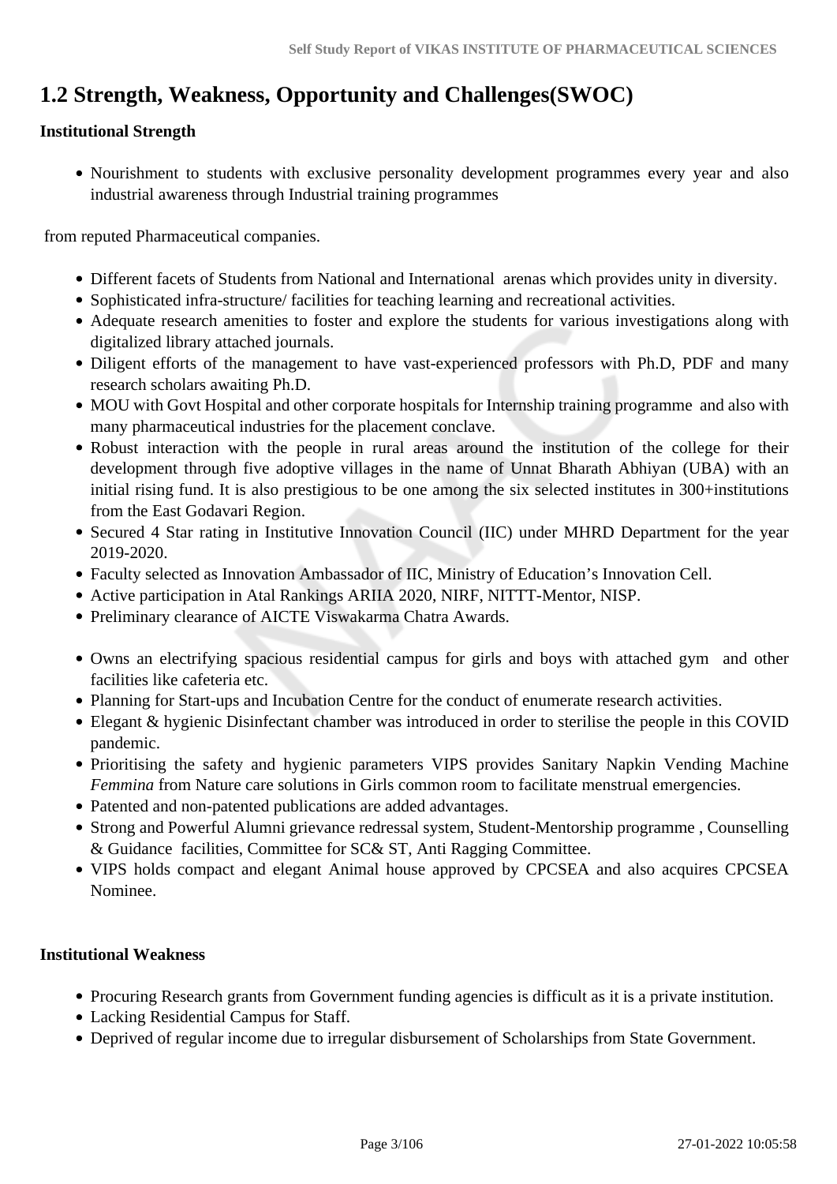## 1.2 Strength, Weakness, Opportunity and Challenges(SWOC)

**Institutional Strength**

- Nourishment to students with exclusive personality development programmes every year and also industrial awareness through Industrial training programmes

from reputed Pharmaceutical companies.

- Different facets of Students from National and International arenas which provides unity in diversity.
- Sophisticated infra-structure/ facilities for teaching learning and recreational activities.
- Adequate research amenities to foster and explore the students for various investigations along with digitalized library attached journals.
- Diligent efforts of the management to have vast-experienced professors with Ph.D, PDF and many research scholars awaiting Ph.D.
- MOU with Govt Hospital and other corporate hospitals for Internship training programme and also with many pharmaceutical industries for the placement conclave.
- Robust interaction with the people in rural areas around the institution of the college for their development through five adoptive villages in the name of Unnat Bharath Abhiyan (UBA) with an initial rising fund. It is also prestigious to be one among the six selected institutes in 300+institutions from the East Godavari Region.
- Secured 4 Star rating in Institutive Innovation Council (IIC) under MHRD Department for the year 2019-2020.
- Faculty selected as Innovation Ambassador of IIC, Ministry of Education's Innovation Cell.
- Active participation in Atal Rankings ARIIA 2020, NIRF, NITTT-Mentor, NISP.
- Preliminary clearance of AICTE Viswakarma Chatra Awards.

- Owns an electrifying spacious residential campus for girls and boys with attached gym and other facilities like cafeteria etc.
- Planning for Start-ups and Incubation Centre for the conduct of enumerate research activities.
- Elegant & hygienic Disinfectant chamber was introduced in order to sterilise the people in this COVID pandemic.
- Prioritising the safety and hygienic parameters VIPS provides Sanitary Napkin Vending Machine *Femmina* from Nature care solutions in Girls common room to facilitate menstrual emergencies.
- Patented and non-patented publications are added advantages.
- Strong and Powerful Alumni grievance redressal system, Student-Mentorship programme , Counselling & Guidance facilities, Committee for SC& ST, Anti Ragging Committee.
- VIPS holds compact and elegant Animal house approved by CPCSEA and also acquires CPCSEA Nominee.

**Institutional Weakness**

- Procuring Research grants from Government funding agencies is difficult as it is a private institution.
- Lacking Residential Campus for Staff.
- Deprived of regular income due to irregular disbursement of Scholarships from State Government.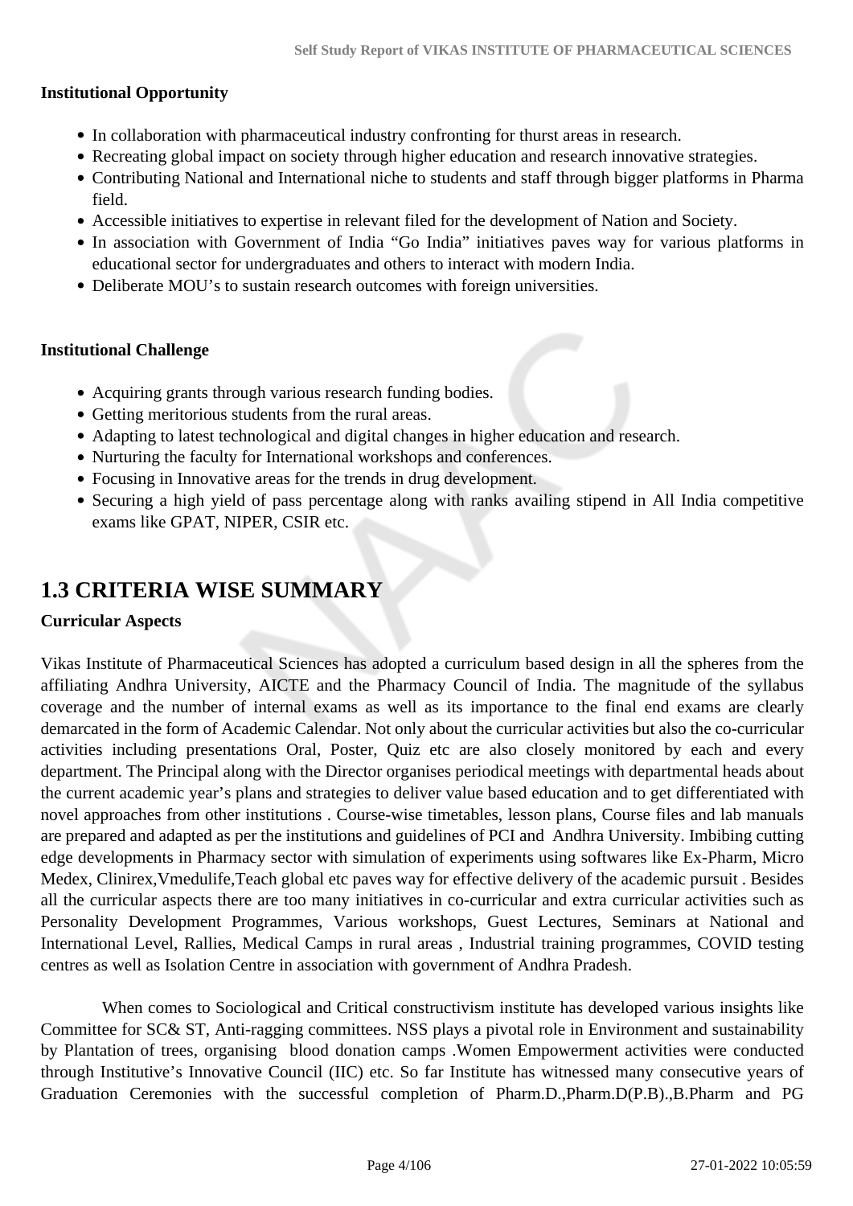**Institutional Opportunity**

- In collaboration with pharmaceutical industry confronting for thurst areas in research.
- Recreating global impact on society through higher education and research innovative strategies.
- Contributing National and International niche to students and staff through bigger platforms in Pharma field.
- Accessible initiatives to expertise in relevant filed for the development of Nation and Society.
- In association with Government of India "Go India" initiatives paves way for various platforms in educational sector for undergraduates and others to interact with modern India.
- Deliberate MOU's to sustain research outcomes with foreign universities.

**Institutional Challenge**

- Acquiring grants through various research funding bodies.
- Getting meritorious students from the rural areas.
- Adapting to latest technological and digital changes in higher education and research.
- Nurturing the faculty for International workshops and conferences.
- Focusing in Innovative areas for the trends in drug development.
- Securing a high yield of pass percentage along with ranks availing stipend in All India competitive exams like GPAT, NIPER, CSIR etc.

## 1.3 CRITERIA WISE SUMMARY

**Curricular Aspects**

Vikas Institute of Pharmaceutical Sciences has adopted a curriculum based design in all the spheres from the affiliating Andhra University, AICTE and the Pharmacy Council of India. The magnitude of the syllabus coverage and the number of internal exams as well as its importance to the final end exams are clearly demarcated in the form of Academic Calendar. Not only about the curricular activities but also the co-curricular activities including presentations Oral, Poster, Quiz etc are also closely monitored by each and every department. The Principal along with the Director organises periodical meetings with departmental heads about the current academic year's plans and strategies to deliver value based education and to get differentiated with novel approaches from other institutions . Course-wise timetables, lesson plans, Course files and lab manuals are prepared and adapted as per the institutions and guidelines of PCI and Andhra University. Imbibing cutting edge developments in Pharmacy sector with simulation of experiments using softwares like Ex-Pharm, Micro Medex, Clinirex,Vmedulife,Teach global etc paves way for effective delivery of the academic pursuit . Besides all the curricular aspects there are too many initiatives in co-curricular and extra curricular activities such as Personality Development Programmes, Various workshops, Guest Lectures, Seminars at National and International Level, Rallies, Medical Camps in rural areas , Industrial training programmes, COVID testing centres as well as Isolation Centre in association with government of Andhra Pradesh.

When comes to Sociological and Critical constructivism institute has developed various insights like Committee for SC& ST, Anti-ragging committees. NSS plays a pivotal role in Environment and sustainability by Plantation of trees, organising blood donation camps .Women Empowerment activities were conducted through Institutive's Innovative Council (IIC) etc. So far Institute has witnessed many consecutive years of Graduation Ceremonies with the successful completion of Pharm.D.,Pharm.D(P.B).,B.Pharm and PG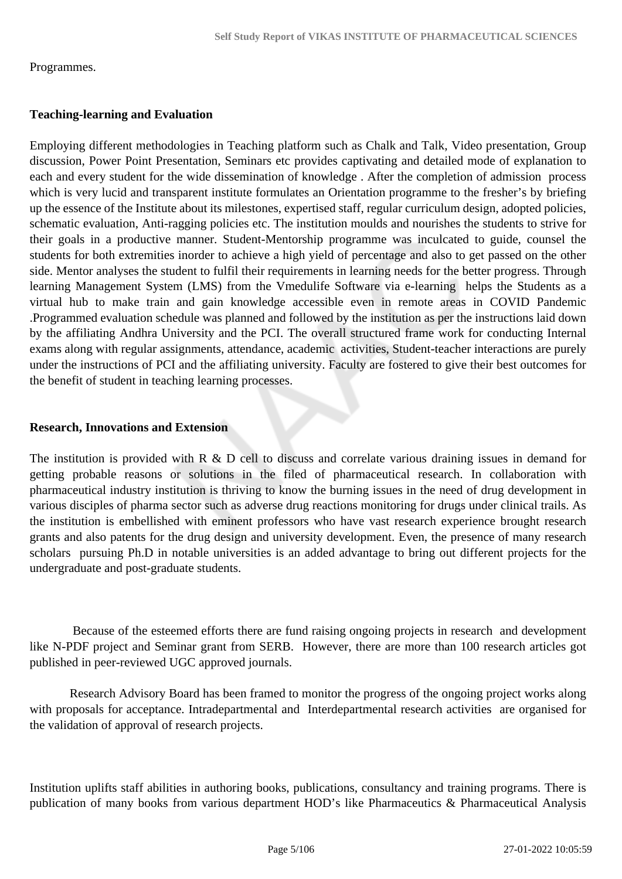Programmes.

**Teaching-learning and Evaluation**

Employing different methodologies in Teaching platform such as Chalk and Talk, Video presentation, Group discussion, Power Point Presentation, Seminars etc provides captivating and detailed mode of explanation to each and every student for the wide dissemination of knowledge . After the completion of admission process which is very lucid and transparent institute formulates an Orientation programme to the fresher's by briefing up the essence of the Institute about its milestones, expertised staff, regular curriculum design, adopted policies, schematic evaluation, Anti-ragging policies etc. The institution moulds and nourishes the students to strive for their goals in a productive manner. Student-Mentorship programme was inculcated to guide, counsel the students for both extremities inorder to achieve a high yield of percentage and also to get passed on the other side. Mentor analyses the student to fulfil their requirements in learning needs for the better progress. Through learning Management System (LMS) from the Vmedulife Software via e-learning helps the Students as a virtual hub to make train and gain knowledge accessible even in remote areas in COVID Pandemic .Programmed evaluation schedule was planned and followed by the institution as per the instructions laid down by the affiliating Andhra University and the PCI. The overall structured frame work for conducting Internal exams along with regular assignments, attendance, academic activities, Student-teacher interactions are purely under the instructions of PCI and the affiliating university. Faculty are fostered to give their best outcomes for the benefit of student in teaching learning processes.

**Research, Innovations and Extension**

The institution is provided with R & D cell to discuss and correlate various draining issues in demand for getting probable reasons or solutions in the filed of pharmaceutical research. In collaboration with pharmaceutical industry institution is thriving to know the burning issues in the need of drug development in various disciples of pharma sector such as adverse drug reactions monitoring for drugs under clinical trails. As the institution is embellished with eminent professors who have vast research experience brought research grants and also patents for the drug design and university development. Even, the presence of many research scholars pursuing Ph.D in notable universities is an added advantage to bring out different projects for the undergraduate and post-graduate students.

Because of the esteemed efforts there are fund raising ongoing projects in research and development like N-PDF project and Seminar grant from SERB. However, there are more than 100 research articles got published in peer-reviewed UGC approved journals.

Research Advisory Board has been framed to monitor the progress of the ongoing project works along with proposals for acceptance. Intradepartmental and Interdepartmental research activities are organised for the validation of approval of research projects.

Institution uplifts staff abilities in authoring books, publications, consultancy and training programs. There is publication of many books from various department HOD's like Pharmaceutics & Pharmaceutical Analysis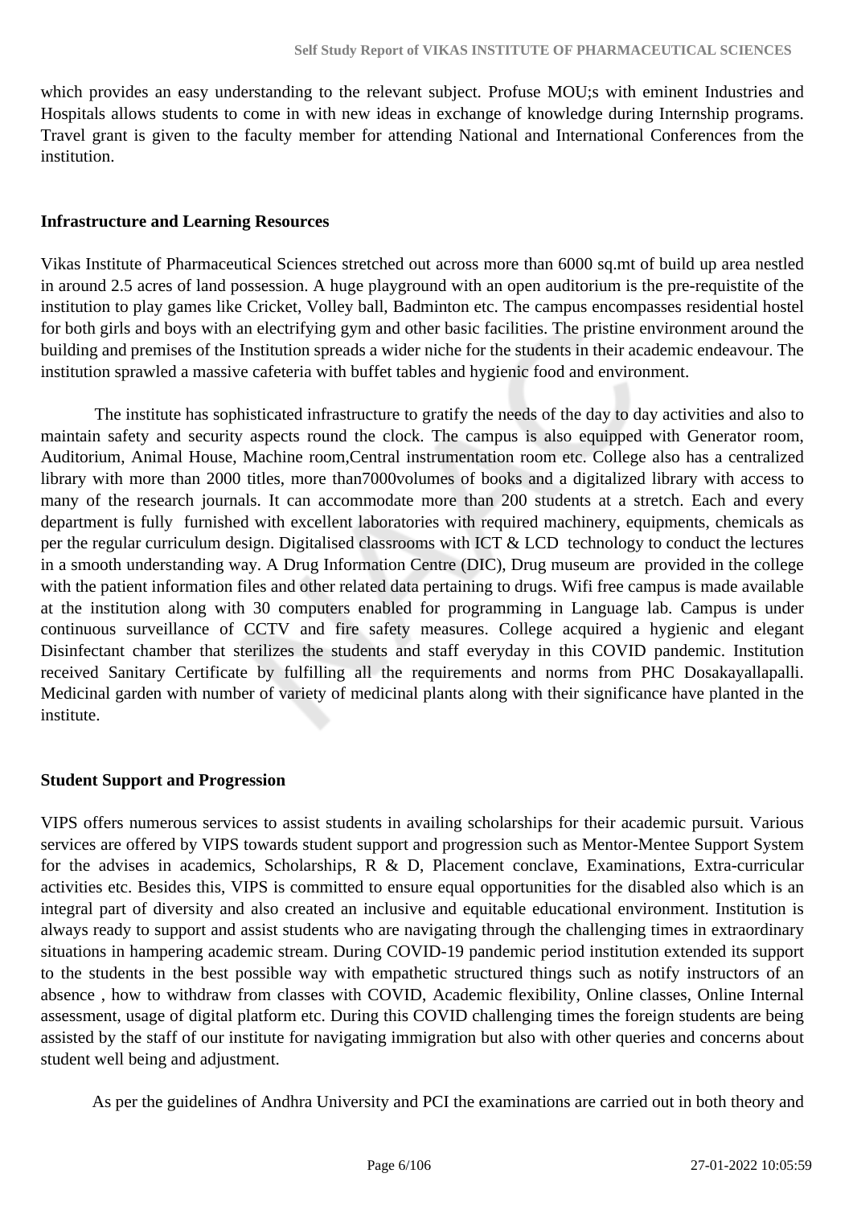which provides an easy understanding to the relevant subject. Profuse MOU;s with eminent Industries and Hospitals allows students to come in with new ideas in exchange of knowledge during Internship programs. Travel grant is given to the faculty member for attending National and International Conferences from the institution.

**Infrastructure and Learning Resources**

Vikas Institute of Pharmaceutical Sciences stretched out across more than 6000 sq.mt of build up area nestled in around 2.5 acres of land possession. A huge playground with an open auditorium is the pre-requistite of the institution to play games like Cricket, Volley ball, Badminton etc. The campus encompasses residential hostel for both girls and boys with an electrifying gym and other basic facilities. The pristine environment around the building and premises of the Institution spreads a wider niche for the students in their academic endeavour. The institution sprawled a massive cafeteria with buffet tables and hygienic food and environment.

The institute has sophisticated infrastructure to gratify the needs of the day to day activities and also to maintain safety and security aspects round the clock. The campus is also equipped with Generator room, Auditorium, Animal House, Machine room,Central instrumentation room etc. College also has a centralized library with more than 2000 titles, more than7000volumes of books and a digitalized library with access to many of the research journals. It can accommodate more than 200 students at a stretch. Each and every department is fully furnished with excellent laboratories with required machinery, equipments, chemicals as per the regular curriculum design. Digitalised classrooms with ICT & LCD technology to conduct the lectures in a smooth understanding way. A Drug Information Centre (DIC), Drug museum are provided in the college with the patient information files and other related data pertaining to drugs. Wifi free campus is made available at the institution along with 30 computers enabled for programming in Language lab. Campus is under continuous surveillance of CCTV and fire safety measures. College acquired a hygienic and elegant Disinfectant chamber that sterilizes the students and staff everyday in this COVID pandemic. Institution received Sanitary Certificate by fulfilling all the requirements and norms from PHC Dosakayallapalli. Medicinal garden with number of variety of medicinal plants along with their significance have planted in the institute.

**Student Support and Progression**

VIPS offers numerous services to assist students in availing scholarships for their academic pursuit. Various services are offered by VIPS towards student support and progression such as Mentor-Mentee Support System for the advises in academics, Scholarships, R & D, Placement conclave, Examinations, Extra-curricular activities etc. Besides this, VIPS is committed to ensure equal opportunities for the disabled also which is an integral part of diversity and also created an inclusive and equitable educational environment. Institution is always ready to support and assist students who are navigating through the challenging times in extraordinary situations in hampering academic stream. During COVID-19 pandemic period institution extended its support to the students in the best possible way with empathetic structured things such as notify instructors of an absence , how to withdraw from classes with COVID, Academic flexibility, Online classes, Online Internal assessment, usage of digital platform etc. During this COVID challenging times the foreign students are being assisted by the staff of our institute for navigating immigration but also with other queries and concerns about student well being and adjustment.

As per the guidelines of Andhra University and PCI the examinations are carried out in both theory and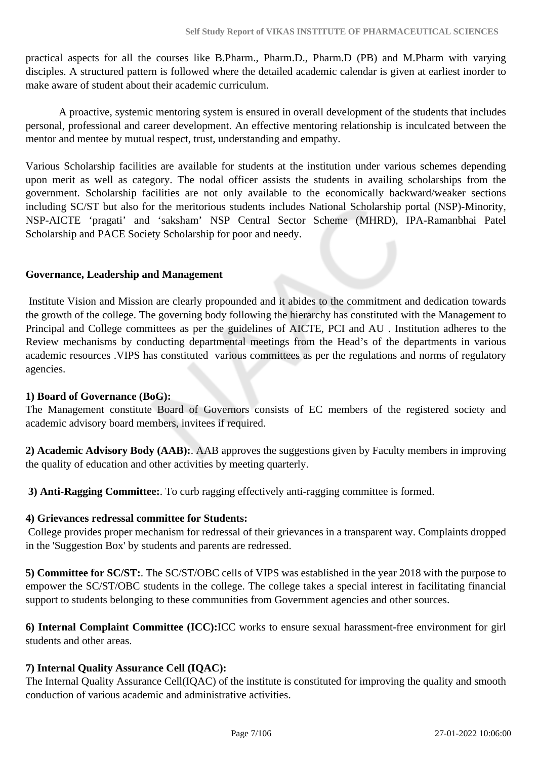practical aspects for all the courses like B.Pharm., Pharm.D., Pharm.D (PB) and M.Pharm with varying disciples. A structured pattern is followed where the detailed academic calendar is given at earliest inorder to make aware of student about their academic curriculum.

A proactive, systemic mentoring system is ensured in overall development of the students that includes personal, professional and career development. An effective mentoring relationship is inculcated between the mentor and mentee by mutual respect, trust, understanding and empathy.

Various Scholarship facilities are available for students at the institution under various schemes depending upon merit as well as category. The nodal officer assists the students in availing scholarships from the government. Scholarship facilities are not only available to the economically backward/weaker sections including SC/ST but also for the meritorious students includes National Scholarship portal (NSP)-Minority, NSP-AICTE 'pragati' and 'saksham' NSP Central Sector Scheme (MHRD), IPA-Ramanbhai Patel Scholarship and PACE Society Scholarship for poor and needy.

**Governance, Leadership and Management**

Institute Vision and Mission are clearly propounded and it abides to the commitment and dedication towards the growth of the college. The governing body following the hierarchy has constituted with the Management to Principal and College committees as per the guidelines of AICTE, PCI and AU . Institution adheres to the Review mechanisms by conducting departmental meetings from the Head's of the departments in various academic resources .VIPS has constituted various committees as per the regulations and norms of regulatory agencies.

**1) Board of Governance (BoG):**
The Management constitute Board of Governors consists of EC members of the registered society and academic advisory board members, invitees if required.

**2) Academic Advisory Body (AAB):**. AAB approves the suggestions given by Faculty members in improving the quality of education and other activities by meeting quarterly.

**3) Anti-Ragging Committee:**. To curb ragging effectively anti-ragging committee is formed.

**4) Grievances redressal committee for Students:**
College provides proper mechanism for redressal of their grievances in a transparent way. Complaints dropped in the 'Suggestion Box' by students and parents are redressed.

**5) Committee for SC/ST:**. The SC/ST/OBC cells of VIPS was established in the year 2018 with the purpose to empower the SC/ST/OBC students in the college. The college takes a special interest in facilitating financial support to students belonging to these communities from Government agencies and other sources.

**6) Internal Complaint Committee (ICC):**ICC works to ensure sexual harassment-free environment for girl students and other areas.

**7) Internal Quality Assurance Cell (IQAC):**
The Internal Quality Assurance Cell(IQAC) of the institute is constituted for improving the quality and smooth conduction of various academic and administrative activities.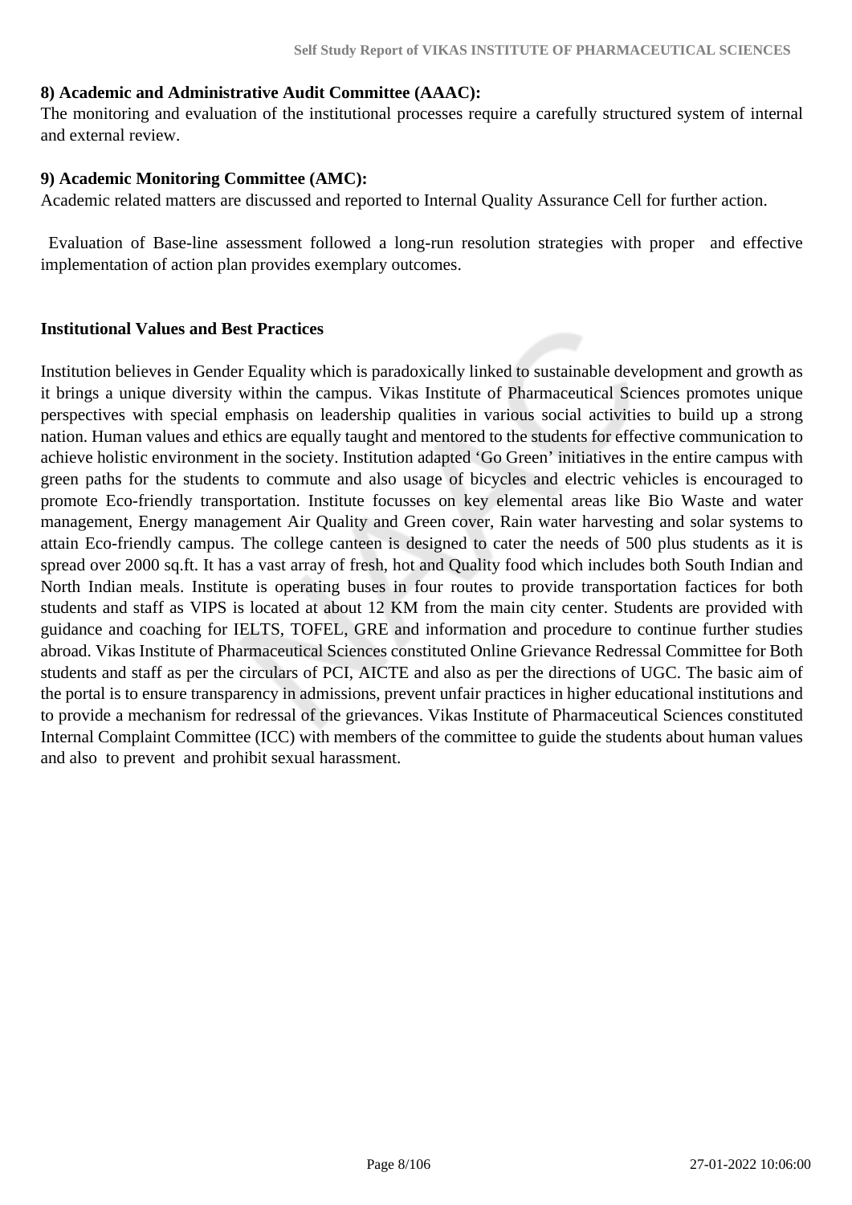**8) Academic and Administrative Audit Committee (AAAC):**
The monitoring and evaluation of the institutional processes require a carefully structured system of internal and external review.

**9) Academic Monitoring Committee (AMC):**
Academic related matters are discussed and reported to Internal Quality Assurance Cell for further action.

Evaluation of Base-line assessment followed a long-run resolution strategies with proper and effective implementation of action plan provides exemplary outcomes.

**Institutional Values and Best Practices**

Institution believes in Gender Equality which is paradoxically linked to sustainable development and growth as it brings a unique diversity within the campus. Vikas Institute of Pharmaceutical Sciences promotes unique perspectives with special emphasis on leadership qualities in various social activities to build up a strong nation. Human values and ethics are equally taught and mentored to the students for effective communication to achieve holistic environment in the society. Institution adapted 'Go Green' initiatives in the entire campus with green paths for the students to commute and also usage of bicycles and electric vehicles is encouraged to promote Eco-friendly transportation. Institute focusses on key elemental areas like Bio Waste and water management, Energy management Air Quality and Green cover, Rain water harvesting and solar systems to attain Eco-friendly campus. The college canteen is designed to cater the needs of 500 plus students as it is spread over 2000 sq.ft. It has a vast array of fresh, hot and Quality food which includes both South Indian and North Indian meals. Institute is operating buses in four routes to provide transportation factices for both students and staff as VIPS is located at about 12 KM from the main city center. Students are provided with guidance and coaching for IELTS, TOFEL, GRE and information and procedure to continue further studies abroad. Vikas Institute of Pharmaceutical Sciences constituted Online Grievance Redressal Committee for Both students and staff as per the circulars of PCI, AICTE and also as per the directions of UGC. The basic aim of the portal is to ensure transparency in admissions, prevent unfair practices in higher educational institutions and to provide a mechanism for redressal of the grievances. Vikas Institute of Pharmaceutical Sciences constituted Internal Complaint Committee (ICC) with members of the committee to guide the students about human values and also to prevent and prohibit sexual harassment.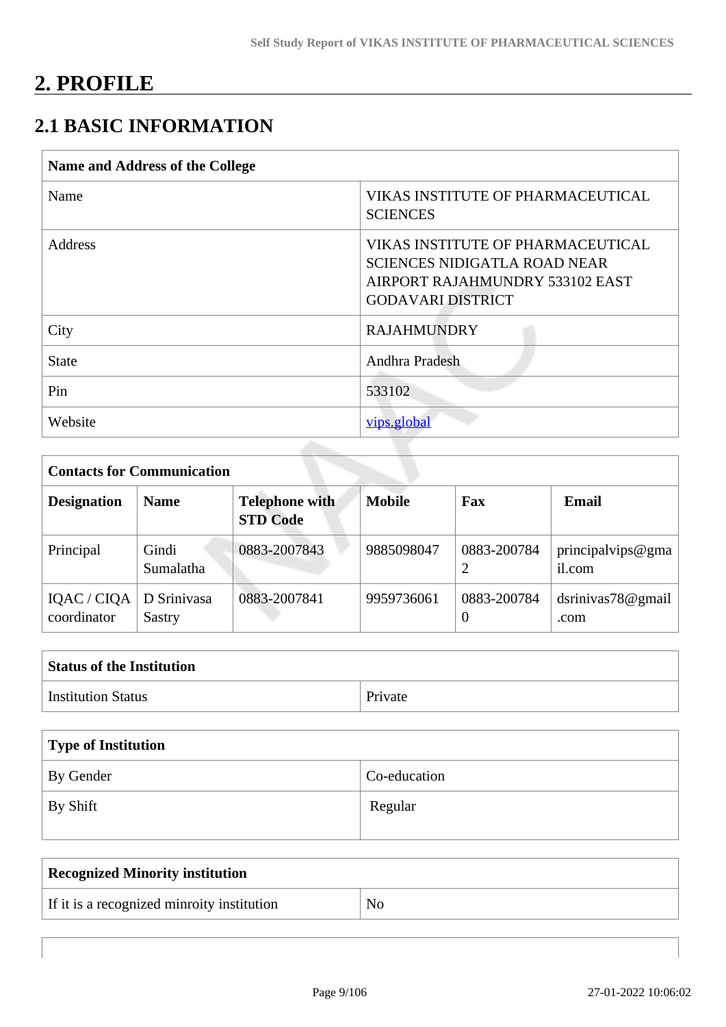# 2. PROFILE

## 2.1 BASIC INFORMATION

| Name and Address of the College | |
|---|---|
| Name | VIKAS INSTITUTE OF PHARMACEUTICAL SCIENCES |
| Address | VIKAS INSTITUTE OF PHARMACEUTICAL SCIENCES NIDIGATLA ROAD NEAR AIRPORT RAJAHMUNDRY 533102 EAST GODAVARI DISTRICT |
| City | RAJAHMUNDRY |
| State | Andhra Pradesh |
| Pin | 533102 |
| Website | vips.global |

| Contacts for Communication | | | | | |
|---|---|---|---|---|---|
| **Designation** | **Name** | **Telephone with STD Code** | **Mobile** | **Fax** | **Email** |
| Principal | Gindi Sumalatha | 0883-2007843 | 9885098047 | 0883-2007842 | principalvips@gmail.com |
| IQAC / CIQA coordinator | D Srinivasa Sastry | 0883-2007841 | 9959736061 | 0883-2007840 | dsrinivas78@gmail.com |

| Status of the Institution | |
|---|---|
| Institution Status | Private |

| Type of Institution | |
|---|---|
| By Gender | Co-education |
| By Shift | Regular |

| Recognized Minority institution | |
|---|---|
| If it is a recognized minroity institution | No |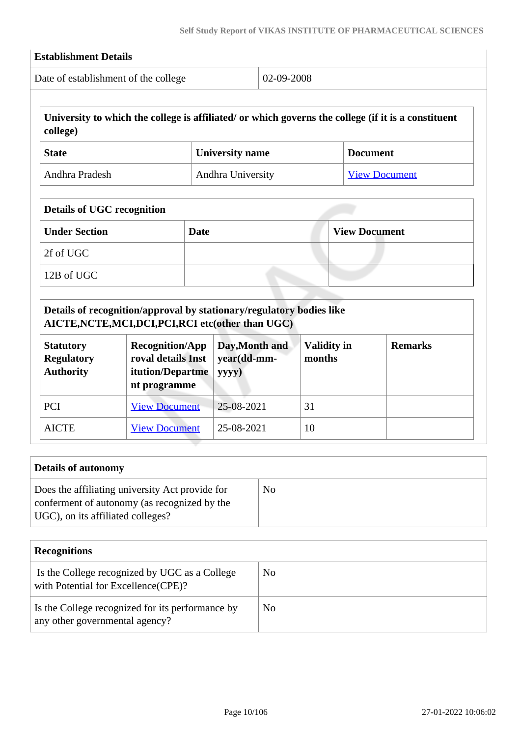| Establishment Details | |
|---|---|
| Date of establishment of the college | 02-09-2008 |

| University to which the college is affiliated/ or which governs the college (if it is a constituent college) | | |
|---|---|---|
| **State** | **University name** | **Document** |
| Andhra Pradesh | Andhra University | View Document |

| Details of UGC recognition | | |
|---|---|---|
| **Under Section** | **Date** | **View Document** |
| 2f of UGC | | |
| 12B of UGC | | |

| Details of recognition/approval by stationary/regulatory bodies like AICTE,NCTE,MCI,DCI,PCI,RCI etc(other than UGC) | | | | |
|---|---|---|---|---|
| **Statutory Regulatory Authority** | **Recognition/Approval details Institution/Department programme** | **Day,Month and year(dd-mm-yyyy)** | **Validity in months** | **Remarks** |
| PCI | View Document | 25-08-2021 | 31 | |
| AICTE | View Document | 25-08-2021 | 10 | |

| Details of autonomy | |
|---|---|
| Does the affiliating university Act provide for conferment of autonomy (as recognized by the UGC), on its affiliated colleges? | No |

| Recognitions | |
|---|---|
| Is the College recognized by UGC as a College with Potential for Excellence(CPE)? | No |
| Is the College recognized for its performance by any other governmental agency? | No |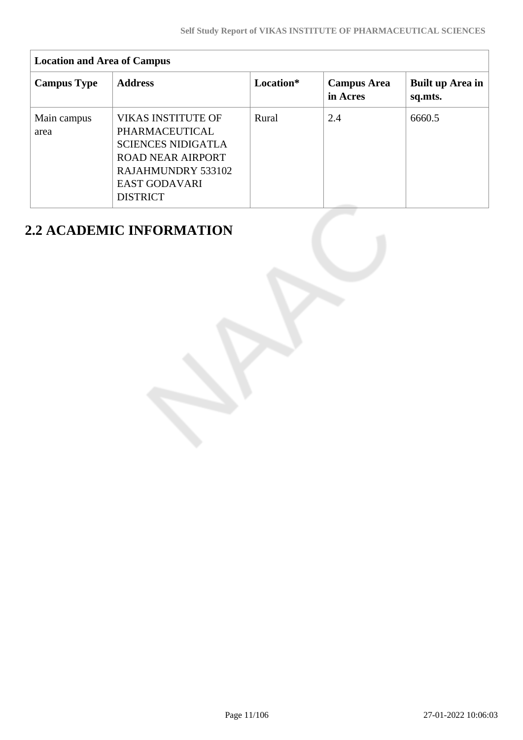| Location and Area of Campus | | | | |
|---|---|---|---|---|
| **Campus Type** | **Address** | **Location*** | **Campus Area in Acres** | **Built up Area in sq.mts.** |
| Main campus area | VIKAS INSTITUTE OF PHARMACEUTICAL SCIENCES NIDIGATLA ROAD NEAR AIRPORT RAJAHMUNDRY 533102 EAST GODAVARI DISTRICT | Rural | 2.4 | 6660.5 |

## 2.2 ACADEMIC INFORMATION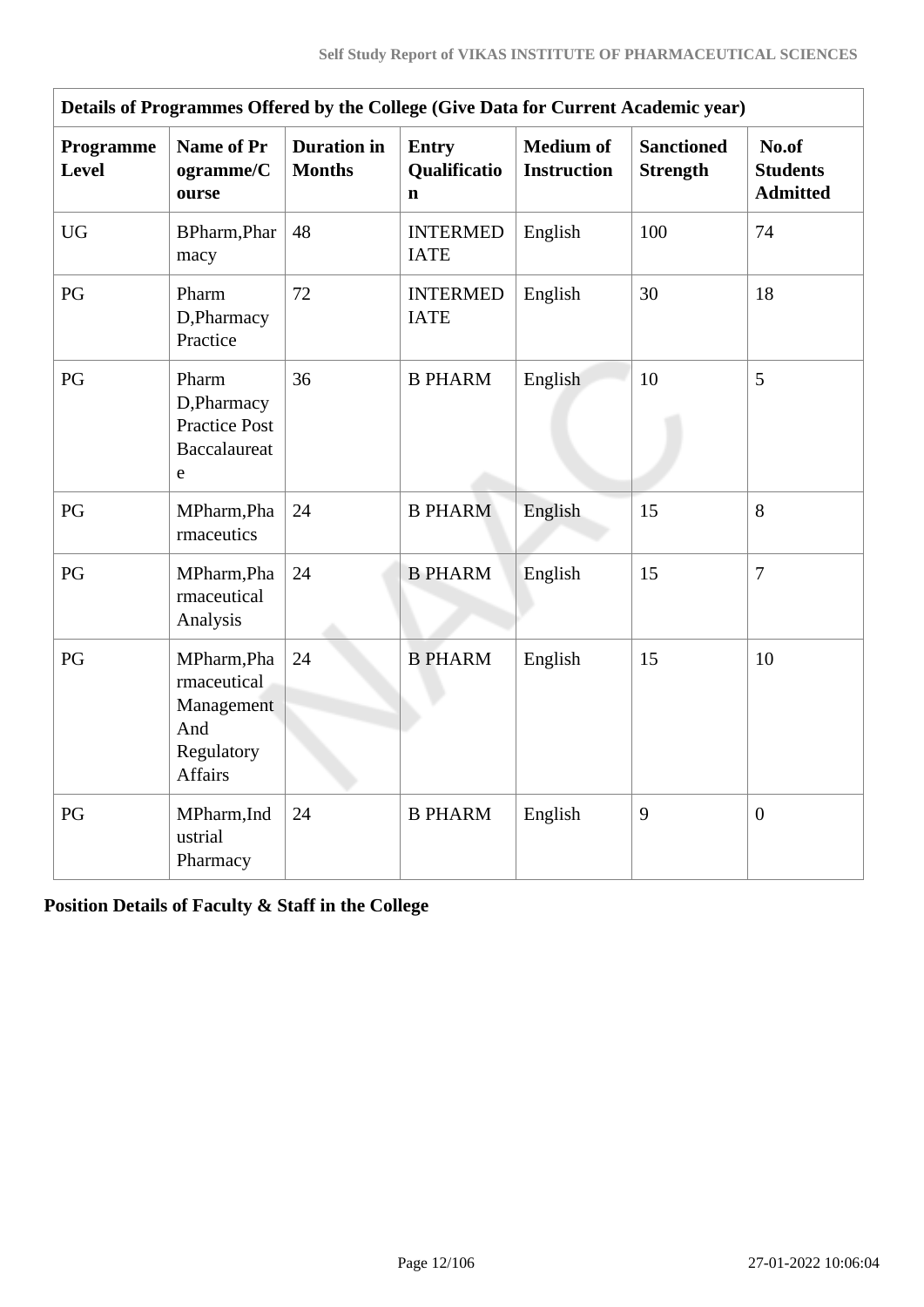| Details of Programmes Offered by the College (Give Data for Current Academic year) | | | | | | |
|---|---|---|---|---|---|---|
| **Programme Level** | **Name of Programme/Course** | **Duration in Months** | **Entry Qualification** | **Medium of Instruction** | **Sanctioned Strength** | **No.of Students Admitted** |
| UG | BPharm,Pharmacy | 48 | INTERMEDIATE | English | 100 | 74 |
| PG | Pharm D,Pharmacy Practice | 72 | INTERMEDIATE | English | 30 | 18 |
| PG | Pharm D,Pharmacy Practice Post Baccalaureate | 36 | B PHARM | English | 10 | 5 |
| PG | MPharm,Pharmaceutics | 24 | B PHARM | English | 15 | 8 |
| PG | MPharm,Pharmaceutical Analysis | 24 | B PHARM | English | 15 | 7 |
| PG | MPharm,Pharmaceutical Management And Regulatory Affairs | 24 | B PHARM | English | 15 | 10 |
| PG | MPharm,Industrial Pharmacy | 24 | B PHARM | English | 9 | 0 |

**Position Details of Faculty & Staff in the College**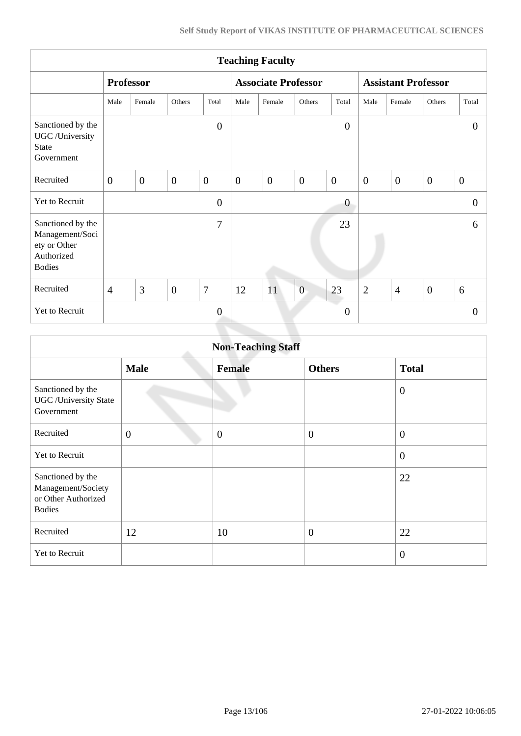| Teaching Faculty | | | | | | | | | | | | |
|---|---|---|---|---|---|---|---|---|---|---|---|---|
| | Professor | | | | Associate Professor | | | | Assistant Professor | | | |
| | Male | Female | Others | Total | Male | Female | Others | Total | Male | Female | Others | Total |
| Sanctioned by the UGC /University State Government | | | | 0 | | | | 0 | | | | 0 |
| Recruited | 0 | 0 | 0 | 0 | 0 | 0 | 0 | 0 | 0 | 0 | 0 | 0 |
| Yet to Recruit | | | | 0 | | | | 0 | | | | 0 |
| Sanctioned by the Management/Society or Other Authorized Bodies | | | | 7 | | | | 23 | | | | 6 |
| Recruited | 4 | 3 | 0 | 7 | 12 | 11 | 0 | 23 | 2 | 4 | 0 | 6 |
| Yet to Recruit | | | | 0 | | | | 0 | | | | 0 |

| Non-Teaching Staff | | | | |
|---|---|---|---|---|
| | **Male** | **Female** | **Others** | **Total** |
| Sanctioned by the UGC /University State Government | | | | 0 |
| Recruited | 0 | 0 | 0 | 0 |
| Yet to Recruit | | | | 0 |
| Sanctioned by the Management/Society or Other Authorized Bodies | | | | 22 |
| Recruited | 12 | 10 | 0 | 22 |
| Yet to Recruit | | | | 0 |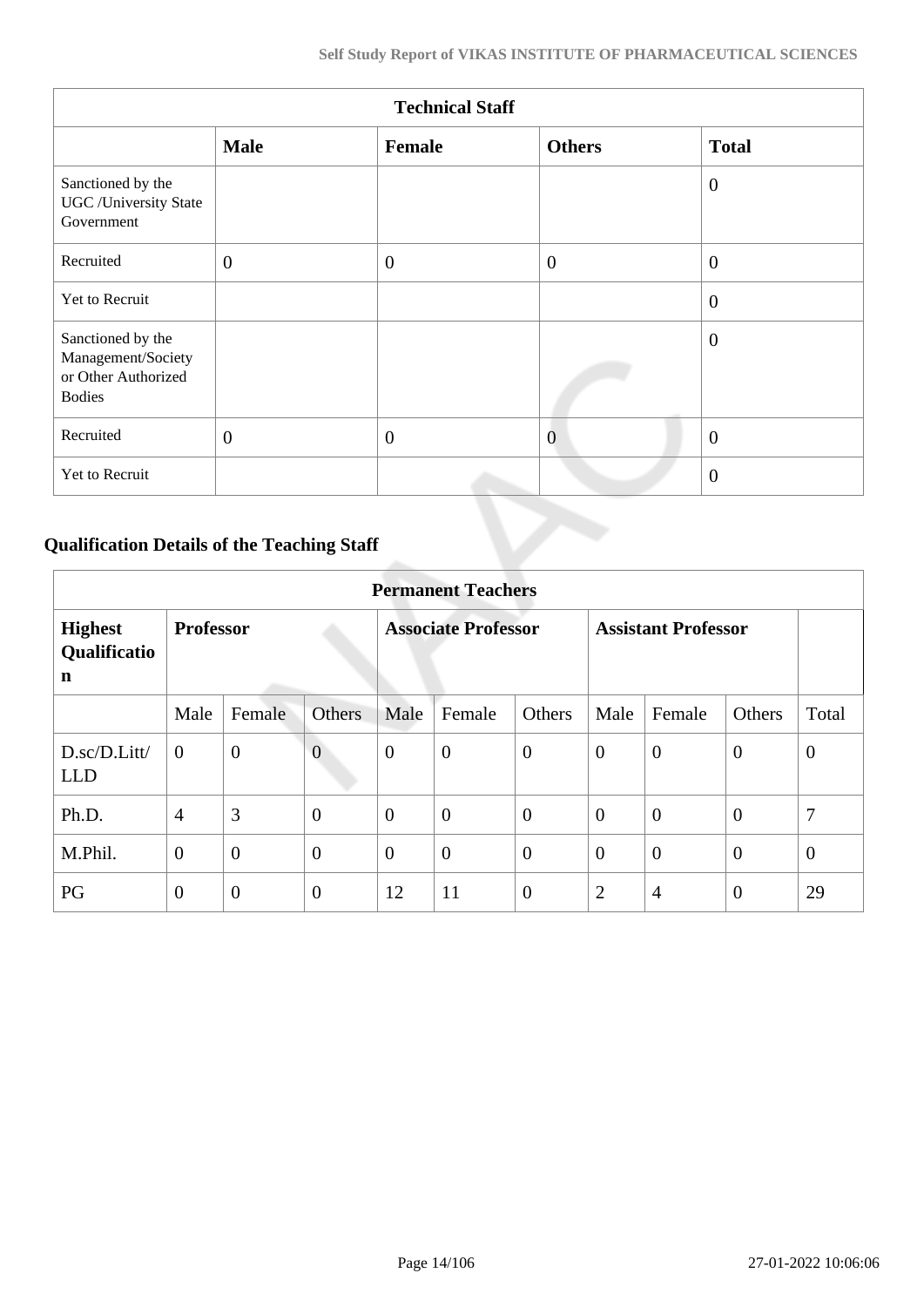| Technical Staff | | | | |
|---|---|---|---|---|
| | **Male** | **Female** | **Others** | **Total** |
| Sanctioned by the UGC /University State Government | | | | 0 |
| Recruited | 0 | 0 | 0 | 0 |
| Yet to Recruit | | | | 0 |
| Sanctioned by the Management/Society or Other Authorized Bodies | | | | 0 |
| Recruited | 0 | 0 | 0 | 0 |
| Yet to Recruit | | | | 0 |

### Qualification Details of the Teaching Staff

| Permanent Teachers | | | | | | | | | | |
|---|---|---|---|---|---|---|---|---|---|---|
| **Highest Qualification** | **Professor** | | | **Associate Professor** | | | **Assistant Professor** | | | |
| | Male | Female | Others | Male | Female | Others | Male | Female | Others | Total |
| D.sc/D.Litt/ LLD | 0 | 0 | 0 | 0 | 0 | 0 | 0 | 0 | 0 | 0 |
| Ph.D. | 4 | 3 | 0 | 0 | 0 | 0 | 0 | 0 | 0 | 7 |
| M.Phil. | 0 | 0 | 0 | 0 | 0 | 0 | 0 | 0 | 0 | 0 |
| PG | 0 | 0 | 0 | 12 | 11 | 0 | 2 | 4 | 0 | 29 |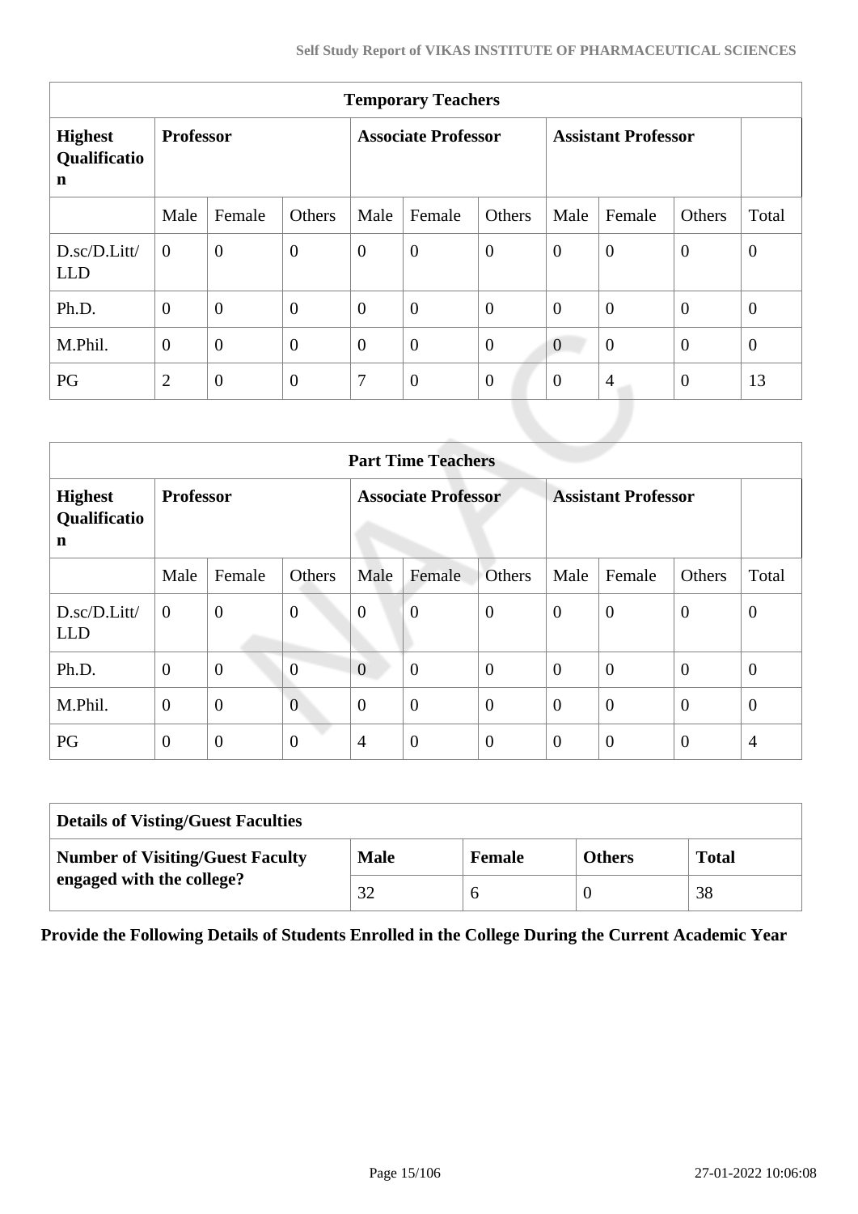| Temporary Teachers | | | | | | | | | | |
|---|---|---|---|---|---|---|---|---|---|---|
| **Highest Qualification** | **Professor** | | | **Associate Professor** | | | **Assistant Professor** | | | |
| | Male | Female | Others | Male | Female | Others | Male | Female | Others | Total |
| D.sc/D.Litt/LLD | 0 | 0 | 0 | 0 | 0 | 0 | 0 | 0 | 0 | 0 |
| Ph.D. | 0 | 0 | 0 | 0 | 0 | 0 | 0 | 0 | 0 | 0 |
| M.Phil. | 0 | 0 | 0 | 0 | 0 | 0 | 0 | 0 | 0 | 0 |
| PG | 2 | 0 | 0 | 7 | 0 | 0 | 0 | 4 | 0 | 13 |

| Part Time Teachers | | | | | | | | | | |
|---|---|---|---|---|---|---|---|---|---|---|
| **Highest Qualification** | **Professor** | | | **Associate Professor** | | | **Assistant Professor** | | | |
| | Male | Female | Others | Male | Female | Others | Male | Female | Others | Total |
| D.sc/D.Litt/LLD | 0 | 0 | 0 | 0 | 0 | 0 | 0 | 0 | 0 | 0 |
| Ph.D. | 0 | 0 | 0 | 0 | 0 | 0 | 0 | 0 | 0 | 0 |
| M.Phil. | 0 | 0 | 0 | 0 | 0 | 0 | 0 | 0 | 0 | 0 |
| PG | 0 | 0 | 0 | 4 | 0 | 0 | 0 | 0 | 0 | 4 |

| Details of Visting/Guest Faculties | | | | |
|---|---|---|---|---|
| **Number of Visiting/Guest Faculty engaged with the college?** | **Male** | **Female** | **Others** | **Total** |
| | 32 | 6 | 0 | 38 |

**Provide the Following Details of Students Enrolled in the College During the Current Academic Year**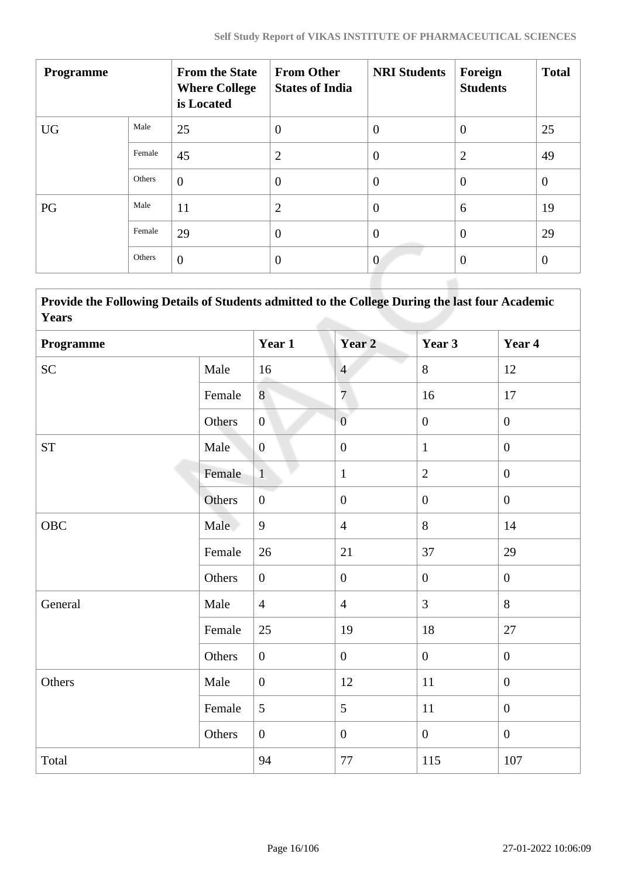| Programme | | From the State Where College is Located | From Other States of India | NRI Students | Foreign Students | Total |
|---|---|---|---|---|---|---|
| UG | Male | 25 | 0 | 0 | 0 | 25 |
| | Female | 45 | 2 | 0 | 2 | 49 |
| | Others | 0 | 0 | 0 | 0 | 0 |
| PG | Male | 11 | 2 | 0 | 6 | 19 |
| | Female | 29 | 0 | 0 | 0 | 29 |
| | Others | 0 | 0 | 0 | 0 | 0 |

| Provide the Following Details of Students admitted to the College During the last four Academic Years | | | | | |
|---|---|---|---|---|---|
| **Programme** | | **Year 1** | **Year 2** | **Year 3** | **Year 4** |
| SC | Male | 16 | 4 | 8 | 12 |
| | Female | 8 | 7 | 16 | 17 |
| | Others | 0 | 0 | 0 | 0 |
| ST | Male | 0 | 0 | 1 | 0 |
| | Female | 1 | 1 | 2 | 0 |
| | Others | 0 | 0 | 0 | 0 |
| OBC | Male | 9 | 4 | 8 | 14 |
| | Female | 26 | 21 | 37 | 29 |
| | Others | 0 | 0 | 0 | 0 |
| General | Male | 4 | 4 | 3 | 8 |
| | Female | 25 | 19 | 18 | 27 |
| | Others | 0 | 0 | 0 | 0 |
| Others | Male | 0 | 12 | 11 | 0 |
| | Female | 5 | 5 | 11 | 0 |
| | Others | 0 | 0 | 0 | 0 |
| Total | | 94 | 77 | 115 | 107 |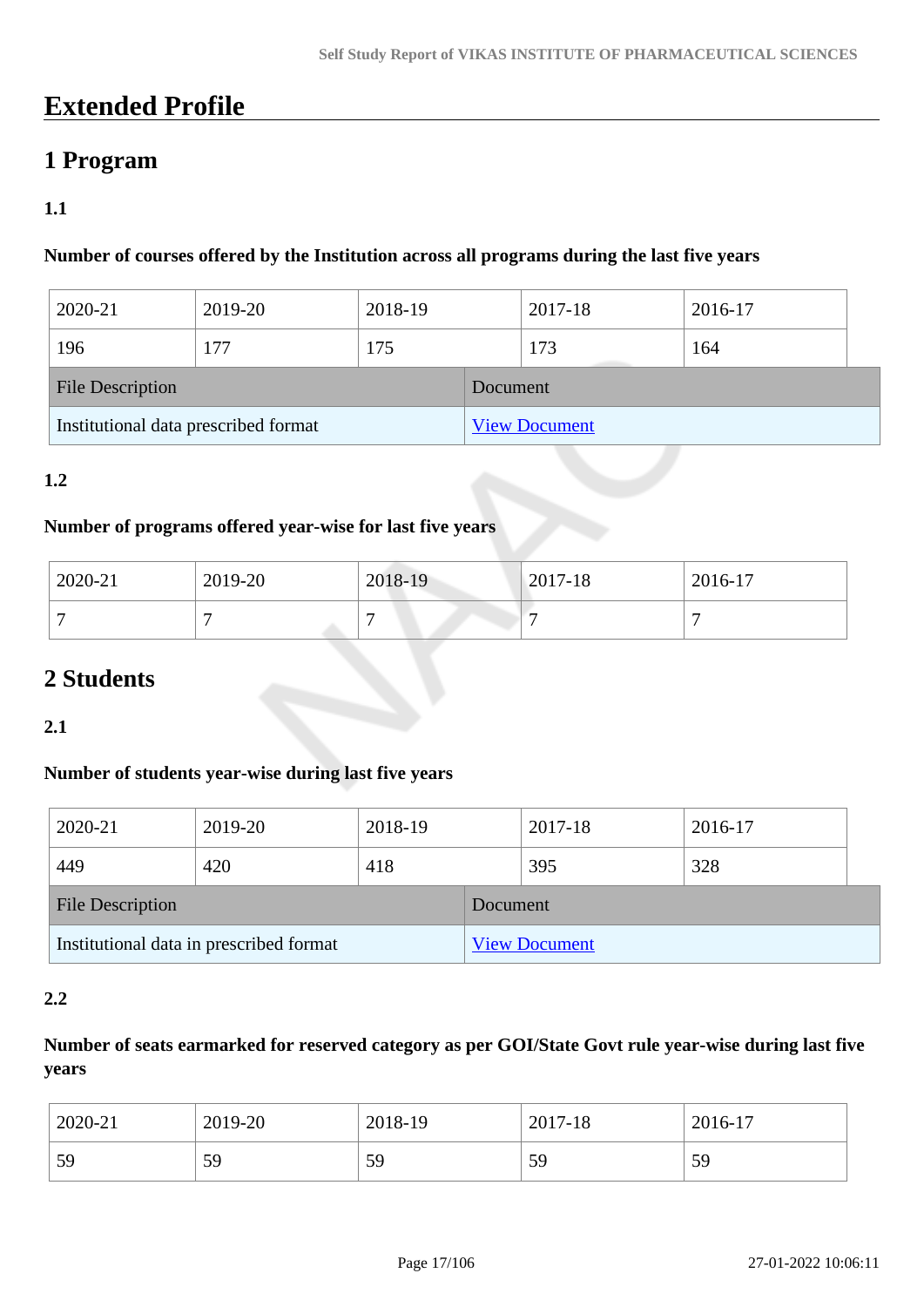# Extended Profile

## 1 Program

### 1.1

**Number of courses offered by the Institution across all programs during the last five years**

| 2020-21 | 2019-20 | 2018-19 | 2017-18 | 2016-17 |
|---|---|---|---|---|
| 196 | 177 | 175 | 173 | 164 |

| File Description | Document |
|---|---|
| Institutional data prescribed format | View Document |

### 1.2

**Number of programs offered year-wise for last five years**

| 2020-21 | 2019-20 | 2018-19 | 2017-18 | 2016-17 |
|---|---|---|---|---|
| 7 | 7 | 7 | 7 | 7 |

## 2 Students

### 2.1

**Number of students year-wise during last five years**

| 2020-21 | 2019-20 | 2018-19 | 2017-18 | 2016-17 |
|---|---|---|---|---|
| 449 | 420 | 418 | 395 | 328 |

| File Description | Document |
|---|---|
| Institutional data in prescribed format | View Document |

### 2.2

**Number of seats earmarked for reserved category as per GOI/State Govt rule year-wise during last five years**

| 2020-21 | 2019-20 | 2018-19 | 2017-18 | 2016-17 |
|---|---|---|---|---|
| 59 | 59 | 59 | 59 | 59 |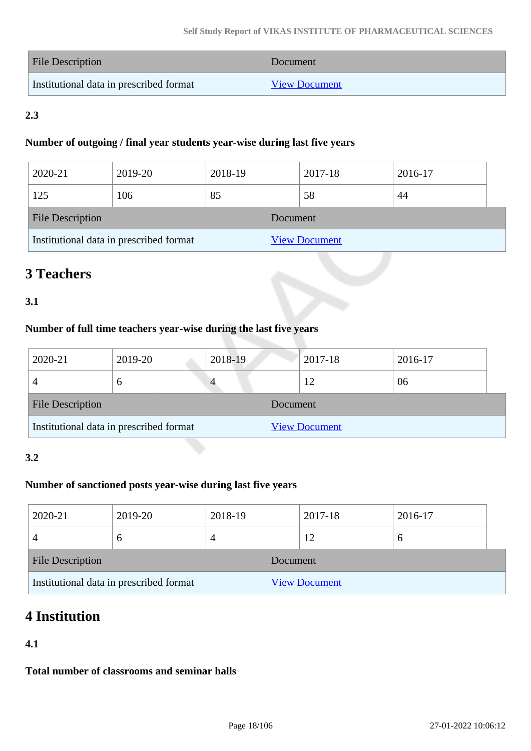| File Description | Document |
|---|---|
| Institutional data in prescribed format | View Document |

**2.3**

**Number of outgoing / final year students year-wise during last five years**

| 2020-21 | 2019-20 | 2018-19 | 2017-18 | 2016-17 |
|---|---|---|---|---|
| 125 | 106 | 85 | 58 | 44 |

| File Description | Document |
|---|---|
| Institutional data in prescribed format | View Document |

## 3 Teachers

**3.1**

**Number of full time teachers year-wise during the last five years**

| 2020-21 | 2019-20 | 2018-19 | 2017-18 | 2016-17 |
|---|---|---|---|---|
| 4 | 6 | 4 | 12 | 06 |

| File Description | Document |
|---|---|
| Institutional data in prescribed format | View Document |

**3.2**

**Number of sanctioned posts year-wise during last five years**

| 2020-21 | 2019-20 | 2018-19 | 2017-18 | 2016-17 |
|---|---|---|---|---|
| 4 | 6 | 4 | 12 | 6 |

| File Description | Document |
|---|---|
| Institutional data in prescribed format | View Document |

## 4 Institution

**4.1**

**Total number of classrooms and seminar halls**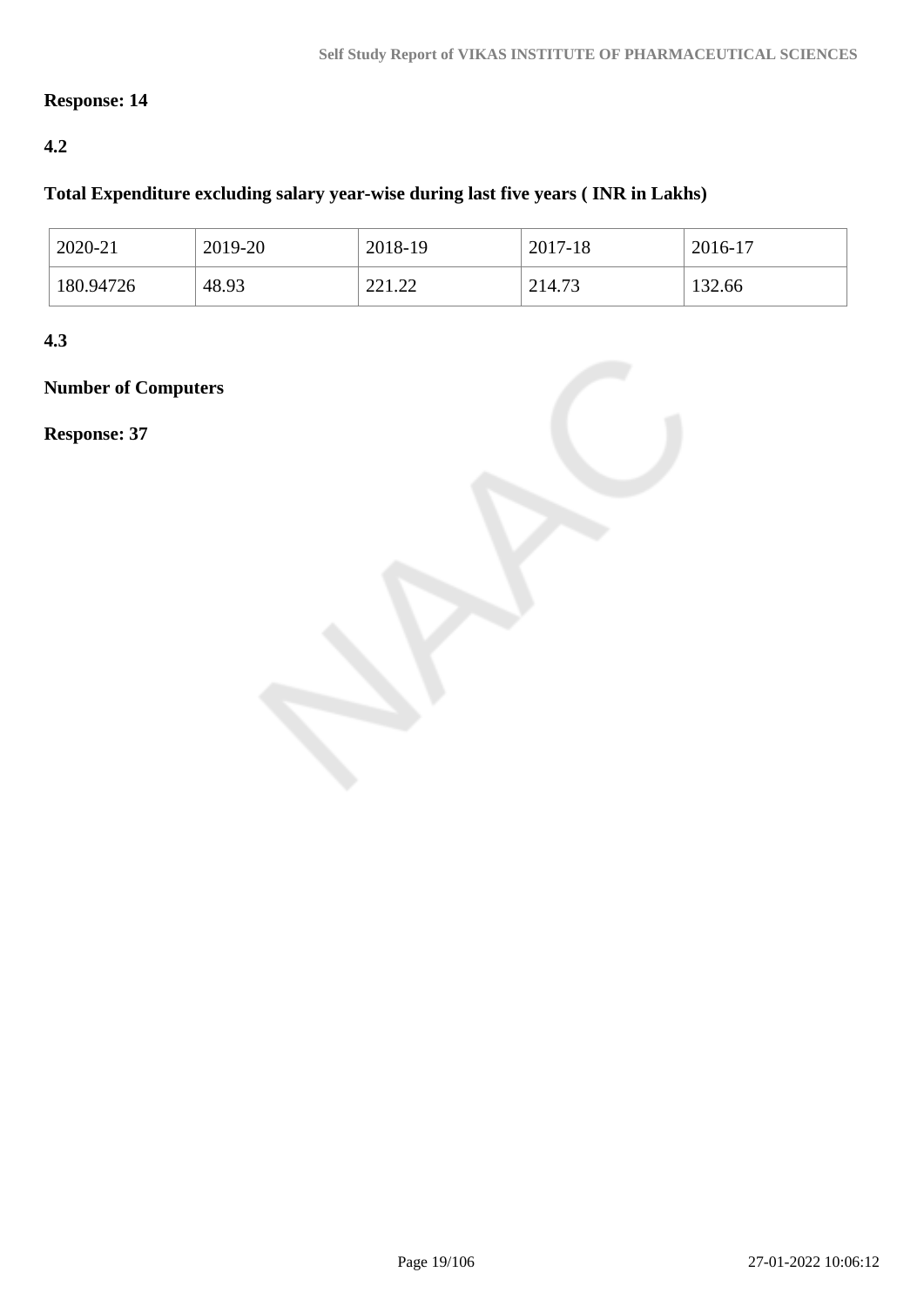**Response: 14**

**4.2**

**Total Expenditure excluding salary year-wise during last five years ( INR in Lakhs)**

| 2020-21 | 2019-20 | 2018-19 | 2017-18 | 2016-17 |
|---|---|---|---|---|
| 180.94726 | 48.93 | 221.22 | 214.73 | 132.66 |

**4.3**

**Number of Computers**

**Response: 37**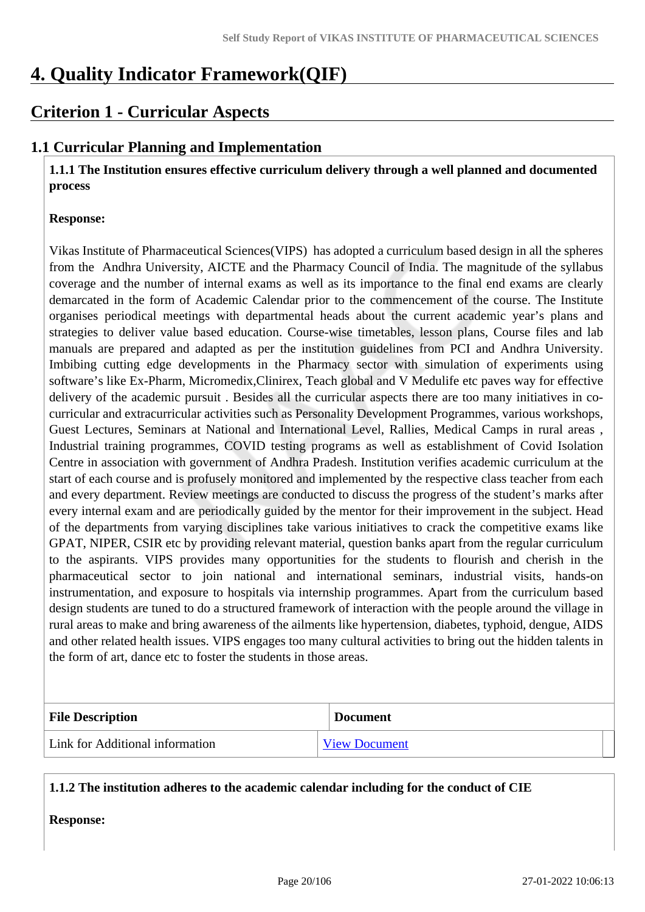# 4. Quality Indicator Framework(QIF)

## Criterion 1 - Curricular Aspects

### 1.1 Curricular Planning and Implementation

**1.1.1 The Institution ensures effective curriculum delivery through a well planned and documented process**

**Response:**

Vikas Institute of Pharmaceutical Sciences(VIPS) has adopted a curriculum based design in all the spheres from the Andhra University, AICTE and the Pharmacy Council of India. The magnitude of the syllabus coverage and the number of internal exams as well as its importance to the final end exams are clearly demarcated in the form of Academic Calendar prior to the commencement of the course. The Institute organises periodical meetings with departmental heads about the current academic year's plans and strategies to deliver value based education. Course-wise timetables, lesson plans, Course files and lab manuals are prepared and adapted as per the institution guidelines from PCI and Andhra University. Imbibing cutting edge developments in the Pharmacy sector with simulation of experiments using software's like Ex-Pharm, Micromedix,Clinirex, Teach global and V Medulife etc paves way for effective delivery of the academic pursuit . Besides all the curricular aspects there are too many initiatives in co-curricular and extracurricular activities such as Personality Development Programmes, various workshops, Guest Lectures, Seminars at National and International Level, Rallies, Medical Camps in rural areas , Industrial training programmes, COVID testing programs as well as establishment of Covid Isolation Centre in association with government of Andhra Pradesh. Institution verifies academic curriculum at the start of each course and is profusely monitored and implemented by the respective class teacher from each and every department. Review meetings are conducted to discuss the progress of the student's marks after every internal exam and are periodically guided by the mentor for their improvement in the subject. Head of the departments from varying disciplines take various initiatives to crack the competitive exams like GPAT, NIPER, CSIR etc by providing relevant material, question banks apart from the regular curriculum to the aspirants. VIPS provides many opportunities for the students to flourish and cherish in the pharmaceutical sector to join national and international seminars, industrial visits, hands-on instrumentation, and exposure to hospitals via internship programmes. Apart from the curriculum based design students are tuned to do a structured framework of interaction with the people around the village in rural areas to make and bring awareness of the ailments like hypertension, diabetes, typhoid, dengue, AIDS and other related health issues. VIPS engages too many cultural activities to bring out the hidden talents in the form of art, dance etc to foster the students in those areas.

| File Description | Document |
|---|---|
| Link for Additional information | View Document |

**1.1.2 The institution adheres to the academic calendar including for the conduct of CIE**

**Response:**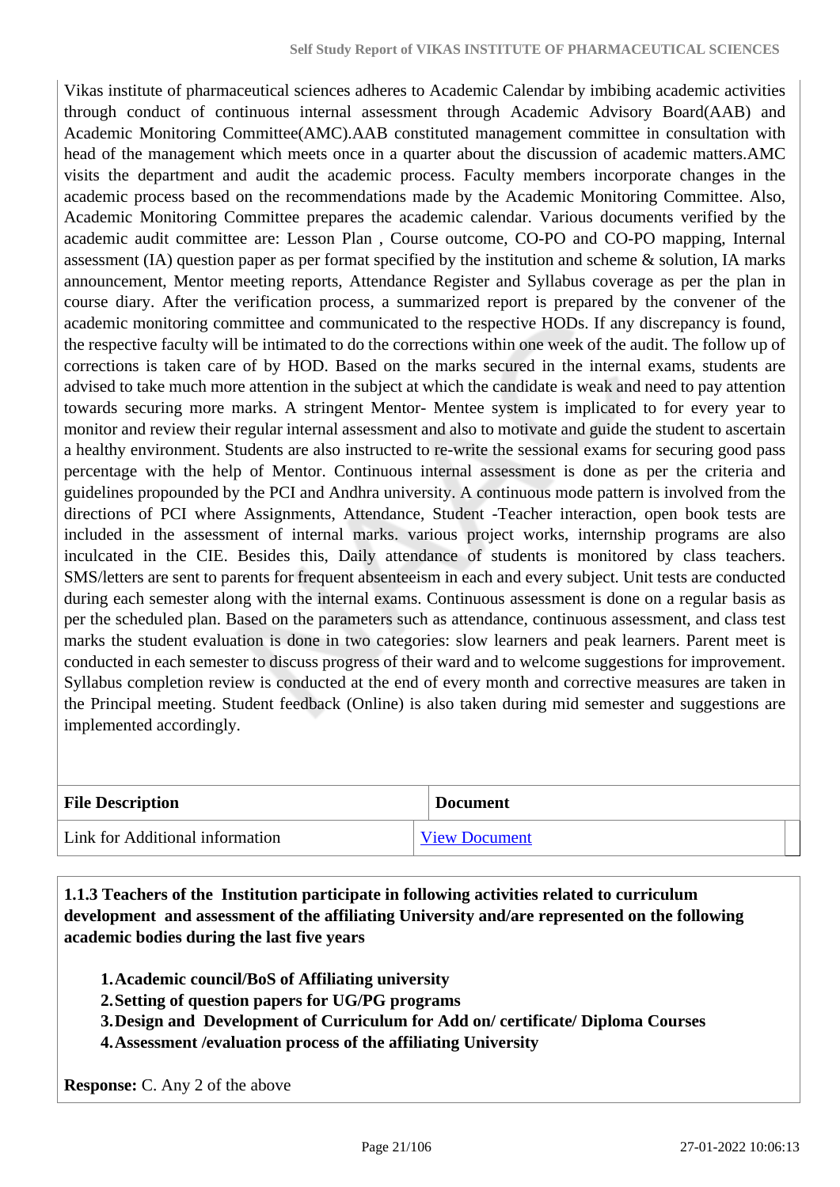Vikas institute of pharmaceutical sciences adheres to Academic Calendar by imbibing academic activities through conduct of continuous internal assessment through Academic Advisory Board(AAB) and Academic Monitoring Committee(AMC).AAB constituted management committee in consultation with head of the management which meets once in a quarter about the discussion of academic matters.AMC visits the department and audit the academic process. Faculty members incorporate changes in the academic process based on the recommendations made by the Academic Monitoring Committee. Also, Academic Monitoring Committee prepares the academic calendar. Various documents verified by the academic audit committee are: Lesson Plan , Course outcome, CO-PO and CO-PO mapping, Internal assessment (IA) question paper as per format specified by the institution and scheme & solution, IA marks announcement, Mentor meeting reports, Attendance Register and Syllabus coverage as per the plan in course diary. After the verification process, a summarized report is prepared by the convener of the academic monitoring committee and communicated to the respective HODs. If any discrepancy is found, the respective faculty will be intimated to do the corrections within one week of the audit. The follow up of corrections is taken care of by HOD. Based on the marks secured in the internal exams, students are advised to take much more attention in the subject at which the candidate is weak and need to pay attention towards securing more marks. A stringent Mentor- Mentee system is implicated to for every year to monitor and review their regular internal assessment and also to motivate and guide the student to ascertain a healthy environment. Students are also instructed to re-write the sessional exams for securing good pass percentage with the help of Mentor. Continuous internal assessment is done as per the criteria and guidelines propounded by the PCI and Andhra university. A continuous mode pattern is involved from the directions of PCI where Assignments, Attendance, Student -Teacher interaction, open book tests are included in the assessment of internal marks. various project works, internship programs are also inculcated in the CIE. Besides this, Daily attendance of students is monitored by class teachers. SMS/letters are sent to parents for frequent absenteeism in each and every subject. Unit tests are conducted during each semester along with the internal exams. Continuous assessment is done on a regular basis as per the scheduled plan. Based on the parameters such as attendance, continuous assessment, and class test marks the student evaluation is done in two categories: slow learners and peak learners. Parent meet is conducted in each semester to discuss progress of their ward and to welcome suggestions for improvement. Syllabus completion review is conducted at the end of every month and corrective measures are taken in the Principal meeting. Student feedback (Online) is also taken during mid semester and suggestions are implemented accordingly.

| File Description | Document |
|---|---|
| Link for Additional information | View Document |

**1.1.3 Teachers of the Institution participate in following activities related to curriculum development and assessment of the affiliating University and/are represented on the following academic bodies during the last five years**

1. **Academic council/BoS of Affiliating university**
2. **Setting of question papers for UG/PG programs**
3. **Design and Development of Curriculum for Add on/ certificate/ Diploma Courses**
4. **Assessment /evaluation process of the affiliating University**

**Response:** C. Any 2 of the above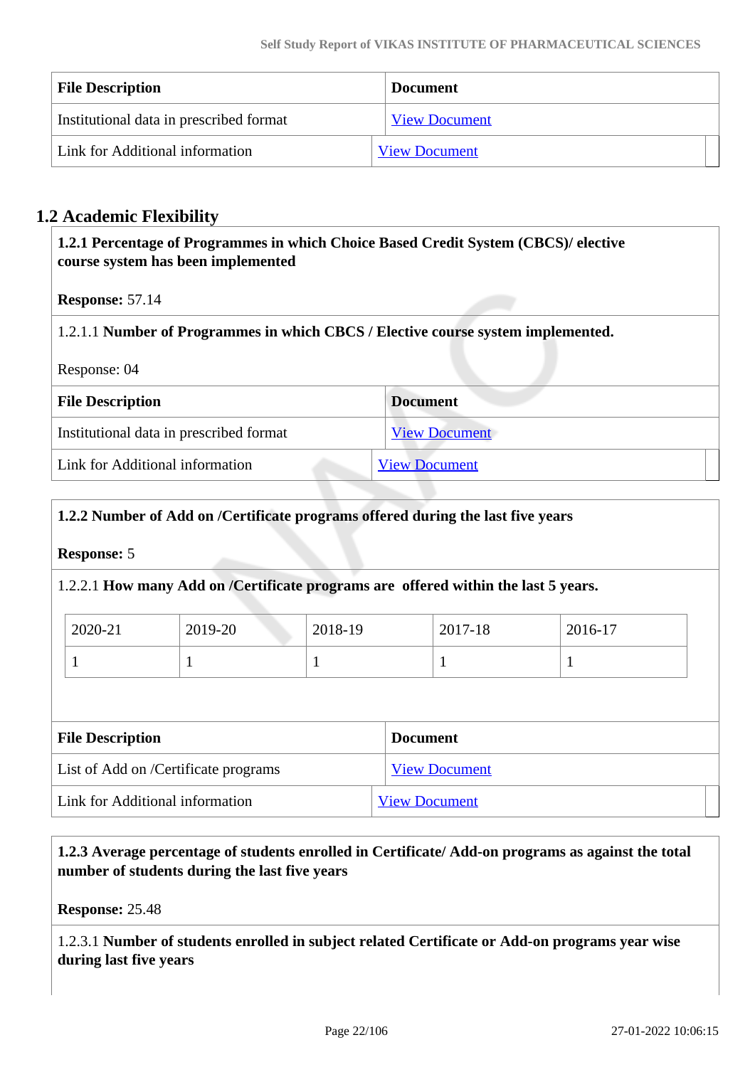| File Description | Document |
| --- | --- |
| Institutional data in prescribed format | View Document |
| Link for Additional information | View Document |

## 1.2 Academic Flexibility

**1.2.1 Percentage of Programmes in which Choice Based Credit System (CBCS)/ elective course system has been implemented**

**Response:** 57.14

1.2.1.1 **Number of Programmes in which CBCS / Elective course system implemented.**

Response: 04

| File Description | Document |
| --- | --- |
| Institutional data in prescribed format | View Document |
| Link for Additional information | View Document |

**1.2.2 Number of Add on /Certificate programs offered during the last five years**

**Response:** 5

1.2.2.1 **How many Add on /Certificate programs are offered within the last 5 years.**

| 2020-21 | 2019-20 | 2018-19 | 2017-18 | 2016-17 |
| --- | --- | --- | --- | --- |
| 1 | 1 | 1 | 1 | 1 |

| File Description | Document |
| --- | --- |
| List of Add on /Certificate programs | View Document |
| Link for Additional information | View Document |

**1.2.3 Average percentage of students enrolled in Certificate/ Add-on programs as against the total number of students during the last five years**

**Response:** 25.48

1.2.3.1 **Number of students enrolled in subject related Certificate or Add-on programs year wise during last five years**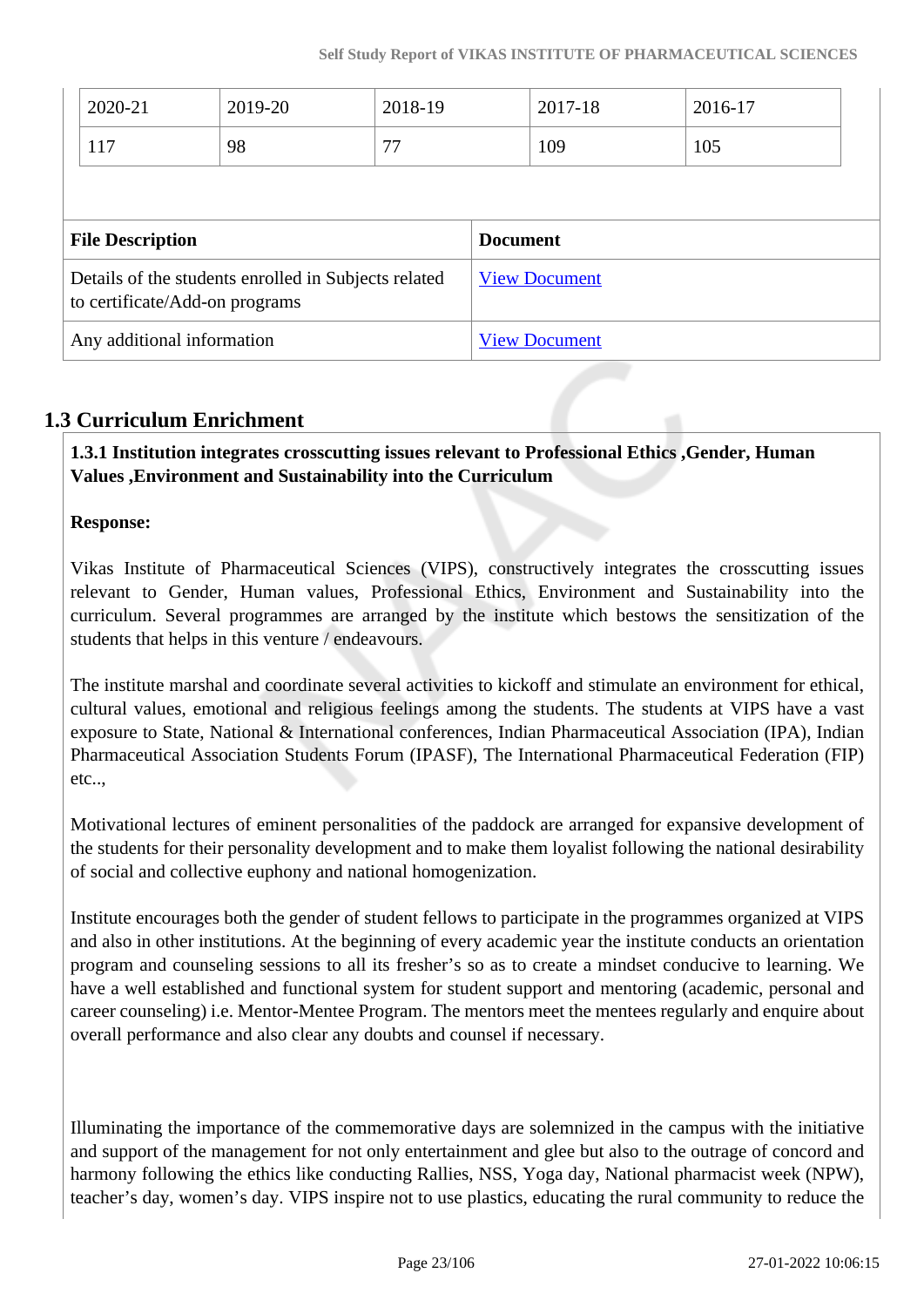| 2020-21 | 2019-20 | 2018-19 | 2017-18 | 2016-17 |
|---|---|---|---|---|
| 117 | 98 | 77 | 109 | 105 |

| File Description | Document |
|---|---|
| Details of the students enrolled in Subjects related to certificate/Add-on programs | View Document |
| Any additional information | View Document |

## 1.3 Curriculum Enrichment

**1.3.1 Institution integrates crosscutting issues relevant to Professional Ethics ,Gender, Human Values ,Environment and Sustainability into the Curriculum**

**Response:**

Vikas Institute of Pharmaceutical Sciences (VIPS), constructively integrates the crosscutting issues relevant to Gender, Human values, Professional Ethics, Environment and Sustainability into the curriculum. Several programmes are arranged by the institute which bestows the sensitization of the students that helps in this venture / endeavours.

The institute marshal and coordinate several activities to kickoff and stimulate an environment for ethical, cultural values, emotional and religious feelings among the students. The students at VIPS have a vast exposure to State, National & International conferences, Indian Pharmaceutical Association (IPA), Indian Pharmaceutical Association Students Forum (IPASF), The International Pharmaceutical Federation (FIP) etc..,

Motivational lectures of eminent personalities of the paddock are arranged for expansive development of the students for their personality development and to make them loyalist following the national desirability of social and collective euphony and national homogenization.

Institute encourages both the gender of student fellows to participate in the programmes organized at VIPS and also in other institutions. At the beginning of every academic year the institute conducts an orientation program and counseling sessions to all its fresher's so as to create a mindset conducive to learning. We have a well established and functional system for student support and mentoring (academic, personal and career counseling) i.e. Mentor-Mentee Program. The mentors meet the mentees regularly and enquire about overall performance and also clear any doubts and counsel if necessary.

Illuminating the importance of the commemorative days are solemnized in the campus with the initiative and support of the management for not only entertainment and glee but also to the outrage of concord and harmony following the ethics like conducting Rallies, NSS, Yoga day, National pharmacist week (NPW), teacher's day, women's day. VIPS inspire not to use plastics, educating the rural community to reduce the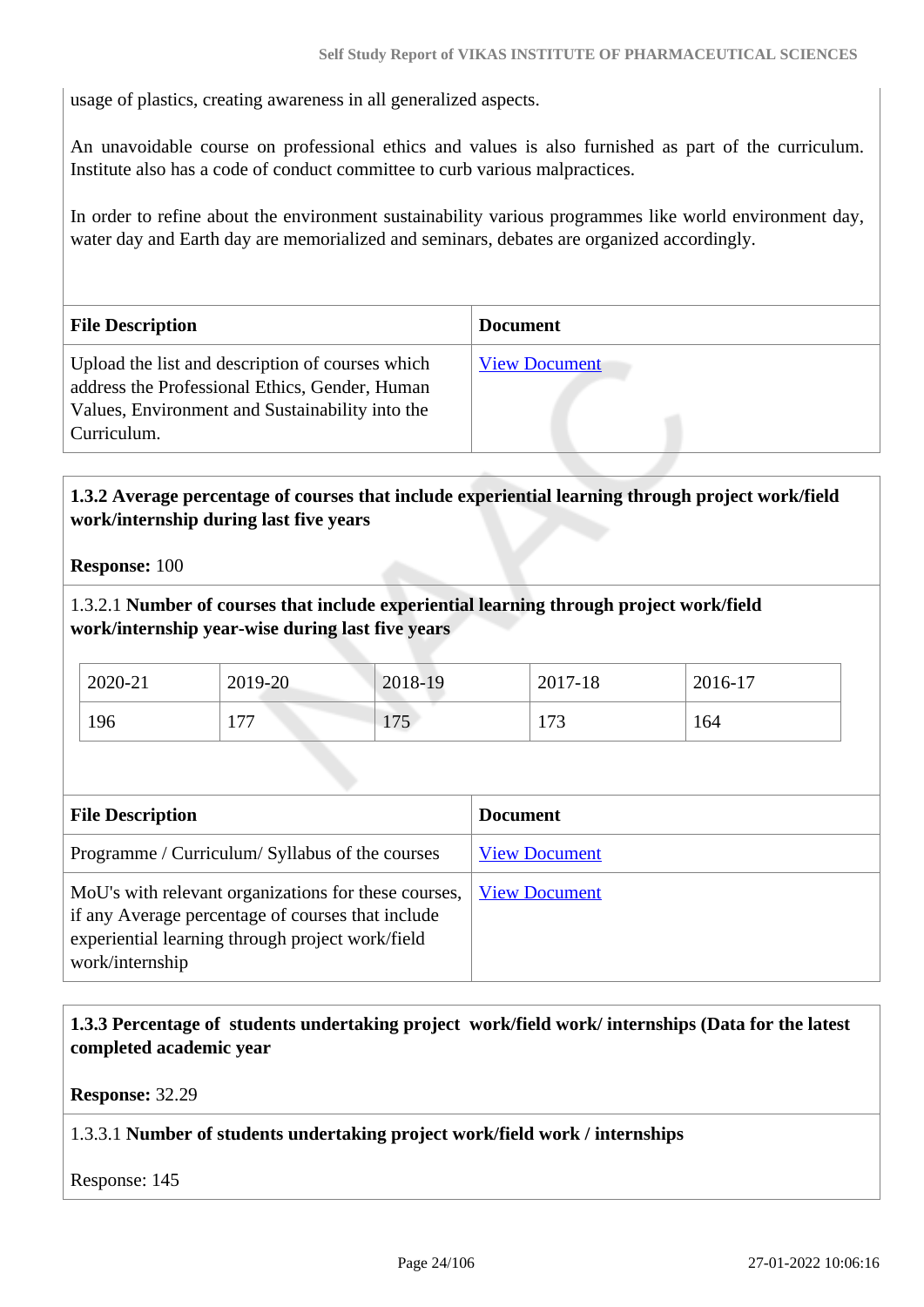usage of plastics, creating awareness in all generalized aspects.

An unavoidable course on professional ethics and values is also furnished as part of the curriculum. Institute also has a code of conduct committee to curb various malpractices.

In order to refine about the environment sustainability various programmes like world environment day, water day and Earth day are memorialized and seminars, debates are organized accordingly.

| File Description | Document |
|---|---|
| Upload the list and description of courses which address the Professional Ethics, Gender, Human Values, Environment and Sustainability into the Curriculum. | View Document |

**1.3.2 Average percentage of courses that include experiential learning through project work/field work/internship during last five years**

**Response:** 100

1.3.2.1 **Number of courses that include experiential learning through project work/field work/internship year-wise during last five years**

| 2020-21 | 2019-20 | 2018-19 | 2017-18 | 2016-17 |
|---|---|---|---|---|
| 196 | 177 | 175 | 173 | 164 |

| File Description | Document |
|---|---|
| Programme / Curriculum/ Syllabus of the courses | View Document |
| MoU's with relevant organizations for these courses, if any Average percentage of courses that include experiential learning through project work/field work/internship | View Document |

**1.3.3 Percentage of students undertaking project work/field work/ internships (Data for the latest completed academic year**

**Response:** 32.29

1.3.3.1 **Number of students undertaking project work/field work / internships**

Response: 145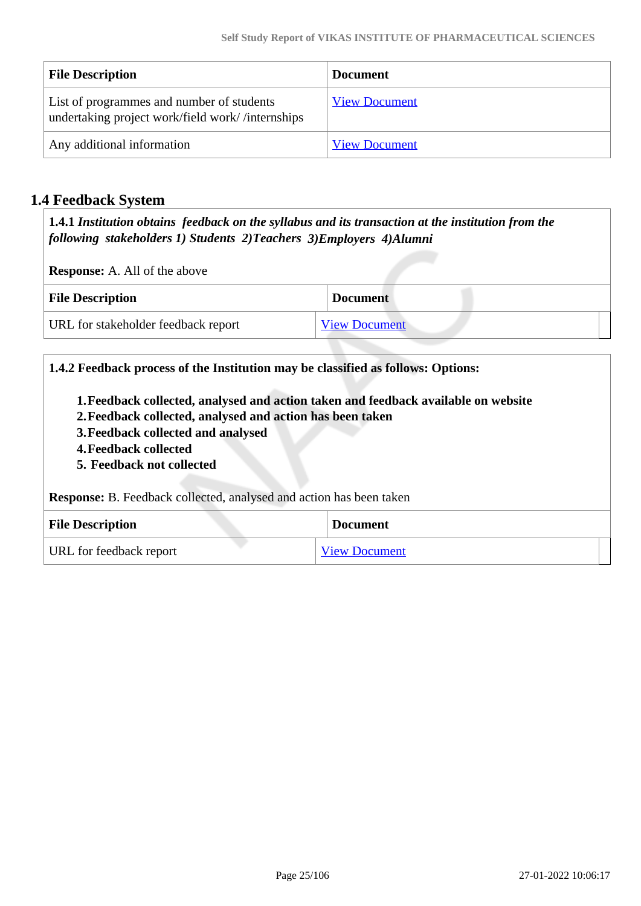| File Description | Document |
| --- | --- |
| List of programmes and number of students undertaking project work/field work/ /internships | View Document |
| Any additional information | View Document |

## 1.4 Feedback System

**1.4.1** ***Institution obtains feedback on the syllabus and its transaction at the institution from the following stakeholders 1) Students 2)Teachers 3)Employers 4)Alumni***

**Response:** A. All of the above

| File Description | Document |
| --- | --- |
| URL for stakeholder feedback report | View Document |

**1.4.2 Feedback process of the Institution may be classified as follows: Options:**

1. **Feedback collected, analysed and action taken and feedback available on website**
2. **Feedback collected, analysed and action has been taken**
3. **Feedback collected and analysed**
4. **Feedback collected**
5. **Feedback not collected**

**Response:** B. Feedback collected, analysed and action has been taken

| File Description | Document |
| --- | --- |
| URL for feedback report | View Document |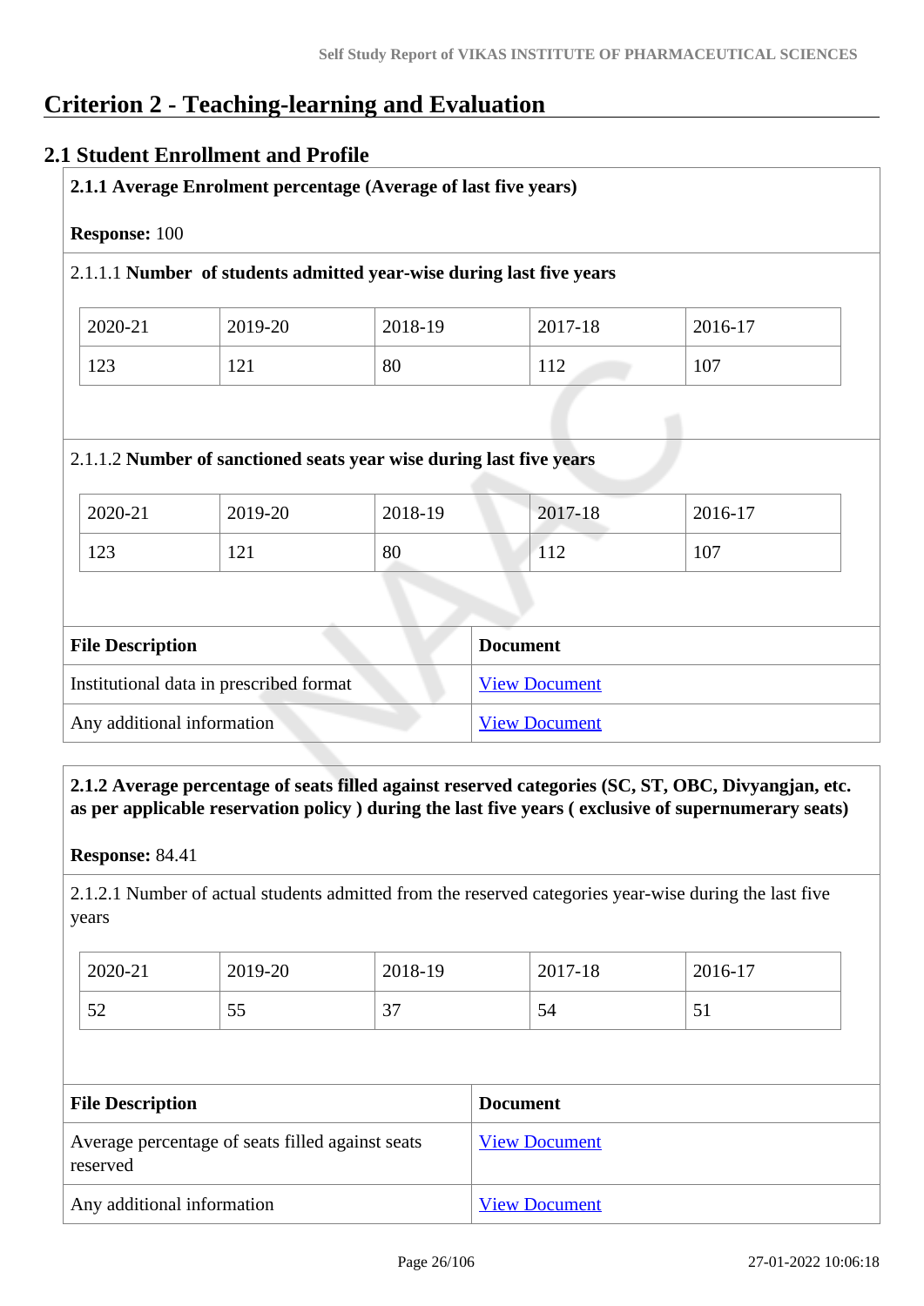# Criterion 2 - Teaching-learning and Evaluation

## 2.1 Student Enrollment and Profile

**2.1.1 Average Enrolment percentage (Average of last five years)**

**Response:** 100

2.1.1.1 **Number of students admitted year-wise during last five years**

| 2020-21 | 2019-20 | 2018-19 | 2017-18 | 2016-17 |
|---|---|---|---|---|
| 123 | 121 | 80 | 112 | 107 |

2.1.1.2 **Number of sanctioned seats year wise during last five years**

| 2020-21 | 2019-20 | 2018-19 | 2017-18 | 2016-17 |
|---|---|---|---|---|
| 123 | 121 | 80 | 112 | 107 |

| File Description | Document |
|---|---|
| Institutional data in prescribed format | View Document |
| Any additional information | View Document |

**2.1.2 Average percentage of seats filled against reserved categories (SC, ST, OBC, Divyangjan, etc. as per applicable reservation policy ) during the last five years ( exclusive of supernumerary seats)**

**Response:** 84.41

2.1.2.1 Number of actual students admitted from the reserved categories year-wise during the last five years

| 2020-21 | 2019-20 | 2018-19 | 2017-18 | 2016-17 |
|---|---|---|---|---|
| 52 | 55 | 37 | 54 | 51 |

| File Description | Document |
|---|---|
| Average percentage of seats filled against seats reserved | View Document |
| Any additional information | View Document |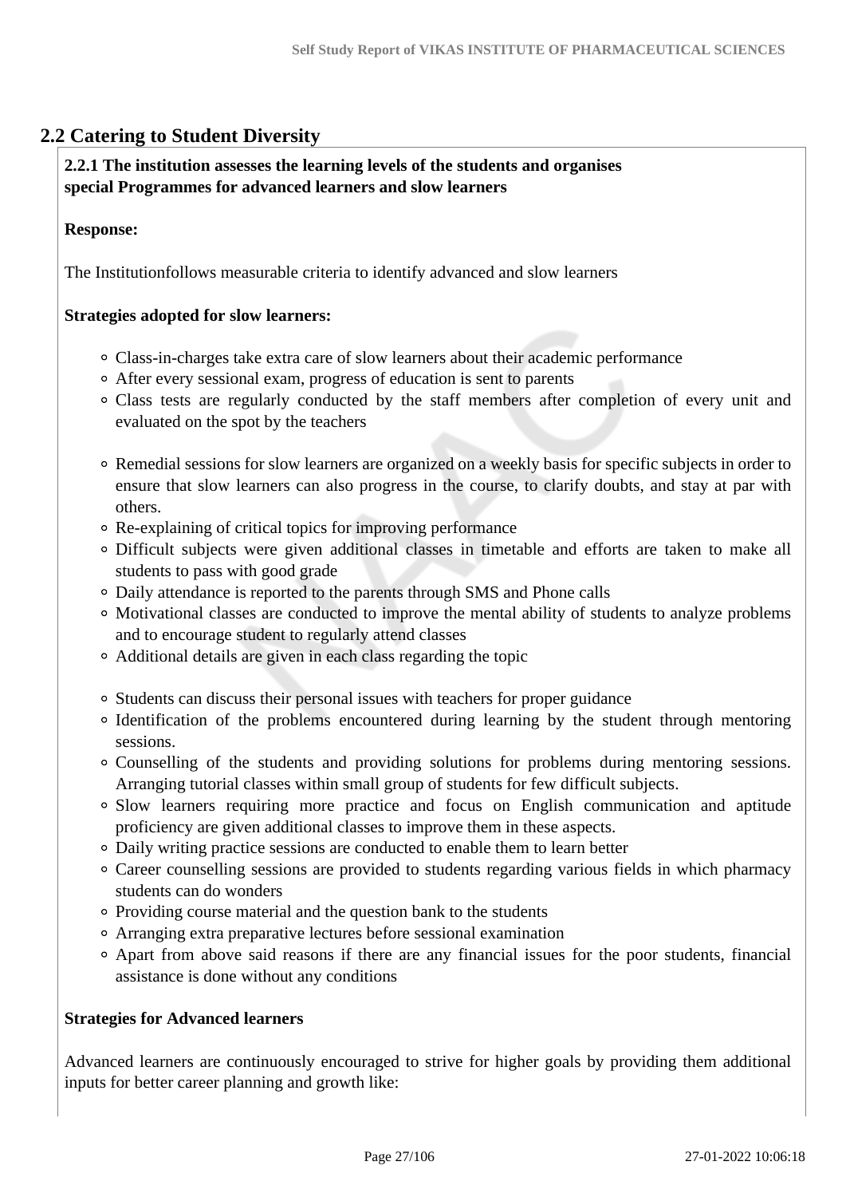## 2.2 Catering to Student Diversity

**2.2.1 The institution assesses the learning levels of the students and organises special Programmes for advanced learners and slow learners**

**Response:**

The Institutionfollows measurable criteria to identify advanced and slow learners

**Strategies adopted for slow learners:**

- Class-in-charges take extra care of slow learners about their academic performance
- After every sessional exam, progress of education is sent to parents
- Class tests are regularly conducted by the staff members after completion of every unit and evaluated on the spot by the teachers
- Remedial sessions for slow learners are organized on a weekly basis for specific subjects in order to ensure that slow learners can also progress in the course, to clarify doubts, and stay at par with others.
- Re-explaining of critical topics for improving performance
- Difficult subjects were given additional classes in timetable and efforts are taken to make all students to pass with good grade
- Daily attendance is reported to the parents through SMS and Phone calls
- Motivational classes are conducted to improve the mental ability of students to analyze problems and to encourage student to regularly attend classes
- Additional details are given in each class regarding the topic
- Students can discuss their personal issues with teachers for proper guidance
- Identification of the problems encountered during learning by the student through mentoring sessions.
- Counselling of the students and providing solutions for problems during mentoring sessions. Arranging tutorial classes within small group of students for few difficult subjects.
- Slow learners requiring more practice and focus on English communication and aptitude proficiency are given additional classes to improve them in these aspects.
- Daily writing practice sessions are conducted to enable them to learn better
- Career counselling sessions are provided to students regarding various fields in which pharmacy students can do wonders
- Providing course material and the question bank to the students
- Arranging extra preparative lectures before sessional examination
- Apart from above said reasons if there are any financial issues for the poor students, financial assistance is done without any conditions

**Strategies for Advanced learners**

Advanced learners are continuously encouraged to strive for higher goals by providing them additional inputs for better career planning and growth like: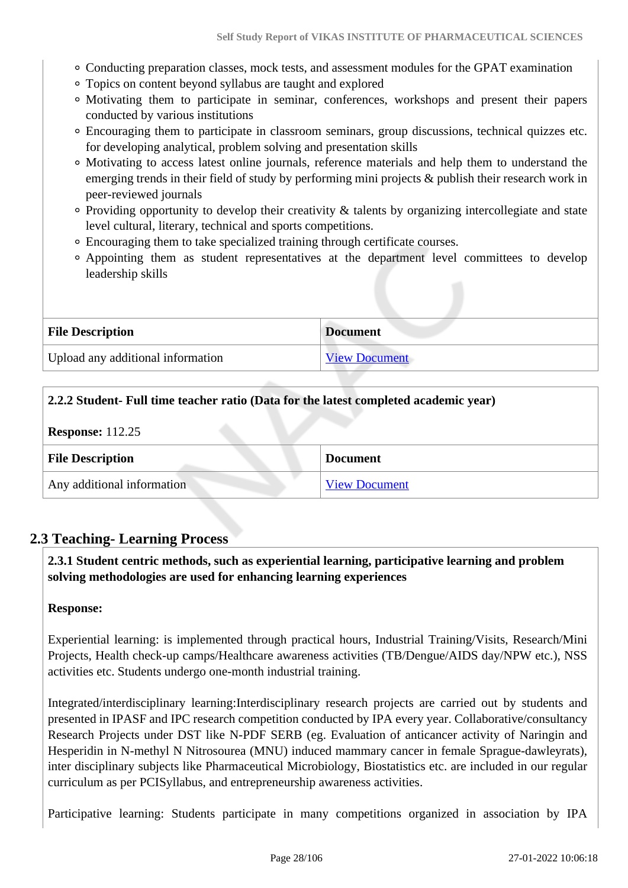- Conducting preparation classes, mock tests, and assessment modules for the GPAT examination
- Topics on content beyond syllabus are taught and explored
- Motivating them to participate in seminar, conferences, workshops and present their papers conducted by various institutions
- Encouraging them to participate in classroom seminars, group discussions, technical quizzes etc. for developing analytical, problem solving and presentation skills
- Motivating to access latest online journals, reference materials and help them to understand the emerging trends in their field of study by performing mini projects & publish their research work in peer-reviewed journals
- Providing opportunity to develop their creativity & talents by organizing intercollegiate and state level cultural, literary, technical and sports competitions.
- Encouraging them to take specialized training through certificate courses.
- Appointing them as student representatives at the department level committees to develop leadership skills

| File Description | Document |
|---|---|
| Upload any additional information | View Document |

**2.2.2 Student- Full time teacher ratio (Data for the latest completed academic year)**

**Response:** 112.25

| File Description | Document |
|---|---|
| Any additional information | View Document |

## 2.3 Teaching- Learning Process

**2.3.1 Student centric methods, such as experiential learning, participative learning and problem solving methodologies are used for enhancing learning experiences**

**Response:**

Experiential learning: is implemented through practical hours, Industrial Training/Visits, Research/Mini Projects, Health check-up camps/Healthcare awareness activities (TB/Dengue/AIDS day/NPW etc.), NSS activities etc. Students undergo one-month industrial training.

Integrated/interdisciplinary learning:Interdisciplinary research projects are carried out by students and presented in IPASF and IPC research competition conducted by IPA every year. Collaborative/consultancy Research Projects under DST like N-PDF SERB (eg. Evaluation of anticancer activity of Naringin and Hesperidin in N-methyl N Nitrosourea (MNU) induced mammary cancer in female Sprague-dawleyrats), inter disciplinary subjects like Pharmaceutical Microbiology, Biostatistics etc. are included in our regular curriculum as per PCISyllabus, and entrepreneurship awareness activities.

Participative learning: Students participate in many competitions organized in association by IPA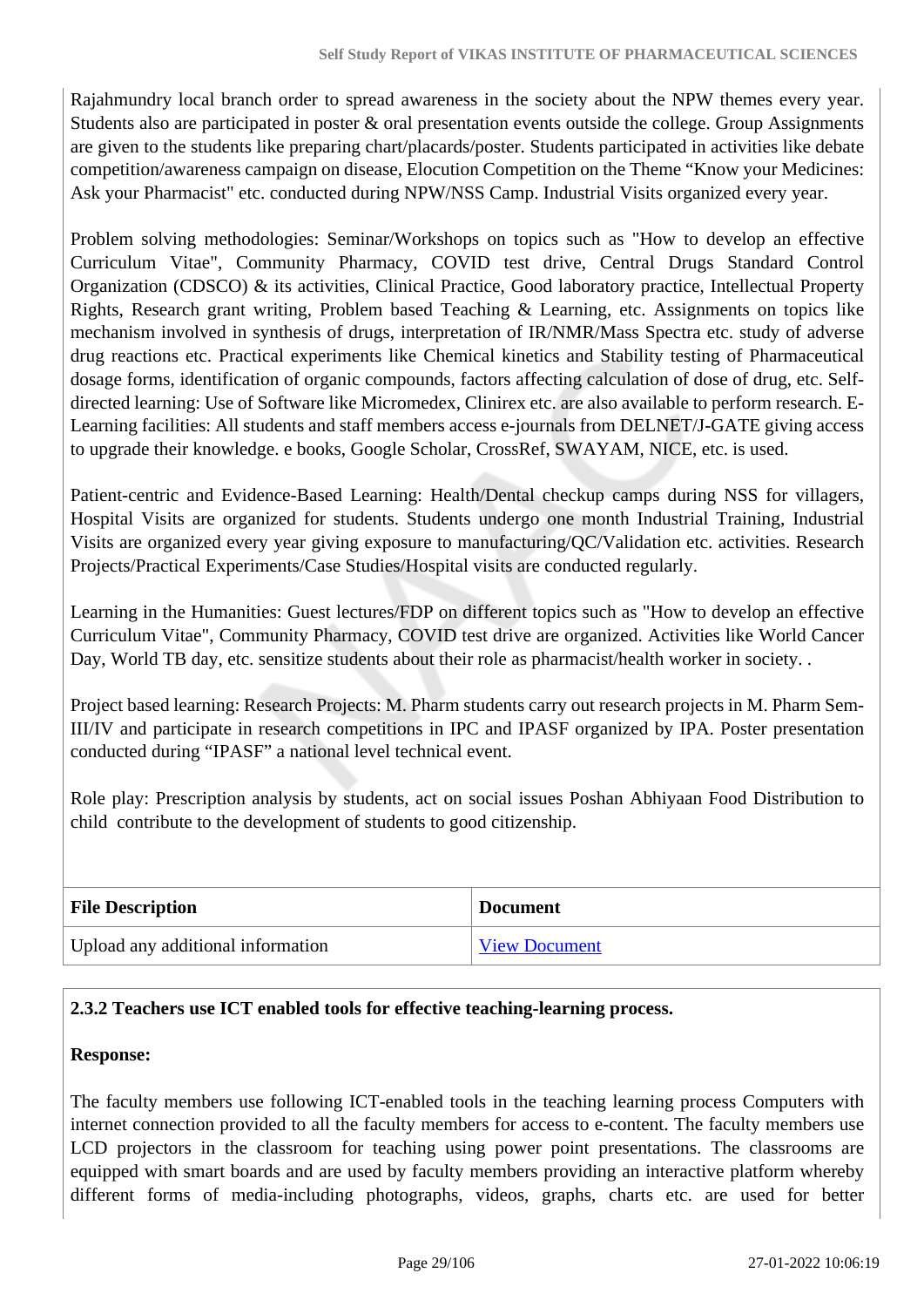Rajahmundry local branch order to spread awareness in the society about the NPW themes every year. Students also are participated in poster & oral presentation events outside the college. Group Assignments are given to the students like preparing chart/placards/poster. Students participated in activities like debate competition/awareness campaign on disease, Elocution Competition on the Theme "Know your Medicines: Ask your Pharmacist" etc. conducted during NPW/NSS Camp. Industrial Visits organized every year.

Problem solving methodologies: Seminar/Workshops on topics such as "How to develop an effective Curriculum Vitae", Community Pharmacy, COVID test drive, Central Drugs Standard Control Organization (CDSCO) & its activities, Clinical Practice, Good laboratory practice, Intellectual Property Rights, Research grant writing, Problem based Teaching & Learning, etc. Assignments on topics like mechanism involved in synthesis of drugs, interpretation of IR/NMR/Mass Spectra etc. study of adverse drug reactions etc. Practical experiments like Chemical kinetics and Stability testing of Pharmaceutical dosage forms, identification of organic compounds, factors affecting calculation of dose of drug, etc. Self-directed learning: Use of Software like Micromedex, Clinirex etc. are also available to perform research. E-Learning facilities: All students and staff members access e-journals from DELNET/J-GATE giving access to upgrade their knowledge. e books, Google Scholar, CrossRef, SWAYAM, NICE, etc. is used.

Patient-centric and Evidence-Based Learning: Health/Dental checkup camps during NSS for villagers, Hospital Visits are organized for students. Students undergo one month Industrial Training, Industrial Visits are organized every year giving exposure to manufacturing/QC/Validation etc. activities. Research Projects/Practical Experiments/Case Studies/Hospital visits are conducted regularly.

Learning in the Humanities: Guest lectures/FDP on different topics such as "How to develop an effective Curriculum Vitae", Community Pharmacy, COVID test drive are organized. Activities like World Cancer Day, World TB day, etc. sensitize students about their role as pharmacist/health worker in society. .

Project based learning: Research Projects: M. Pharm students carry out research projects in M. Pharm Sem-III/IV and participate in research competitions in IPC and IPASF organized by IPA. Poster presentation conducted during "IPASF" a national level technical event.

Role play: Prescription analysis by students, act on social issues Poshan Abhiyaan Food Distribution to child contribute to the development of students to good citizenship.

| File Description | Document |
|---|---|
| Upload any additional information | View Document |

**2.3.2 Teachers use ICT enabled tools for effective teaching-learning process.**

**Response:**

The faculty members use following ICT-enabled tools in the teaching learning process Computers with internet connection provided to all the faculty members for access to e-content. The faculty members use LCD projectors in the classroom for teaching using power point presentations. The classrooms are equipped with smart boards and are used by faculty members providing an interactive platform whereby different forms of media-including photographs, videos, graphs, charts etc. are used for better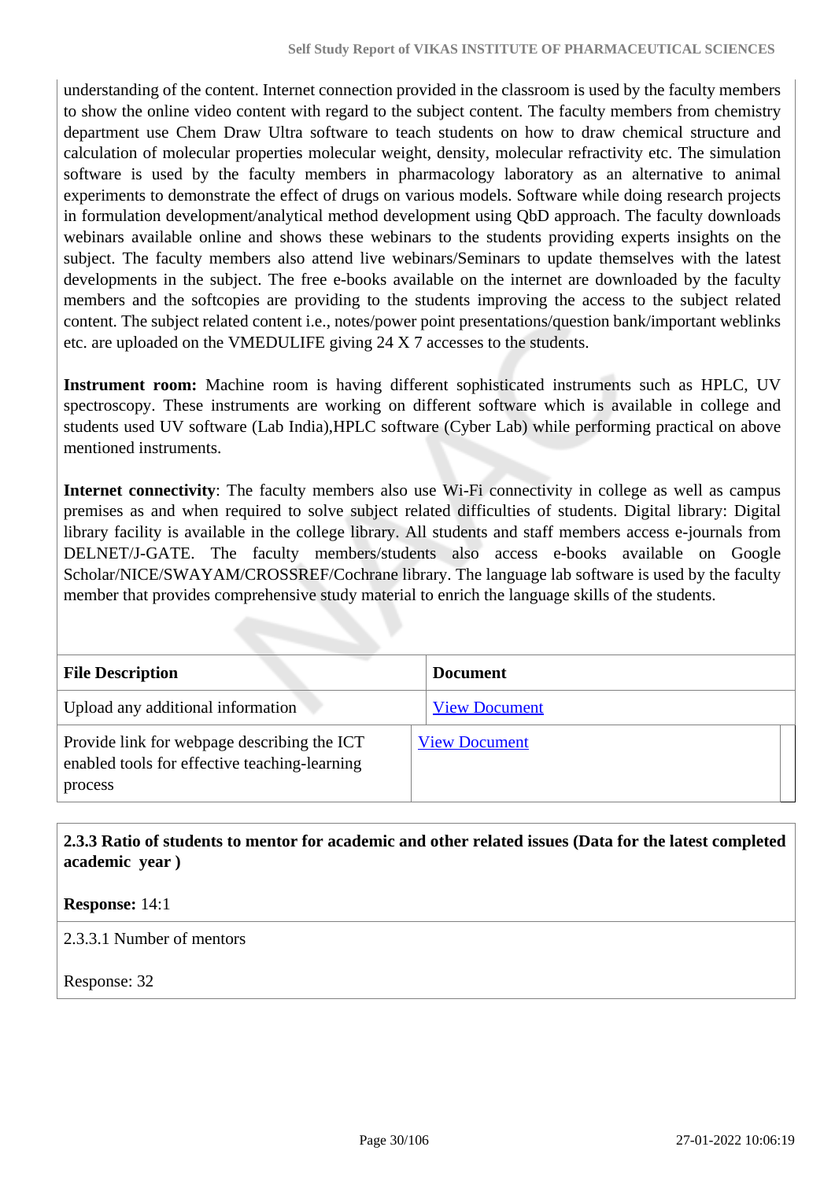understanding of the content. Internet connection provided in the classroom is used by the faculty members to show the online video content with regard to the subject content. The faculty members from chemistry department use Chem Draw Ultra software to teach students on how to draw chemical structure and calculation of molecular properties molecular weight, density, molecular refractivity etc. The simulation software is used by the faculty members in pharmacology laboratory as an alternative to animal experiments to demonstrate the effect of drugs on various models. Software while doing research projects in formulation development/analytical method development using QbD approach. The faculty downloads webinars available online and shows these webinars to the students providing experts insights on the subject. The faculty members also attend live webinars/Seminars to update themselves with the latest developments in the subject. The free e-books available on the internet are downloaded by the faculty members and the softcopies are providing to the students improving the access to the subject related content. The subject related content i.e., notes/power point presentations/question bank/important weblinks etc. are uploaded on the VMEDULIFE giving 24 X 7 accesses to the students.

**Instrument room:** Machine room is having different sophisticated instruments such as HPLC, UV spectroscopy. These instruments are working on different software which is available in college and students used UV software (Lab India),HPLC software (Cyber Lab) while performing practical on above mentioned instruments.

**Internet connectivity**: The faculty members also use Wi-Fi connectivity in college as well as campus premises as and when required to solve subject related difficulties of students. Digital library: Digital library facility is available in the college library. All students and staff members access e-journals from DELNET/J-GATE. The faculty members/students also access e-books available on Google Scholar/NICE/SWAYAM/CROSSREF/Cochrane library. The language lab software is used by the faculty member that provides comprehensive study material to enrich the language skills of the students.

| File Description | Document |
|---|---|
| Upload any additional information | View Document |
| Provide link for webpage describing the ICT enabled tools for effective teaching-learning process | View Document |

**2.3.3 Ratio of students to mentor for academic and other related issues (Data for the latest completed academic year )**

**Response:** 14:1

2.3.3.1 Number of mentors

Response: 32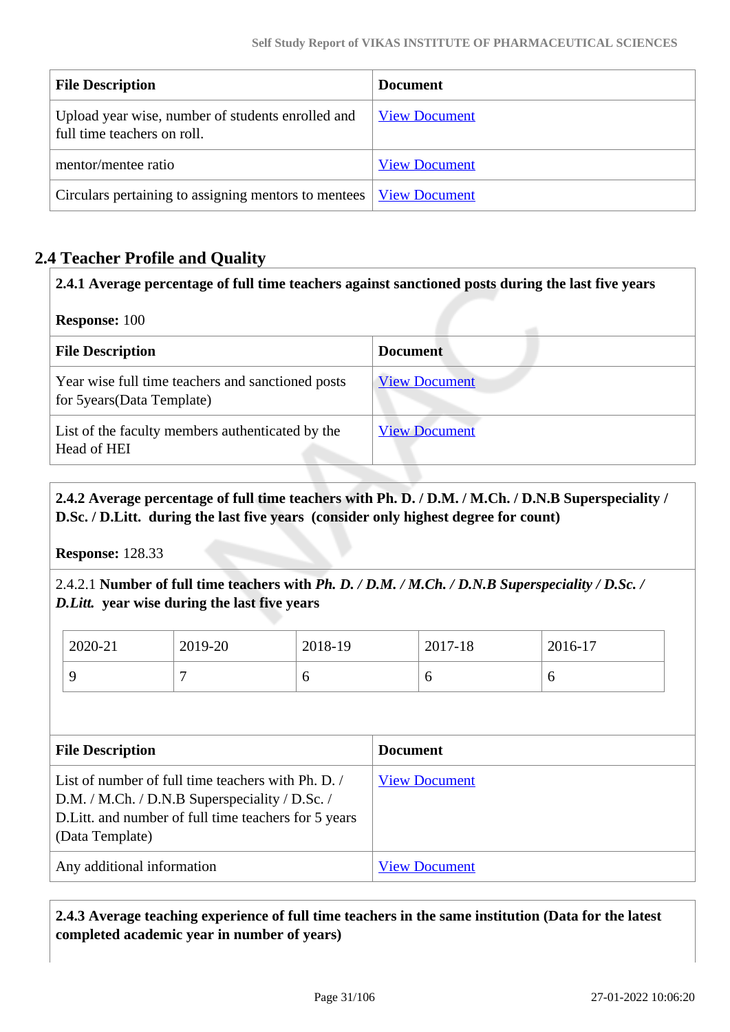| File Description | Document |
|---|---|
| Upload year wise, number of students enrolled and full time teachers on roll. | View Document |
| mentor/mentee ratio | View Document |
| Circulars pertaining to assigning mentors to mentees | View Document |

## 2.4 Teacher Profile and Quality

**2.4.1 Average percentage of full time teachers against sanctioned posts during the last five years**

**Response:** 100

| File Description | Document |
|---|---|
| Year wise full time teachers and sanctioned posts for 5years(Data Template) | View Document |
| List of the faculty members authenticated by the Head of HEI | View Document |

**2.4.2 Average percentage of full time teachers with Ph. D. / D.M. / M.Ch. / D.N.B Superspeciality / D.Sc. / D.Litt. during the last five years (consider only highest degree for count)**

**Response:** 128.33

2.4.2.1 **Number of full time teachers with *Ph. D. / D.M. / M.Ch. / D.N.B Superspeciality / D.Sc. / D.Litt.* year wise during the last five years**

| 2020-21 | 2019-20 | 2018-19 | 2017-18 | 2016-17 |
|---|---|---|---|---|
| 9 | 7 | 6 | 6 | 6 |

| File Description | Document |
|---|---|
| List of number of full time teachers with Ph. D. / D.M. / M.Ch. / D.N.B Superspeciality / D.Sc. / D.Litt. and number of full time teachers for 5 years (Data Template) | View Document |
| Any additional information | View Document |

**2.4.3 Average teaching experience of full time teachers in the same institution (Data for the latest completed academic year in number of years)**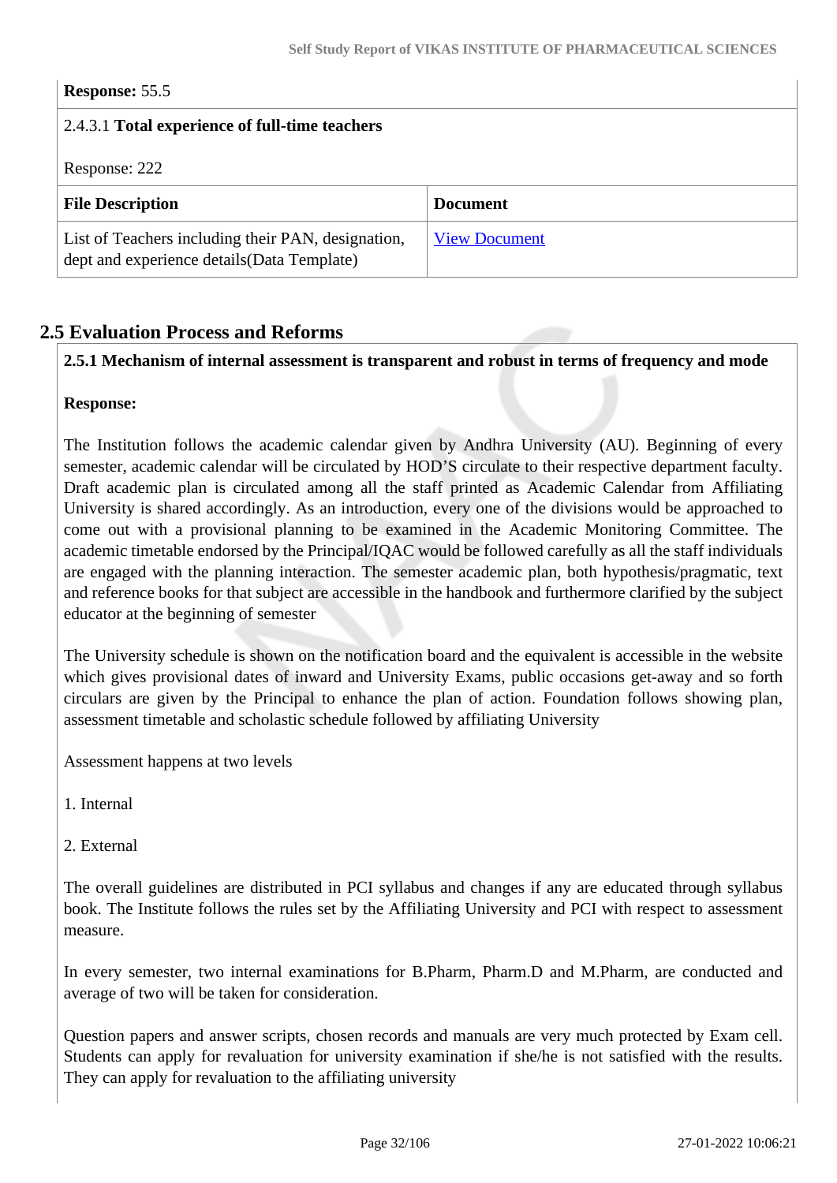**Response:** 55.5

2.4.3.1 **Total experience of full-time teachers**

Response: 222

| File Description | Document |
|---|---|
| List of Teachers including their PAN, designation, dept and experience details(Data Template) | View Document |

## 2.5 Evaluation Process and Reforms

**2.5.1 Mechanism of internal assessment is transparent and robust in terms of frequency and mode**

**Response:**

The Institution follows the academic calendar given by Andhra University (AU). Beginning of every semester, academic calendar will be circulated by HOD'S circulate to their respective department faculty. Draft academic plan is circulated among all the staff printed as Academic Calendar from Affiliating University is shared accordingly. As an introduction, every one of the divisions would be approached to come out with a provisional planning to be examined in the Academic Monitoring Committee. The academic timetable endorsed by the Principal/IQAC would be followed carefully as all the staff individuals are engaged with the planning interaction. The semester academic plan, both hypothesis/pragmatic, text and reference books for that subject are accessible in the handbook and furthermore clarified by the subject educator at the beginning of semester

The University schedule is shown on the notification board and the equivalent is accessible in the website which gives provisional dates of inward and University Exams, public occasions get-away and so forth circulars are given by the Principal to enhance the plan of action. Foundation follows showing plan, assessment timetable and scholastic schedule followed by affiliating University

Assessment happens at two levels

1. Internal

2. External

The overall guidelines are distributed in PCI syllabus and changes if any are educated through syllabus book. The Institute follows the rules set by the Affiliating University and PCI with respect to assessment measure.

In every semester, two internal examinations for B.Pharm, Pharm.D and M.Pharm, are conducted and average of two will be taken for consideration.

Question papers and answer scripts, chosen records and manuals are very much protected by Exam cell. Students can apply for revaluation for university examination if she/he is not satisfied with the results. They can apply for revaluation to the affiliating university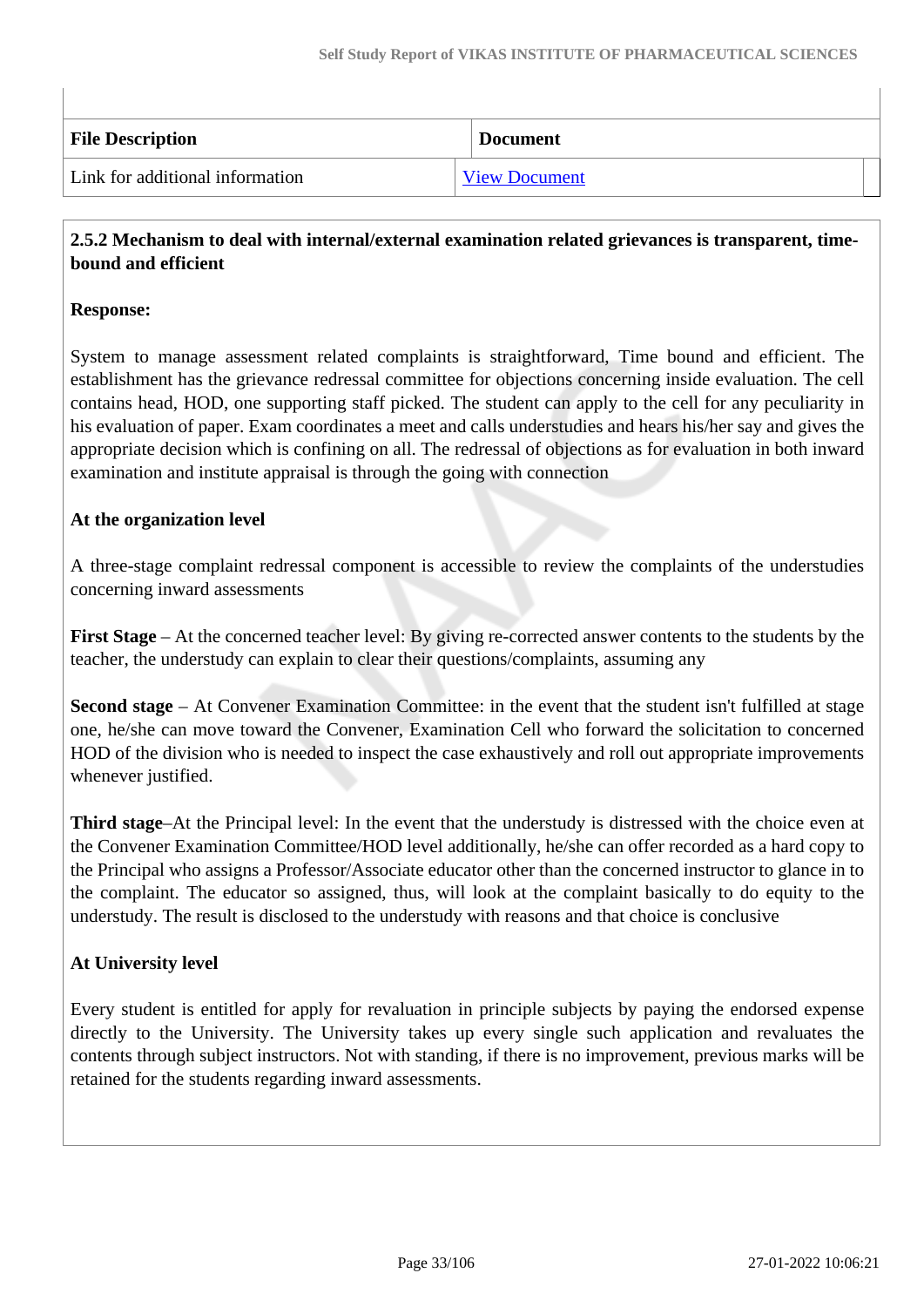| File Description | Document |
|---|---|
| Link for additional information | View Document |

**2.5.2 Mechanism to deal with internal/external examination related grievances is transparent, time-bound and efficient**

**Response:**

System to manage assessment related complaints is straightforward, Time bound and efficient. The establishment has the grievance redressal committee for objections concerning inside evaluation. The cell contains head, HOD, one supporting staff picked. The student can apply to the cell for any peculiarity in his evaluation of paper. Exam coordinates a meet and calls understudies and hears his/her say and gives the appropriate decision which is confining on all. The redressal of objections as for evaluation in both inward examination and institute appraisal is through the going with connection

**At the organization level**

A three-stage complaint redressal component is accessible to review the complaints of the understudies concerning inward assessments

**First Stage** – At the concerned teacher level: By giving re-corrected answer contents to the students by the teacher, the understudy can explain to clear their questions/complaints, assuming any

**Second stage** – At Convener Examination Committee: in the event that the student isn't fulfilled at stage one, he/she can move toward the Convener, Examination Cell who forward the solicitation to concerned HOD of the division who is needed to inspect the case exhaustively and roll out appropriate improvements whenever justified.

**Third stage**–At the Principal level: In the event that the understudy is distressed with the choice even at the Convener Examination Committee/HOD level additionally, he/she can offer recorded as a hard copy to the Principal who assigns a Professor/Associate educator other than the concerned instructor to glance in to the complaint. The educator so assigned, thus, will look at the complaint basically to do equity to the understudy. The result is disclosed to the understudy with reasons and that choice is conclusive

**At University level**

Every student is entitled for apply for revaluation in principle subjects by paying the endorsed expense directly to the University. The University takes up every single such application and revaluates the contents through subject instructors. Not with standing, if there is no improvement, previous marks will be retained for the students regarding inward assessments.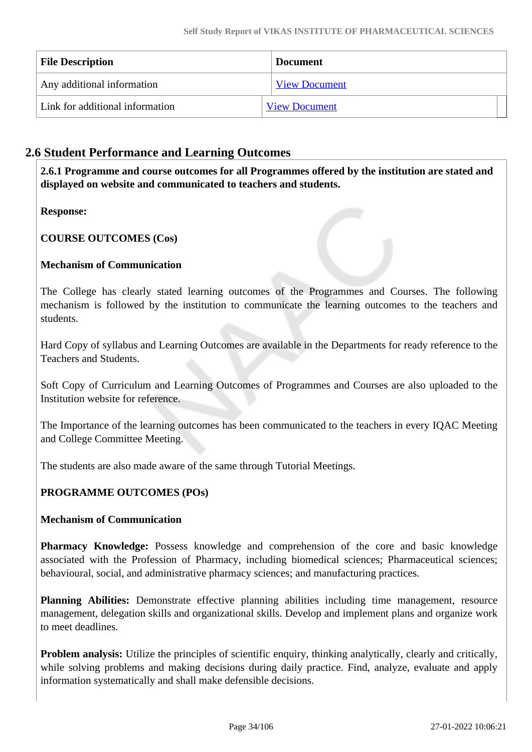| File Description | Document |
|---|---|
| Any additional information | View Document |
| Link for additional information | View Document |

## 2.6 Student Performance and Learning Outcomes

**2.6.1 Programme and course outcomes for all Programmes offered by the institution are stated and displayed on website and communicated to teachers and students.**

**Response:**

**COURSE OUTCOMES (Cos)**

**Mechanism of Communication**

The College has clearly stated learning outcomes of the Programmes and Courses. The following mechanism is followed by the institution to communicate the learning outcomes to the teachers and students.

Hard Copy of syllabus and Learning Outcomes are available in the Departments for ready reference to the Teachers and Students.

Soft Copy of Curriculum and Learning Outcomes of Programmes and Courses are also uploaded to the Institution website for reference.

The Importance of the learning outcomes has been communicated to the teachers in every IQAC Meeting and College Committee Meeting.

The students are also made aware of the same through Tutorial Meetings.

**PROGRAMME OUTCOMES (POs)**

**Mechanism of Communication**

**Pharmacy Knowledge:** Possess knowledge and comprehension of the core and basic knowledge associated with the Profession of Pharmacy, including biomedical sciences; Pharmaceutical sciences; behavioural, social, and administrative pharmacy sciences; and manufacturing practices.

**Planning Abilities:** Demonstrate effective planning abilities including time management, resource management, delegation skills and organizational skills. Develop and implement plans and organize work to meet deadlines.

**Problem analysis:** Utilize the principles of scientific enquiry, thinking analytically, clearly and critically, while solving problems and making decisions during daily practice. Find, analyze, evaluate and apply information systematically and shall make defensible decisions.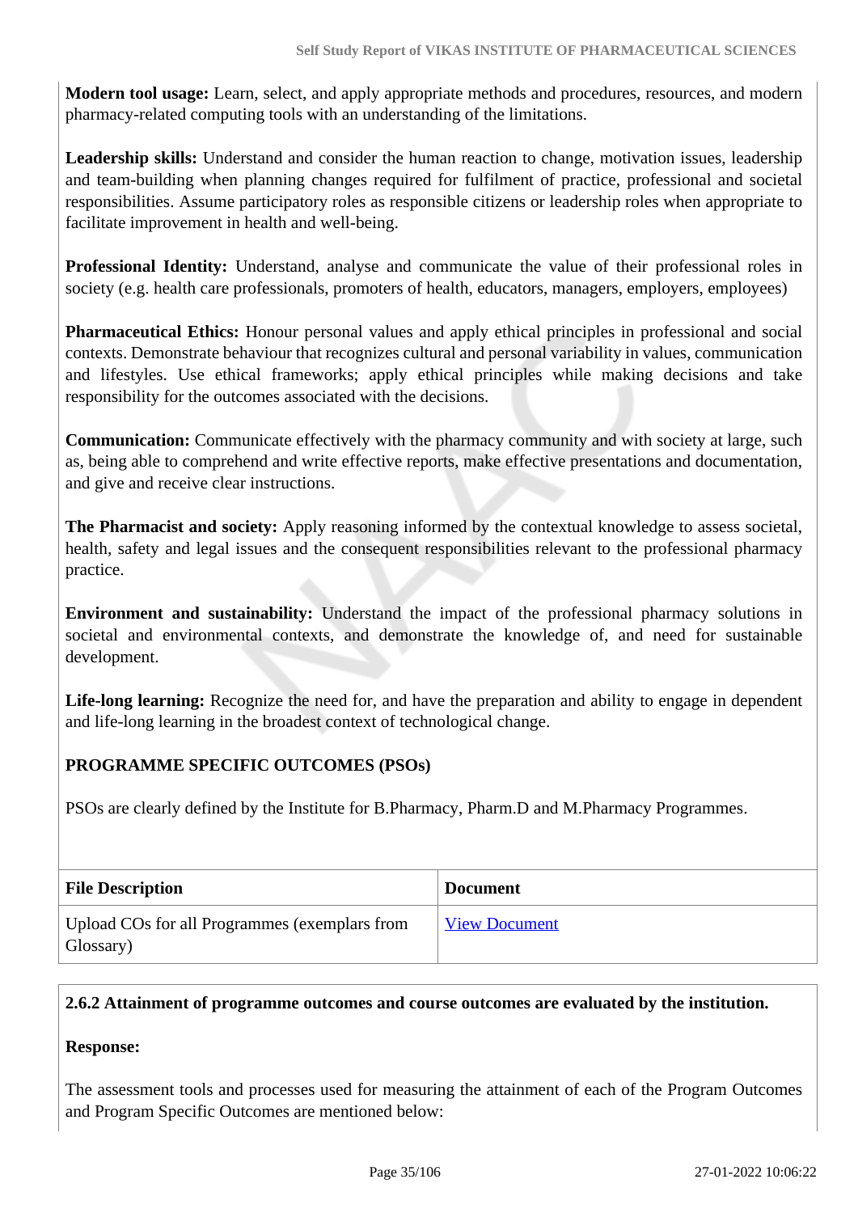**Modern tool usage:** Learn, select, and apply appropriate methods and procedures, resources, and modern pharmacy-related computing tools with an understanding of the limitations.

**Leadership skills:** Understand and consider the human reaction to change, motivation issues, leadership and team-building when planning changes required for fulfilment of practice, professional and societal responsibilities. Assume participatory roles as responsible citizens or leadership roles when appropriate to facilitate improvement in health and well-being.

**Professional Identity:** Understand, analyse and communicate the value of their professional roles in society (e.g. health care professionals, promoters of health, educators, managers, employers, employees)

**Pharmaceutical Ethics:** Honour personal values and apply ethical principles in professional and social contexts. Demonstrate behaviour that recognizes cultural and personal variability in values, communication and lifestyles. Use ethical frameworks; apply ethical principles while making decisions and take responsibility for the outcomes associated with the decisions.

**Communication:** Communicate effectively with the pharmacy community and with society at large, such as, being able to comprehend and write effective reports, make effective presentations and documentation, and give and receive clear instructions.

**The Pharmacist and society:** Apply reasoning informed by the contextual knowledge to assess societal, health, safety and legal issues and the consequent responsibilities relevant to the professional pharmacy practice.

**Environment and sustainability:** Understand the impact of the professional pharmacy solutions in societal and environmental contexts, and demonstrate the knowledge of, and need for sustainable development.

**Life-long learning:** Recognize the need for, and have the preparation and ability to engage in dependent and life-long learning in the broadest context of technological change.

**PROGRAMME SPECIFIC OUTCOMES (PSOs)**

PSOs are clearly defined by the Institute for B.Pharmacy, Pharm.D and M.Pharmacy Programmes.

| File Description | Document |
|---|---|
| Upload COs for all Programmes (exemplars from Glossary) | View Document |

**2.6.2 Attainment of programme outcomes and course outcomes are evaluated by the institution.**

**Response:**

The assessment tools and processes used for measuring the attainment of each of the Program Outcomes and Program Specific Outcomes are mentioned below: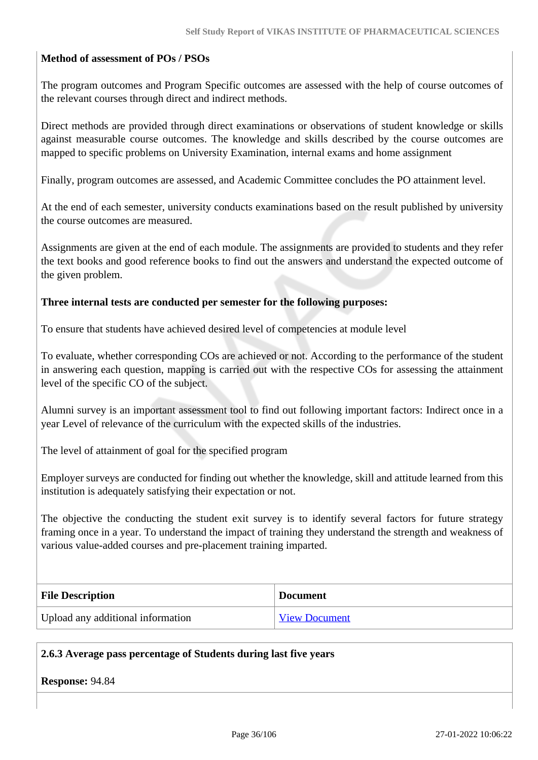**Method of assessment of POs / PSOs**

The program outcomes and Program Specific outcomes are assessed with the help of course outcomes of the relevant courses through direct and indirect methods.

Direct methods are provided through direct examinations or observations of student knowledge or skills against measurable course outcomes. The knowledge and skills described by the course outcomes are mapped to specific problems on University Examination, internal exams and home assignment

Finally, program outcomes are assessed, and Academic Committee concludes the PO attainment level.

At the end of each semester, university conducts examinations based on the result published by university the course outcomes are measured.

Assignments are given at the end of each module. The assignments are provided to students and they refer the text books and good reference books to find out the answers and understand the expected outcome of the given problem.

**Three internal tests are conducted per semester for the following purposes:**

To ensure that students have achieved desired level of competencies at module level

To evaluate, whether corresponding COs are achieved or not. According to the performance of the student in answering each question, mapping is carried out with the respective COs for assessing the attainment level of the specific CO of the subject.

Alumni survey is an important assessment tool to find out following important factors: Indirect once in a year Level of relevance of the curriculum with the expected skills of the industries.

The level of attainment of goal for the specified program

Employer surveys are conducted for finding out whether the knowledge, skill and attitude learned from this institution is adequately satisfying their expectation or not.

The objective the conducting the student exit survey is to identify several factors for future strategy framing once in a year. To understand the impact of training they understand the strength and weakness of various value-added courses and pre-placement training imparted.

| File Description | Document |
|---|---|
| Upload any additional information | View Document |

**2.6.3 Average pass percentage of Students during last five years**

**Response:** 94.84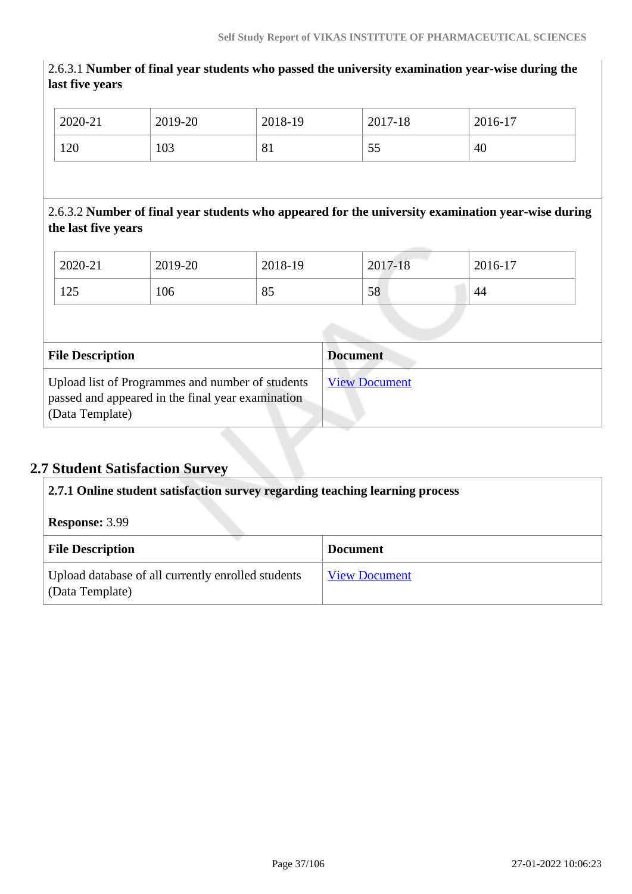2.6.3.1 **Number of final year students who passed the university examination year-wise during the last five years**

| 2020-21 | 2019-20 | 2018-19 | 2017-18 | 2016-17 |
|---|---|---|---|---|
| 120 | 103 | 81 | 55 | 40 |

2.6.3.2 **Number of final year students who appeared for the university examination year-wise during the last five years**

| 2020-21 | 2019-20 | 2018-19 | 2017-18 | 2016-17 |
|---|---|---|---|---|
| 125 | 106 | 85 | 58 | 44 |

| **File Description** | **Document** |
|---|---|
| Upload list of Programmes and number of students passed and appeared in the final year examination (Data Template) | View Document |

## 2.7 Student Satisfaction Survey

**2.7.1 Online student satisfaction survey regarding teaching learning process**

**Response:** 3.99

| **File Description** | **Document** |
|---|---|
| Upload database of all currently enrolled students (Data Template) | View Document |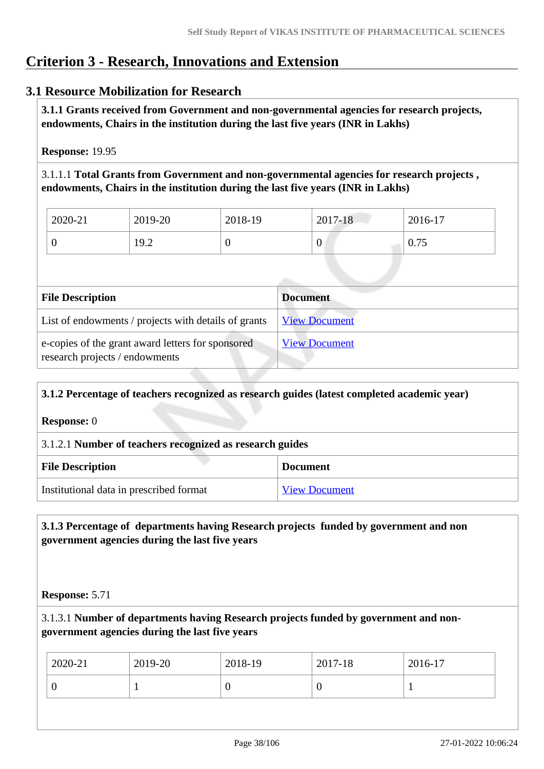# Criterion 3 - Research, Innovations and Extension

## 3.1 Resource Mobilization for Research

**3.1.1 Grants received from Government and non-governmental agencies for research projects, endowments, Chairs in the institution during the last five years (INR in Lakhs)**

**Response:** 19.95

3.1.1.1 **Total Grants from Government and non-governmental agencies for research projects , endowments, Chairs in the institution during the last five years (INR in Lakhs)**

| 2020-21 | 2019-20 | 2018-19 | 2017-18 | 2016-17 |
|---|---|---|---|---|
| 0 | 19.2 | 0 | 0 | 0.75 |

| File Description | Document |
|---|---|
| List of endowments / projects with details of grants | View Document |
| e-copies of the grant award letters for sponsored research projects / endowments | View Document |

**3.1.2 Percentage of teachers recognized as research guides (latest completed academic year)**

**Response:** 0

3.1.2.1 **Number of teachers recognized as research guides**

| File Description | Document |
|---|---|
| Institutional data in prescribed format | View Document |

**3.1.3 Percentage of departments having Research projects funded by government and non government agencies during the last five years**

**Response:** 5.71

3.1.3.1 **Number of departments having Research projects funded by government and non-government agencies during the last five years**

| 2020-21 | 2019-20 | 2018-19 | 2017-18 | 2016-17 |
|---|---|---|---|---|
| 0 | 1 | 0 | 0 | 1 |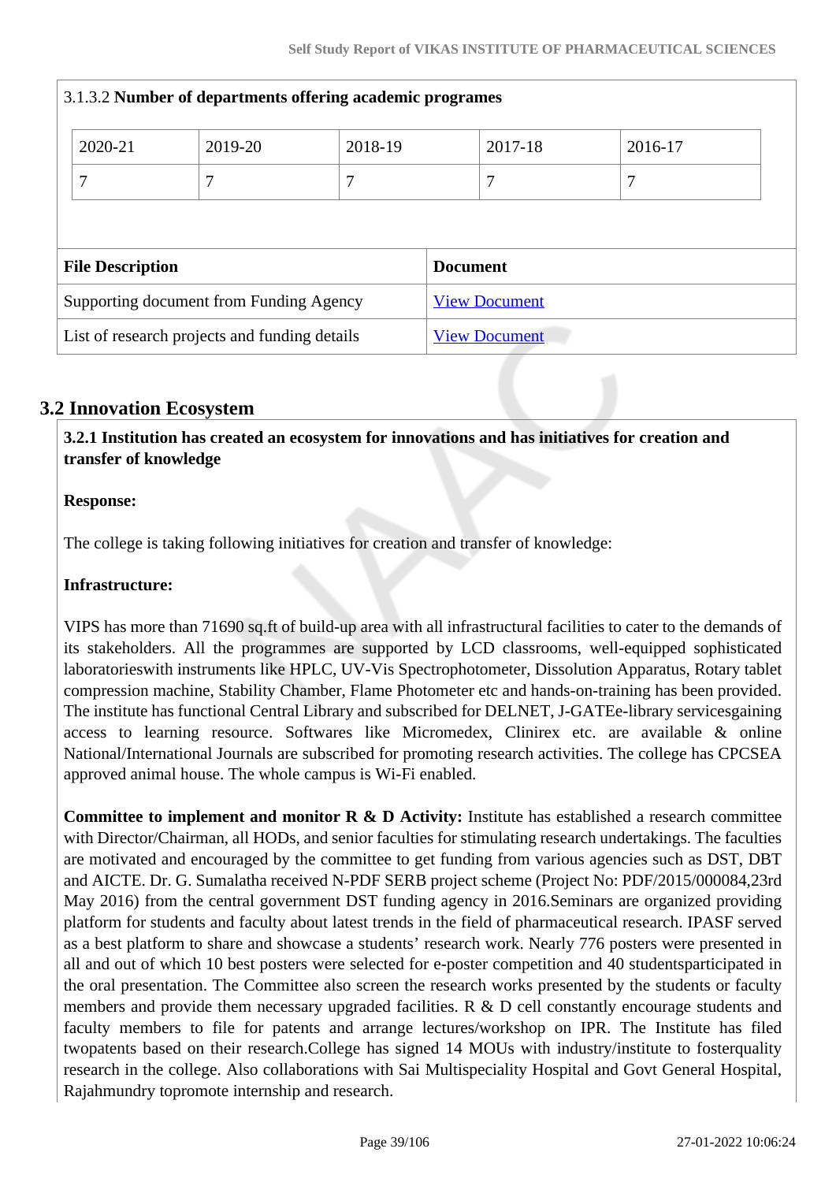3.1.3.2 **Number of departments offering academic programes**

| 2020-21 | 2019-20 | 2018-19 | 2017-18 | 2016-17 |
|---|---|---|---|---|
| 7 | 7 | 7 | 7 | 7 |

| File Description | Document |
|---|---|
| Supporting document from Funding Agency | View Document |
| List of research projects and funding details | View Document |

## 3.2 Innovation Ecosystem

**3.2.1 Institution has created an ecosystem for innovations and has initiatives for creation and transfer of knowledge**

**Response:**

The college is taking following initiatives for creation and transfer of knowledge:

**Infrastructure:**

VIPS has more than 71690 sq.ft of build-up area with all infrastructural facilities to cater to the demands of its stakeholders. All the programmes are supported by LCD classrooms, well-equipped sophisticated laboratorieswith instruments like HPLC, UV-Vis Spectrophotometer, Dissolution Apparatus, Rotary tablet compression machine, Stability Chamber, Flame Photometer etc and hands-on-training has been provided. The institute has functional Central Library and subscribed for DELNET, J-GATEe-library servicesgaining access to learning resource. Softwares like Micromedex, Clinirex etc. are available & online National/International Journals are subscribed for promoting research activities. The college has CPCSEA approved animal house. The whole campus is Wi-Fi enabled.

**Committee to implement and monitor R & D Activity:** Institute has established a research committee with Director/Chairman, all HODs, and senior faculties for stimulating research undertakings. The faculties are motivated and encouraged by the committee to get funding from various agencies such as DST, DBT and AICTE. Dr. G. Sumalatha received N-PDF SERB project scheme (Project No: PDF/2015/000084,23rd May 2016) from the central government DST funding agency in 2016.Seminars are organized providing platform for students and faculty about latest trends in the field of pharmaceutical research. IPASF served as a best platform to share and showcase a students' research work. Nearly 776 posters were presented in all and out of which 10 best posters were selected for e-poster competition and 40 studentsparticipated in the oral presentation. The Committee also screen the research works presented by the students or faculty members and provide them necessary upgraded facilities. R & D cell constantly encourage students and faculty members to file for patents and arrange lectures/workshop on IPR. The Institute has filed twopatents based on their research.College has signed 14 MOUs with industry/institute to fosterquality research in the college. Also collaborations with Sai Multispeciality Hospital and Govt General Hospital, Rajahmundry topromote internship and research.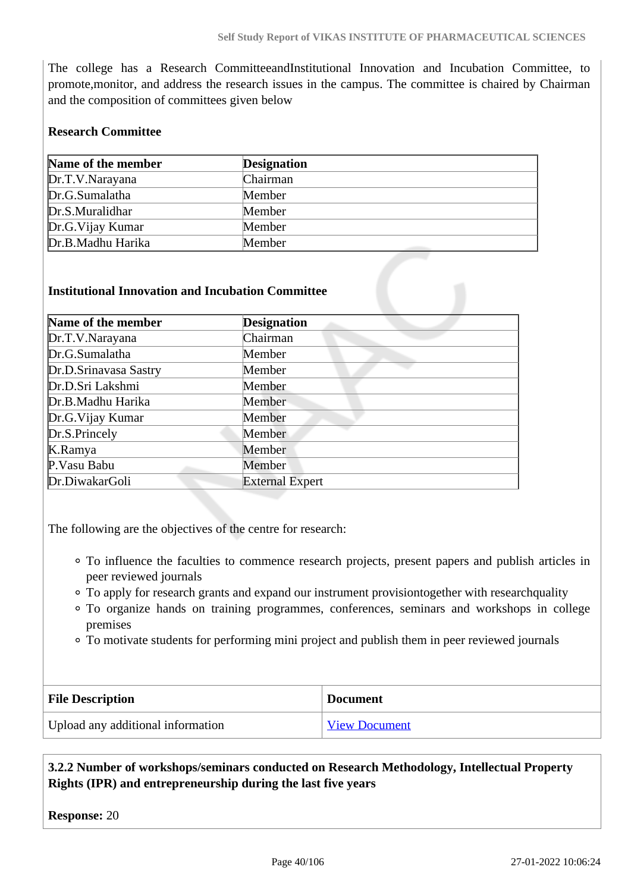The college has a Research CommitteeandInstitutional Innovation and Incubation Committee, to promote,monitor, and address the research issues in the campus. The committee is chaired by Chairman and the composition of committees given below

**Research Committee**

| Name of the member | Designation |
|---|---|
| Dr.T.V.Narayana | Chairman |
| Dr.G.Sumalatha | Member |
| Dr.S.Muralidhar | Member |
| Dr.G.Vijay Kumar | Member |
| Dr.B.Madhu Harika | Member |

**Institutional Innovation and Incubation Committee**

| Name of the member | Designation |
|---|---|
| Dr.T.V.Narayana | Chairman |
| Dr.G.Sumalatha | Member |
| Dr.D.Srinavasa Sastry | Member |
| Dr.D.Sri Lakshmi | Member |
| Dr.B.Madhu Harika | Member |
| Dr.G.Vijay Kumar | Member |
| Dr.S.Princely | Member |
| K.Ramya | Member |
| P.Vasu Babu | Member |
| Dr.DiwakarGoli | External Expert |

The following are the objectives of the centre for research:

- To influence the faculties to commence research projects, present papers and publish articles in peer reviewed journals
- To apply for research grants and expand our instrument provisiontogether with researchquality
- To organize hands on training programmes, conferences, seminars and workshops in college premises
- To motivate students for performing mini project and publish them in peer reviewed journals

| File Description | Document |
|---|---|
| Upload any additional information | View Document |

**3.2.2 Number of workshops/seminars conducted on Research Methodology, Intellectual Property Rights (IPR) and entrepreneurship during the last five years**

**Response:** 20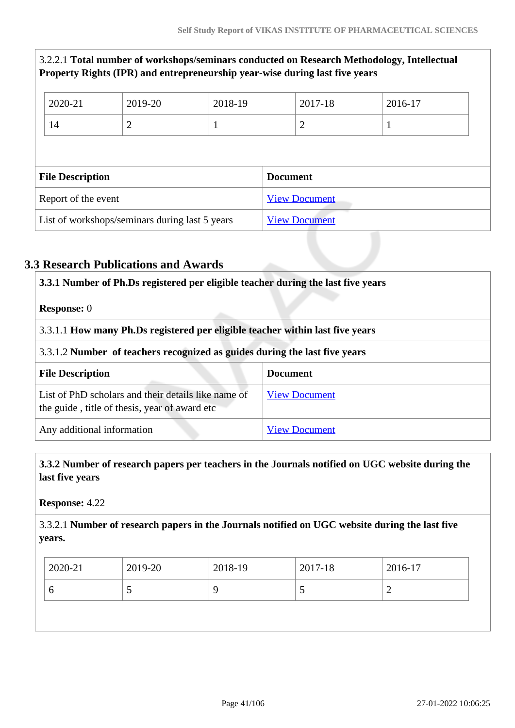3.2.2.1 **Total number of workshops/seminars conducted on Research Methodology, Intellectual Property Rights (IPR) and entrepreneurship year-wise during last five years**

| 2020-21 | 2019-20 | 2018-19 | 2017-18 | 2016-17 |
|---|---|---|---|---|
| 14 | 2 | 1 | 2 | 1 |

| File Description | Document |
|---|---|
| Report of the event | View Document |
| List of workshops/seminars during last 5 years | View Document |

## 3.3 Research Publications and Awards

**3.3.1 Number of Ph.Ds registered per eligible teacher during the last five years**

**Response:** 0

3.3.1.1 **How many Ph.Ds registered per eligible teacher within last five years**

3.3.1.2 **Number of teachers recognized as guides during the last five years**

| File Description | Document |
|---|---|
| List of PhD scholars and their details like name of the guide , title of thesis, year of award etc | View Document |
| Any additional information | View Document |

**3.3.2 Number of research papers per teachers in the Journals notified on UGC website during the last five years**

**Response:** 4.22

3.3.2.1 **Number of research papers in the Journals notified on UGC website during the last five years.**

| 2020-21 | 2019-20 | 2018-19 | 2017-18 | 2016-17 |
|---|---|---|---|---|
| 6 | 5 | 9 | 5 | 2 |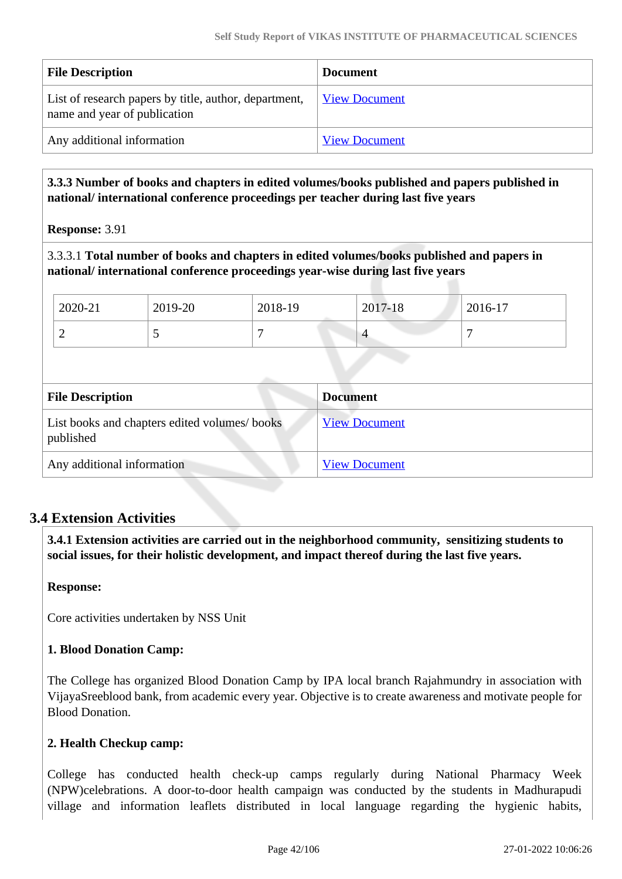| File Description | Document |
|---|---|
| List of research papers by title, author, department, name and year of publication | View Document |
| Any additional information | View Document |

**3.3.3 Number of books and chapters in edited volumes/books published and papers published in national/ international conference proceedings per teacher during last five years**

**Response:** 3.91

3.3.3.1 **Total number of books and chapters in edited volumes/books published and papers in national/ international conference proceedings year-wise during last five years**

| 2020-21 | 2019-20 | 2018-19 | 2017-18 | 2016-17 |
|---|---|---|---|---|
| 2 | 5 | 7 | 4 | 7 |

| File Description | Document |
|---|---|
| List books and chapters edited volumes/ books published | View Document |
| Any additional information | View Document |

## 3.4 Extension Activities

**3.4.1 Extension activities are carried out in the neighborhood community, sensitizing students to social issues, for their holistic development, and impact thereof during the last five years.**

**Response:**

Core activities undertaken by NSS Unit

**1. Blood Donation Camp:**

The College has organized Blood Donation Camp by IPA local branch Rajahmundry in association with VijayaSreeblood bank, from academic every year. Objective is to create awareness and motivate people for Blood Donation.

**2. Health Checkup camp:**

College has conducted health check-up camps regularly during National Pharmacy Week (NPW)celebrations. A door-to-door health campaign was conducted by the students in Madhurapudi village and information leaflets distributed in local language regarding the hygienic habits,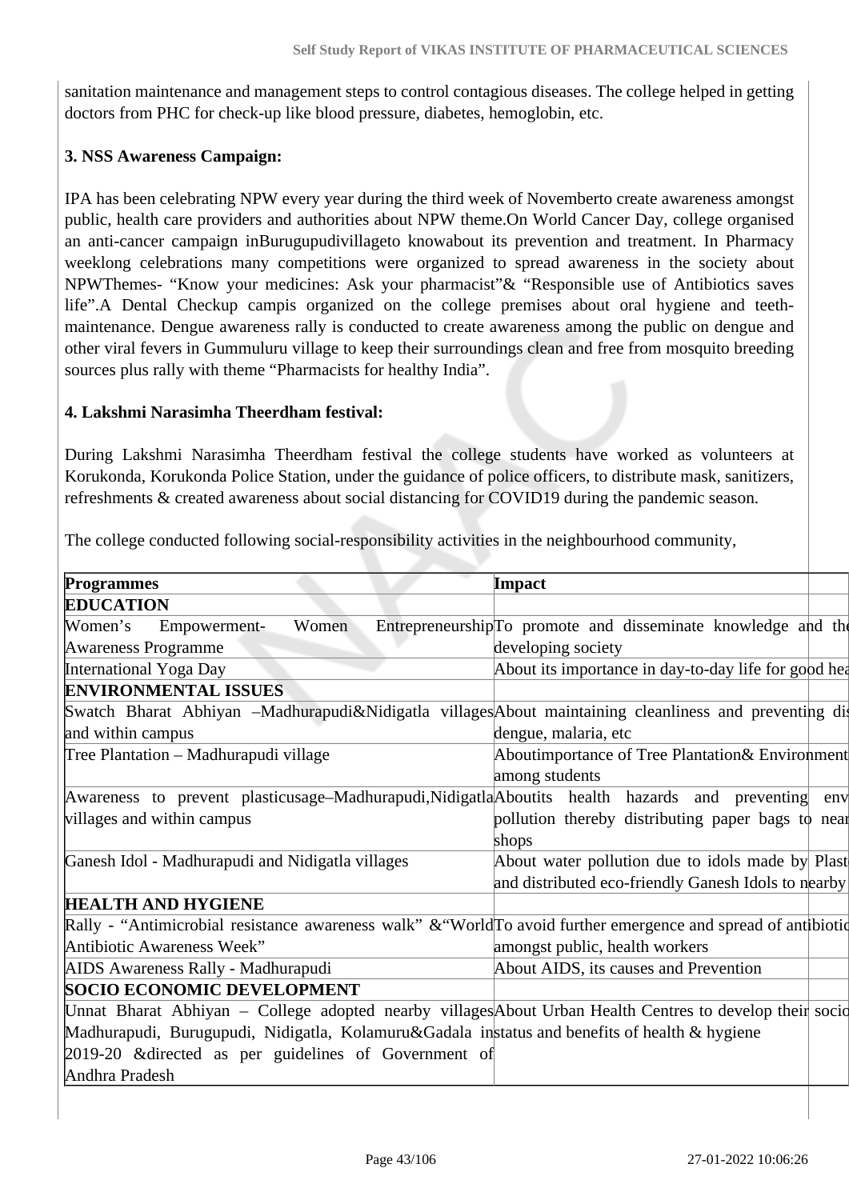sanitation maintenance and management steps to control contagious diseases. The college helped in getting doctors from PHC for check-up like blood pressure, diabetes, hemoglobin, etc.

**3. NSS Awareness Campaign:**

IPA has been celebrating NPW every year during the third week of Novemberto create awareness amongst public, health care providers and authorities about NPW theme.On World Cancer Day, college organised an anti-cancer campaign inBurugupudivillageto knowabout its prevention and treatment. In Pharmacy weeklong celebrations many competitions were organized to spread awareness in the society about NPWThemes- "Know your medicines: Ask your pharmacist"& "Responsible use of Antibiotics saves life".A Dental Checkup campis organized on the college premises about oral hygiene and teeth-maintenance. Dengue awareness rally is conducted to create awareness among the public on dengue and other viral fevers in Gummuluru village to keep their surroundings clean and free from mosquito breeding sources plus rally with theme "Pharmacists for healthy India".

**4. Lakshmi Narasimha Theerdham festival:**

During Lakshmi Narasimha Theerdham festival the college students have worked as volunteers at Korukonda, Korukonda Police Station, under the guidance of police officers, to distribute mask, sanitizers, refreshments & created awareness about social distancing for COVID19 during the pandemic season.

The college conducted following social-responsibility activities in the neighbourhood community,

| Programmes | Impact |
|---|---|
| **EDUCATION** | |
| Women's Empowerment- Women Entrepreneurship Awareness Programme | To promote and disseminate knowledge and th developing society |
| International Yoga Day | About its importance in day-to-day life for good hea |
| **ENVIRONMENTAL ISSUES** | |
| Swatch Bharat Abhiyan –Madhurapudi&Nidigatla villages and within campus | About maintaining cleanliness and preventing di dengue, malaria, etc |
| Tree Plantation – Madhurapudi village | Aboutimportance of Tree Plantation& Environment among students |
| Awareness to prevent plasticusage–Madhurapudi,Nidigatla villages and within campus | Aboutits health hazards and preventing env pollution thereby distributing paper bags to nea shops |
| Ganesh Idol - Madhurapudi and Nidigatla villages | About water pollution due to idols made by Plast and distributed eco-friendly Ganesh Idols to nearby |
| **HEALTH AND HYGIENE** | |
| Rally - "Antimicrobial resistance awareness walk" &"World Antibiotic Awareness Week" | To avoid further emergence and spread of antibiotic amongst public, health workers |
| AIDS Awareness Rally - Madhurapudi | About AIDS, its causes and Prevention |
| **SOCIO ECONOMIC DEVELOPMENT** | |
| Unnat Bharat Abhiyan – College adopted nearby villages Madhurapudi, Burugupudi, Nidigatla, Kolamuru&Gadala in 2019-20 &directed as per guidelines of Government of Andhra Pradesh | About Urban Health Centres to develop their socio status and benefits of health & hygiene |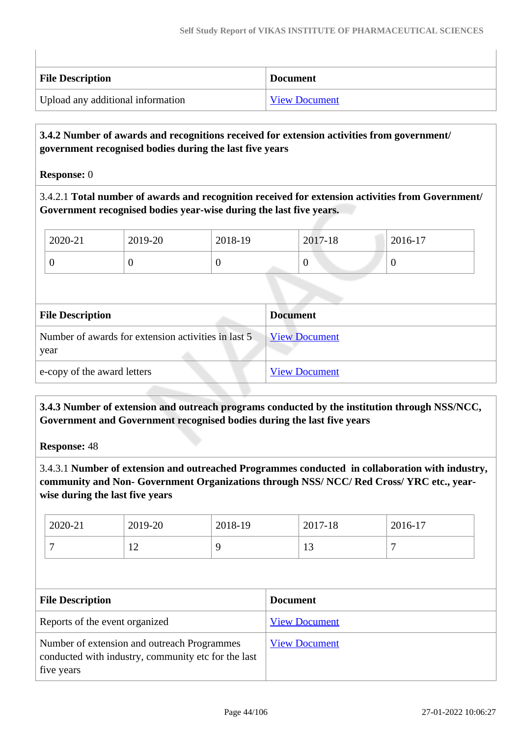| File Description | Document |
| --- | --- |
| Upload any additional information | View Document |

**3.4.2 Number of awards and recognitions received for extension activities from government/ government recognised bodies during the last five years**

**Response:** 0

3.4.2.1 **Total number of awards and recognition received for extension activities from Government/ Government recognised bodies year-wise during the last five years.**

| 2020-21 | 2019-20 | 2018-19 | 2017-18 | 2016-17 |
| --- | --- | --- | --- | --- |
| 0 | 0 | 0 | 0 | 0 |

| File Description | Document |
| --- | --- |
| Number of awards for extension activities in last 5 year | View Document |
| e-copy of the award letters | View Document |

**3.4.3 Number of extension and outreach programs conducted by the institution through NSS/NCC, Government and Government recognised bodies during the last five years**

**Response:** 48

3.4.3.1 **Number of extension and outreached Programmes conducted in collaboration with industry, community and Non- Government Organizations through NSS/ NCC/ Red Cross/ YRC etc., year-wise during the last five years**

| 2020-21 | 2019-20 | 2018-19 | 2017-18 | 2016-17 |
| --- | --- | --- | --- | --- |
| 7 | 12 | 9 | 13 | 7 |

| File Description | Document |
| --- | --- |
| Reports of the event organized | View Document |
| Number of extension and outreach Programmes conducted with industry, community etc for the last five years | View Document |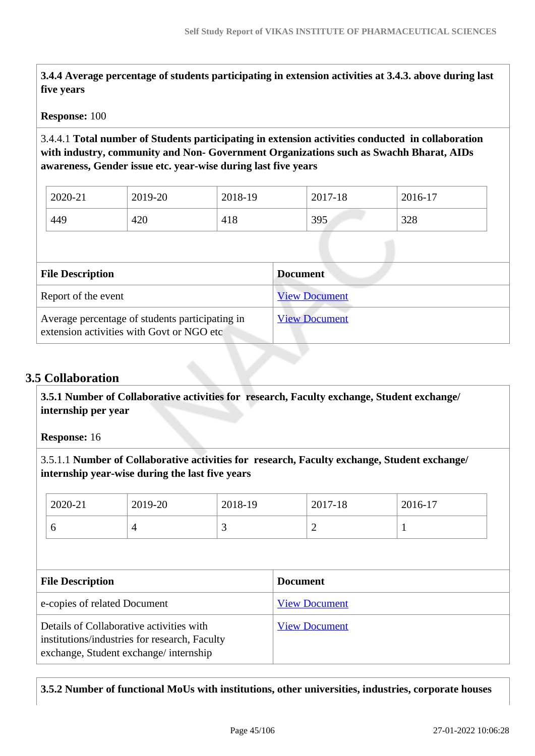**3.4.4 Average percentage of students participating in extension activities at 3.4.3. above during last five years**

**Response:** 100

3.4.4.1 **Total number of Students participating in extension activities conducted in collaboration with industry, community and Non- Government Organizations such as Swachh Bharat, AIDs awareness, Gender issue etc. year-wise during last five years**

| 2020-21 | 2019-20 | 2018-19 | 2017-18 | 2016-17 |
|---|---|---|---|---|
| 449 | 420 | 418 | 395 | 328 |

| File Description | Document |
|---|---|
| Report of the event | View Document |
| Average percentage of students participating in extension activities with Govt or NGO etc | View Document |

## 3.5 Collaboration

**3.5.1 Number of Collaborative activities for research, Faculty exchange, Student exchange/ internship per year**

**Response:** 16

3.5.1.1 **Number of Collaborative activities for research, Faculty exchange, Student exchange/ internship year-wise during the last five years**

| 2020-21 | 2019-20 | 2018-19 | 2017-18 | 2016-17 |
|---|---|---|---|---|
| 6 | 4 | 3 | 2 | 1 |

| File Description | Document |
|---|---|
| e-copies of related Document | View Document |
| Details of Collaborative activities with institutions/industries for research, Faculty exchange, Student exchange/ internship | View Document |

**3.5.2 Number of functional MoUs with institutions, other universities, industries, corporate houses**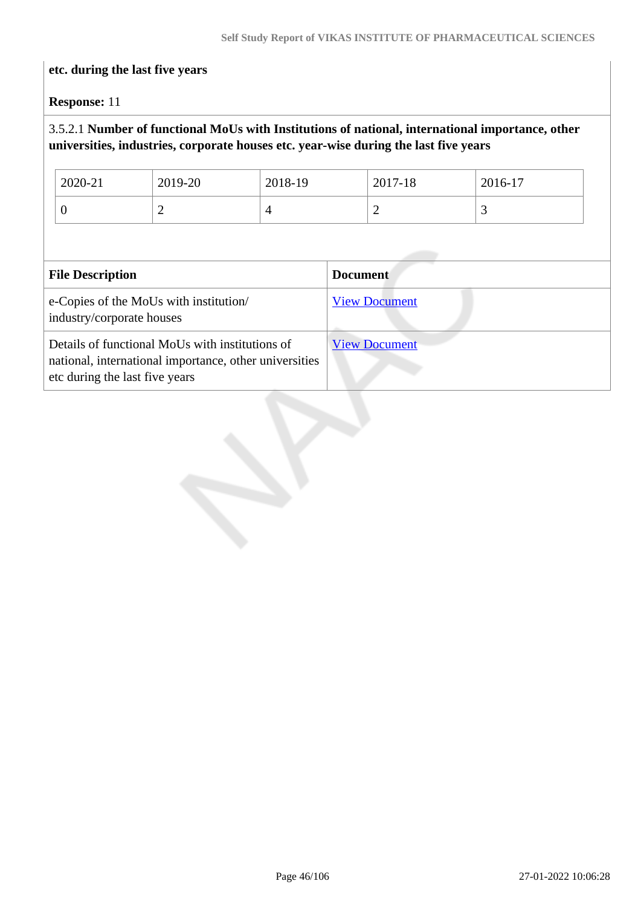**etc. during the last five years**

**Response:** 11

3.5.2.1 **Number of functional MoUs with Institutions of national, international importance, other universities, industries, corporate houses etc. year-wise during the last five years**

| 2020-21 | 2019-20 | 2018-19 | 2017-18 | 2016-17 |
|---|---|---|---|---|
| 0 | 2 | 4 | 2 | 3 |

| File Description | Document |
|---|---|
| e-Copies of the MoUs with institution/ industry/corporate houses | View Document |
| Details of functional MoUs with institutions of national, international importance, other universities etc during the last five years | View Document |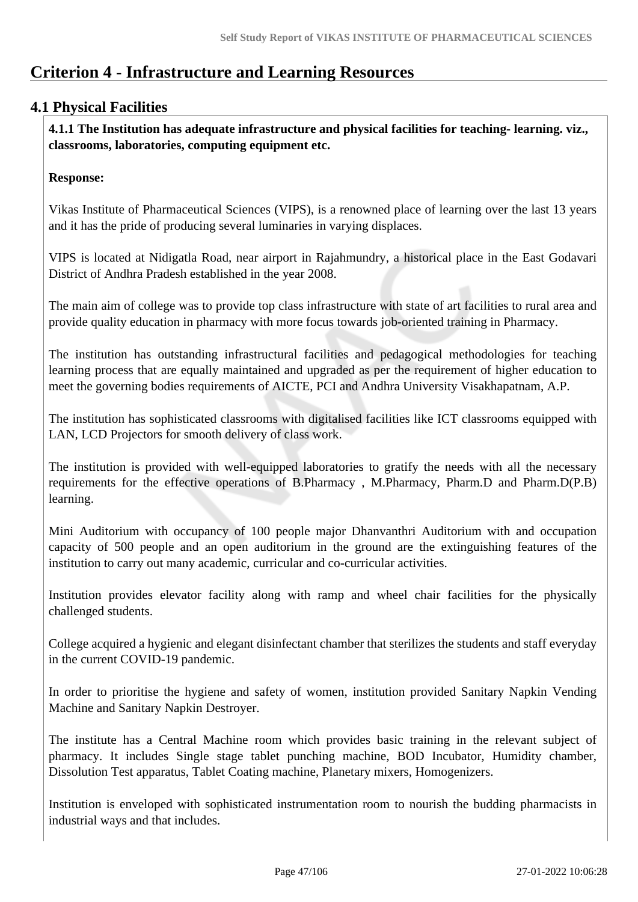# Criterion 4 - Infrastructure and Learning Resources

## 4.1 Physical Facilities

**4.1.1 The Institution has adequate infrastructure and physical facilities for teaching- learning. viz., classrooms, laboratories, computing equipment etc.**

**Response:**

Vikas Institute of Pharmaceutical Sciences (VIPS), is a renowned place of learning over the last 13 years and it has the pride of producing several luminaries in varying displaces.

VIPS is located at Nidigatla Road, near airport in Rajahmundry, a historical place in the East Godavari District of Andhra Pradesh established in the year 2008.

The main aim of college was to provide top class infrastructure with state of art facilities to rural area and provide quality education in pharmacy with more focus towards job-oriented training in Pharmacy.

The institution has outstanding infrastructural facilities and pedagogical methodologies for teaching learning process that are equally maintained and upgraded as per the requirement of higher education to meet the governing bodies requirements of AICTE, PCI and Andhra University Visakhapatnam, A.P.

The institution has sophisticated classrooms with digitalised facilities like ICT classrooms equipped with LAN, LCD Projectors for smooth delivery of class work.

The institution is provided with well-equipped laboratories to gratify the needs with all the necessary requirements for the effective operations of B.Pharmacy , M.Pharmacy, Pharm.D and Pharm.D(P.B) learning.

Mini Auditorium with occupancy of 100 people major Dhanvanthri Auditorium with and occupation capacity of 500 people and an open auditorium in the ground are the extinguishing features of the institution to carry out many academic, curricular and co-curricular activities.

Institution provides elevator facility along with ramp and wheel chair facilities for the physically challenged students.

College acquired a hygienic and elegant disinfectant chamber that sterilizes the students and staff everyday in the current COVID-19 pandemic.

In order to prioritise the hygiene and safety of women, institution provided Sanitary Napkin Vending Machine and Sanitary Napkin Destroyer.

The institute has a Central Machine room which provides basic training in the relevant subject of pharmacy. It includes Single stage tablet punching machine, BOD Incubator, Humidity chamber, Dissolution Test apparatus, Tablet Coating machine, Planetary mixers, Homogenizers.

Institution is enveloped with sophisticated instrumentation room to nourish the budding pharmacists in industrial ways and that includes.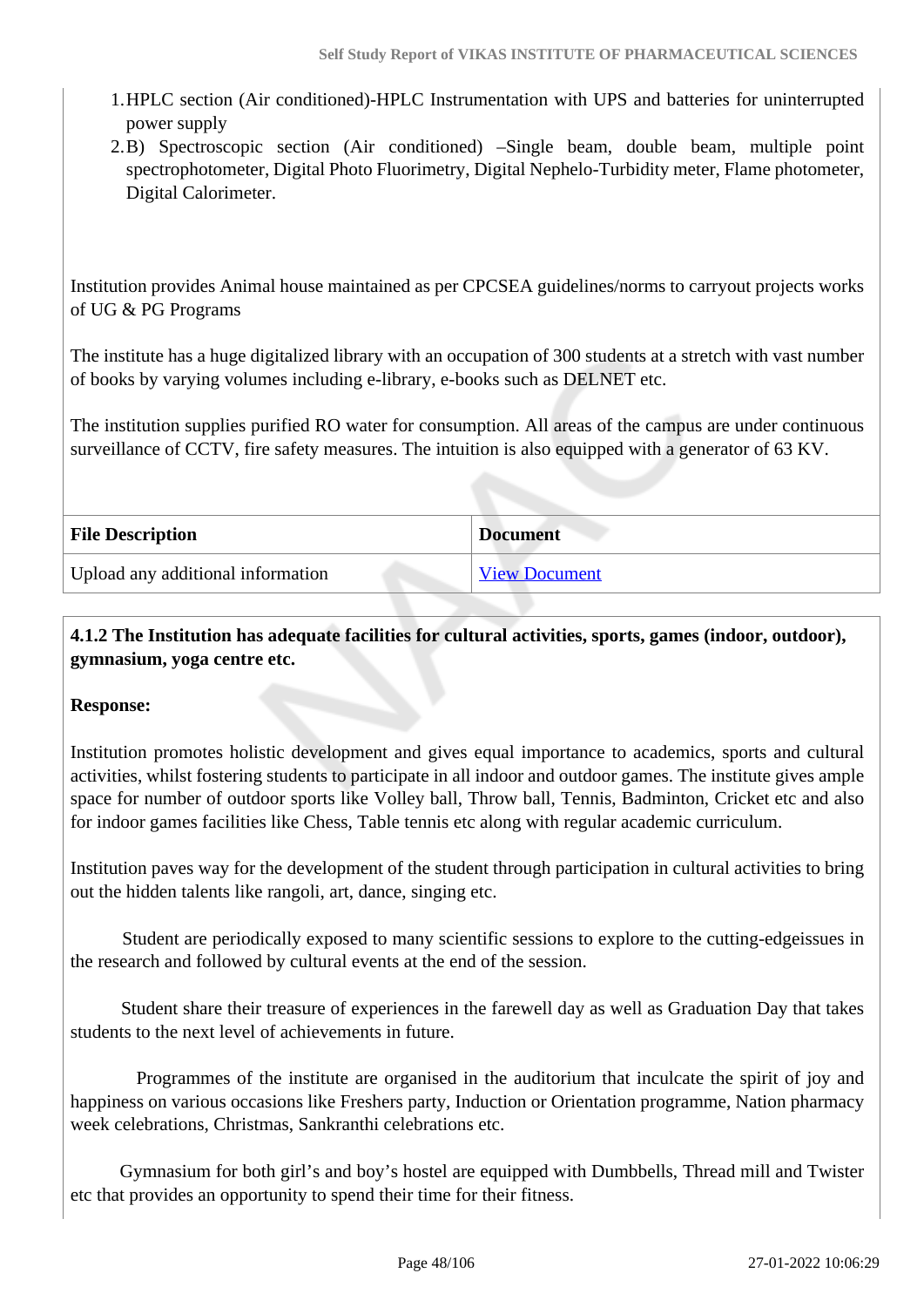1. HPLC section (Air conditioned)-HPLC Instrumentation with UPS and batteries for uninterrupted power supply
2. B) Spectroscopic section (Air conditioned) –Single beam, double beam, multiple point spectrophotometer, Digital Photo Fluorimetry, Digital Nephelo-Turbidity meter, Flame photometer, Digital Calorimeter.

Institution provides Animal house maintained as per CPCSEA guidelines/norms to carryout projects works of UG & PG Programs

The institute has a huge digitalized library with an occupation of 300 students at a stretch with vast number of books by varying volumes including e-library, e-books such as DELNET etc.

The institution supplies purified RO water for consumption. All areas of the campus are under continuous surveillance of CCTV, fire safety measures. The intuition is also equipped with a generator of 63 KV.

| File Description | Document |
|---|---|
| Upload any additional information | View Document |

**4.1.2 The Institution has adequate facilities for cultural activities, sports, games (indoor, outdoor), gymnasium, yoga centre etc.**

**Response:**

Institution promotes holistic development and gives equal importance to academics, sports and cultural activities, whilst fostering students to participate in all indoor and outdoor games. The institute gives ample space for number of outdoor sports like Volley ball, Throw ball, Tennis, Badminton, Cricket etc and also for indoor games facilities like Chess, Table tennis etc along with regular academic curriculum.

Institution paves way for the development of the student through participation in cultural activities to bring out the hidden talents like rangoli, art, dance, singing etc.

Student are periodically exposed to many scientific sessions to explore to the cutting-edgeissues in the research and followed by cultural events at the end of the session.

Student share their treasure of experiences in the farewell day as well as Graduation Day that takes students to the next level of achievements in future.

Programmes of the institute are organised in the auditorium that inculcate the spirit of joy and happiness on various occasions like Freshers party, Induction or Orientation programme, Nation pharmacy week celebrations, Christmas, Sankranthi celebrations etc.

Gymnasium for both girl's and boy's hostel are equipped with Dumbbells, Thread mill and Twister etc that provides an opportunity to spend their time for their fitness.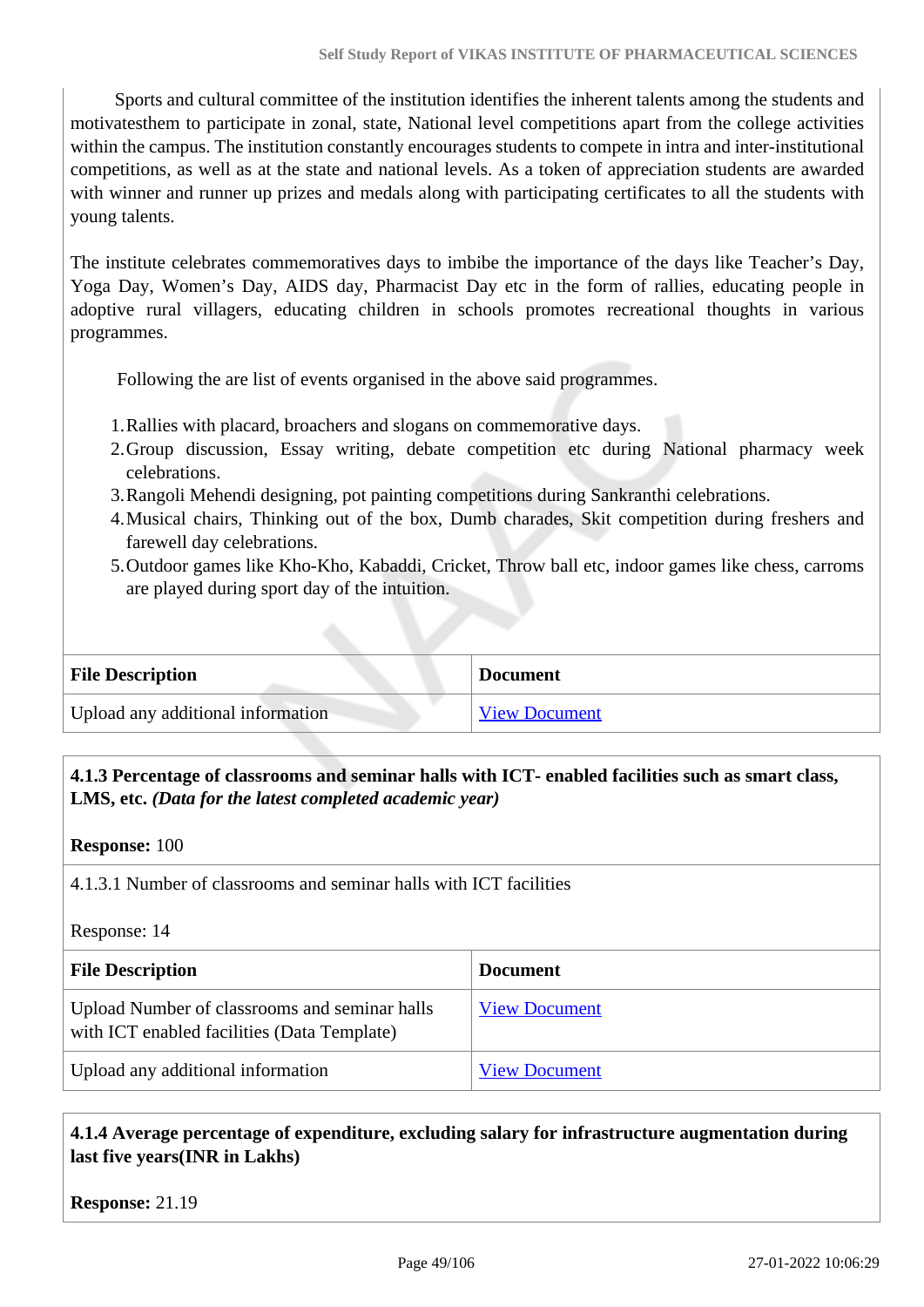Sports and cultural committee of the institution identifies the inherent talents among the students and motivatesthem to participate in zonal, state, National level competitions apart from the college activities within the campus. The institution constantly encourages students to compete in intra and inter-institutional competitions, as well as at the state and national levels. As a token of appreciation students are awarded with winner and runner up prizes and medals along with participating certificates to all the students with young talents.

The institute celebrates commemoratives days to imbibe the importance of the days like Teacher's Day, Yoga Day, Women's Day, AIDS day, Pharmacist Day etc in the form of rallies, educating people in adoptive rural villagers, educating children in schools promotes recreational thoughts in various programmes.

Following the are list of events organised in the above said programmes.

1. Rallies with placard, broachers and slogans on commemorative days.
2. Group discussion, Essay writing, debate competition etc during National pharmacy week celebrations.
3. Rangoli Mehendi designing, pot painting competitions during Sankranthi celebrations.
4. Musical chairs, Thinking out of the box, Dumb charades, Skit competition during freshers and farewell day celebrations.
5. Outdoor games like Kho-Kho, Kabaddi, Cricket, Throw ball etc, indoor games like chess, carroms are played during sport day of the intuition.

| File Description | Document |
| --- | --- |
| Upload any additional information | View Document |

**4.1.3 Percentage of classrooms and seminar halls with ICT- enabled facilities such as smart class, LMS, etc. *(Data for the latest completed academic year)***

**Response:** 100

4.1.3.1 Number of classrooms and seminar halls with ICT facilities

Response: 14

| File Description | Document |
| --- | --- |
| Upload Number of classrooms and seminar halls with ICT enabled facilities (Data Template) | View Document |
| Upload any additional information | View Document |

**4.1.4 Average percentage of expenditure, excluding salary for infrastructure augmentation during last five years(INR in Lakhs)**

**Response:** 21.19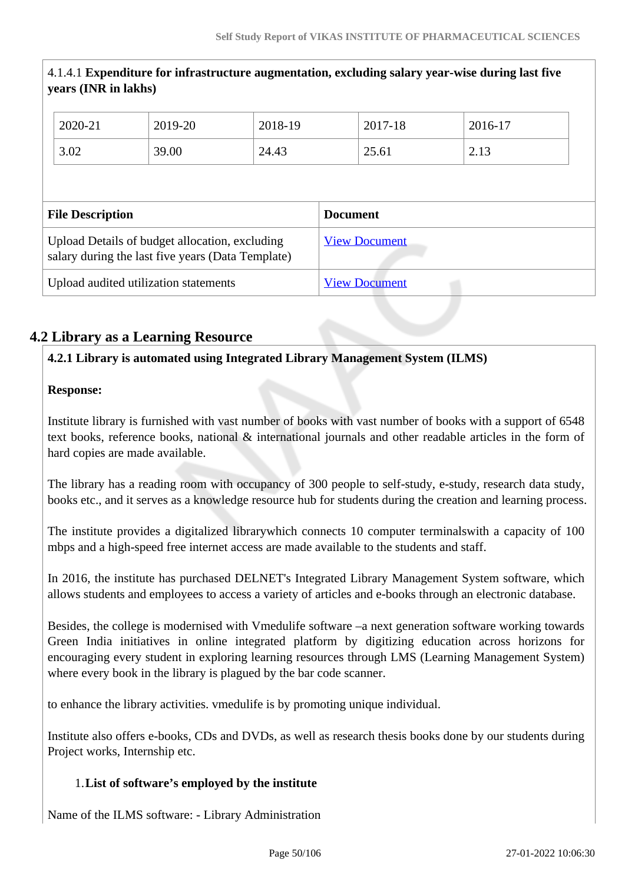4.1.4.1 **Expenditure for infrastructure augmentation, excluding salary year-wise during last five years (INR in lakhs)**

| 2020-21 | 2019-20 | 2018-19 | 2017-18 | 2016-17 |
|---|---|---|---|---|
| 3.02 | 39.00 | 24.43 | 25.61 | 2.13 |

| File Description | Document |
|---|---|
| Upload Details of budget allocation, excluding salary during the last five years (Data Template) | View Document |
| Upload audited utilization statements | View Document |

## 4.2 Library as a Learning Resource

**4.2.1 Library is automated using Integrated Library Management System (ILMS)**

**Response:**

Institute library is furnished with vast number of books with vast number of books with a support of 6548 text books, reference books, national & international journals and other readable articles in the form of hard copies are made available.

The library has a reading room with occupancy of 300 people to self-study, e-study, research data study, books etc., and it serves as a knowledge resource hub for students during the creation and learning process.

The institute provides a digitalized librarywhich connects 10 computer terminalswith a capacity of 100 mbps and a high-speed free internet access are made available to the students and staff.

In 2016, the institute has purchased DELNET's Integrated Library Management System software, which allows students and employees to access a variety of articles and e-books through an electronic database.

Besides, the college is modernised with Vmedulife software –a next generation software working towards Green India initiatives in online integrated platform by digitizing education across horizons for encouraging every student in exploring learning resources through LMS (Learning Management System) where every book in the library is plagued by the bar code scanner.

to enhance the library activities. vmedulife is by promoting unique individual.

Institute also offers e-books, CDs and DVDs, as well as research thesis books done by our students during Project works, Internship etc.

1. **List of software's employed by the institute**

Name of the ILMS software: - Library Administration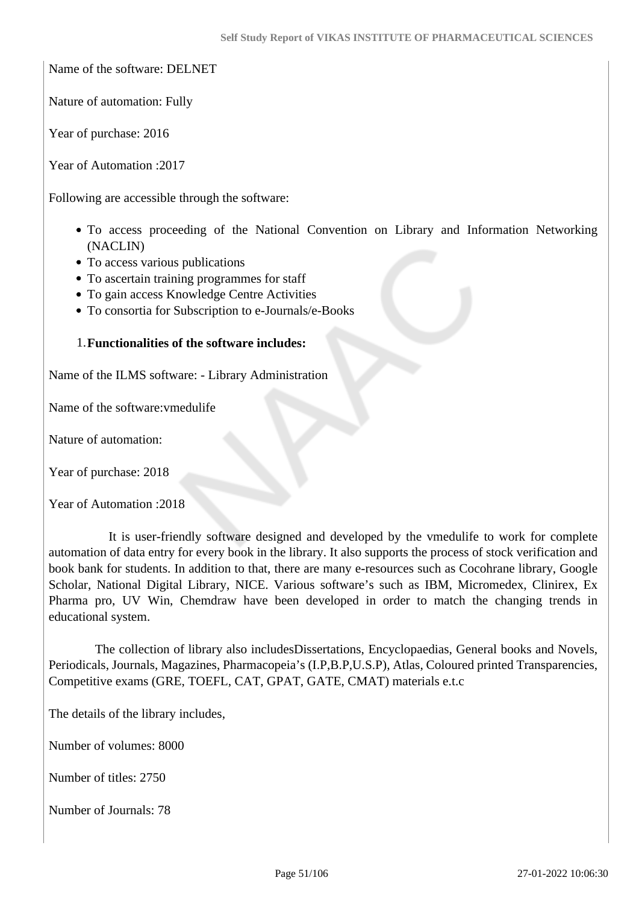Name of the software: DELNET

Nature of automation: Fully

Year of purchase: 2016

Year of Automation :2017

Following are accessible through the software:

- To access proceeding of the National Convention on Library and Information Networking (NACLIN)
- To access various publications
- To ascertain training programmes for staff
- To gain access Knowledge Centre Activities
- To consortia for Subscription to e-Journals/e-Books

1. **Functionalities of the software includes:**

Name of the ILMS software: - Library Administration

Name of the software:vmedulife

Nature of automation:

Year of purchase: 2018

Year of Automation :2018

It is user-friendly software designed and developed by the vmedulife to work for complete automation of data entry for every book in the library. It also supports the process of stock verification and book bank for students. In addition to that, there are many e-resources such as Cocohrane library, Google Scholar, National Digital Library, NICE. Various software's such as IBM, Micromedex, Clinirex, Ex Pharma pro, UV Win, Chemdraw have been developed in order to match the changing trends in educational system.

The collection of library also includesDissertations, Encyclopaedias, General books and Novels, Periodicals, Journals, Magazines, Pharmacopeia's (I.P,B.P,U.S.P), Atlas, Coloured printed Transparencies, Competitive exams (GRE, TOEFL, CAT, GPAT, GATE, CMAT) materials e.t.c

The details of the library includes,

Number of volumes: 8000

Number of titles: 2750

Number of Journals: 78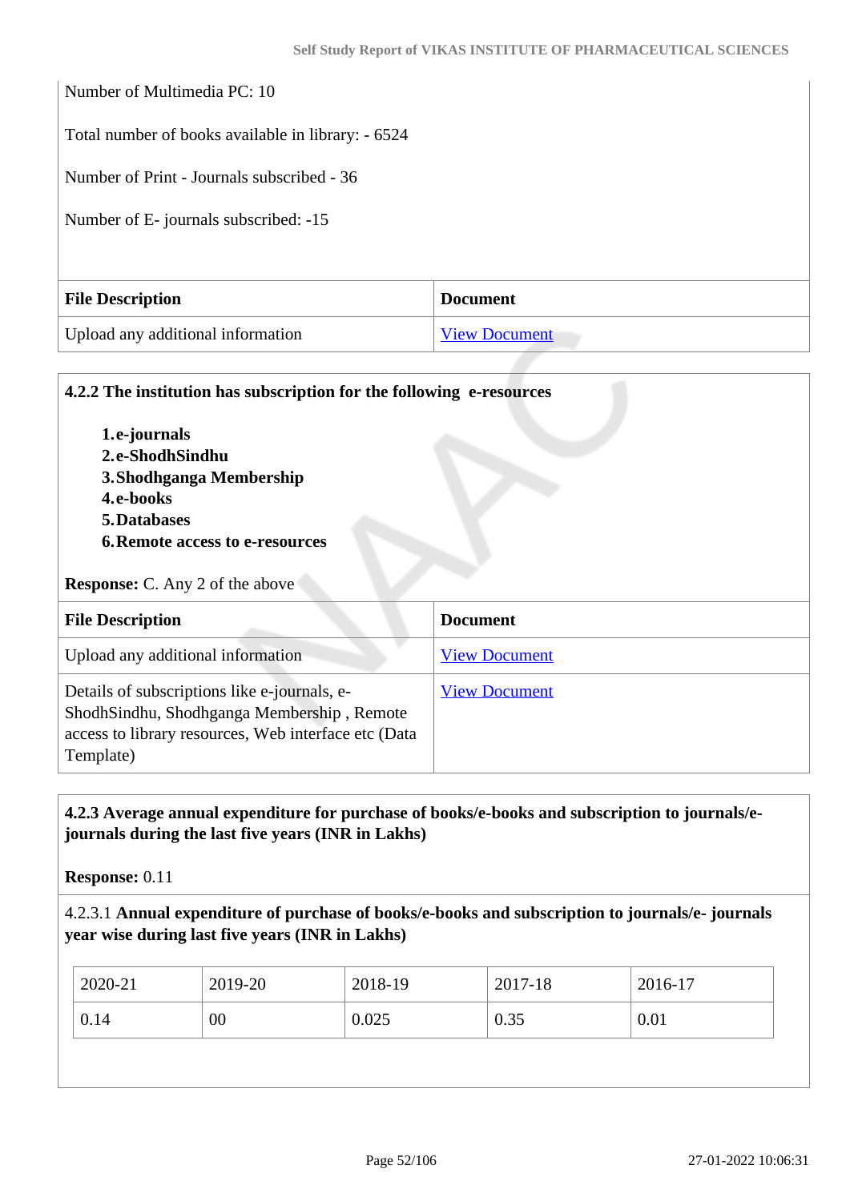Number of Multimedia PC: 10

Total number of books available in library: - 6524

Number of Print - Journals subscribed - 36

Number of E- journals subscribed: -15

| File Description | Document |
|---|---|
| Upload any additional information | View Document |

**4.2.2 The institution has subscription for the following e-resources**

1. **e-journals**
2. **e-ShodhSindhu**
3. **Shodhganga Membership**
4. **e-books**
5. **Databases**
6. **Remote access to e-resources**

**Response:** C. Any 2 of the above

| File Description | Document |
|---|---|
| Upload any additional information | View Document |
| Details of subscriptions like e-journals, e-ShodhSindhu, Shodhganga Membership , Remote access to library resources, Web interface etc (Data Template) | View Document |

**4.2.3 Average annual expenditure for purchase of books/e-books and subscription to journals/e-journals during the last five years (INR in Lakhs)**

**Response:** 0.11

4.2.3.1 **Annual expenditure of purchase of books/e-books and subscription to journals/e- journals year wise during last five years (INR in Lakhs)**

| 2020-21 | 2019-20 | 2018-19 | 2017-18 | 2016-17 |
|---|---|---|---|---|
| 0.14 | 00 | 0.025 | 0.35 | 0.01 |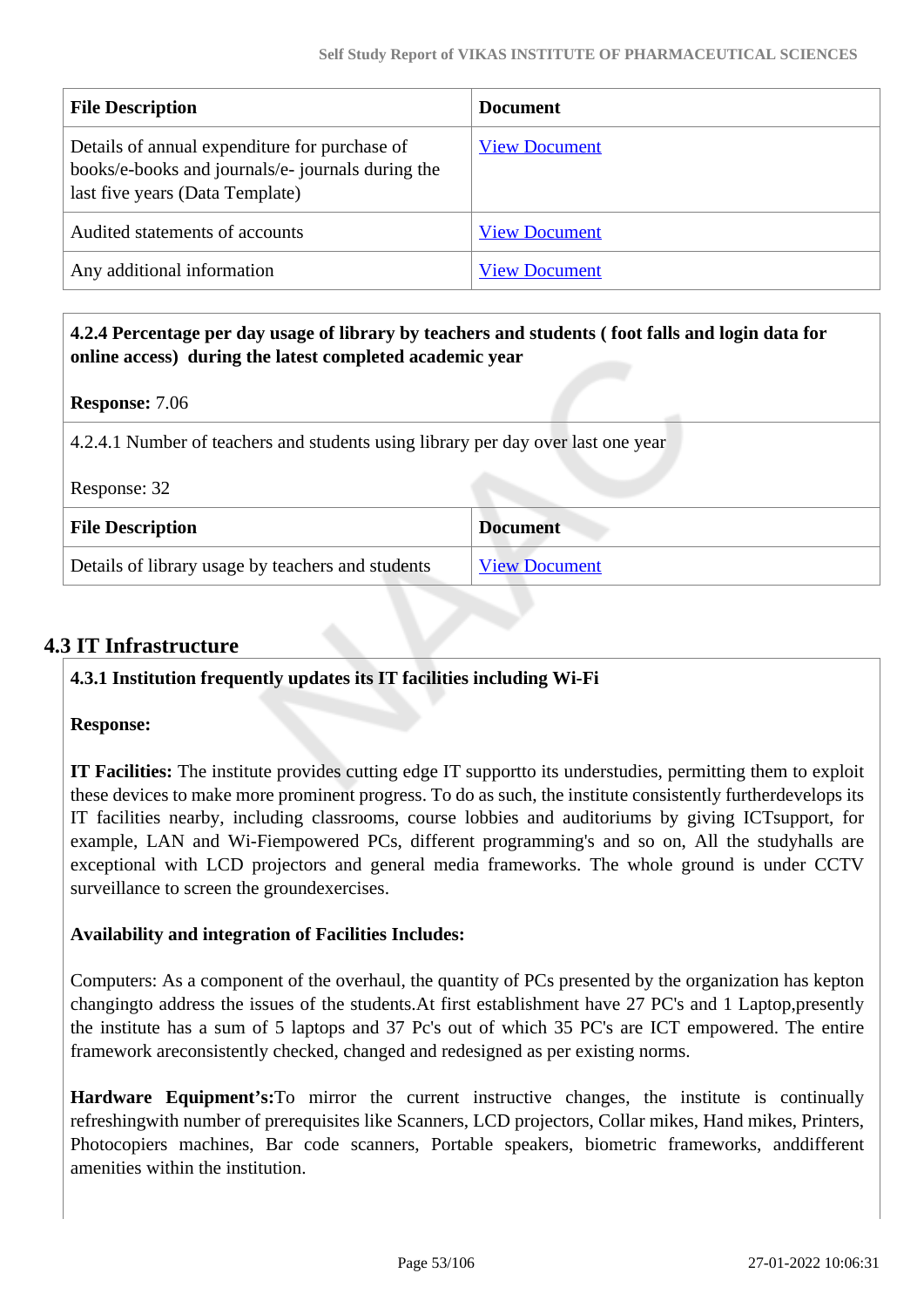| File Description | Document |
|---|---|
| Details of annual expenditure for purchase of books/e-books and journals/e- journals during the last five years (Data Template) | View Document |
| Audited statements of accounts | View Document |
| Any additional information | View Document |

**4.2.4 Percentage per day usage of library by teachers and students ( foot falls and login data for online access) during the latest completed academic year**

**Response:** 7.06

4.2.4.1 Number of teachers and students using library per day over last one year

Response: 32

| File Description | Document |
|---|---|
| Details of library usage by teachers and students | View Document |

## 4.3 IT Infrastructure

**4.3.1 Institution frequently updates its IT facilities including Wi-Fi**

**Response:**

**IT Facilities:** The institute provides cutting edge IT supportto its understudies, permitting them to exploit these devices to make more prominent progress. To do as such, the institute consistently furtherdevelops its IT facilities nearby, including classrooms, course lobbies and auditoriums by giving ICTsupport, for example, LAN and Wi-Fiempowered PCs, different programming's and so on, All the studyhalls are exceptional with LCD projectors and general media frameworks. The whole ground is under CCTV surveillance to screen the groundexercises.

**Availability and integration of Facilities Includes:**

Computers: As a component of the overhaul, the quantity of PCs presented by the organization has kepton changingto address the issues of the students.At first establishment have 27 PC's and 1 Laptop,presently the institute has a sum of 5 laptops and 37 Pc's out of which 35 PC's are ICT empowered. The entire framework areconsistently checked, changed and redesigned as per existing norms.

**Hardware Equipment's:**To mirror the current instructive changes, the institute is continually refreshingwith number of prerequisites like Scanners, LCD projectors, Collar mikes, Hand mikes, Printers, Photocopiers machines, Bar code scanners, Portable speakers, biometric frameworks, anddifferent amenities within the institution.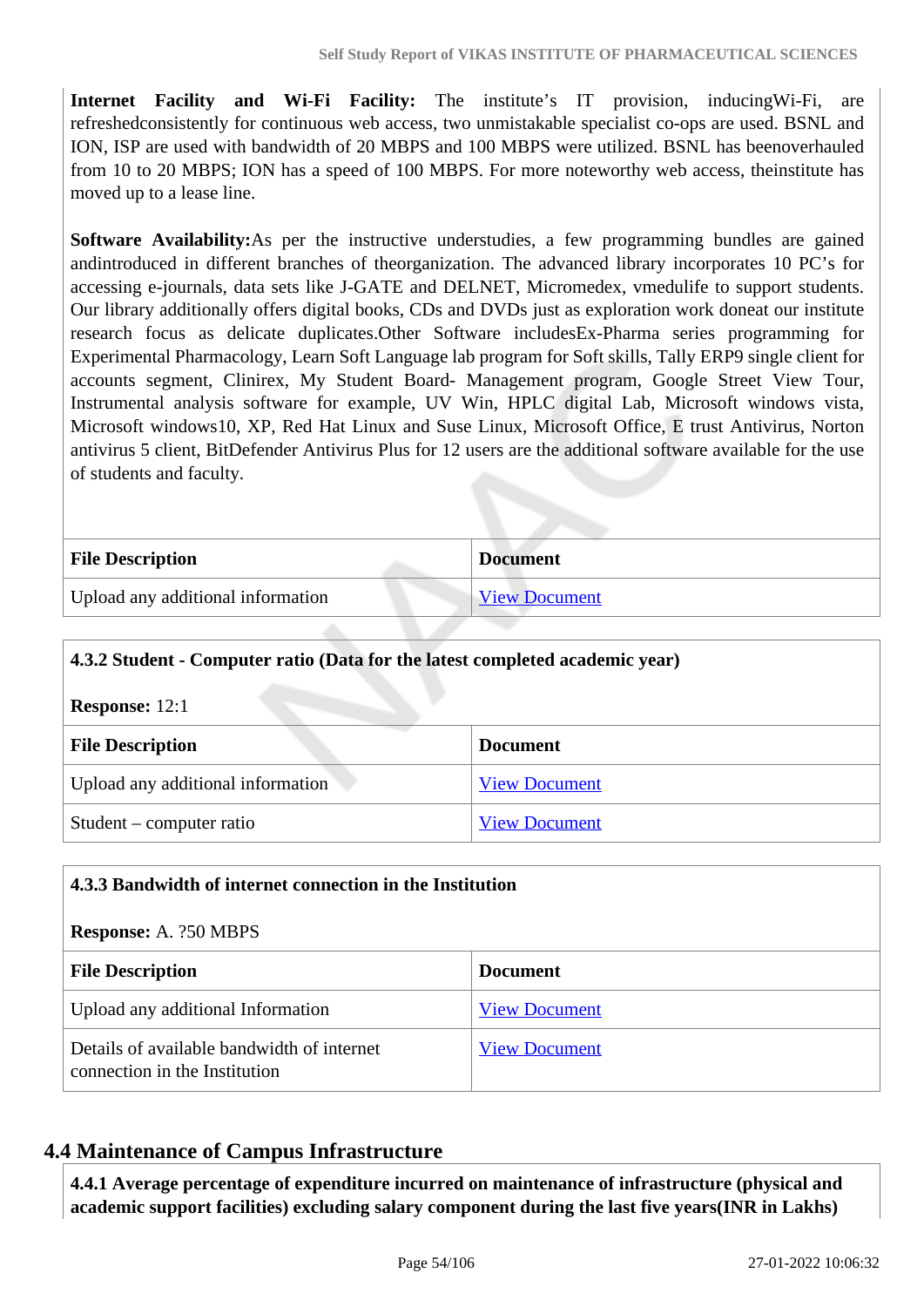**Internet Facility and Wi-Fi Facility:** The institute's IT provision, inducingWi-Fi, are refreshedconsistently for continuous web access, two unmistakable specialist co-ops are used. BSNL and ION, ISP are used with bandwidth of 20 MBPS and 100 MBPS were utilized. BSNL has beenoverhauled from 10 to 20 MBPS; ION has a speed of 100 MBPS. For more noteworthy web access, theinstitute has moved up to a lease line.

**Software Availability:**As per the instructive understudies, a few programming bundles are gained andintroduced in different branches of theorganization. The advanced library incorporates 10 PC's for accessing e-journals, data sets like J-GATE and DELNET, Micromedex, vmedulife to support students. Our library additionally offers digital books, CDs and DVDs just as exploration work doneat our institute research focus as delicate duplicates.Other Software includesEx-Pharma series programming for Experimental Pharmacology, Learn Soft Language lab program for Soft skills, Tally ERP9 single client for accounts segment, Clinirex, My Student Board- Management program, Google Street View Tour, Instrumental analysis software for example, UV Win, HPLC digital Lab, Microsoft windows vista, Microsoft windows10, XP, Red Hat Linux and Suse Linux, Microsoft Office, E trust Antivirus, Norton antivirus 5 client, BitDefender Antivirus Plus for 12 users are the additional software available for the use of students and faculty.

| File Description | Document |
|---|---|
| Upload any additional information | View Document |

**4.3.2 Student - Computer ratio (Data for the latest completed academic year)**

**Response:** 12:1

| File Description | Document |
|---|---|
| Upload any additional information | View Document |
| Student – computer ratio | View Document |

**4.3.3 Bandwidth of internet connection in the Institution**

**Response:** A. ?50 MBPS

| File Description | Document |
|---|---|
| Upload any additional Information | View Document |
| Details of available bandwidth of internet connection in the Institution | View Document |

## 4.4 Maintenance of Campus Infrastructure

**4.4.1 Average percentage of expenditure incurred on maintenance of infrastructure (physical and academic support facilities) excluding salary component during the last five years(INR in Lakhs)**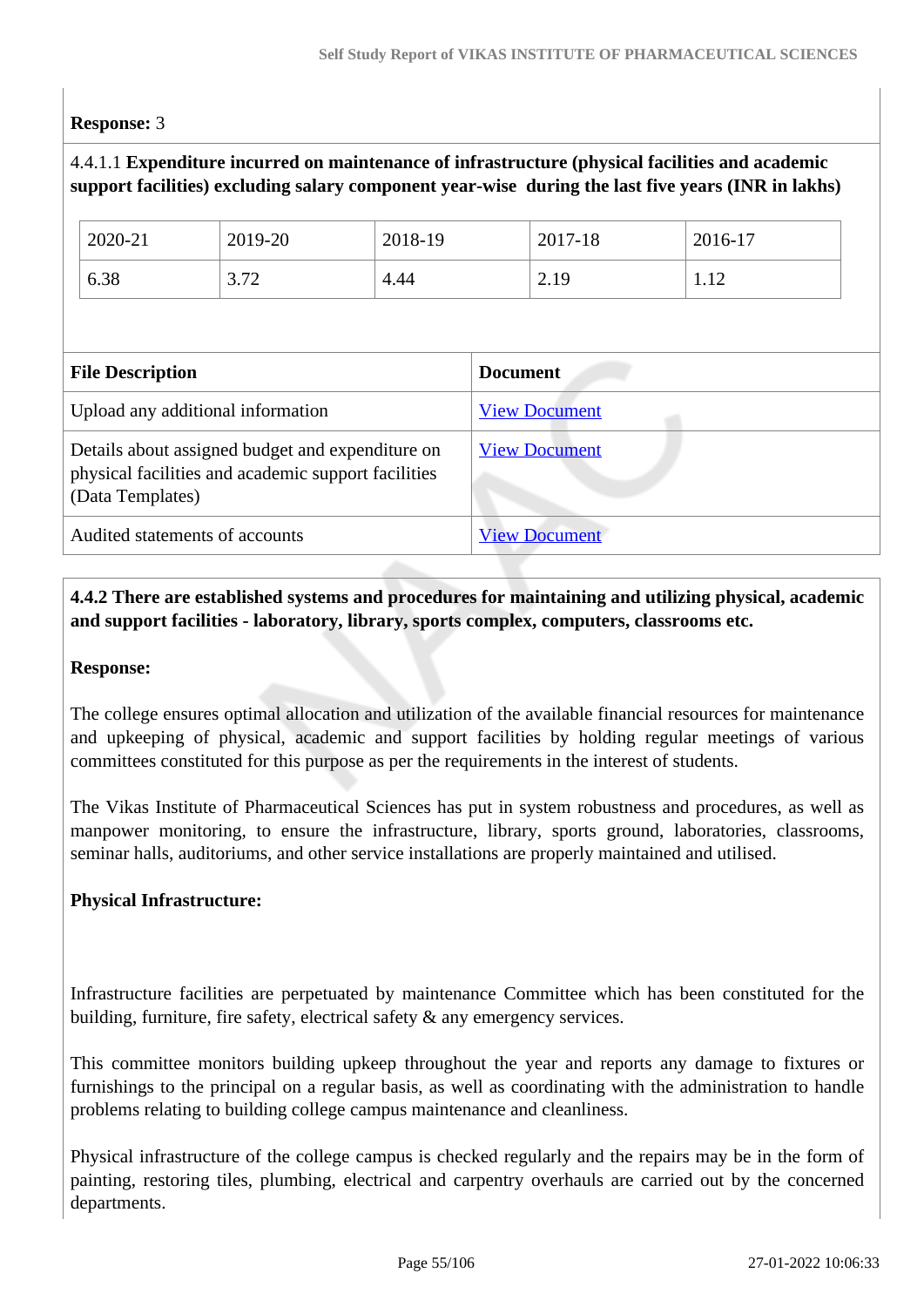**Response:** 3

4.4.1.1 **Expenditure incurred on maintenance of infrastructure (physical facilities and academic support facilities) excluding salary component year-wise during the last five years (INR in lakhs)**

| 2020-21 | 2019-20 | 2018-19 | 2017-18 | 2016-17 |
|---|---|---|---|---|
| 6.38 | 3.72 | 4.44 | 2.19 | 1.12 |

| **File Description** | **Document** |
|---|---|
| Upload any additional information | View Document |
| Details about assigned budget and expenditure on physical facilities and academic support facilities (Data Templates) | View Document |
| Audited statements of accounts | View Document |

**4.4.2 There are established systems and procedures for maintaining and utilizing physical, academic and support facilities - laboratory, library, sports complex, computers, classrooms etc.**

**Response:**

The college ensures optimal allocation and utilization of the available financial resources for maintenance and upkeeping of physical, academic and support facilities by holding regular meetings of various committees constituted for this purpose as per the requirements in the interest of students.

The Vikas Institute of Pharmaceutical Sciences has put in system robustness and procedures, as well as manpower monitoring, to ensure the infrastructure, library, sports ground, laboratories, classrooms, seminar halls, auditoriums, and other service installations are properly maintained and utilised.

**Physical Infrastructure:**

Infrastructure facilities are perpetuated by maintenance Committee which has been constituted for the building, furniture, fire safety, electrical safety & any emergency services.

This committee monitors building upkeep throughout the year and reports any damage to fixtures or furnishings to the principal on a regular basis, as well as coordinating with the administration to handle problems relating to building college campus maintenance and cleanliness.

Physical infrastructure of the college campus is checked regularly and the repairs may be in the form of painting, restoring tiles, plumbing, electrical and carpentry overhauls are carried out by the concerned departments.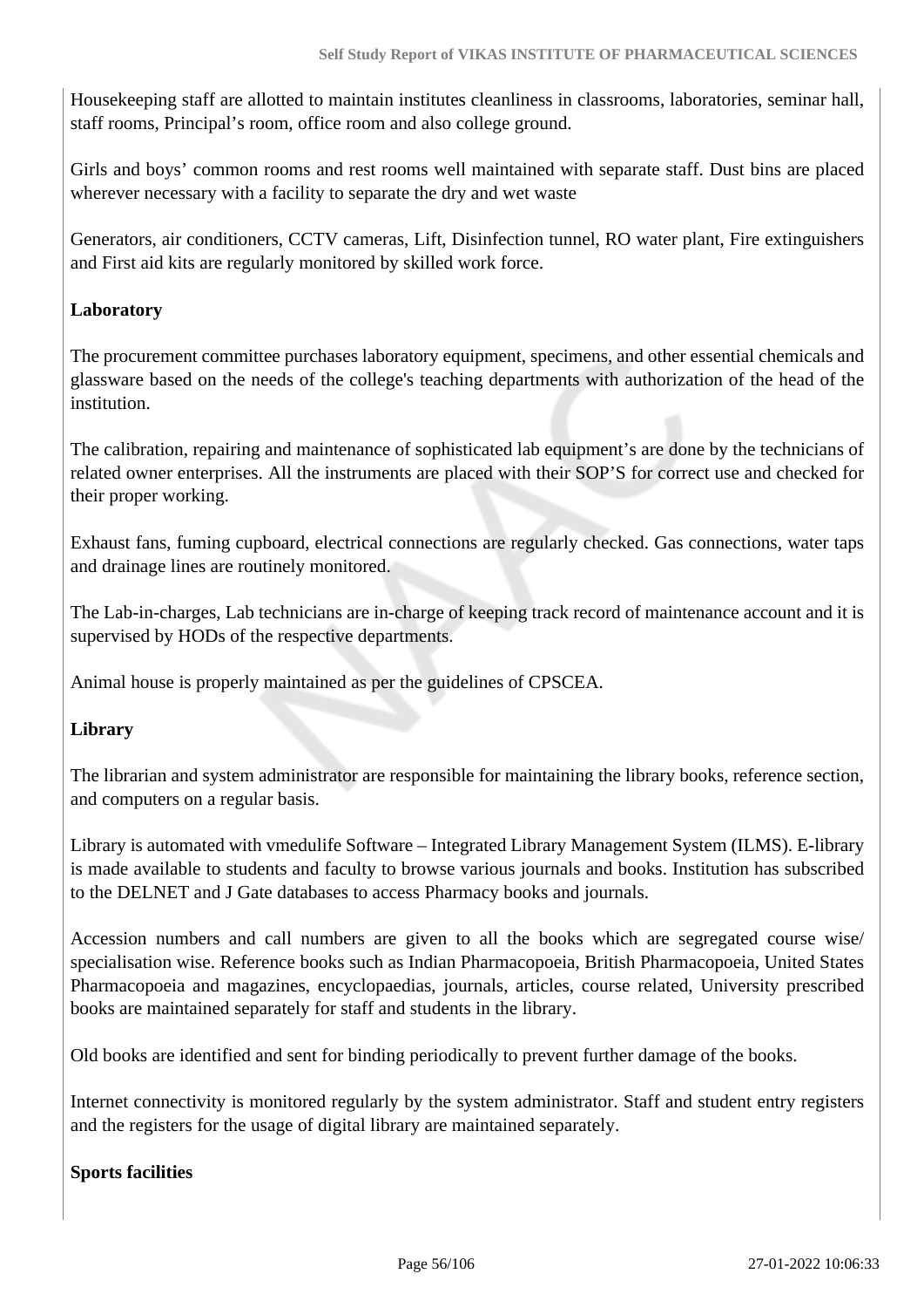Housekeeping staff are allotted to maintain institutes cleanliness in classrooms, laboratories, seminar hall, staff rooms, Principal's room, office room and also college ground.

Girls and boys' common rooms and rest rooms well maintained with separate staff. Dust bins are placed wherever necessary with a facility to separate the dry and wet waste

Generators, air conditioners, CCTV cameras, Lift, Disinfection tunnel, RO water plant, Fire extinguishers and First aid kits are regularly monitored by skilled work force.

**Laboratory**

The procurement committee purchases laboratory equipment, specimens, and other essential chemicals and glassware based on the needs of the college's teaching departments with authorization of the head of the institution.

The calibration, repairing and maintenance of sophisticated lab equipment's are done by the technicians of related owner enterprises. All the instruments are placed with their SOP'S for correct use and checked for their proper working.

Exhaust fans, fuming cupboard, electrical connections are regularly checked. Gas connections, water taps and drainage lines are routinely monitored.

The Lab-in-charges, Lab technicians are in-charge of keeping track record of maintenance account and it is supervised by HODs of the respective departments.

Animal house is properly maintained as per the guidelines of CPSCEA.

**Library**

The librarian and system administrator are responsible for maintaining the library books, reference section, and computers on a regular basis.

Library is automated with vmedulife Software – Integrated Library Management System (ILMS). E-library is made available to students and faculty to browse various journals and books. Institution has subscribed to the DELNET and J Gate databases to access Pharmacy books and journals.

Accession numbers and call numbers are given to all the books which are segregated course wise/ specialisation wise. Reference books such as Indian Pharmacopoeia, British Pharmacopoeia, United States Pharmacopoeia and magazines, encyclopaedias, journals, articles, course related, University prescribed books are maintained separately for staff and students in the library.

Old books are identified and sent for binding periodically to prevent further damage of the books.

Internet connectivity is monitored regularly by the system administrator. Staff and student entry registers and the registers for the usage of digital library are maintained separately.

**Sports facilities**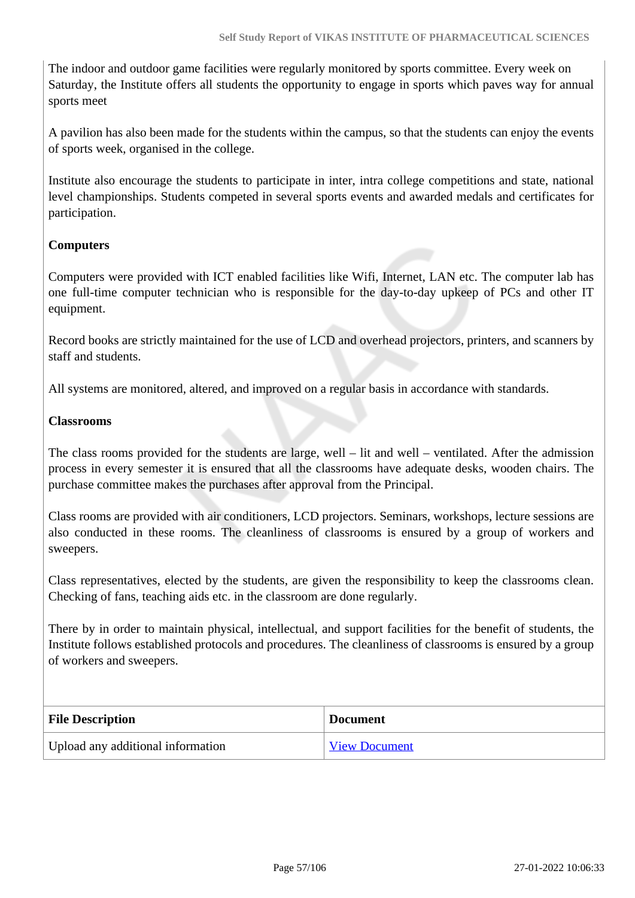The indoor and outdoor game facilities were regularly monitored by sports committee. Every week on Saturday, the Institute offers all students the opportunity to engage in sports which paves way for annual sports meet

A pavilion has also been made for the students within the campus, so that the students can enjoy the events of sports week, organised in the college.

Institute also encourage the students to participate in inter, intra college competitions and state, national level championships. Students competed in several sports events and awarded medals and certificates for participation.

**Computers**

Computers were provided with ICT enabled facilities like Wifi, Internet, LAN etc. The computer lab has one full-time computer technician who is responsible for the day-to-day upkeep of PCs and other IT equipment.

Record books are strictly maintained for the use of LCD and overhead projectors, printers, and scanners by staff and students.

All systems are monitored, altered, and improved on a regular basis in accordance with standards.

**Classrooms**

The class rooms provided for the students are large, well – lit and well – ventilated. After the admission process in every semester it is ensured that all the classrooms have adequate desks, wooden chairs. The purchase committee makes the purchases after approval from the Principal.

Class rooms are provided with air conditioners, LCD projectors. Seminars, workshops, lecture sessions are also conducted in these rooms. The cleanliness of classrooms is ensured by a group of workers and sweepers.

Class representatives, elected by the students, are given the responsibility to keep the classrooms clean. Checking of fans, teaching aids etc. in the classroom are done regularly.

There by in order to maintain physical, intellectual, and support facilities for the benefit of students, the Institute follows established protocols and procedures. The cleanliness of classrooms is ensured by a group of workers and sweepers.

| File Description | Document |
| --- | --- |
| Upload any additional information | View Document |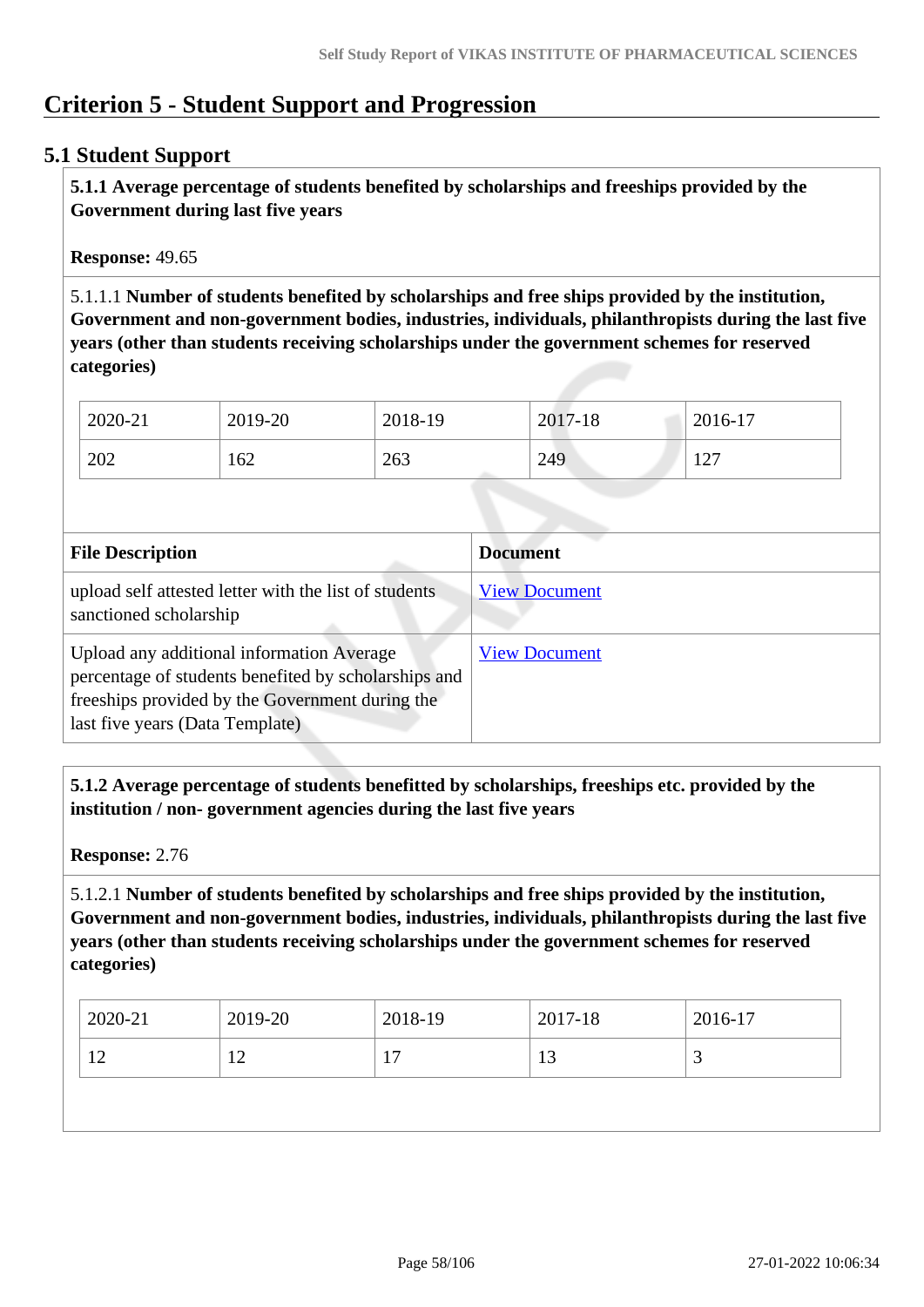# Criterion 5 - Student Support and Progression

## 5.1 Student Support

**5.1.1 Average percentage of students benefited by scholarships and freeships provided by the Government during last five years**

**Response:** 49.65

5.1.1.1 **Number of students benefited by scholarships and free ships provided by the institution, Government and non-government bodies, industries, individuals, philanthropists during the last five years (other than students receiving scholarships under the government schemes for reserved categories)**

| 2020-21 | 2019-20 | 2018-19 | 2017-18 | 2016-17 |
|---|---|---|---|---|
| 202 | 162 | 263 | 249 | 127 |

| File Description | Document |
|---|---|
| upload self attested letter with the list of students sanctioned scholarship | View Document |
| Upload any additional information Average percentage of students benefited by scholarships and freeships provided by the Government during the last five years (Data Template) | View Document |

**5.1.2 Average percentage of students benefitted by scholarships, freeships etc. provided by the institution / non- government agencies during the last five years**

**Response:** 2.76

5.1.2.1 **Number of students benefited by scholarships and free ships provided by the institution, Government and non-government bodies, industries, individuals, philanthropists during the last five years (other than students receiving scholarships under the government schemes for reserved categories)**

| 2020-21 | 2019-20 | 2018-19 | 2017-18 | 2016-17 |
|---|---|---|---|---|
| 12 | 12 | 17 | 13 | 3 |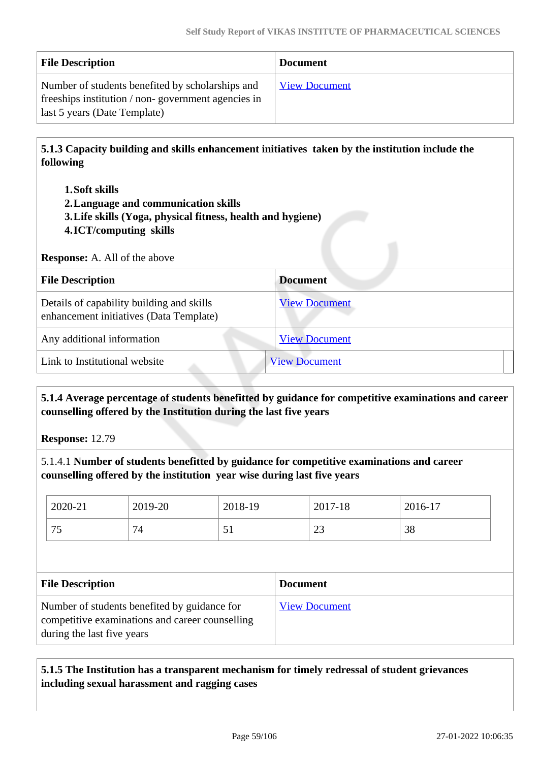| File Description | Document |
|---|---|
| Number of students benefited by scholarships and freeships institution / non- government agencies in last 5 years (Date Template) | View Document |

**5.1.3 Capacity building and skills enhancement initiatives taken by the institution include the following**

1. **Soft skills**
2. **Language and communication skills**
3. **Life skills (Yoga, physical fitness, health and hygiene)**
4. **ICT/computing skills**

**Response:** A. All of the above

| File Description | Document |
|---|---|
| Details of capability building and skills enhancement initiatives (Data Template) | View Document |
| Any additional information | View Document |
| Link to Institutional website | View Document |

**5.1.4 Average percentage of students benefitted by guidance for competitive examinations and career counselling offered by the Institution during the last five years**

**Response:** 12.79

5.1.4.1 **Number of students benefitted by guidance for competitive examinations and career counselling offered by the institution year wise during last five years**

| 2020-21 | 2019-20 | 2018-19 | 2017-18 | 2016-17 |
|---|---|---|---|---|
| 75 | 74 | 51 | 23 | 38 |

| File Description | Document |
|---|---|
| Number of students benefited by guidance for competitive examinations and career counselling during the last five years | View Document |

**5.1.5 The Institution has a transparent mechanism for timely redressal of student grievances including sexual harassment and ragging cases**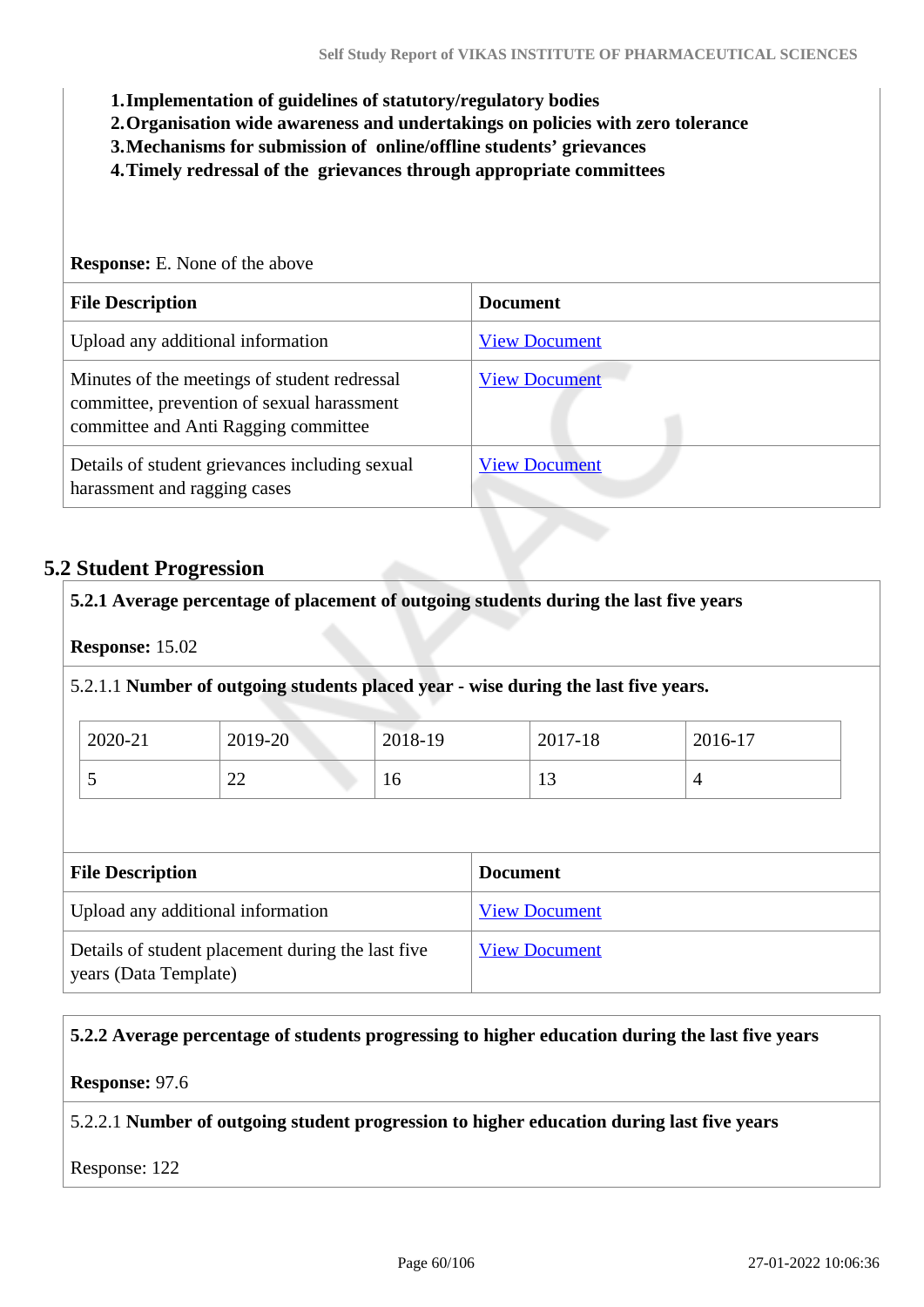1. **Implementation of guidelines of statutory/regulatory bodies**
2. **Organisation wide awareness and undertakings on policies with zero tolerance**
3. **Mechanisms for submission of online/offline students' grievances**
4. **Timely redressal of the grievances through appropriate committees**

**Response:** E. None of the above

| File Description | Document |
| --- | --- |
| Upload any additional information | View Document |
| Minutes of the meetings of student redressal committee, prevention of sexual harassment committee and Anti Ragging committee | View Document |
| Details of student grievances including sexual harassment and ragging cases | View Document |

## 5.2 Student Progression

**5.2.1 Average percentage of placement of outgoing students during the last five years**

**Response:** 15.02

5.2.1.1 **Number of outgoing students placed year - wise during the last five years.**

| 2020-21 | 2019-20 | 2018-19 | 2017-18 | 2016-17 |
| --- | --- | --- | --- | --- |
| 5 | 22 | 16 | 13 | 4 |

| File Description | Document |
| --- | --- |
| Upload any additional information | View Document |
| Details of student placement during the last five years (Data Template) | View Document |

**5.2.2 Average percentage of students progressing to higher education during the last five years**

**Response:** 97.6

5.2.2.1 **Number of outgoing student progression to higher education during last five years**

Response: 122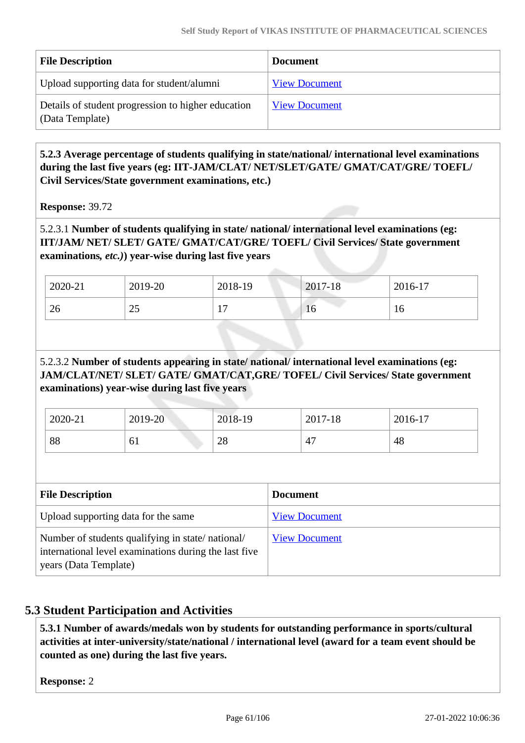| File Description | Document |
| --- | --- |
| Upload supporting data for student/alumni | View Document |
| Details of student progression to higher education (Data Template) | View Document |

**5.2.3 Average percentage of students qualifying in state/national/ international level examinations during the last five years (eg: IIT-JAM/CLAT/ NET/SLET/GATE/ GMAT/CAT/GRE/ TOEFL/ Civil Services/State government examinations, etc.)**

**Response:** 39.72

5.2.3.1 **Number of students qualifying in state/ national/ international level examinations (eg: IIT/JAM/ NET/ SLET/ GATE/ GMAT/CAT/GRE/ TOEFL/ Civil Services/ State government examinations,** ***etc.*****)) year-wise during last five years**

| 2020-21 | 2019-20 | 2018-19 | 2017-18 | 2016-17 |
| --- | --- | --- | --- | --- |
| 26 | 25 | 17 | 16 | 16 |

5.2.3.2 **Number of students appearing in state/ national/ international level examinations (eg: JAM/CLAT/NET/ SLET/ GATE/ GMAT/CAT,GRE/ TOFEL/ Civil Services/ State government examinations) year-wise during last five years**

| 2020-21 | 2019-20 | 2018-19 | 2017-18 | 2016-17 |
| --- | --- | --- | --- | --- |
| 88 | 61 | 28 | 47 | 48 |

| File Description | Document |
| --- | --- |
| Upload supporting data for the same | View Document |
| Number of students qualifying in state/ national/ international level examinations during the last five years (Data Template) | View Document |

## 5.3 Student Participation and Activities

**5.3.1 Number of awards/medals won by students for outstanding performance in sports/cultural activities at inter-university/state/national / international level (award for a team event should be counted as one) during the last five years.**

**Response:** 2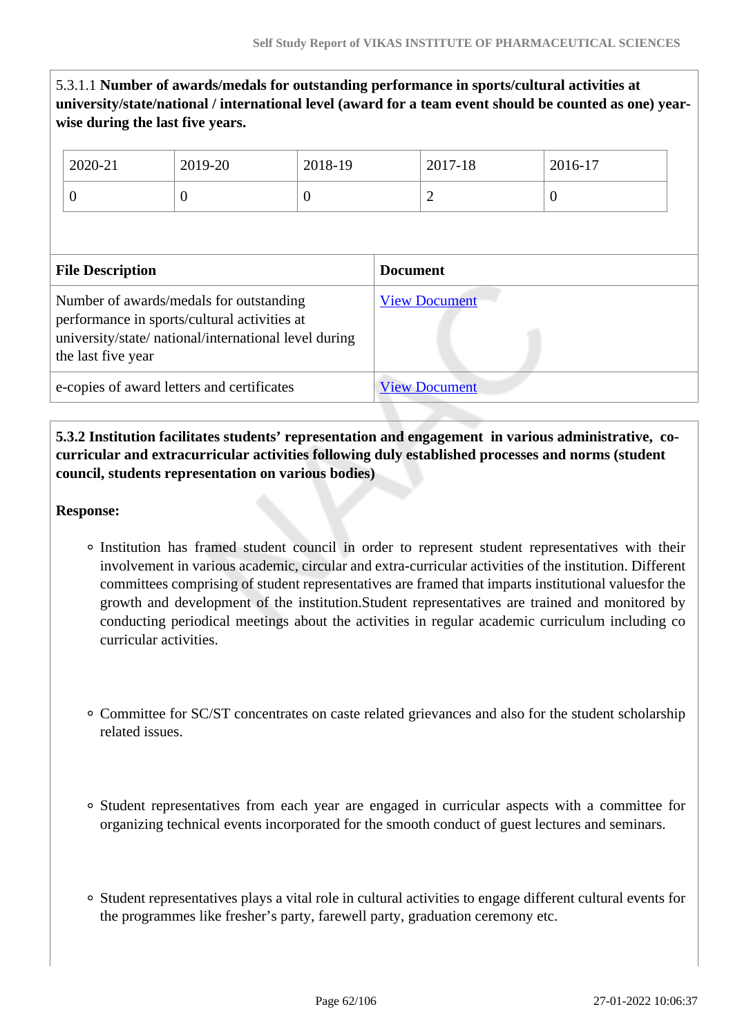5.3.1.1 **Number of awards/medals for outstanding performance in sports/cultural activities at university/state/national / international level (award for a team event should be counted as one) year-wise during the last five years.**

| 2020-21 | 2019-20 | 2018-19 | 2017-18 | 2016-17 |
|---|---|---|---|---|
| 0 | 0 | 0 | 2 | 0 |

| File Description | Document |
|---|---|
| Number of awards/medals for outstanding performance in sports/cultural activities at university/state/ national/international level during the last five year | View Document |
| e-copies of award letters and certificates | View Document |

**5.3.2 Institution facilitates students' representation and engagement in various administrative, co-curricular and extracurricular activities following duly established processes and norms (student council, students representation on various bodies)**

**Response:**

- Institution has framed student council in order to represent student representatives with their involvement in various academic, circular and extra-curricular activities of the institution. Different committees comprising of student representatives are framed that imparts institutional valuesfor the growth and development of the institution.Student representatives are trained and monitored by conducting periodical meetings about the activities in regular academic curriculum including co curricular activities.

- Committee for SC/ST concentrates on caste related grievances and also for the student scholarship related issues.

- Student representatives from each year are engaged in curricular aspects with a committee for organizing technical events incorporated for the smooth conduct of guest lectures and seminars.

- Student representatives plays a vital role in cultural activities to engage different cultural events for the programmes like fresher's party, farewell party, graduation ceremony etc.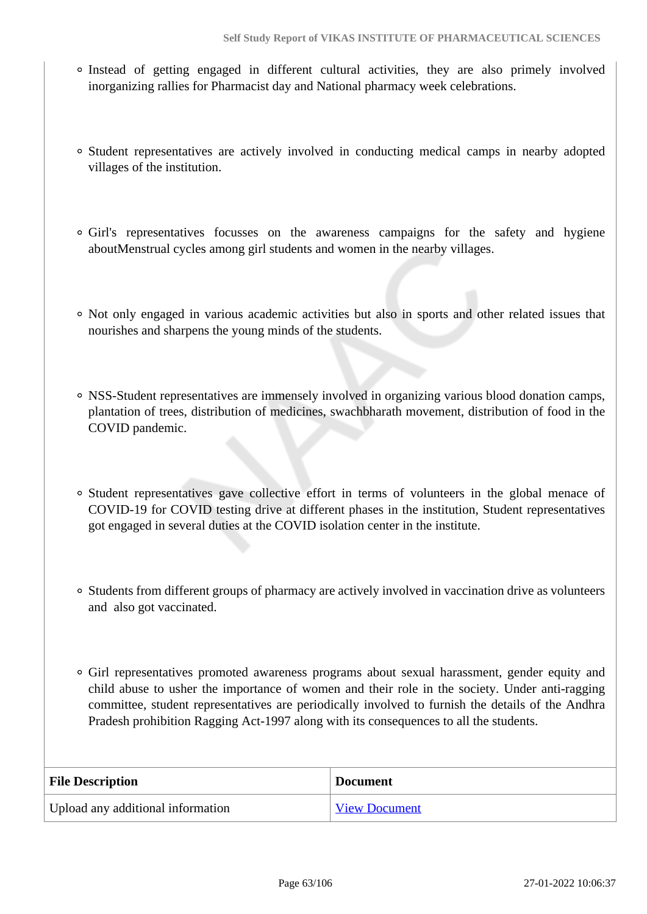- Instead of getting engaged in different cultural activities, they are also primely involved inorganizing rallies for Pharmacist day and National pharmacy week celebrations.

- Student representatives are actively involved in conducting medical camps in nearby adopted villages of the institution.

- Girl's representatives focusses on the awareness campaigns for the safety and hygiene aboutMenstrual cycles among girl students and women in the nearby villages.

- Not only engaged in various academic activities but also in sports and other related issues that nourishes and sharpens the young minds of the students.

- NSS-Student representatives are immensely involved in organizing various blood donation camps, plantation of trees, distribution of medicines, swachbharath movement, distribution of food in the COVID pandemic.

- Student representatives gave collective effort in terms of volunteers in the global menace of COVID-19 for COVID testing drive at different phases in the institution, Student representatives got engaged in several duties at the COVID isolation center in the institute.

- Students from different groups of pharmacy are actively involved in vaccination drive as volunteers and also got vaccinated.

- Girl representatives promoted awareness programs about sexual harassment, gender equity and child abuse to usher the importance of women and their role in the society. Under anti-ragging committee, student representatives are periodically involved to furnish the details of the Andhra Pradesh prohibition Ragging Act-1997 along with its consequences to all the students.

| File Description | Document |
|---|---|
| Upload any additional information | View Document |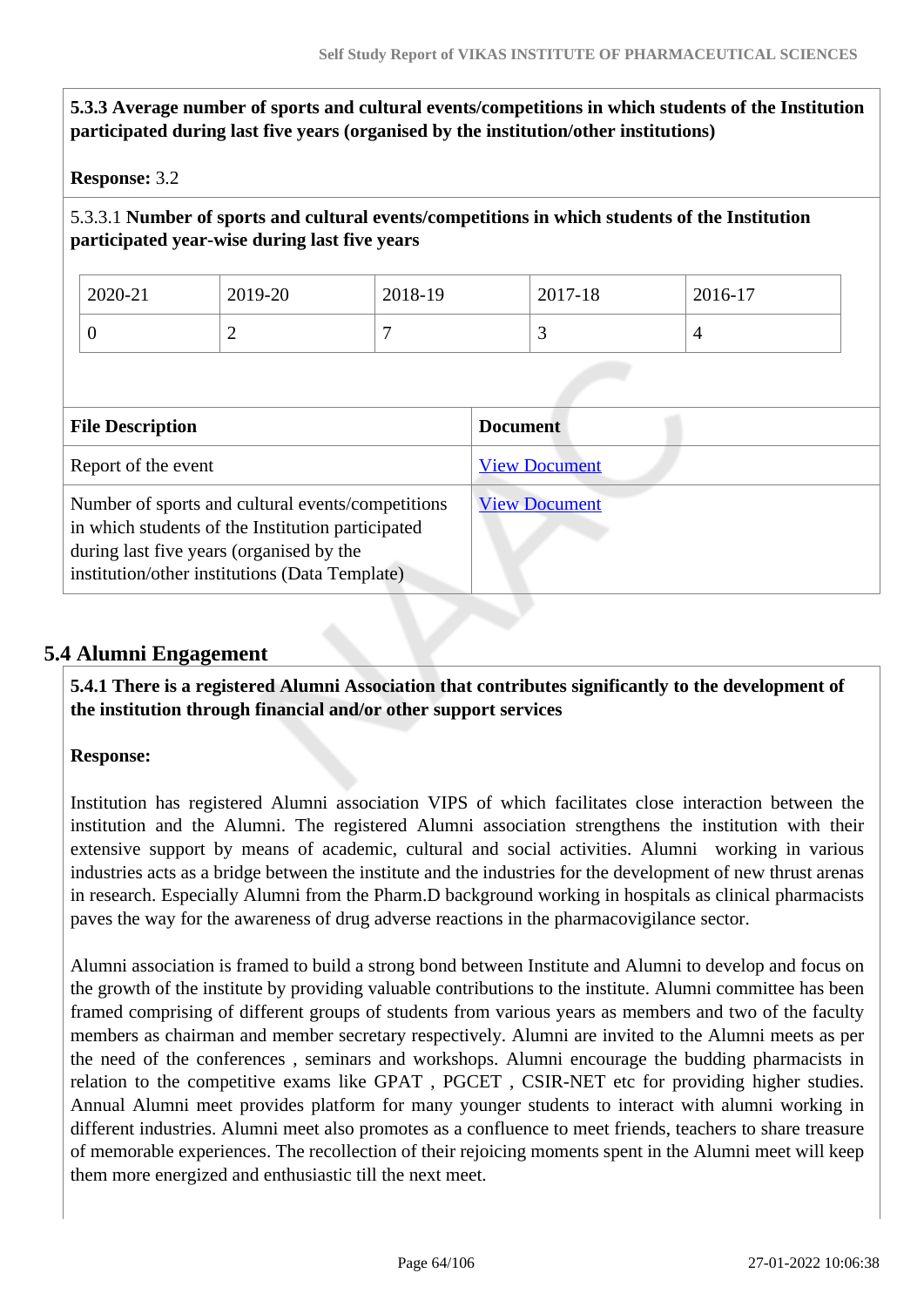**5.3.3 Average number of sports and cultural events/competitions in which students of the Institution participated during last five years (organised by the institution/other institutions)**

**Response:** 3.2

5.3.3.1 **Number of sports and cultural events/competitions in which students of the Institution participated year-wise during last five years**

| 2020-21 | 2019-20 | 2018-19 | 2017-18 | 2016-17 |
|---|---|---|---|---|
| 0 | 2 | 7 | 3 | 4 |

| File Description | Document |
|---|---|
| Report of the event | View Document |
| Number of sports and cultural events/competitions in which students of the Institution participated during last five years (organised by the institution/other institutions (Data Template) | View Document |

## 5.4 Alumni Engagement

**5.4.1 There is a registered Alumni Association that contributes significantly to the development of the institution through financial and/or other support services**

**Response:**

Institution has registered Alumni association VIPS of which facilitates close interaction between the institution and the Alumni. The registered Alumni association strengthens the institution with their extensive support by means of academic, cultural and social activities. Alumni working in various industries acts as a bridge between the institute and the industries for the development of new thrust arenas in research. Especially Alumni from the Pharm.D background working in hospitals as clinical pharmacists paves the way for the awareness of drug adverse reactions in the pharmacovigilance sector.

Alumni association is framed to build a strong bond between Institute and Alumni to develop and focus on the growth of the institute by providing valuable contributions to the institute. Alumni committee has been framed comprising of different groups of students from various years as members and two of the faculty members as chairman and member secretary respectively. Alumni are invited to the Alumni meets as per the need of the conferences , seminars and workshops. Alumni encourage the budding pharmacists in relation to the competitive exams like GPAT , PGCET , CSIR-NET etc for providing higher studies. Annual Alumni meet provides platform for many younger students to interact with alumni working in different industries. Alumni meet also promotes as a confluence to meet friends, teachers to share treasure of memorable experiences. The recollection of their rejoicing moments spent in the Alumni meet will keep them more energized and enthusiastic till the next meet.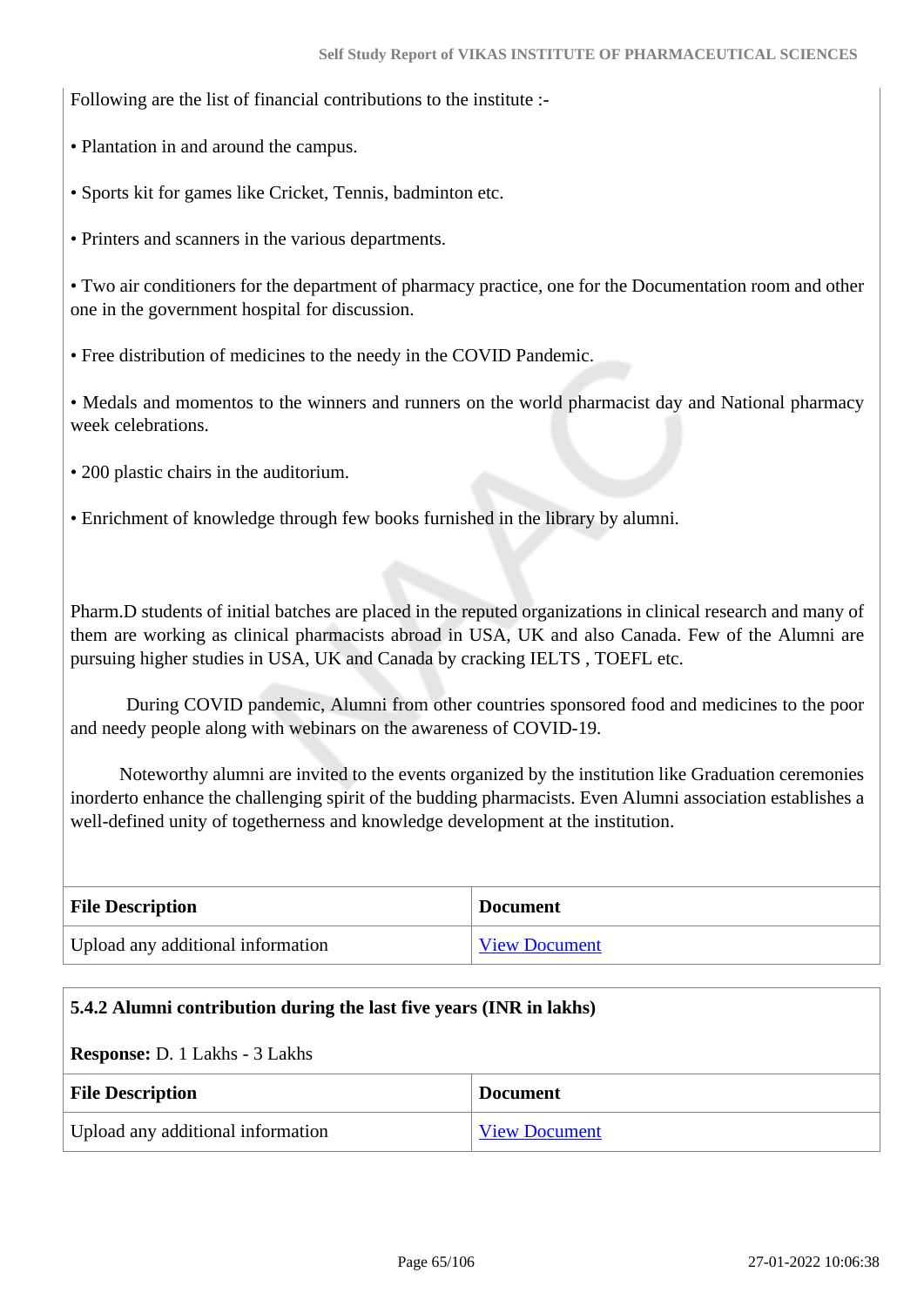Following are the list of financial contributions to the institute :-

• Plantation in and around the campus.

• Sports kit for games like Cricket, Tennis, badminton etc.

• Printers and scanners in the various departments.

• Two air conditioners for the department of pharmacy practice, one for the Documentation room and other one in the government hospital for discussion.

• Free distribution of medicines to the needy in the COVID Pandemic.

• Medals and momentos to the winners and runners on the world pharmacist day and National pharmacy week celebrations.

• 200 plastic chairs in the auditorium.

• Enrichment of knowledge through few books furnished in the library by alumni.

Pharm.D students of initial batches are placed in the reputed organizations in clinical research and many of them are working as clinical pharmacists abroad in USA, UK and also Canada. Few of the Alumni are pursuing higher studies in USA, UK and Canada by cracking IELTS , TOEFL etc.

During COVID pandemic, Alumni from other countries sponsored food and medicines to the poor and needy people along with webinars on the awareness of COVID-19.

Noteworthy alumni are invited to the events organized by the institution like Graduation ceremonies inorderto enhance the challenging spirit of the budding pharmacists. Even Alumni association establishes a well-defined unity of togetherness and knowledge development at the institution.

| File Description | Document |
|---|---|
| Upload any additional information | View Document |

**5.4.2 Alumni contribution during the last five years (INR in lakhs)**

**Response:** D. 1 Lakhs - 3 Lakhs

| File Description | Document |
|---|---|
| Upload any additional information | View Document |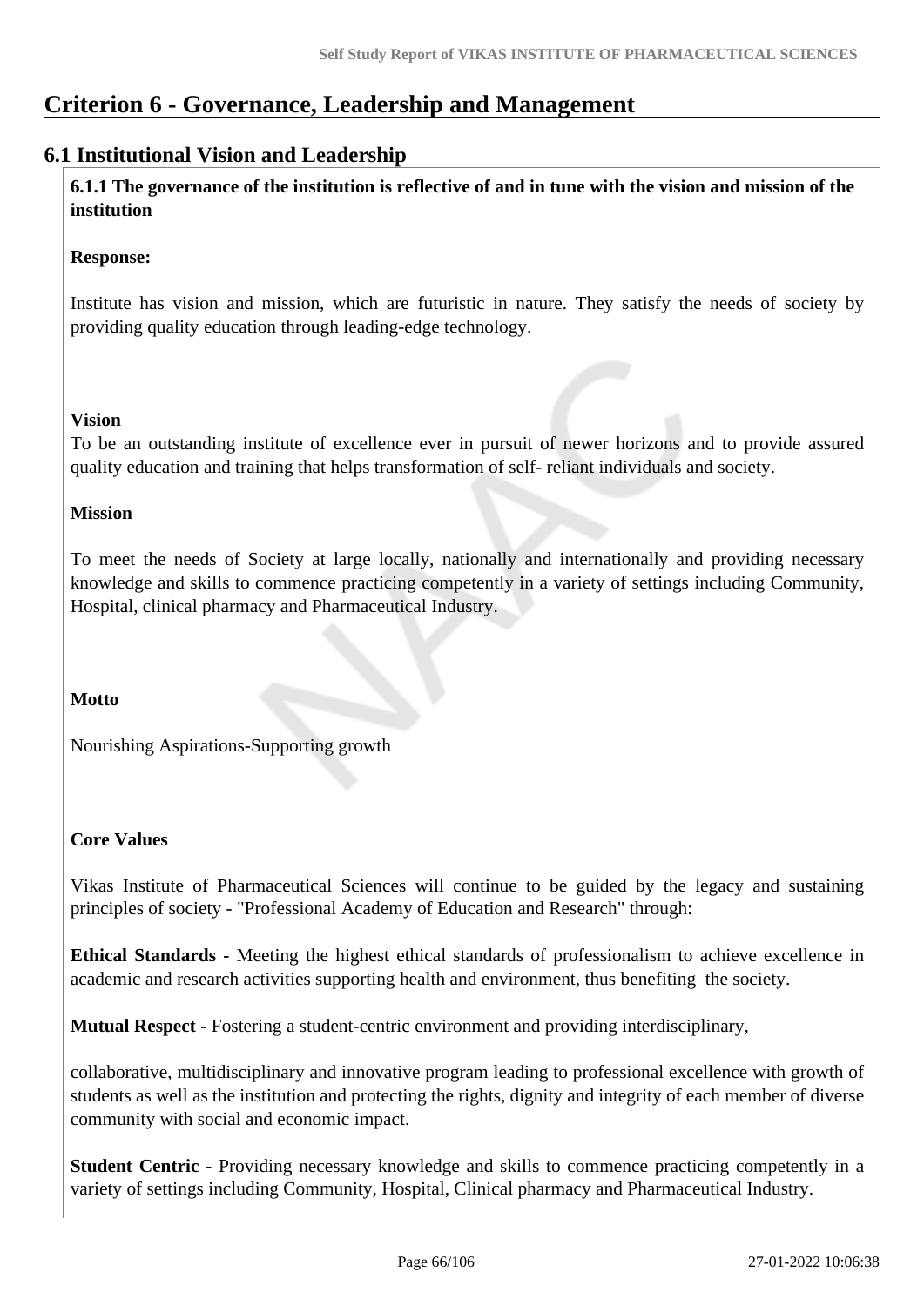# Criterion 6 - Governance, Leadership and Management

## 6.1 Institutional Vision and Leadership

**6.1.1 The governance of the institution is reflective of and in tune with the vision and mission of the institution**

**Response:**

Institute has vision and mission, which are futuristic in nature. They satisfy the needs of society by providing quality education through leading-edge technology.

**Vision**

To be an outstanding institute of excellence ever in pursuit of newer horizons and to provide assured quality education and training that helps transformation of self- reliant individuals and society.

**Mission**

To meet the needs of Society at large locally, nationally and internationally and providing necessary knowledge and skills to commence practicing competently in a variety of settings including Community, Hospital, clinical pharmacy and Pharmaceutical Industry.

**Motto**

Nourishing Aspirations-Supporting growth

**Core Values**

Vikas Institute of Pharmaceutical Sciences will continue to be guided by the legacy and sustaining principles of society - "Professional Academy of Education and Research" through:

**Ethical Standards -** Meeting the highest ethical standards of professionalism to achieve excellence in academic and research activities supporting health and environment, thus benefiting the society.

**Mutual Respect -** Fostering a student-centric environment and providing interdisciplinary,

collaborative, multidisciplinary and innovative program leading to professional excellence with growth of students as well as the institution and protecting the rights, dignity and integrity of each member of diverse community with social and economic impact.

**Student Centric -** Providing necessary knowledge and skills to commence practicing competently in a variety of settings including Community, Hospital, Clinical pharmacy and Pharmaceutical Industry.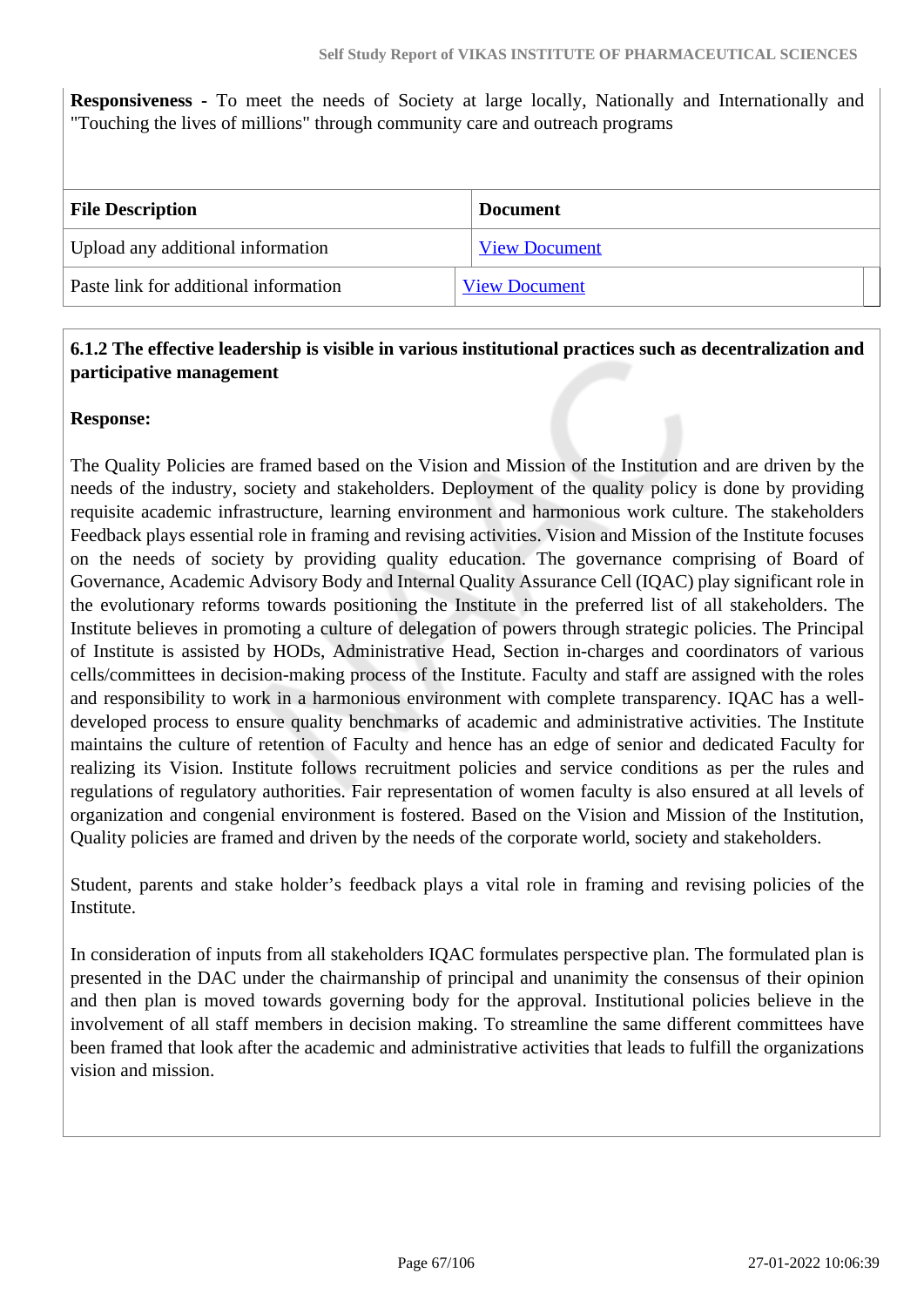**Responsiveness -** To meet the needs of Society at large locally, Nationally and Internationally and "Touching the lives of millions" through community care and outreach programs

| File Description | Document |
|---|---|
| Upload any additional information | View Document |
| Paste link for additional information | View Document |

**6.1.2 The effective leadership is visible in various institutional practices such as decentralization and participative management**

**Response:**

The Quality Policies are framed based on the Vision and Mission of the Institution and are driven by the needs of the industry, society and stakeholders. Deployment of the quality policy is done by providing requisite academic infrastructure, learning environment and harmonious work culture. The stakeholders Feedback plays essential role in framing and revising activities. Vision and Mission of the Institute focuses on the needs of society by providing quality education. The governance comprising of Board of Governance, Academic Advisory Body and Internal Quality Assurance Cell (IQAC) play significant role in the evolutionary reforms towards positioning the Institute in the preferred list of all stakeholders. The Institute believes in promoting a culture of delegation of powers through strategic policies. The Principal of Institute is assisted by HODs, Administrative Head, Section in-charges and coordinators of various cells/committees in decision-making process of the Institute. Faculty and staff are assigned with the roles and responsibility to work in a harmonious environment with complete transparency. IQAC has a well-developed process to ensure quality benchmarks of academic and administrative activities. The Institute maintains the culture of retention of Faculty and hence has an edge of senior and dedicated Faculty for realizing its Vision. Institute follows recruitment policies and service conditions as per the rules and regulations of regulatory authorities. Fair representation of women faculty is also ensured at all levels of organization and congenial environment is fostered. Based on the Vision and Mission of the Institution, Quality policies are framed and driven by the needs of the corporate world, society and stakeholders.

Student, parents and stake holder's feedback plays a vital role in framing and revising policies of the Institute.

In consideration of inputs from all stakeholders IQAC formulates perspective plan. The formulated plan is presented in the DAC under the chairmanship of principal and unanimity the consensus of their opinion and then plan is moved towards governing body for the approval. Institutional policies believe in the involvement of all staff members in decision making. To streamline the same different committees have been framed that look after the academic and administrative activities that leads to fulfill the organizations vision and mission.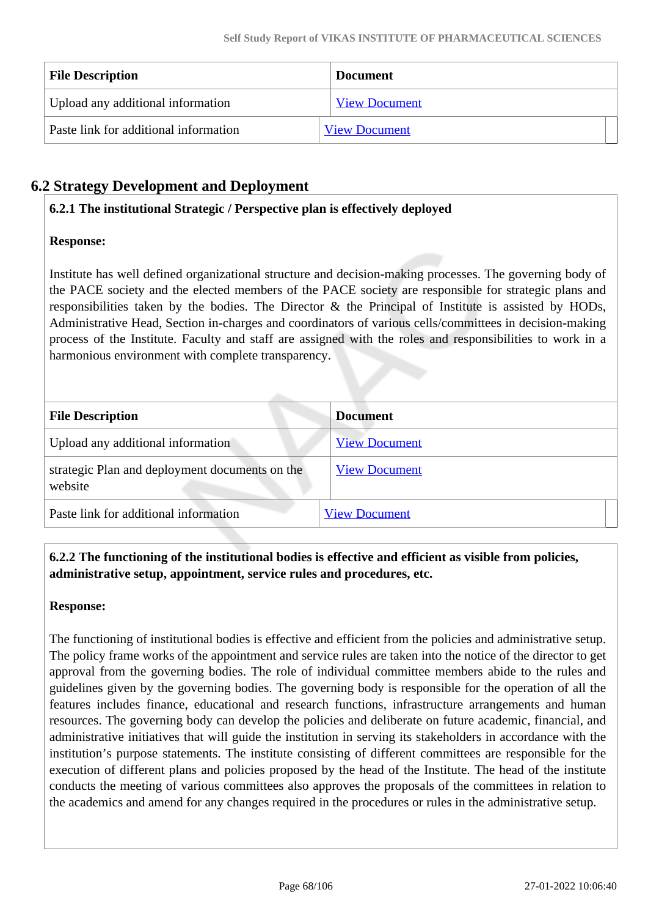| File Description | Document |
| --- | --- |
| Upload any additional information | View Document |
| Paste link for additional information | View Document |

## 6.2 Strategy Development and Deployment

**6.2.1 The institutional Strategic / Perspective plan is effectively deployed**

**Response:**

Institute has well defined organizational structure and decision-making processes. The governing body of the PACE society and the elected members of the PACE society are responsible for strategic plans and responsibilities taken by the bodies. The Director & the Principal of Institute is assisted by HODs, Administrative Head, Section in-charges and coordinators of various cells/committees in decision-making process of the Institute. Faculty and staff are assigned with the roles and responsibilities to work in a harmonious environment with complete transparency.

| File Description | Document |
| --- | --- |
| Upload any additional information | View Document |
| strategic Plan and deployment documents on the website | View Document |
| Paste link for additional information | View Document |

**6.2.2 The functioning of the institutional bodies is effective and efficient as visible from policies, administrative setup, appointment, service rules and procedures, etc.**

**Response:**

The functioning of institutional bodies is effective and efficient from the policies and administrative setup. The policy frame works of the appointment and service rules are taken into the notice of the director to get approval from the governing bodies. The role of individual committee members abide to the rules and guidelines given by the governing bodies. The governing body is responsible for the operation of all the features includes finance, educational and research functions, infrastructure arrangements and human resources. The governing body can develop the policies and deliberate on future academic, financial, and administrative initiatives that will guide the institution in serving its stakeholders in accordance with the institution's purpose statements. The institute consisting of different committees are responsible for the execution of different plans and policies proposed by the head of the Institute. The head of the institute conducts the meeting of various committees also approves the proposals of the committees in relation to the academics and amend for any changes required in the procedures or rules in the administrative setup.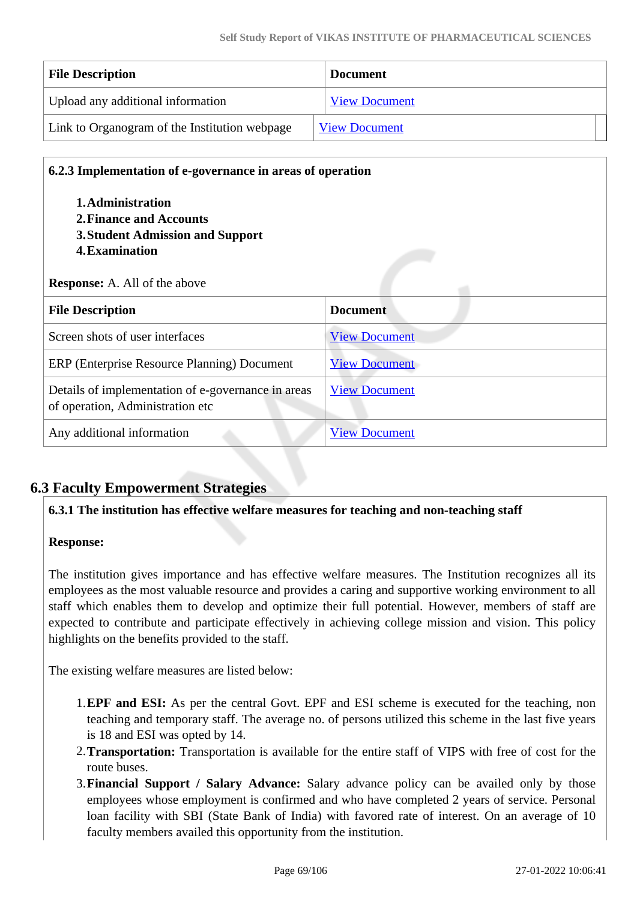| File Description | Document |
| --- | --- |
| Upload any additional information | View Document |
| Link to Organogram of the Institution webpage | View Document |

**6.2.3 Implementation of e-governance in areas of operation**

1. **Administration**
2. **Finance and Accounts**
3. **Student Admission and Support**
4. **Examination**

**Response:** A. All of the above

| File Description | Document |
| --- | --- |
| Screen shots of user interfaces | View Document |
| ERP (Enterprise Resource Planning) Document | View Document |
| Details of implementation of e-governance in areas of operation, Administration etc | View Document |
| Any additional information | View Document |

## 6.3 Faculty Empowerment Strategies

**6.3.1 The institution has effective welfare measures for teaching and non-teaching staff**

**Response:**

The institution gives importance and has effective welfare measures. The Institution recognizes all its employees as the most valuable resource and provides a caring and supportive working environment to all staff which enables them to develop and optimize their full potential. However, members of staff are expected to contribute and participate effectively in achieving college mission and vision. This policy highlights on the benefits provided to the staff.

The existing welfare measures are listed below:

1. **EPF and ESI:** As per the central Govt. EPF and ESI scheme is executed for the teaching, non teaching and temporary staff. The average no. of persons utilized this scheme in the last five years is 18 and ESI was opted by 14.
2. **Transportation:** Transportation is available for the entire staff of VIPS with free of cost for the route buses.
3. **Financial Support / Salary Advance:** Salary advance policy can be availed only by those employees whose employment is confirmed and who have completed 2 years of service. Personal loan facility with SBI (State Bank of India) with favored rate of interest. On an average of 10 faculty members availed this opportunity from the institution.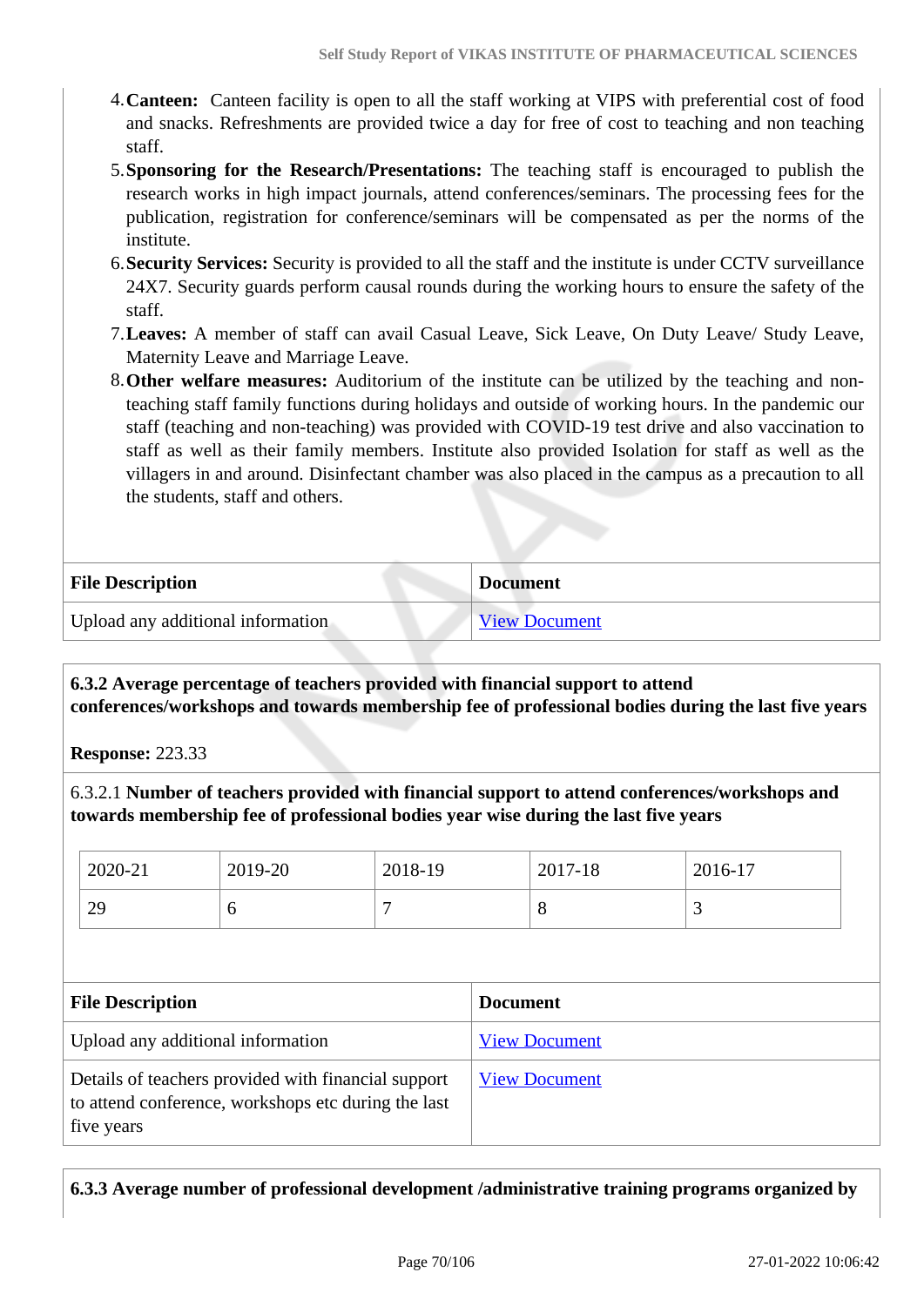4. **Canteen:** Canteen facility is open to all the staff working at VIPS with preferential cost of food and snacks. Refreshments are provided twice a day for free of cost to teaching and non teaching staff.
5. **Sponsoring for the Research/Presentations:** The teaching staff is encouraged to publish the research works in high impact journals, attend conferences/seminars. The processing fees for the publication, registration for conference/seminars will be compensated as per the norms of the institute.
6. **Security Services:** Security is provided to all the staff and the institute is under CCTV surveillance 24X7. Security guards perform causal rounds during the working hours to ensure the safety of the staff.
7. **Leaves:** A member of staff can avail Casual Leave, Sick Leave, On Duty Leave/ Study Leave, Maternity Leave and Marriage Leave.
8. **Other welfare measures:** Auditorium of the institute can be utilized by the teaching and non-teaching staff family functions during holidays and outside of working hours. In the pandemic our staff (teaching and non-teaching) was provided with COVID-19 test drive and also vaccination to staff as well as their family members. Institute also provided Isolation for staff as well as the villagers in and around. Disinfectant chamber was also placed in the campus as a precaution to all the students, staff and others.

| File Description | Document |
|---|---|
| Upload any additional information | View Document |

**6.3.2 Average percentage of teachers provided with financial support to attend conferences/workshops and towards membership fee of professional bodies during the last five years**

**Response:** 223.33

6.3.2.1 **Number of teachers provided with financial support to attend conferences/workshops and towards membership fee of professional bodies year wise during the last five years**

| 2020-21 | 2019-20 | 2018-19 | 2017-18 | 2016-17 |
|---|---|---|---|---|
| 29 | 6 | 7 | 8 | 3 |

| File Description | Document |
|---|---|
| Upload any additional information | View Document |
| Details of teachers provided with financial support to attend conference, workshops etc during the last five years | View Document |

**6.3.3 Average number of professional development /administrative training programs organized by**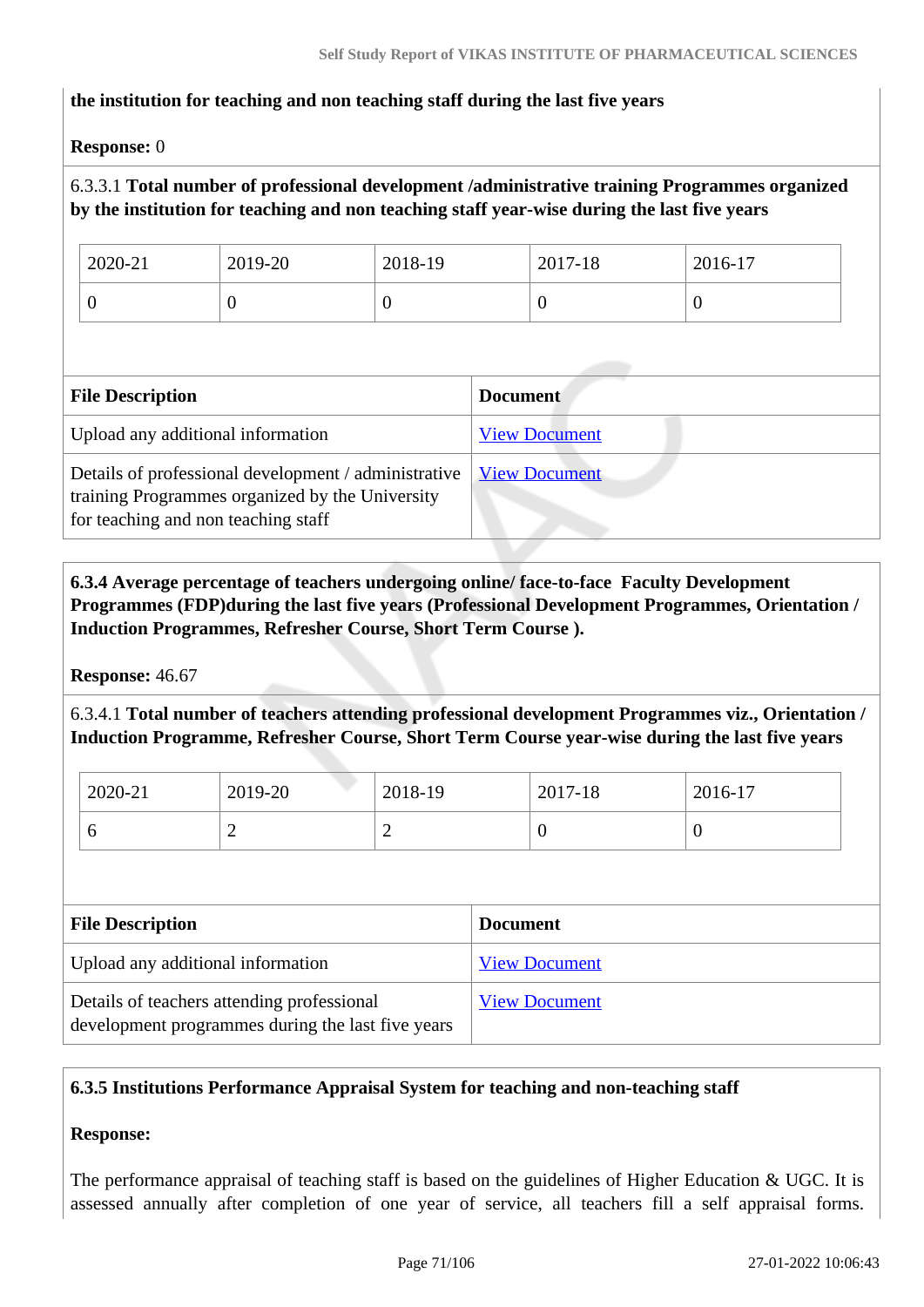**the institution for teaching and non teaching staff during the last five years**

**Response:** 0

6.3.3.1 **Total number of professional development /administrative training Programmes organized by the institution for teaching and non teaching staff year-wise during the last five years**

| 2020-21 | 2019-20 | 2018-19 | 2017-18 | 2016-17 |
|---|---|---|---|---|
| 0 | 0 | 0 | 0 | 0 |

| File Description | Document |
|---|---|
| Upload any additional information | View Document |
| Details of professional development / administrative training Programmes organized by the University for teaching and non teaching staff | View Document |

**6.3.4 Average percentage of teachers undergoing online/ face-to-face Faculty Development Programmes (FDP)during the last five years (Professional Development Programmes, Orientation / Induction Programmes, Refresher Course, Short Term Course ).**

**Response:** 46.67

6.3.4.1 **Total number of teachers attending professional development Programmes viz., Orientation / Induction Programme, Refresher Course, Short Term Course year-wise during the last five years**

| 2020-21 | 2019-20 | 2018-19 | 2017-18 | 2016-17 |
|---|---|---|---|---|
| 6 | 2 | 2 | 0 | 0 |

| File Description | Document |
|---|---|
| Upload any additional information | View Document |
| Details of teachers attending professional development programmes during the last five years | View Document |

**6.3.5 Institutions Performance Appraisal System for teaching and non-teaching staff**

**Response:**

The performance appraisal of teaching staff is based on the guidelines of Higher Education & UGC. It is assessed annually after completion of one year of service, all teachers fill a self appraisal forms.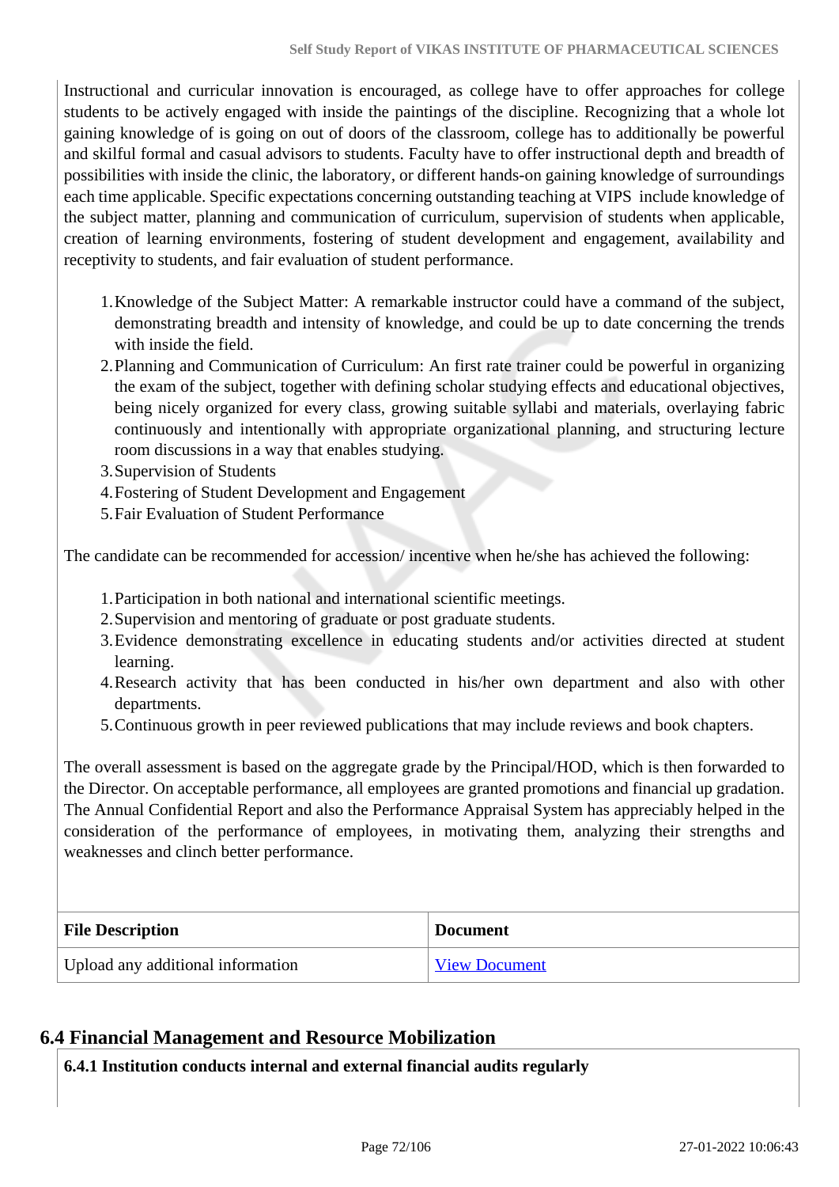Instructional and curricular innovation is encouraged, as college have to offer approaches for college students to be actively engaged with inside the paintings of the discipline. Recognizing that a whole lot gaining knowledge of is going on out of doors of the classroom, college has to additionally be powerful and skilful formal and casual advisors to students. Faculty have to offer instructional depth and breadth of possibilities with inside the clinic, the laboratory, or different hands-on gaining knowledge of surroundings each time applicable. Specific expectations concerning outstanding teaching at VIPS include knowledge of the subject matter, planning and communication of curriculum, supervision of students when applicable, creation of learning environments, fostering of student development and engagement, availability and receptivity to students, and fair evaluation of student performance.

1. Knowledge of the Subject Matter: A remarkable instructor could have a command of the subject, demonstrating breadth and intensity of knowledge, and could be up to date concerning the trends with inside the field.
2. Planning and Communication of Curriculum: An first rate trainer could be powerful in organizing the exam of the subject, together with defining scholar studying effects and educational objectives, being nicely organized for every class, growing suitable syllabi and materials, overlaying fabric continuously and intentionally with appropriate organizational planning, and structuring lecture room discussions in a way that enables studying.
3. Supervision of Students
4. Fostering of Student Development and Engagement
5. Fair Evaluation of Student Performance

The candidate can be recommended for accession/ incentive when he/she has achieved the following:

1. Participation in both national and international scientific meetings.
2. Supervision and mentoring of graduate or post graduate students.
3. Evidence demonstrating excellence in educating students and/or activities directed at student learning.
4. Research activity that has been conducted in his/her own department and also with other departments.
5. Continuous growth in peer reviewed publications that may include reviews and book chapters.

The overall assessment is based on the aggregate grade by the Principal/HOD, which is then forwarded to the Director. On acceptable performance, all employees are granted promotions and financial up gradation. The Annual Confidential Report and also the Performance Appraisal System has appreciably helped in the consideration of the performance of employees, in motivating them, analyzing their strengths and weaknesses and clinch better performance.

| File Description | Document |
|---|---|
| Upload any additional information | View Document |

## 6.4 Financial Management and Resource Mobilization

**6.4.1 Institution conducts internal and external financial audits regularly**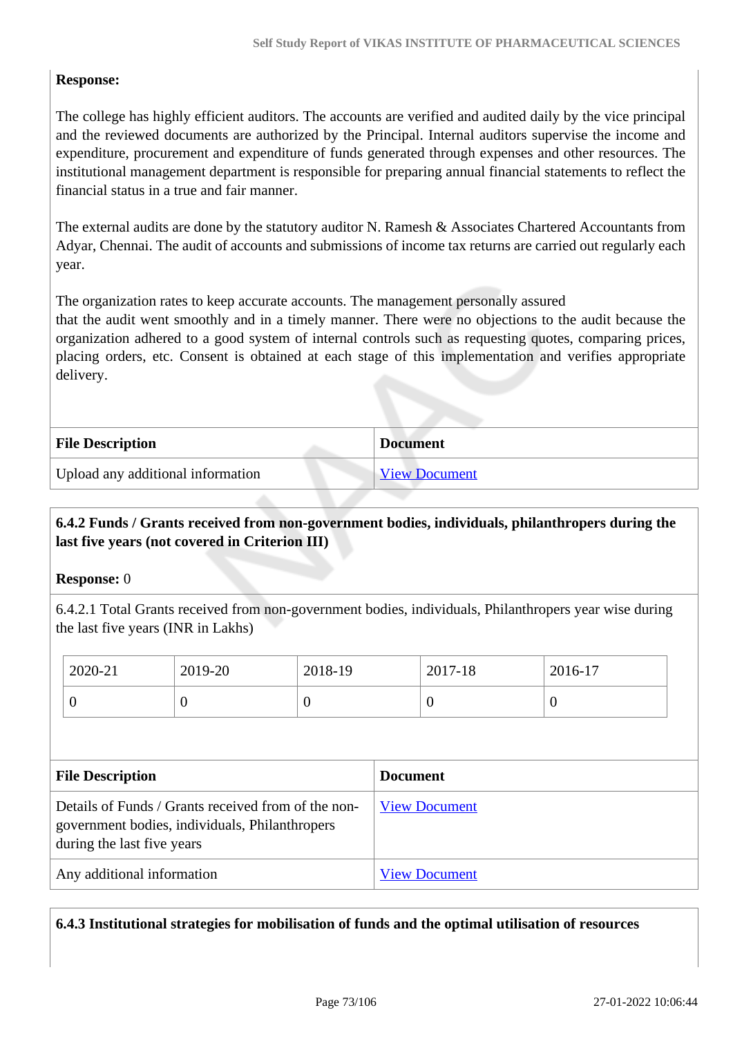**Response:**

The college has highly efficient auditors. The accounts are verified and audited daily by the vice principal and the reviewed documents are authorized by the Principal. Internal auditors supervise the income and expenditure, procurement and expenditure of funds generated through expenses and other resources. The institutional management department is responsible for preparing annual financial statements to reflect the financial status in a true and fair manner.

The external audits are done by the statutory auditor N. Ramesh & Associates Chartered Accountants from Adyar, Chennai. The audit of accounts and submissions of income tax returns are carried out regularly each year.

The organization rates to keep accurate accounts. The management personally assured
that the audit went smoothly and in a timely manner. There were no objections to the audit because the organization adhered to a good system of internal controls such as requesting quotes, comparing prices, placing orders, etc. Consent is obtained at each stage of this implementation and verifies appropriate delivery.

| File Description | Document |
|---|---|
| Upload any additional information | View Document |

**6.4.2 Funds / Grants received from non-government bodies, individuals, philanthropers during the last five years (not covered in Criterion III)**

**Response:** 0

6.4.2.1 Total Grants received from non-government bodies, individuals, Philanthropers year wise during the last five years (INR in Lakhs)

| 2020-21 | 2019-20 | 2018-19 | 2017-18 | 2016-17 |
|---|---|---|---|---|
| 0 | 0 | 0 | 0 | 0 |

| File Description | Document |
|---|---|
| Details of Funds / Grants received from of the non-government bodies, individuals, Philanthropers during the last five years | View Document |
| Any additional information | View Document |

**6.4.3 Institutional strategies for mobilisation of funds and the optimal utilisation of resources**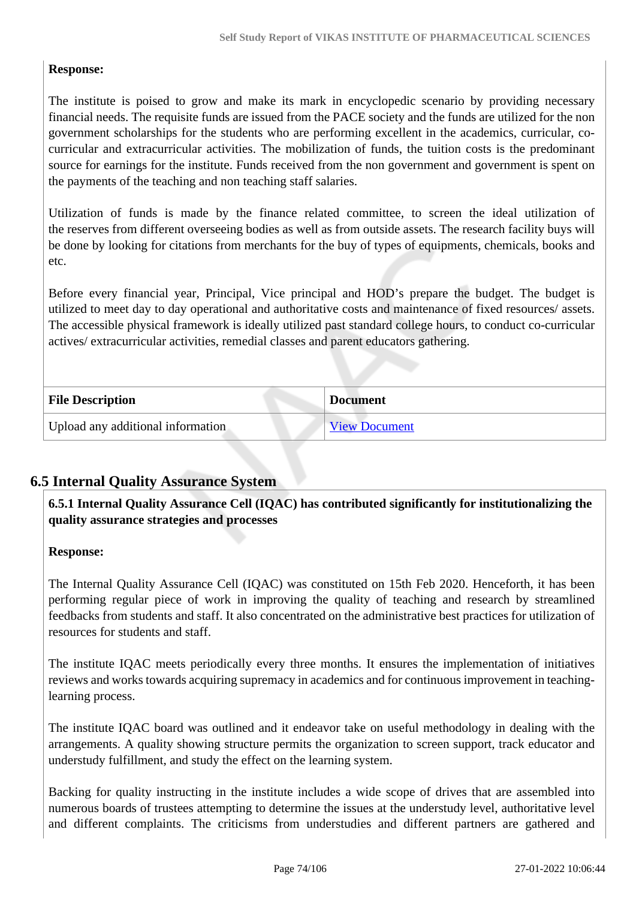**Response:**

The institute is poised to grow and make its mark in encyclopedic scenario by providing necessary financial needs. The requisite funds are issued from the PACE society and the funds are utilized for the non government scholarships for the students who are performing excellent in the academics, curricular, co-curricular and extracurricular activities. The mobilization of funds, the tuition costs is the predominant source for earnings for the institute. Funds received from the non government and government is spent on the payments of the teaching and non teaching staff salaries.

Utilization of funds is made by the finance related committee, to screen the ideal utilization of the reserves from different overseeing bodies as well as from outside assets. The research facility buys will be done by looking for citations from merchants for the buy of types of equipments, chemicals, books and etc.

Before every financial year, Principal, Vice principal and HOD's prepare the budget. The budget is utilized to meet day to day operational and authoritative costs and maintenance of fixed resources/ assets. The accessible physical framework is ideally utilized past standard college hours, to conduct co-curricular actives/ extracurricular activities, remedial classes and parent educators gathering.

| File Description | Document |
|---|---|
| Upload any additional information | View Document |

## 6.5 Internal Quality Assurance System

**6.5.1 Internal Quality Assurance Cell (IQAC) has contributed significantly for institutionalizing the quality assurance strategies and processes**

**Response:**

The Internal Quality Assurance Cell (IQAC) was constituted on 15th Feb 2020. Henceforth, it has been performing regular piece of work in improving the quality of teaching and research by streamlined feedbacks from students and staff. It also concentrated on the administrative best practices for utilization of resources for students and staff.

The institute IQAC meets periodically every three months. It ensures the implementation of initiatives reviews and works towards acquiring supremacy in academics and for continuous improvement in teaching-learning process.

The institute IQAC board was outlined and it endeavor take on useful methodology in dealing with the arrangements. A quality showing structure permits the organization to screen support, track educator and understudy fulfillment, and study the effect on the learning system.

Backing for quality instructing in the institute includes a wide scope of drives that are assembled into numerous boards of trustees attempting to determine the issues at the understudy level, authoritative level and different complaints. The criticisms from understudies and different partners are gathered and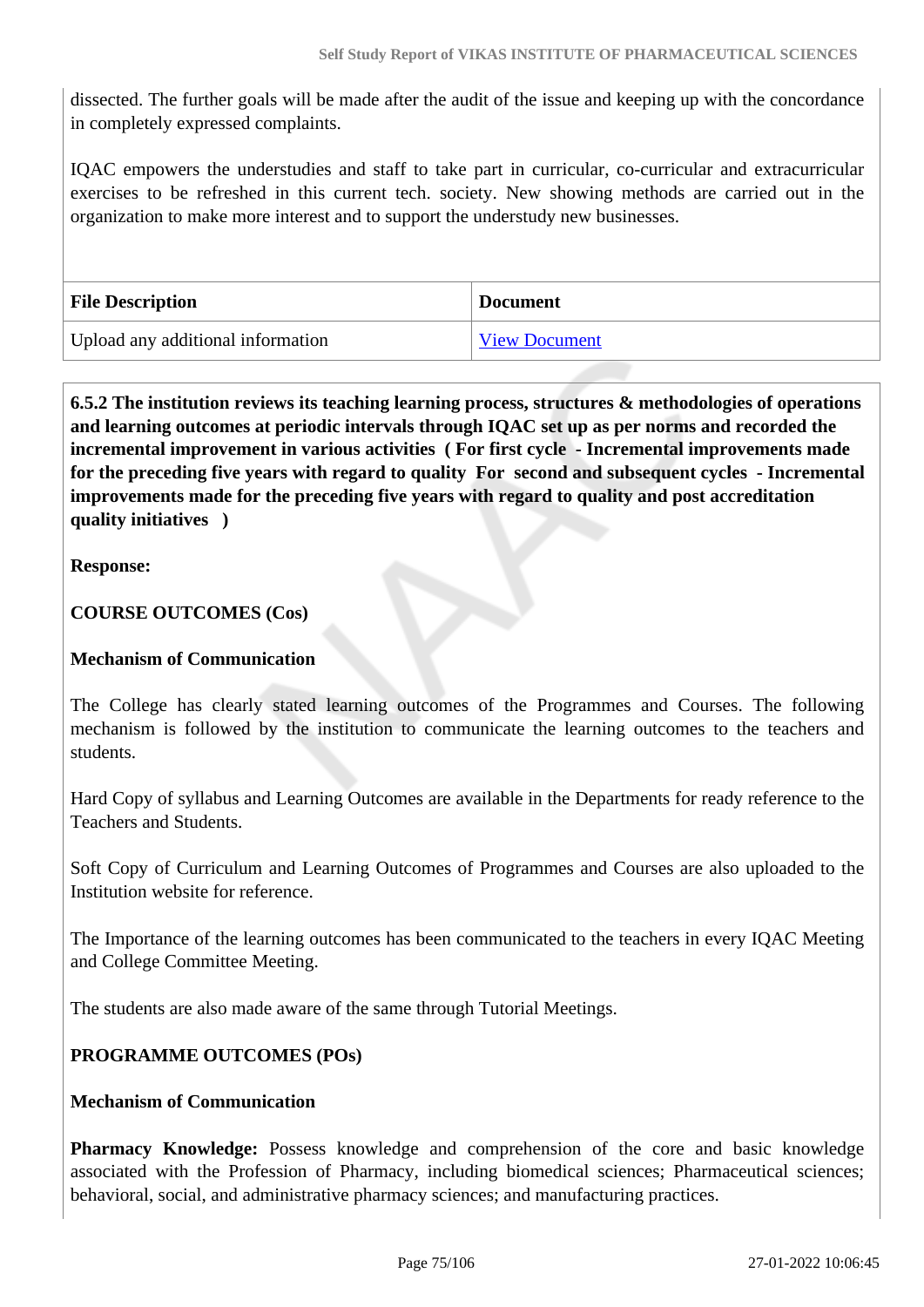dissected. The further goals will be made after the audit of the issue and keeping up with the concordance in completely expressed complaints.

IQAC empowers the understudies and staff to take part in curricular, co-curricular and extracurricular exercises to be refreshed in this current tech. society. New showing methods are carried out in the organization to make more interest and to support the understudy new businesses.

| File Description | Document |
|---|---|
| Upload any additional information | View Document |

**6.5.2 The institution reviews its teaching learning process, structures & methodologies of operations and learning outcomes at periodic intervals through IQAC set up as per norms and recorded the incremental improvement in various activities ( For first cycle - Incremental improvements made for the preceding five years with regard to quality For second and subsequent cycles - Incremental improvements made for the preceding five years with regard to quality and post accreditation quality initiatives )**

**Response:**

**COURSE OUTCOMES (Cos)**

**Mechanism of Communication**

The College has clearly stated learning outcomes of the Programmes and Courses. The following mechanism is followed by the institution to communicate the learning outcomes to the teachers and students.

Hard Copy of syllabus and Learning Outcomes are available in the Departments for ready reference to the Teachers and Students.

Soft Copy of Curriculum and Learning Outcomes of Programmes and Courses are also uploaded to the Institution website for reference.

The Importance of the learning outcomes has been communicated to the teachers in every IQAC Meeting and College Committee Meeting.

The students are also made aware of the same through Tutorial Meetings.

**PROGRAMME OUTCOMES (POs)**

**Mechanism of Communication**

**Pharmacy Knowledge:** Possess knowledge and comprehension of the core and basic knowledge associated with the Profession of Pharmacy, including biomedical sciences; Pharmaceutical sciences; behavioral, social, and administrative pharmacy sciences; and manufacturing practices.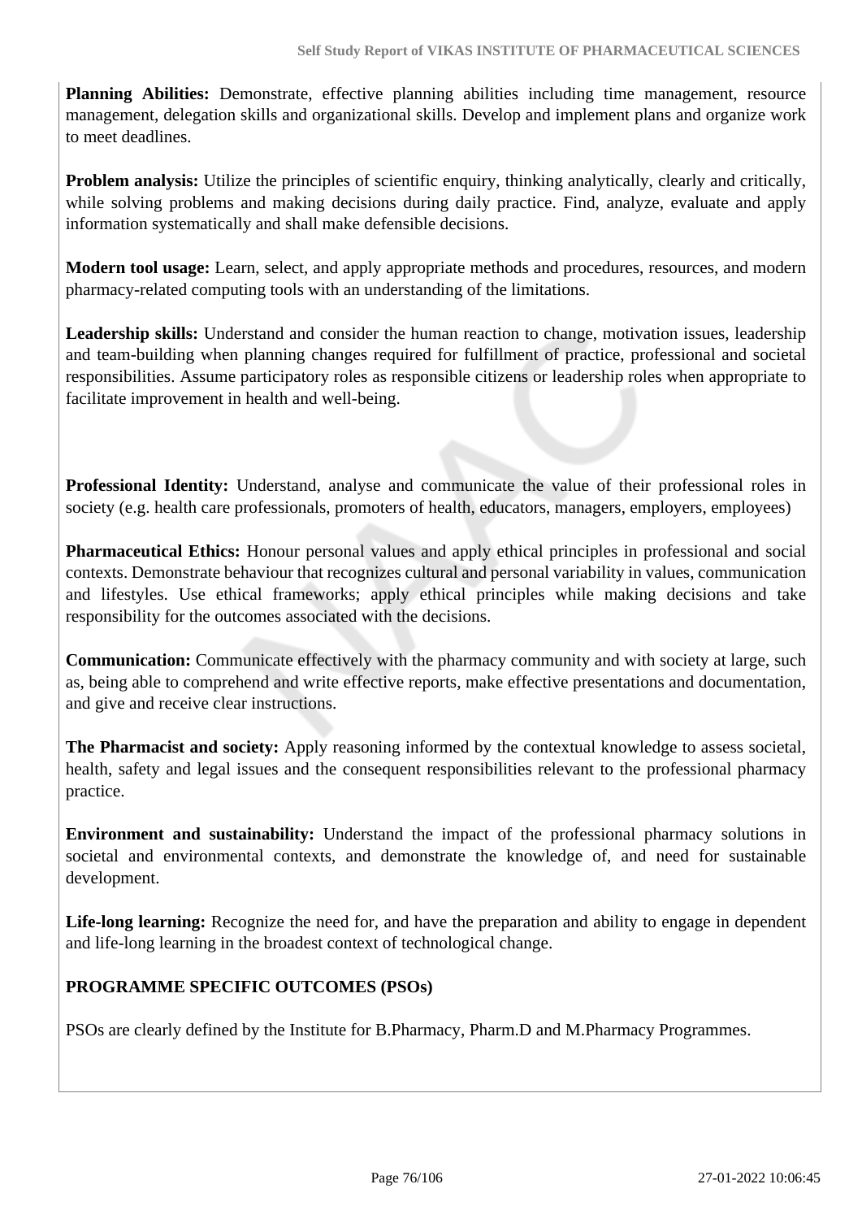**Planning Abilities:** Demonstrate, effective planning abilities including time management, resource management, delegation skills and organizational skills. Develop and implement plans and organize work to meet deadlines.

**Problem analysis:** Utilize the principles of scientific enquiry, thinking analytically, clearly and critically, while solving problems and making decisions during daily practice. Find, analyze, evaluate and apply information systematically and shall make defensible decisions.

**Modern tool usage:** Learn, select, and apply appropriate methods and procedures, resources, and modern pharmacy-related computing tools with an understanding of the limitations.

**Leadership skills:** Understand and consider the human reaction to change, motivation issues, leadership and team-building when planning changes required for fulfillment of practice, professional and societal responsibilities. Assume participatory roles as responsible citizens or leadership roles when appropriate to facilitate improvement in health and well-being.

**Professional Identity:** Understand, analyse and communicate the value of their professional roles in society (e.g. health care professionals, promoters of health, educators, managers, employers, employees)

**Pharmaceutical Ethics:** Honour personal values and apply ethical principles in professional and social contexts. Demonstrate behaviour that recognizes cultural and personal variability in values, communication and lifestyles. Use ethical frameworks; apply ethical principles while making decisions and take responsibility for the outcomes associated with the decisions.

**Communication:** Communicate effectively with the pharmacy community and with society at large, such as, being able to comprehend and write effective reports, make effective presentations and documentation, and give and receive clear instructions.

**The Pharmacist and society:** Apply reasoning informed by the contextual knowledge to assess societal, health, safety and legal issues and the consequent responsibilities relevant to the professional pharmacy practice.

**Environment and sustainability:** Understand the impact of the professional pharmacy solutions in societal and environmental contexts, and demonstrate the knowledge of, and need for sustainable development.

**Life-long learning:** Recognize the need for, and have the preparation and ability to engage in dependent and life-long learning in the broadest context of technological change.

**PROGRAMME SPECIFIC OUTCOMES (PSOs)**

PSOs are clearly defined by the Institute for B.Pharmacy, Pharm.D and M.Pharmacy Programmes.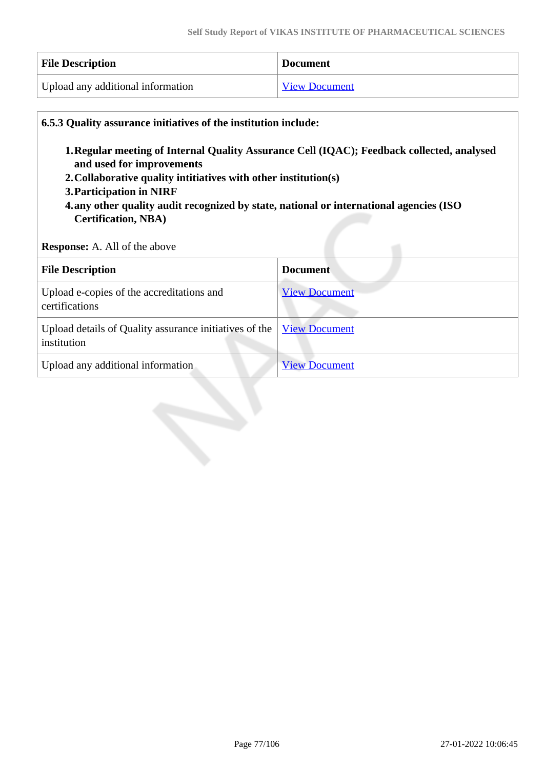| File Description | Document |
| --- | --- |
| Upload any additional information | View Document |

**6.5.3 Quality assurance initiatives of the institution include:**

1. **Regular meeting of Internal Quality Assurance Cell (IQAC); Feedback collected, analysed and used for improvements**
2. **Collaborative quality intitiatives with other institution(s)**
3. **Participation in NIRF**
4. **any other quality audit recognized by state, national or international agencies (ISO Certification, NBA)**

**Response:** A. All of the above

| File Description | Document |
| --- | --- |
| Upload e-copies of the accreditations and certifications | View Document |
| Upload details of Quality assurance initiatives of the institution | View Document |
| Upload any additional information | View Document |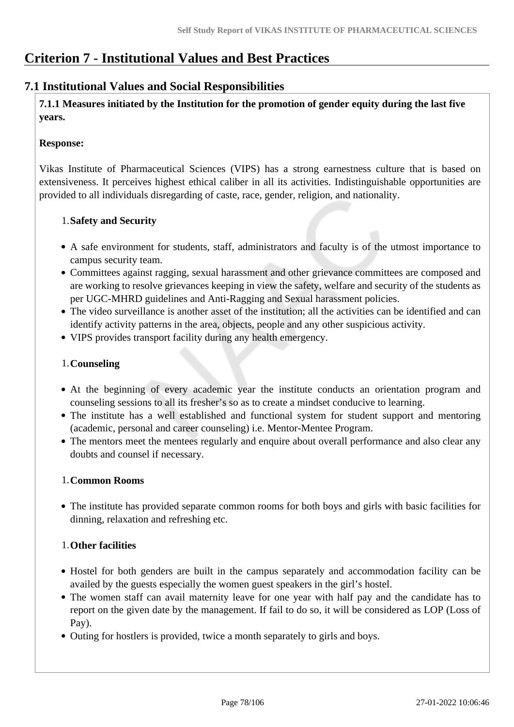# Criterion 7 - Institutional Values and Best Practices

## 7.1 Institutional Values and Social Responsibilities

**7.1.1 Measures initiated by the Institution for the promotion of gender equity during the last five years.**

**Response:**

Vikas Institute of Pharmaceutical Sciences (VIPS) has a strong earnestness culture that is based on extensiveness. It perceives highest ethical caliber in all its activities. Indistinguishable opportunities are provided to all individuals disregarding of caste, race, gender, religion, and nationality.

1. **Safety and Security**

- A safe environment for students, staff, administrators and faculty is of the utmost importance to campus security team.
- Committees against ragging, sexual harassment and other grievance committees are composed and are working to resolve grievances keeping in view the safety, welfare and security of the students as per UGC-MHRD guidelines and Anti-Ragging and Sexual harassment policies.
- The video surveillance is another asset of the institution; all the activities can be identified and can identify activity patterns in the area, objects, people and any other suspicious activity.
- VIPS provides transport facility during any health emergency.

1. **Counseling**

- At the beginning of every academic year the institute conducts an orientation program and counseling sessions to all its fresher's so as to create a mindset conducive to learning.
- The institute has a well established and functional system for student support and mentoring (academic, personal and career counseling) i.e. Mentor-Mentee Program.
- The mentors meet the mentees regularly and enquire about overall performance and also clear any doubts and counsel if necessary.

1. **Common Rooms**

- The institute has provided separate common rooms for both boys and girls with basic facilities for dinning, relaxation and refreshing etc.

1. **Other facilities**

- Hostel for both genders are built in the campus separately and accommodation facility can be availed by the guests especially the women guest speakers in the girl's hostel.
- The women staff can avail maternity leave for one year with half pay and the candidate has to report on the given date by the management. If fail to do so, it will be considered as LOP (Loss of Pay).
- Outing for hostlers is provided, twice a month separately to girls and boys.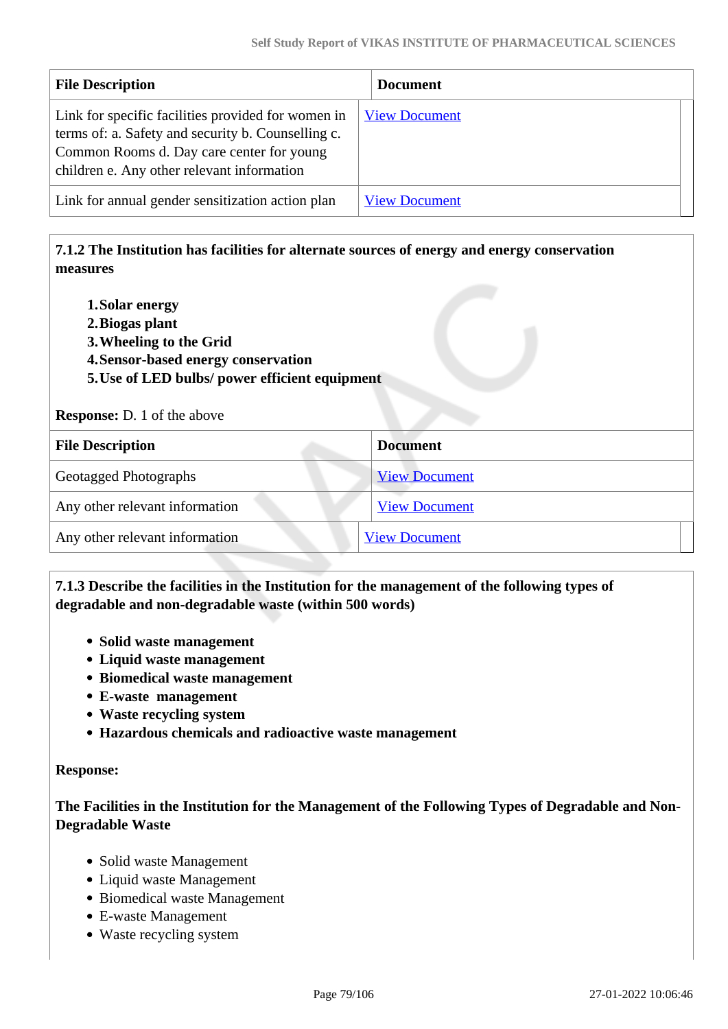| File Description | Document |
| --- | --- |
| Link for specific facilities provided for women in terms of: a. Safety and security b. Counselling c. Common Rooms d. Day care center for young children e. Any other relevant information | View Document |
| Link for annual gender sensitization action plan | View Document |

**7.1.2 The Institution has facilities for alternate sources of energy and energy conservation measures**

1. **Solar energy**
2. **Biogas plant**
3. **Wheeling to the Grid**
4. **Sensor-based energy conservation**
5. **Use of LED bulbs/ power efficient equipment**

**Response:** D. 1 of the above

| File Description | Document |
| --- | --- |
| Geotagged Photographs | View Document |
| Any other relevant information | View Document |
| Any other relevant information | View Document |

**7.1.3 Describe the facilities in the Institution for the management of the following types of degradable and non-degradable waste (within 500 words)**

- **Solid waste management**
- **Liquid waste management**
- **Biomedical waste management**
- **E-waste management**
- **Waste recycling system**
- **Hazardous chemicals and radioactive waste management**

**Response:**

**The Facilities in the Institution for the Management of the Following Types of Degradable and Non-Degradable Waste**

- Solid waste Management
- Liquid waste Management
- Biomedical waste Management
- E-waste Management
- Waste recycling system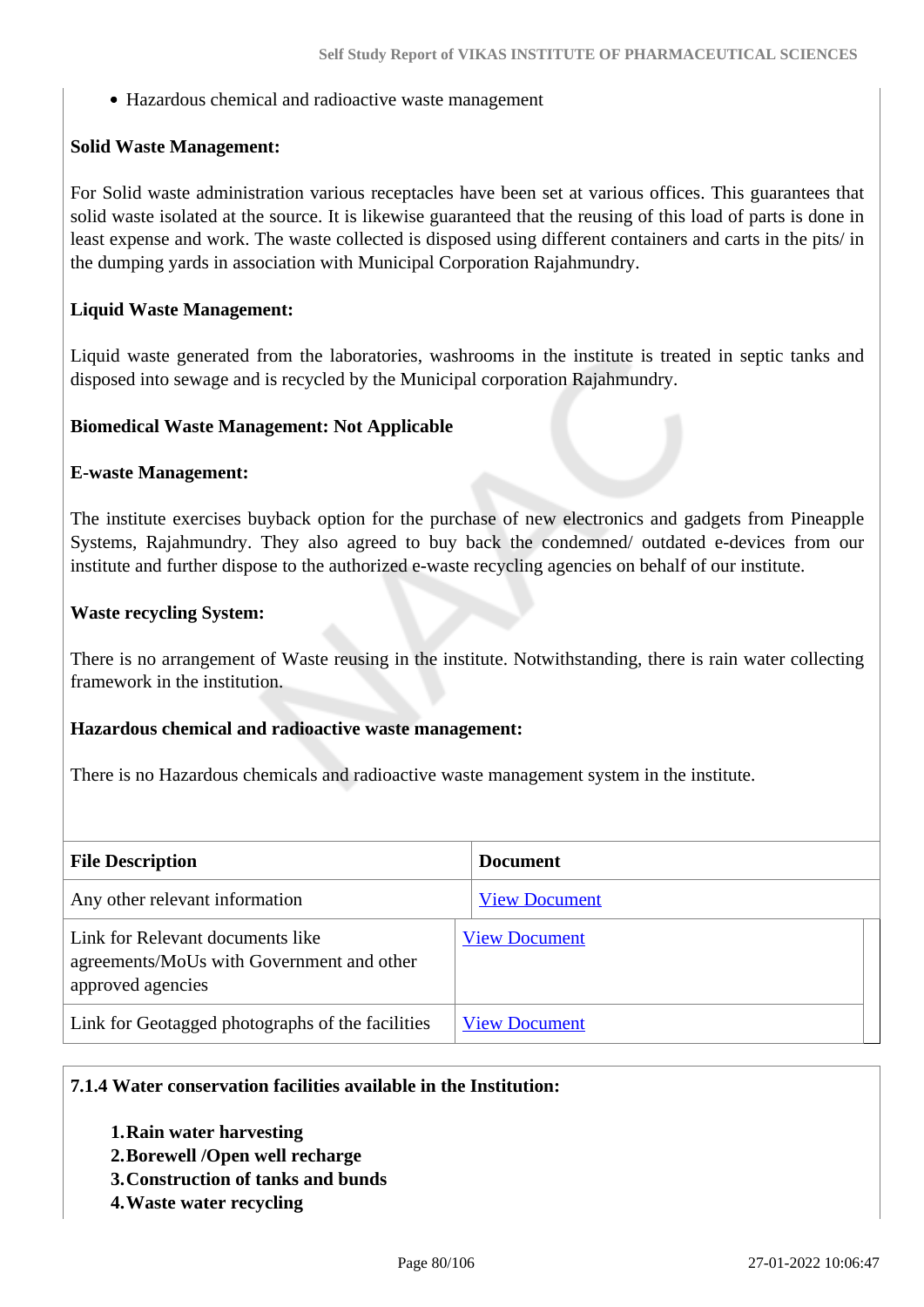- Hazardous chemical and radioactive waste management

**Solid Waste Management:**

For Solid waste administration various receptacles have been set at various offices. This guarantees that solid waste isolated at the source. It is likewise guaranteed that the reusing of this load of parts is done in least expense and work. The waste collected is disposed using different containers and carts in the pits/ in the dumping yards in association with Municipal Corporation Rajahmundry.

**Liquid Waste Management:**

Liquid waste generated from the laboratories, washrooms in the institute is treated in septic tanks and disposed into sewage and is recycled by the Municipal corporation Rajahmundry.

**Biomedical Waste Management: Not Applicable**

**E-waste Management:**

The institute exercises buyback option for the purchase of new electronics and gadgets from Pineapple Systems, Rajahmundry. They also agreed to buy back the condemned/ outdated e-devices from our institute and further dispose to the authorized e-waste recycling agencies on behalf of our institute.

**Waste recycling System:**

There is no arrangement of Waste reusing in the institute. Notwithstanding, there is rain water collecting framework in the institution.

**Hazardous chemical and radioactive waste management:**

There is no Hazardous chemicals and radioactive waste management system in the institute.

| File Description | Document |
|---|---|
| Any other relevant information | View Document |
| Link for Relevant documents like agreements/MoUs with Government and other approved agencies | View Document |
| Link for Geotagged photographs of the facilities | View Document |

**7.1.4 Water conservation facilities available in the Institution:**

1. **Rain water harvesting**
2. **Borewell /Open well recharge**
3. **Construction of tanks and bunds**
4. **Waste water recycling**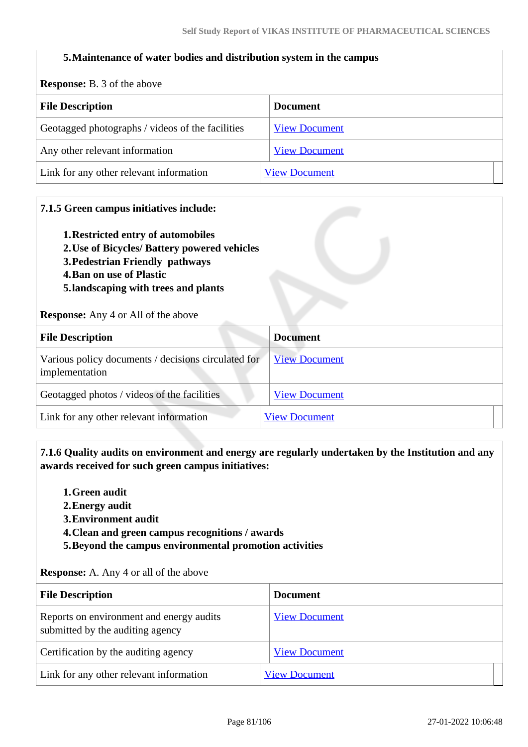5. **Maintenance of water bodies and distribution system in the campus**

**Response:** B. 3 of the above

| File Description | Document |
|---|---|
| Geotagged photographs / videos of the facilities | View Document |
| Any other relevant information | View Document |
| Link for any other relevant information | View Document |

**7.1.5 Green campus initiatives include:**

1. **Restricted entry of automobiles**
2. **Use of Bicycles/ Battery powered vehicles**
3. **Pedestrian Friendly pathways**
4. **Ban on use of Plastic**
5. **landscaping with trees and plants**

**Response:** Any 4 or All of the above

| File Description | Document |
|---|---|
| Various policy documents / decisions circulated for implementation | View Document |
| Geotagged photos / videos of the facilities | View Document |
| Link for any other relevant information | View Document |

**7.1.6 Quality audits on environment and energy are regularly undertaken by the Institution and any awards received for such green campus initiatives:**

1. **Green audit**
2. **Energy audit**
3. **Environment audit**
4. **Clean and green campus recognitions / awards**
5. **Beyond the campus environmental promotion activities**

**Response:** A. Any 4 or all of the above

| File Description | Document |
|---|---|
| Reports on environment and energy audits submitted by the auditing agency | View Document |
| Certification by the auditing agency | View Document |
| Link for any other relevant information | View Document |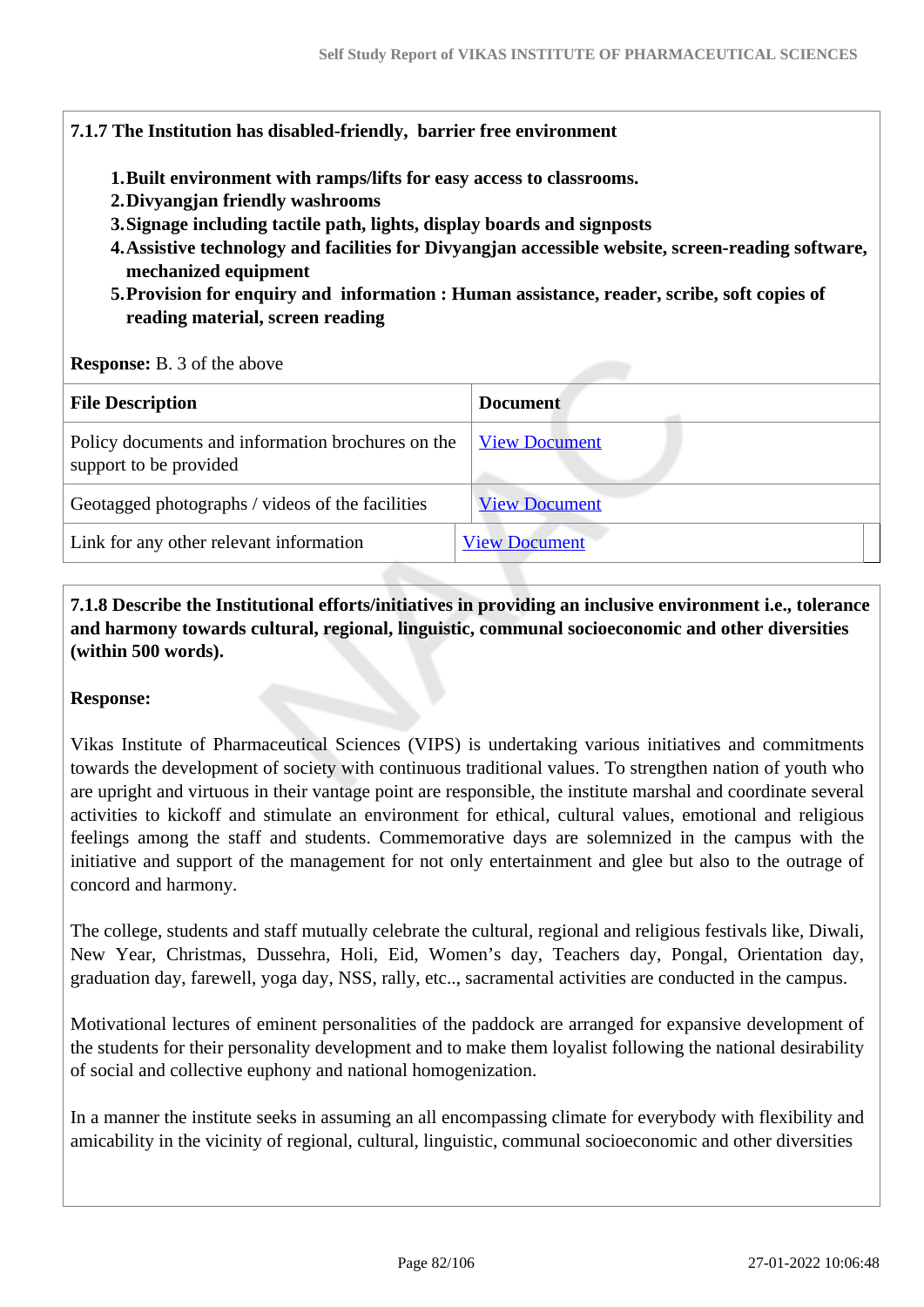**7.1.7 The Institution has disabled-friendly, barrier free environment**

1. **Built environment with ramps/lifts for easy access to classrooms.**
2. **Divyangjan friendly washrooms**
3. **Signage including tactile path, lights, display boards and signposts**
4. **Assistive technology and facilities for Divyangjan accessible website, screen-reading software, mechanized equipment**
5. **Provision for enquiry and information : Human assistance, reader, scribe, soft copies of reading material, screen reading**

**Response:** B. 3 of the above

| File Description | Document |
|---|---|
| Policy documents and information brochures on the support to be provided | View Document |
| Geotagged photographs / videos of the facilities | View Document |
| Link for any other relevant information | View Document |

**7.1.8 Describe the Institutional efforts/initiatives in providing an inclusive environment i.e., tolerance and harmony towards cultural, regional, linguistic, communal socioeconomic and other diversities (within 500 words).**

**Response:**

Vikas Institute of Pharmaceutical Sciences (VIPS) is undertaking various initiatives and commitments towards the development of society with continuous traditional values. To strengthen nation of youth who are upright and virtuous in their vantage point are responsible, the institute marshal and coordinate several activities to kickoff and stimulate an environment for ethical, cultural values, emotional and religious feelings among the staff and students. Commemorative days are solemnized in the campus with the initiative and support of the management for not only entertainment and glee but also to the outrage of concord and harmony.

The college, students and staff mutually celebrate the cultural, regional and religious festivals like, Diwali, New Year, Christmas, Dussehra, Holi, Eid, Women's day, Teachers day, Pongal, Orientation day, graduation day, farewell, yoga day, NSS, rally, etc.., sacramental activities are conducted in the campus.

Motivational lectures of eminent personalities of the paddock are arranged for expansive development of the students for their personality development and to make them loyalist following the national desirability of social and collective euphony and national homogenization.

In a manner the institute seeks in assuming an all encompassing climate for everybody with flexibility and amicability in the vicinity of regional, cultural, linguistic, communal socioeconomic and other diversities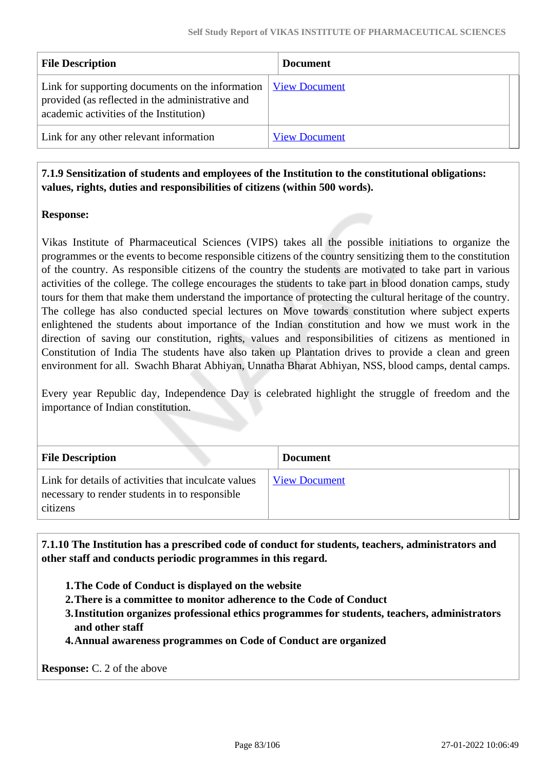| File Description | Document |
|---|---|
| Link for supporting documents on the information provided (as reflected in the administrative and academic activities of the Institution) | View Document |
| Link for any other relevant information | View Document |

**7.1.9 Sensitization of students and employees of the Institution to the constitutional obligations: values, rights, duties and responsibilities of citizens (within 500 words).**

**Response:**

Vikas Institute of Pharmaceutical Sciences (VIPS) takes all the possible initiations to organize the programmes or the events to become responsible citizens of the country sensitizing them to the constitution of the country. As responsible citizens of the country the students are motivated to take part in various activities of the college. The college encourages the students to take part in blood donation camps, study tours for them that make them understand the importance of protecting the cultural heritage of the country. The college has also conducted special lectures on Move towards constitution where subject experts enlightened the students about importance of the Indian constitution and how we must work in the direction of saving our constitution, rights, values and responsibilities of citizens as mentioned in Constitution of India The students have also taken up Plantation drives to provide a clean and green environment for all. Swachh Bharat Abhiyan, Unnatha Bharat Abhiyan, NSS, blood camps, dental camps.

Every year Republic day, Independence Day is celebrated highlight the struggle of freedom and the importance of Indian constitution.

| File Description | Document |
|---|---|
| Link for details of activities that inculcate values necessary to render students in to responsible citizens | View Document |

**7.1.10 The Institution has a prescribed code of conduct for students, teachers, administrators and other staff and conducts periodic programmes in this regard.**

1. **The Code of Conduct is displayed on the website**
2. **There is a committee to monitor adherence to the Code of Conduct**
3. **Institution organizes professional ethics programmes for students, teachers, administrators and other staff**
4. **Annual awareness programmes on Code of Conduct are organized**

**Response:** C. 2 of the above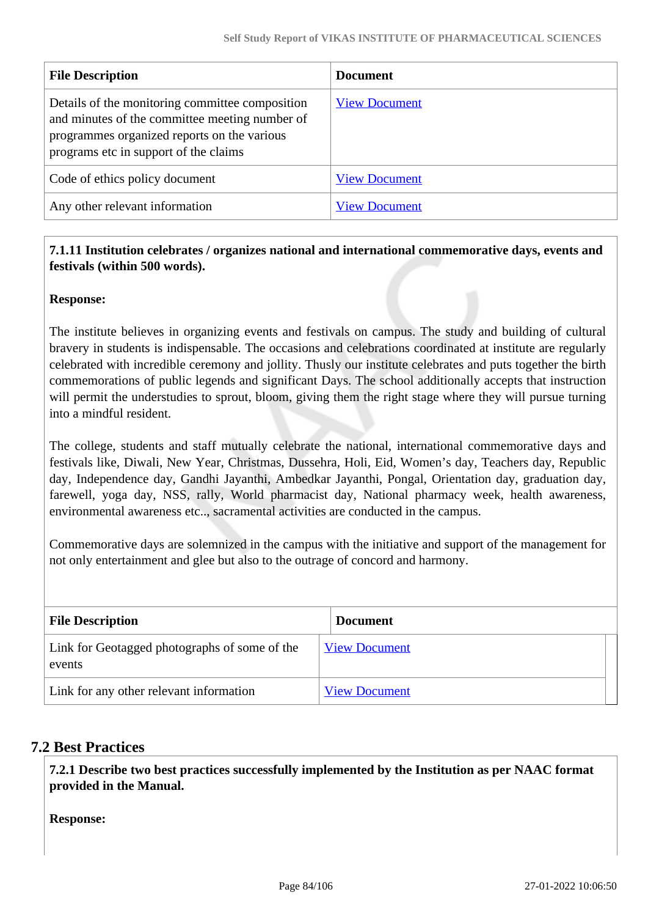| File Description | Document |
|---|---|
| Details of the monitoring committee composition and minutes of the committee meeting number of programmes organized reports on the various programs etc in support of the claims | View Document |
| Code of ethics policy document | View Document |
| Any other relevant information | View Document |

**7.1.11 Institution celebrates / organizes national and international commemorative days, events and festivals (within 500 words).**

**Response:**

The institute believes in organizing events and festivals on campus. The study and building of cultural bravery in students is indispensable. The occasions and celebrations coordinated at institute are regularly celebrated with incredible ceremony and jollity. Thusly our institute celebrates and puts together the birth commemorations of public legends and significant Days. The school additionally accepts that instruction will permit the understudies to sprout, bloom, giving them the right stage where they will pursue turning into a mindful resident.

The college, students and staff mutually celebrate the national, international commemorative days and festivals like, Diwali, New Year, Christmas, Dussehra, Holi, Eid, Women's day, Teachers day, Republic day, Independence day, Gandhi Jayanthi, Ambedkar Jayanthi, Pongal, Orientation day, graduation day, farewell, yoga day, NSS, rally, World pharmacist day, National pharmacy week, health awareness, environmental awareness etc.., sacramental activities are conducted in the campus.

Commemorative days are solemnized in the campus with the initiative and support of the management for not only entertainment and glee but also to the outrage of concord and harmony.

| File Description | Document |
|---|---|
| Link for Geotagged photographs of some of the events | View Document |
| Link for any other relevant information | View Document |

## 7.2 Best Practices

**7.2.1 Describe two best practices successfully implemented by the Institution as per NAAC format provided in the Manual.**

**Response:**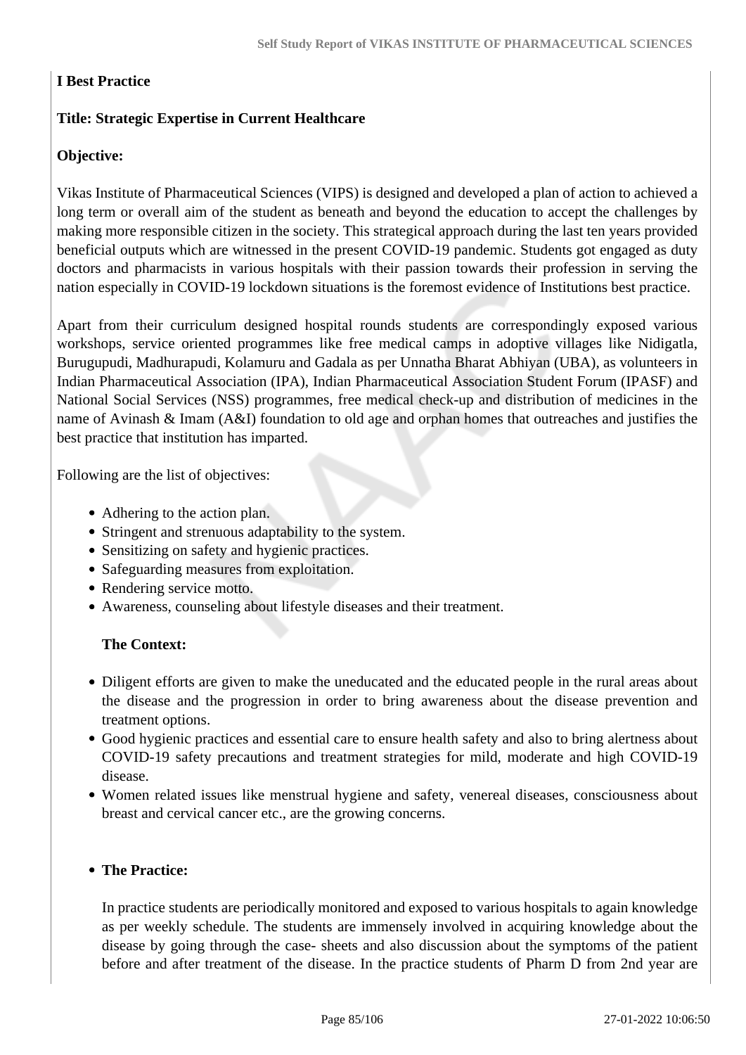**I Best Practice**

**Title: Strategic Expertise in Current Healthcare**

**Objective:**

Vikas Institute of Pharmaceutical Sciences (VIPS) is designed and developed a plan of action to achieved a long term or overall aim of the student as beneath and beyond the education to accept the challenges by making more responsible citizen in the society. This strategical approach during the last ten years provided beneficial outputs which are witnessed in the present COVID-19 pandemic. Students got engaged as duty doctors and pharmacists in various hospitals with their passion towards their profession in serving the nation especially in COVID-19 lockdown situations is the foremost evidence of Institutions best practice.

Apart from their curriculum designed hospital rounds students are correspondingly exposed various workshops, service oriented programmes like free medical camps in adoptive villages like Nidigatla, Burugupudi, Madhurapudi, Kolamuru and Gadala as per Unnatha Bharat Abhiyan (UBA), as volunteers in Indian Pharmaceutical Association (IPA), Indian Pharmaceutical Association Student Forum (IPASF) and National Social Services (NSS) programmes, free medical check-up and distribution of medicines in the name of Avinash & Imam (A&I) foundation to old age and orphan homes that outreaches and justifies the best practice that institution has imparted.

Following are the list of objectives:

- Adhering to the action plan.
- Stringent and strenuous adaptability to the system.
- Sensitizing on safety and hygienic practices.
- Safeguarding measures from exploitation.
- Rendering service motto.
- Awareness, counseling about lifestyle diseases and their treatment.

**The Context:**

- Diligent efforts are given to make the uneducated and the educated people in the rural areas about the disease and the progression in order to bring awareness about the disease prevention and treatment options.
- Good hygienic practices and essential care to ensure health safety and also to bring alertness about COVID-19 safety precautions and treatment strategies for mild, moderate and high COVID-19 disease.
- Women related issues like menstrual hygiene and safety, venereal diseases, consciousness about breast and cervical cancer etc., are the growing concerns.

- **The Practice:**

  In practice students are periodically monitored and exposed to various hospitals to again knowledge as per weekly schedule. The students are immensely involved in acquiring knowledge about the disease by going through the case- sheets and also discussion about the symptoms of the patient before and after treatment of the disease. In the practice students of Pharm D from 2nd year are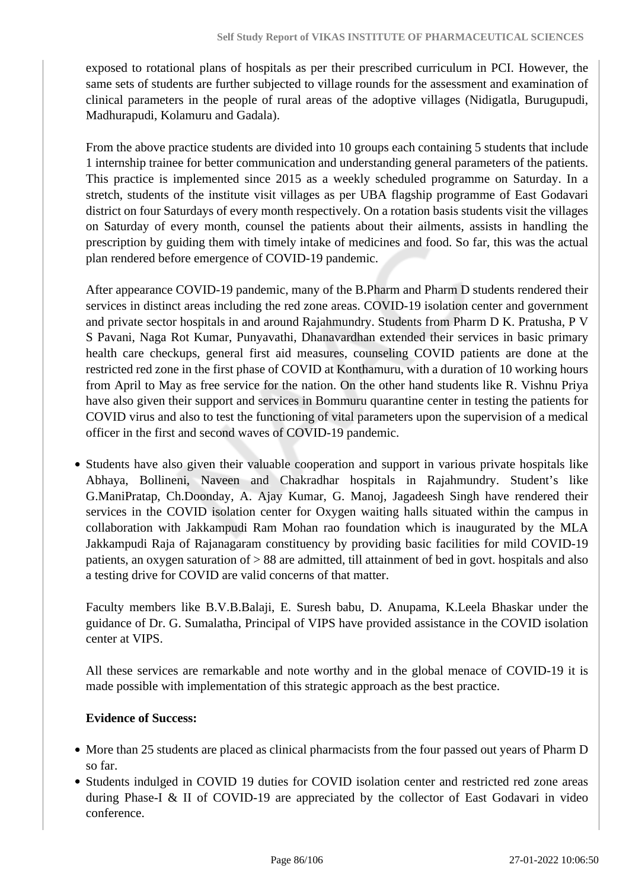exposed to rotational plans of hospitals as per their prescribed curriculum in PCI. However, the same sets of students are further subjected to village rounds for the assessment and examination of clinical parameters in the people of rural areas of the adoptive villages (Nidigatla, Burugupudi, Madhurapudi, Kolamuru and Gadala).

From the above practice students are divided into 10 groups each containing 5 students that include 1 internship trainee for better communication and understanding general parameters of the patients. This practice is implemented since 2015 as a weekly scheduled programme on Saturday. In a stretch, students of the institute visit villages as per UBA flagship programme of East Godavari district on four Saturdays of every month respectively. On a rotation basis students visit the villages on Saturday of every month, counsel the patients about their ailments, assists in handling the prescription by guiding them with timely intake of medicines and food. So far, this was the actual plan rendered before emergence of COVID-19 pandemic.

After appearance COVID-19 pandemic, many of the B.Pharm and Pharm D students rendered their services in distinct areas including the red zone areas. COVID-19 isolation center and government and private sector hospitals in and around Rajahmundry. Students from Pharm D K. Pratusha, P V S Pavani, Naga Rot Kumar, Punyavathi, Dhanavardhan extended their services in basic primary health care checkups, general first aid measures, counseling COVID patients are done at the restricted red zone in the first phase of COVID at Konthamuru, with a duration of 10 working hours from April to May as free service for the nation. On the other hand students like R. Vishnu Priya have also given their support and services in Bommuru quarantine center in testing the patients for COVID virus and also to test the functioning of vital parameters upon the supervision of a medical officer in the first and second waves of COVID-19 pandemic.

- Students have also given their valuable cooperation and support in various private hospitals like Abhaya, Bollineni, Naveen and Chakradhar hospitals in Rajahmundry. Student's like G.ManiPratap, Ch.Doonday, A. Ajay Kumar, G. Manoj, Jagadeesh Singh have rendered their services in the COVID isolation center for Oxygen waiting halls situated within the campus in collaboration with Jakkampudi Ram Mohan rao foundation which is inaugurated by the MLA Jakkampudi Raja of Rajanagaram constituency by providing basic facilities for mild COVID-19 patients, an oxygen saturation of > 88 are admitted, till attainment of bed in govt. hospitals and also a testing drive for COVID are valid concerns of that matter.

  Faculty members like B.V.B.Balaji, E. Suresh babu, D. Anupama, K.Leela Bhaskar under the guidance of Dr. G. Sumalatha, Principal of VIPS have provided assistance in the COVID isolation center at VIPS.

  All these services are remarkable and note worthy and in the global menace of COVID-19 it is made possible with implementation of this strategic approach as the best practice.

**Evidence of Success:**

- More than 25 students are placed as clinical pharmacists from the four passed out years of Pharm D so far.
- Students indulged in COVID 19 duties for COVID isolation center and restricted red zone areas during Phase-I & II of COVID-19 are appreciated by the collector of East Godavari in video conference.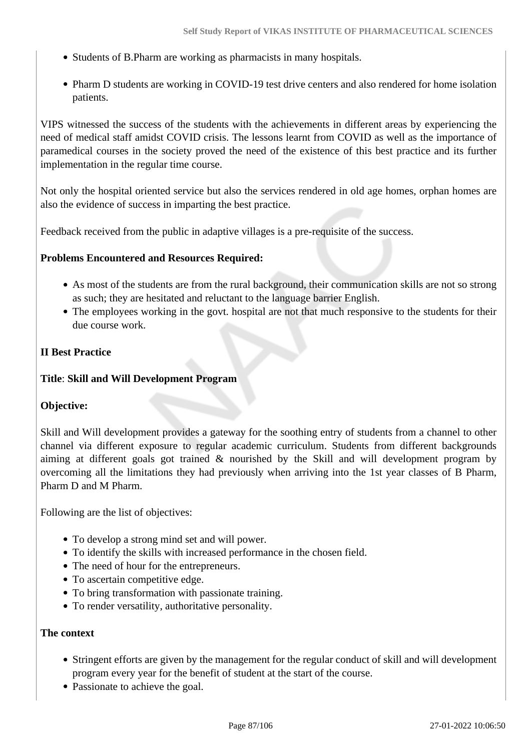- Students of B.Pharm are working as pharmacists in many hospitals.
- Pharm D students are working in COVID-19 test drive centers and also rendered for home isolation patients.

VIPS witnessed the success of the students with the achievements in different areas by experiencing the need of medical staff amidst COVID crisis. The lessons learnt from COVID as well as the importance of paramedical courses in the society proved the need of the existence of this best practice and its further implementation in the regular time course.

Not only the hospital oriented service but also the services rendered in old age homes, orphan homes are also the evidence of success in imparting the best practice.

Feedback received from the public in adaptive villages is a pre-requisite of the success.

**Problems Encountered and Resources Required:**

- As most of the students are from the rural background, their communication skills are not so strong as such; they are hesitated and reluctant to the language barrier English.
- The employees working in the govt. hospital are not that much responsive to the students for their due course work.

**II Best Practice**

**Title**: **Skill and Will Development Program**

**Objective:**

Skill and Will development provides a gateway for the soothing entry of students from a channel to other channel via different exposure to regular academic curriculum. Students from different backgrounds aiming at different goals got trained & nourished by the Skill and will development program by overcoming all the limitations they had previously when arriving into the 1st year classes of B Pharm, Pharm D and M Pharm.

Following are the list of objectives:

- To develop a strong mind set and will power.
- To identify the skills with increased performance in the chosen field.
- The need of hour for the entrepreneurs.
- To ascertain competitive edge.
- To bring transformation with passionate training.
- To render versatility, authoritative personality.

**The context**

- Stringent efforts are given by the management for the regular conduct of skill and will development program every year for the benefit of student at the start of the course.
- Passionate to achieve the goal.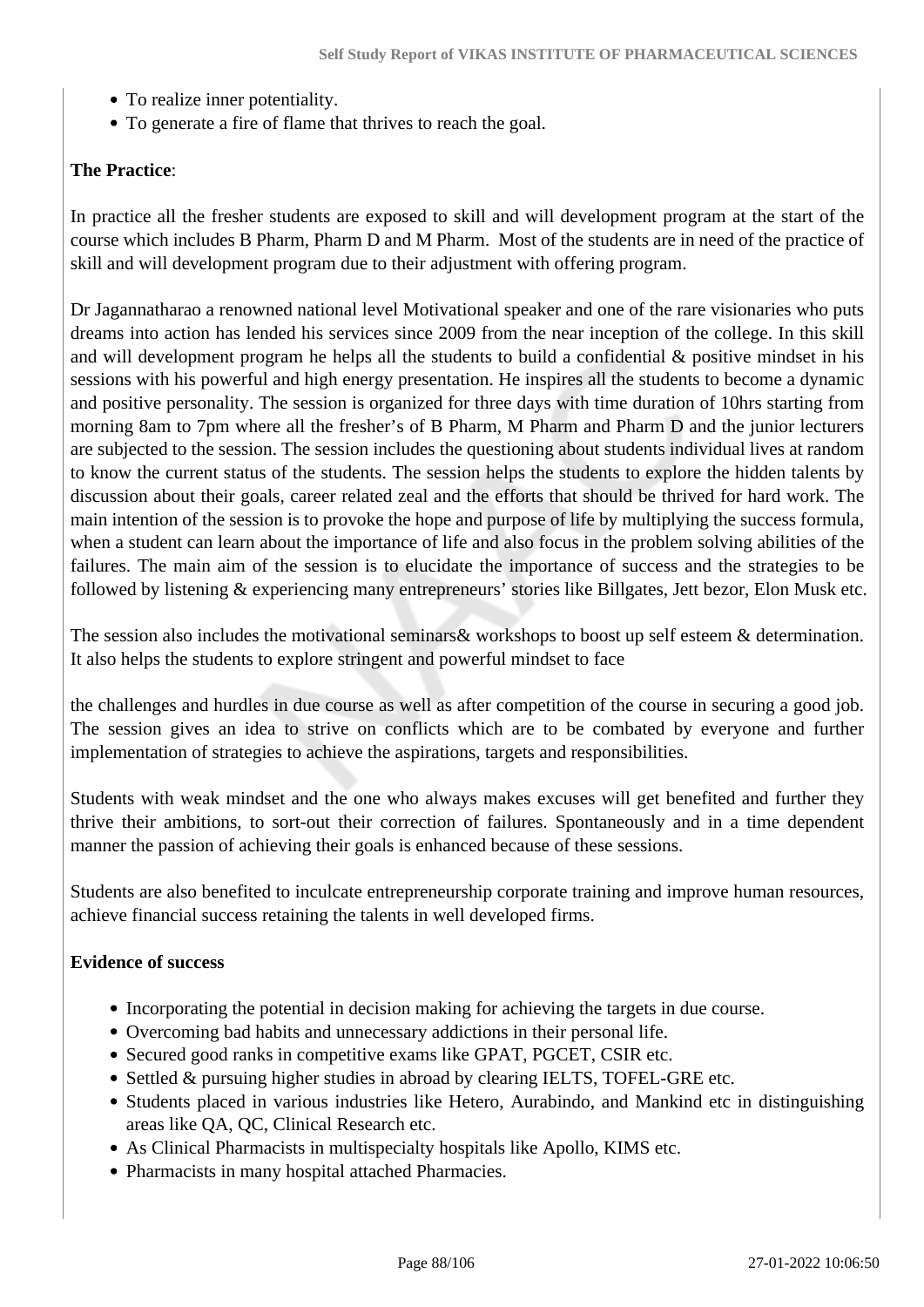- To realize inner potentiality.
- To generate a fire of flame that thrives to reach the goal.

**The Practice**:

In practice all the fresher students are exposed to skill and will development program at the start of the course which includes B Pharm, Pharm D and M Pharm. Most of the students are in need of the practice of skill and will development program due to their adjustment with offering program.

Dr Jagannatharao a renowned national level Motivational speaker and one of the rare visionaries who puts dreams into action has lended his services since 2009 from the near inception of the college. In this skill and will development program he helps all the students to build a confidential & positive mindset in his sessions with his powerful and high energy presentation. He inspires all the students to become a dynamic and positive personality. The session is organized for three days with time duration of 10hrs starting from morning 8am to 7pm where all the fresher's of B Pharm, M Pharm and Pharm D and the junior lecturers are subjected to the session. The session includes the questioning about students individual lives at random to know the current status of the students. The session helps the students to explore the hidden talents by discussion about their goals, career related zeal and the efforts that should be thrived for hard work. The main intention of the session is to provoke the hope and purpose of life by multiplying the success formula, when a student can learn about the importance of life and also focus in the problem solving abilities of the failures. The main aim of the session is to elucidate the importance of success and the strategies to be followed by listening & experiencing many entrepreneurs' stories like Billgates, Jett bezor, Elon Musk etc.

The session also includes the motivational seminars& workshops to boost up self esteem & determination. It also helps the students to explore stringent and powerful mindset to face

the challenges and hurdles in due course as well as after competition of the course in securing a good job. The session gives an idea to strive on conflicts which are to be combated by everyone and further implementation of strategies to achieve the aspirations, targets and responsibilities.

Students with weak mindset and the one who always makes excuses will get benefited and further they thrive their ambitions, to sort-out their correction of failures. Spontaneously and in a time dependent manner the passion of achieving their goals is enhanced because of these sessions.

Students are also benefited to inculcate entrepreneurship corporate training and improve human resources, achieve financial success retaining the talents in well developed firms.

**Evidence of success**

- Incorporating the potential in decision making for achieving the targets in due course.
- Overcoming bad habits and unnecessary addictions in their personal life.
- Secured good ranks in competitive exams like GPAT, PGCET, CSIR etc.
- Settled & pursuing higher studies in abroad by clearing IELTS, TOFEL-GRE etc.
- Students placed in various industries like Hetero, Aurabindo, and Mankind etc in distinguishing areas like QA, QC, Clinical Research etc.
- As Clinical Pharmacists in multispecialty hospitals like Apollo, KIMS etc.
- Pharmacists in many hospital attached Pharmacies.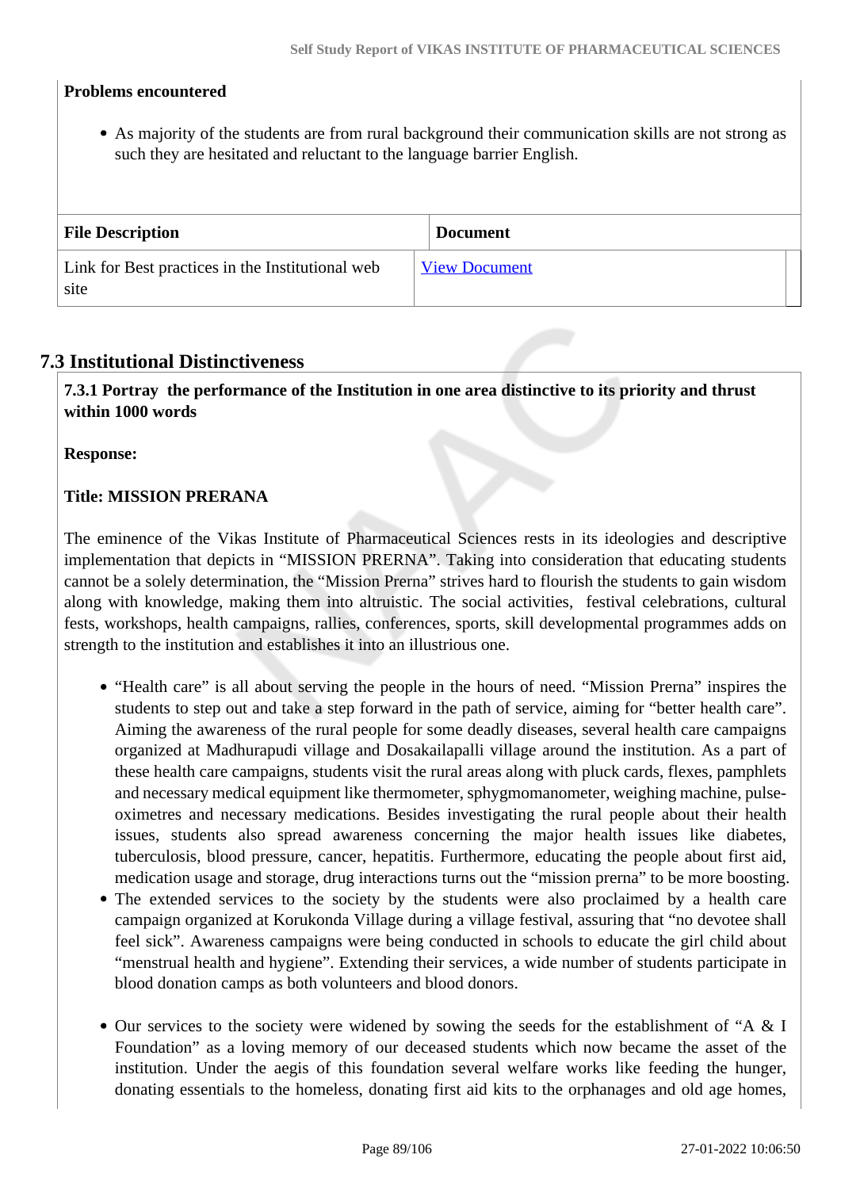**Problems encountered**

- As majority of the students are from rural background their communication skills are not strong as such they are hesitated and reluctant to the language barrier English.

| File Description | Document |
| --- | --- |
| Link for Best practices in the Institutional web site | View Document |

## 7.3 Institutional Distinctiveness

**7.3.1 Portray the performance of the Institution in one area distinctive to its priority and thrust within 1000 words**

**Response:**

**Title: MISSION PRERANA**

The eminence of the Vikas Institute of Pharmaceutical Sciences rests in its ideologies and descriptive implementation that depicts in "MISSION PRERNA". Taking into consideration that educating students cannot be a solely determination, the "Mission Prerna" strives hard to flourish the students to gain wisdom along with knowledge, making them into altruistic. The social activities, festival celebrations, cultural fests, workshops, health campaigns, rallies, conferences, sports, skill developmental programmes adds on strength to the institution and establishes it into an illustrious one.

- "Health care" is all about serving the people in the hours of need. "Mission Prerna" inspires the students to step out and take a step forward in the path of service, aiming for "better health care". Aiming the awareness of the rural people for some deadly diseases, several health care campaigns organized at Madhurapudi village and Dosakailapalli village around the institution. As a part of these health care campaigns, students visit the rural areas along with pluck cards, flexes, pamphlets and necessary medical equipment like thermometer, sphygmomanometer, weighing machine, pulse-oximetres and necessary medications. Besides investigating the rural people about their health issues, students also spread awareness concerning the major health issues like diabetes, tuberculosis, blood pressure, cancer, hepatitis. Furthermore, educating the people about first aid, medication usage and storage, drug interactions turns out the "mission prerna" to be more boosting.
- The extended services to the society by the students were also proclaimed by a health care campaign organized at Korukonda Village during a village festival, assuring that "no devotee shall feel sick". Awareness campaigns were being conducted in schools to educate the girl child about "menstrual health and hygiene". Extending their services, a wide number of students participate in blood donation camps as both volunteers and blood donors.

- Our services to the society were widened by sowing the seeds for the establishment of "A & I Foundation" as a loving memory of our deceased students which now became the asset of the institution. Under the aegis of this foundation several welfare works like feeding the hunger, donating essentials to the homeless, donating first aid kits to the orphanages and old age homes,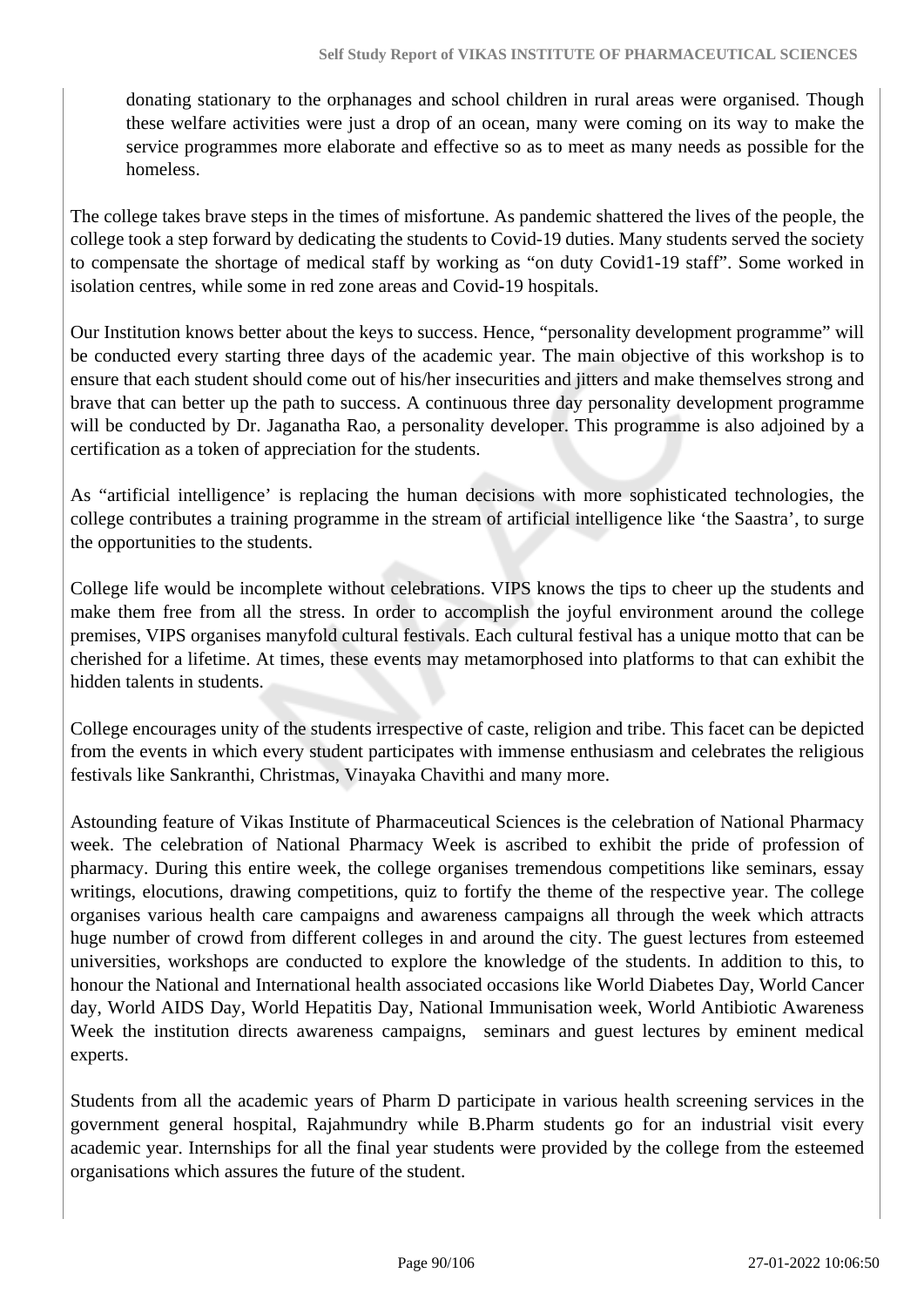donating stationary to the orphanages and school children in rural areas were organised. Though these welfare activities were just a drop of an ocean, many were coming on its way to make the service programmes more elaborate and effective so as to meet as many needs as possible for the homeless.

The college takes brave steps in the times of misfortune. As pandemic shattered the lives of the people, the college took a step forward by dedicating the students to Covid-19 duties. Many students served the society to compensate the shortage of medical staff by working as "on duty Covid1-19 staff". Some worked in isolation centres, while some in red zone areas and Covid-19 hospitals.

Our Institution knows better about the keys to success. Hence, "personality development programme" will be conducted every starting three days of the academic year. The main objective of this workshop is to ensure that each student should come out of his/her insecurities and jitters and make themselves strong and brave that can better up the path to success. A continuous three day personality development programme will be conducted by Dr. Jaganatha Rao, a personality developer. This programme is also adjoined by a certification as a token of appreciation for the students.

As "artificial intelligence' is replacing the human decisions with more sophisticated technologies, the college contributes a training programme in the stream of artificial intelligence like 'the Saastra', to surge the opportunities to the students.

College life would be incomplete without celebrations. VIPS knows the tips to cheer up the students and make them free from all the stress. In order to accomplish the joyful environment around the college premises, VIPS organises manyfold cultural festivals. Each cultural festival has a unique motto that can be cherished for a lifetime. At times, these events may metamorphosed into platforms to that can exhibit the hidden talents in students.

College encourages unity of the students irrespective of caste, religion and tribe. This facet can be depicted from the events in which every student participates with immense enthusiasm and celebrates the religious festivals like Sankranthi, Christmas, Vinayaka Chavithi and many more.

Astounding feature of Vikas Institute of Pharmaceutical Sciences is the celebration of National Pharmacy week. The celebration of National Pharmacy Week is ascribed to exhibit the pride of profession of pharmacy. During this entire week, the college organises tremendous competitions like seminars, essay writings, elocutions, drawing competitions, quiz to fortify the theme of the respective year. The college organises various health care campaigns and awareness campaigns all through the week which attracts huge number of crowd from different colleges in and around the city. The guest lectures from esteemed universities, workshops are conducted to explore the knowledge of the students. In addition to this, to honour the National and International health associated occasions like World Diabetes Day, World Cancer day, World AIDS Day, World Hepatitis Day, National Immunisation week, World Antibiotic Awareness Week the institution directs awareness campaigns, seminars and guest lectures by eminent medical experts.

Students from all the academic years of Pharm D participate in various health screening services in the government general hospital, Rajahmundry while B.Pharm students go for an industrial visit every academic year. Internships for all the final year students were provided by the college from the esteemed organisations which assures the future of the student.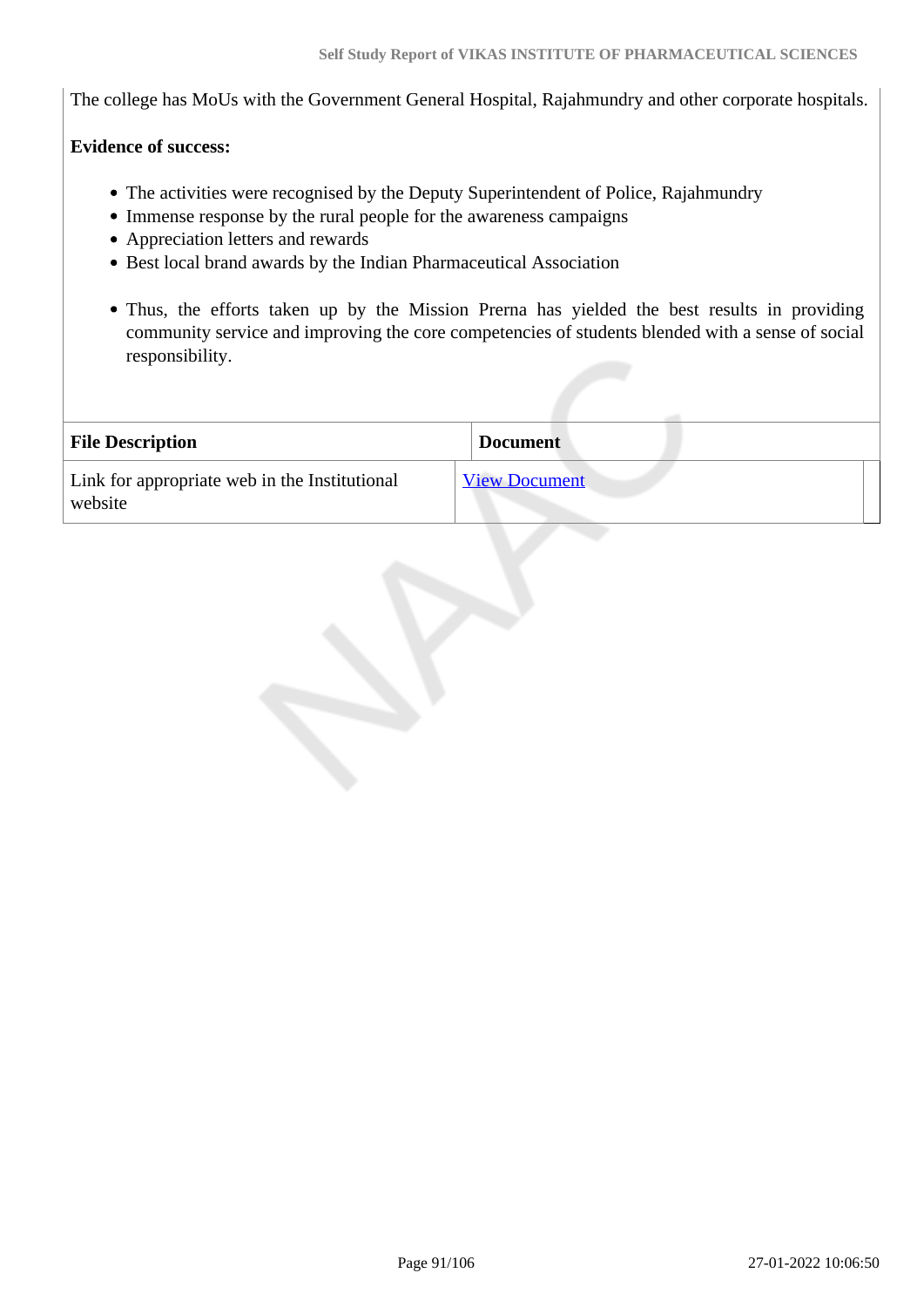The college has MoUs with the Government General Hospital, Rajahmundry and other corporate hospitals.

**Evidence of success:**

- The activities were recognised by the Deputy Superintendent of Police, Rajahmundry
- Immense response by the rural people for the awareness campaigns
- Appreciation letters and rewards
- Best local brand awards by the Indian Pharmaceutical Association

- Thus, the efforts taken up by the Mission Prerna has yielded the best results in providing community service and improving the core competencies of students blended with a sense of social responsibility.

| File Description | Document |
| --- | --- |
| Link for appropriate web in the Institutional website | View Document |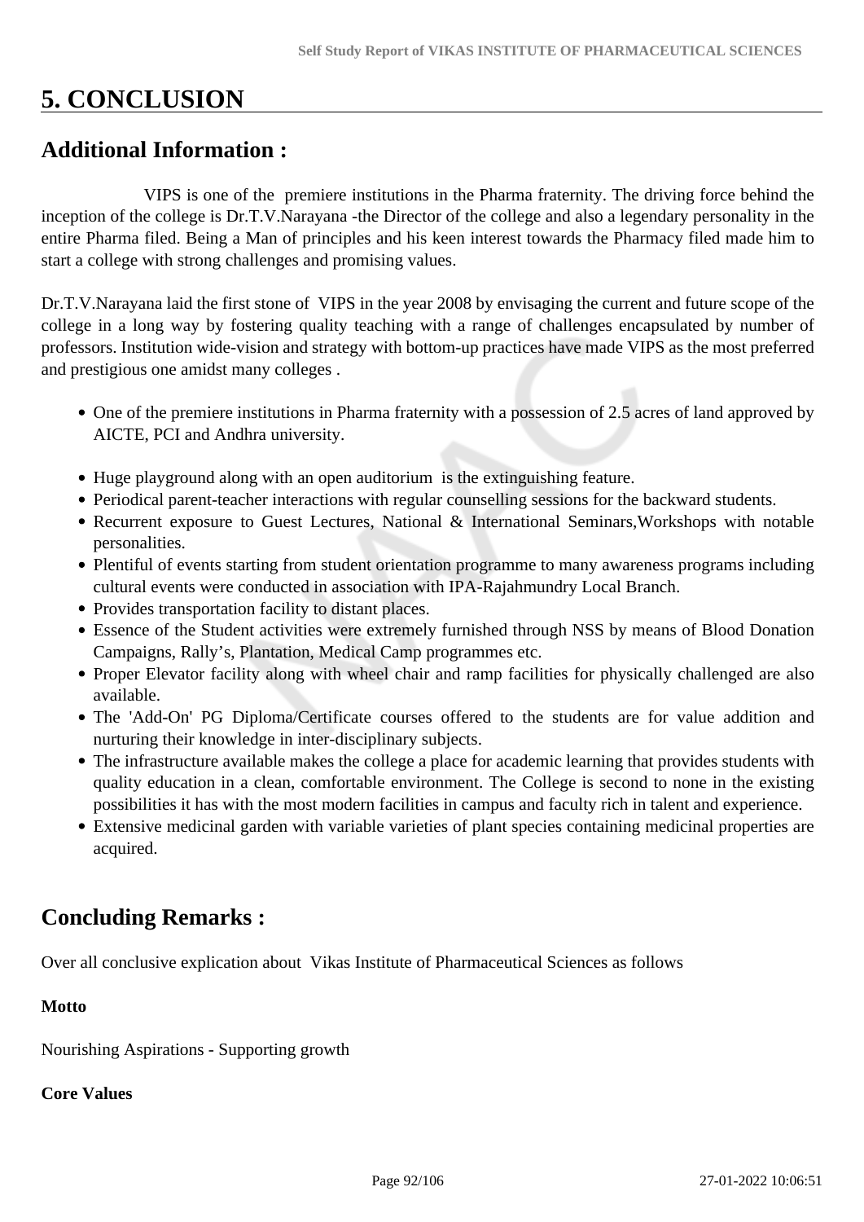# 5. CONCLUSION

## Additional Information :

VIPS is one of the premiere institutions in the Pharma fraternity. The driving force behind the inception of the college is Dr.T.V.Narayana -the Director of the college and also a legendary personality in the entire Pharma filed. Being a Man of principles and his keen interest towards the Pharmacy filed made him to start a college with strong challenges and promising values.

Dr.T.V.Narayana laid the first stone of VIPS in the year 2008 by envisaging the current and future scope of the college in a long way by fostering quality teaching with a range of challenges encapsulated by number of professors. Institution wide-vision and strategy with bottom-up practices have made VIPS as the most preferred and prestigious one amidst many colleges .

- One of the premiere institutions in Pharma fraternity with a possession of 2.5 acres of land approved by AICTE, PCI and Andhra university.
- Huge playground along with an open auditorium is the extinguishing feature.
- Periodical parent-teacher interactions with regular counselling sessions for the backward students.
- Recurrent exposure to Guest Lectures, National & International Seminars,Workshops with notable personalities.
- Plentiful of events starting from student orientation programme to many awareness programs including cultural events were conducted in association with IPA-Rajahmundry Local Branch.
- Provides transportation facility to distant places.
- Essence of the Student activities were extremely furnished through NSS by means of Blood Donation Campaigns, Rally's, Plantation, Medical Camp programmes etc.
- Proper Elevator facility along with wheel chair and ramp facilities for physically challenged are also available.
- The 'Add-On' PG Diploma/Certificate courses offered to the students are for value addition and nurturing their knowledge in inter-disciplinary subjects.
- The infrastructure available makes the college a place for academic learning that provides students with quality education in a clean, comfortable environment. The College is second to none in the existing possibilities it has with the most modern facilities in campus and faculty rich in talent and experience.
- Extensive medicinal garden with variable varieties of plant species containing medicinal properties are acquired.

## Concluding Remarks :

Over all conclusive explication about Vikas Institute of Pharmaceutical Sciences as follows

**Motto**

Nourishing Aspirations - Supporting growth

**Core Values**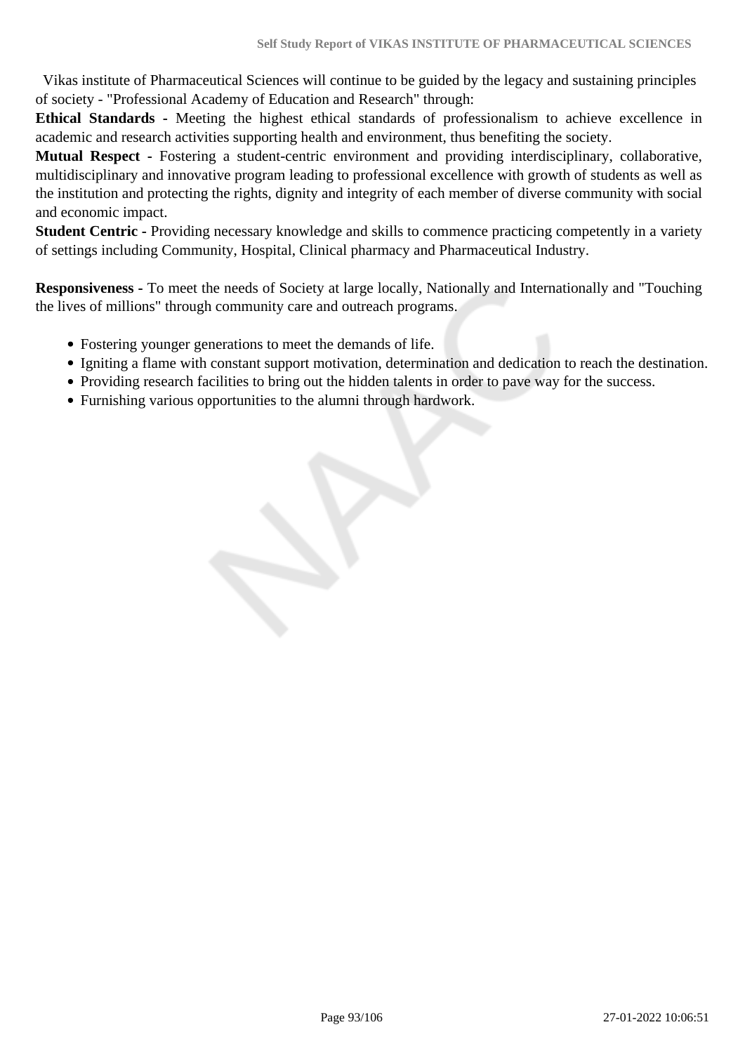Vikas institute of Pharmaceutical Sciences will continue to be guided by the legacy and sustaining principles of society - "Professional Academy of Education and Research" through:

**Ethical Standards -** Meeting the highest ethical standards of professionalism to achieve excellence in academic and research activities supporting health and environment, thus benefiting the society.

**Mutual Respect -** Fostering a student-centric environment and providing interdisciplinary, collaborative, multidisciplinary and innovative program leading to professional excellence with growth of students as well as the institution and protecting the rights, dignity and integrity of each member of diverse community with social and economic impact.

**Student Centric -** Providing necessary knowledge and skills to commence practicing competently in a variety of settings including Community, Hospital, Clinical pharmacy and Pharmaceutical Industry.

**Responsiveness -** To meet the needs of Society at large locally, Nationally and Internationally and "Touching the lives of millions" through community care and outreach programs.

- Fostering younger generations to meet the demands of life.
- Igniting a flame with constant support motivation, determination and dedication to reach the destination.
- Providing research facilities to bring out the hidden talents in order to pave way for the success.
- Furnishing various opportunities to the alumni through hardwork.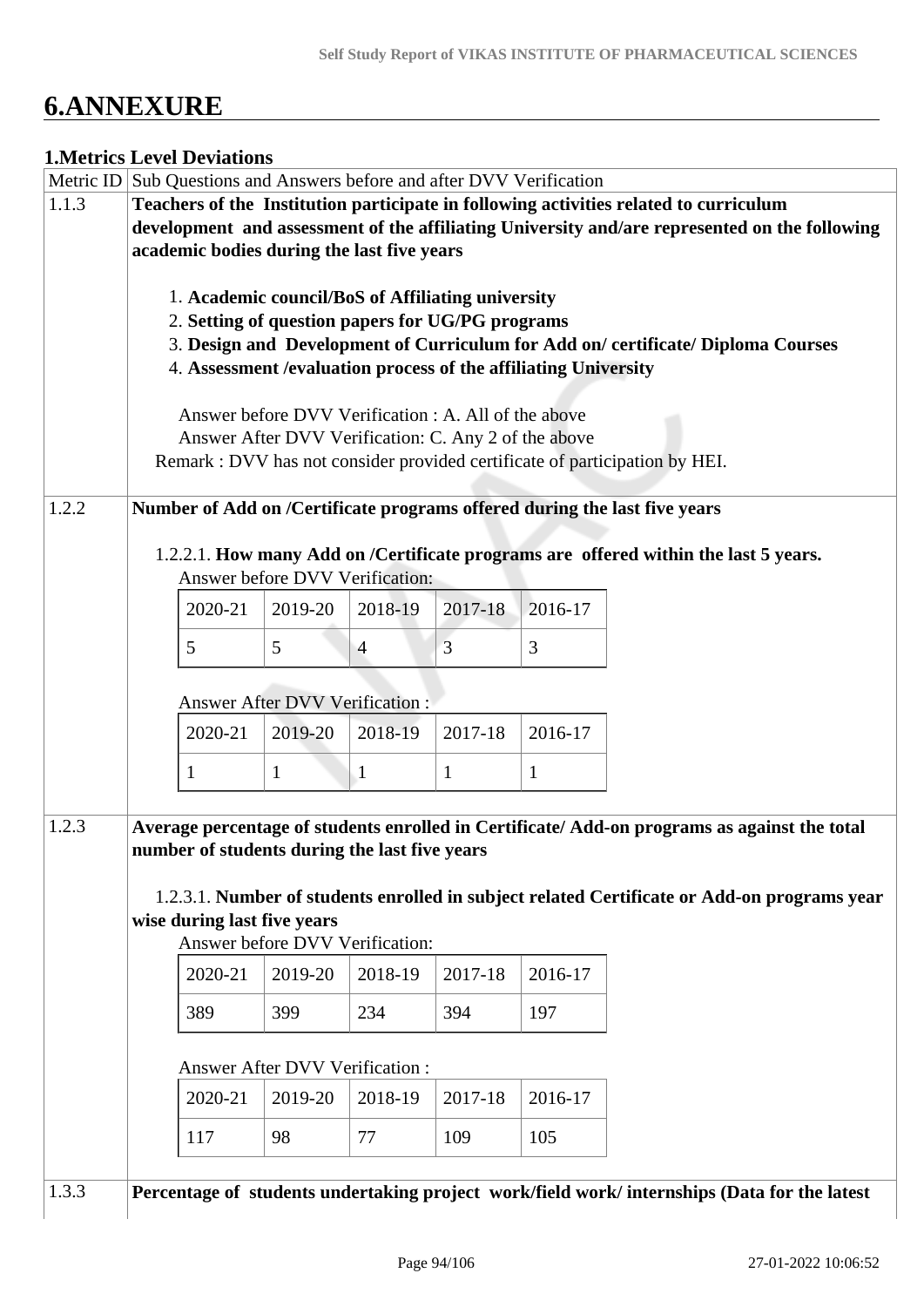# 6.ANNEXURE

## 1.Metrics Level Deviations

| Metric ID | Sub Questions and Answers before and after DVV Verification |
|---|---|
| 1.1.3 | **Teachers of the Institution participate in following activities related to curriculum development and assessment of the affiliating University and/are represented on the following academic bodies during the last five years**<br><br>1. **Academic council/BoS of Affiliating university**<br>2. **Setting of question papers for UG/PG programs**<br>3. **Design and Development of Curriculum for Add on/ certificate/ Diploma Courses**<br>4. **Assessment /evaluation process of the affiliating University**<br><br>Answer before DVV Verification : A. All of the above<br>Answer After DVV Verification: C. Any 2 of the above<br>Remark : DVV has not consider provided certificate of participation by HEI. |
| 1.2.2 | **Number of Add on /Certificate programs offered during the last five years**<br><br>1.2.2.1. **How many Add on /Certificate programs are offered within the last 5 years.**<br>Answer before DVV Verification:<br>2020-21: 5; 2019-20: 5; 2018-19: 4; 2017-18: 3; 2016-17: 3<br><br>Answer After DVV Verification :<br>2020-21: 1; 2019-20: 1; 2018-19: 1; 2017-18: 1; 2016-17: 1 |
| 1.2.3 | **Average percentage of students enrolled in Certificate/ Add-on programs as against the total number of students during the last five years**<br><br>1.2.3.1. **Number of students enrolled in subject related Certificate or Add-on programs year wise during last five years**<br>Answer before DVV Verification:<br>2020-21: 389; 2019-20: 399; 2018-19: 234; 2017-18: 394; 2016-17: 197<br><br>Answer After DVV Verification :<br>2020-21: 117; 2019-20: 98; 2018-19: 77; 2017-18: 109; 2016-17: 105 |
| 1.3.3 | **Percentage of students undertaking project work/field work/ internships (Data for the latest** |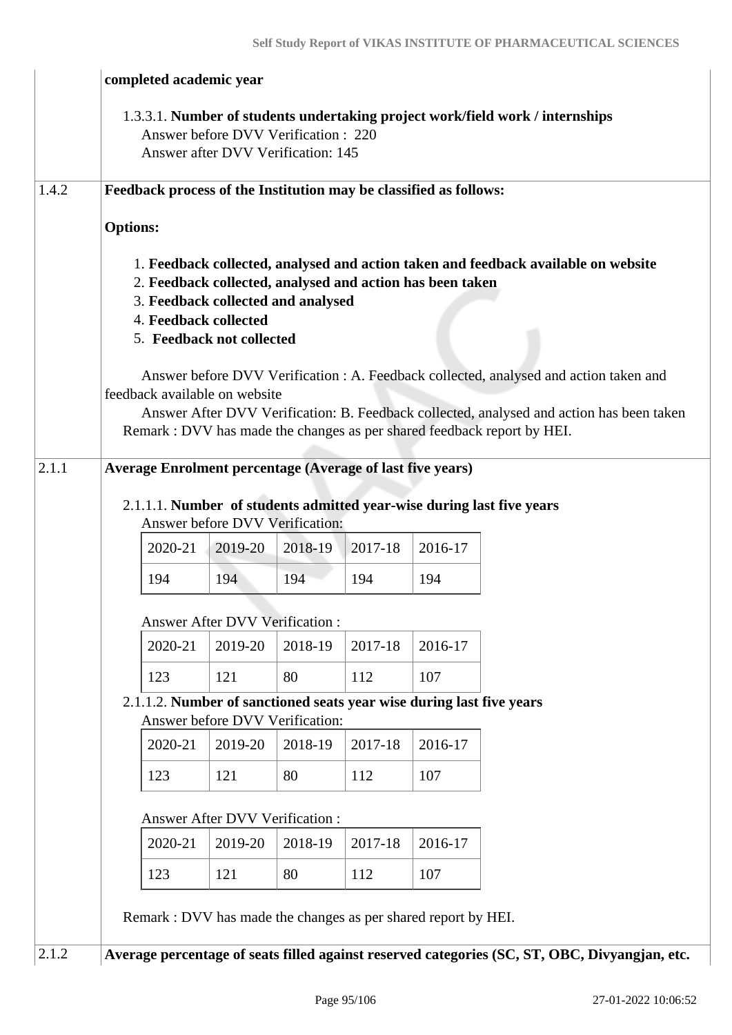completed academic year

1.3.3.1. **Number of students undertaking project work/field work / internships**
Answer before DVV Verification : 220
Answer after DVV Verification: 145

**1.4.2 Feedback process of the Institution may be classified as follows:**

**Options:**

1. **Feedback collected, analysed and action taken and feedback available on website**
2. **Feedback collected, analysed and action has been taken**
3. **Feedback collected and analysed**
4. **Feedback collected**
5. **Feedback not collected**

Answer before DVV Verification : A. Feedback collected, analysed and action taken and feedback available on website
Answer After DVV Verification: B. Feedback collected, analysed and action has been taken
Remark : DVV has made the changes as per shared feedback report by HEI.

**2.1.1 Average Enrolment percentage (Average of last five years)**

2.1.1.1. **Number of students admitted year-wise during last five years**
Answer before DVV Verification:

| 2020-21 | 2019-20 | 2018-19 | 2017-18 | 2016-17 |
|---|---|---|---|---|
| 194 | 194 | 194 | 194 | 194 |

Answer After DVV Verification :

| 2020-21 | 2019-20 | 2018-19 | 2017-18 | 2016-17 |
|---|---|---|---|---|
| 123 | 121 | 80 | 112 | 107 |

2.1.1.2. **Number of sanctioned seats year wise during last five years**
Answer before DVV Verification:

| 2020-21 | 2019-20 | 2018-19 | 2017-18 | 2016-17 |
|---|---|---|---|---|
| 123 | 121 | 80 | 112 | 107 |

Answer After DVV Verification :

| 2020-21 | 2019-20 | 2018-19 | 2017-18 | 2016-17 |
|---|---|---|---|---|
| 123 | 121 | 80 | 112 | 107 |

Remark : DVV has made the changes as per shared report by HEI.

**2.1.2 Average percentage of seats filled against reserved categories (SC, ST, OBC, Divyangjan, etc.**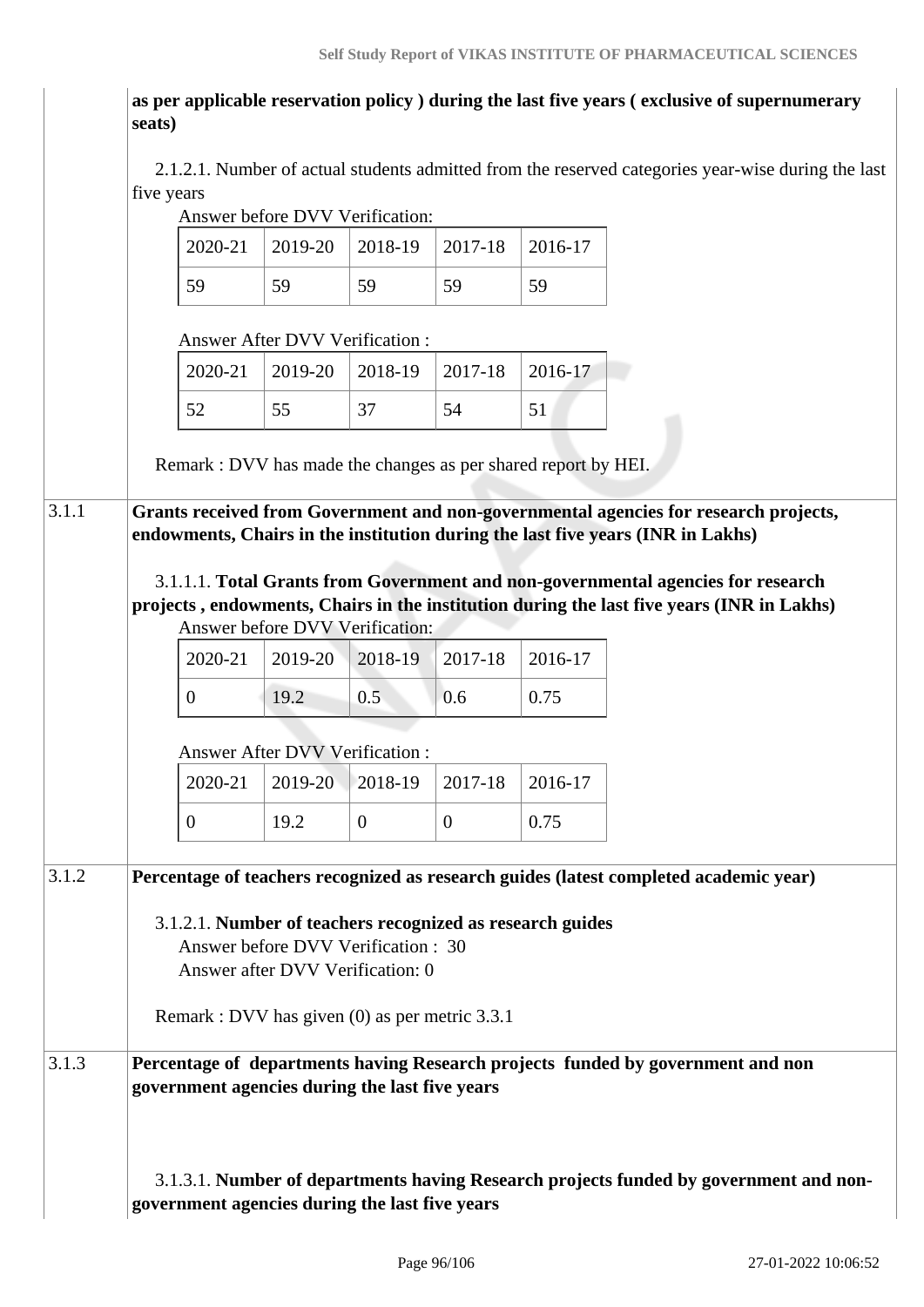| | |
|---|---|
| | **as per applicable reservation policy ) during the last five years ( exclusive of supernumerary seats)** |

2.1.2.1. Number of actual students admitted from the reserved categories year-wise during the last five years

Answer before DVV Verification:

| 2020-21 | 2019-20 | 2018-19 | 2017-18 | 2016-17 |
|---|---|---|---|---|
| 59 | 59 | 59 | 59 | 59 |

Answer After DVV Verification :

| 2020-21 | 2019-20 | 2018-19 | 2017-18 | 2016-17 |
|---|---|---|---|---|
| 52 | 55 | 37 | 54 | 51 |

Remark : DVV has made the changes as per shared report by HEI.

**3.1.1** **Grants received from Government and non-governmental agencies for research projects, endowments, Chairs in the institution during the last five years (INR in Lakhs)**

3.1.1.1. **Total Grants from Government and non-governmental agencies for research projects , endowments, Chairs in the institution during the last five years (INR in Lakhs)**

Answer before DVV Verification:

| 2020-21 | 2019-20 | 2018-19 | 2017-18 | 2016-17 |
|---|---|---|---|---|
| 0 | 19.2 | 0.5 | 0.6 | 0.75 |

Answer After DVV Verification :

| 2020-21 | 2019-20 | 2018-19 | 2017-18 | 2016-17 |
|---|---|---|---|---|
| 0 | 19.2 | 0 | 0 | 0.75 |

**3.1.2** **Percentage of teachers recognized as research guides (latest completed academic year)**

3.1.2.1. **Number of teachers recognized as research guides**

Answer before DVV Verification : 30

Answer after DVV Verification: 0

Remark : DVV has given (0) as per metric 3.3.1

**3.1.3** **Percentage of departments having Research projects funded by government and non government agencies during the last five years**

3.1.3.1. **Number of departments having Research projects funded by government and non-government agencies during the last five years**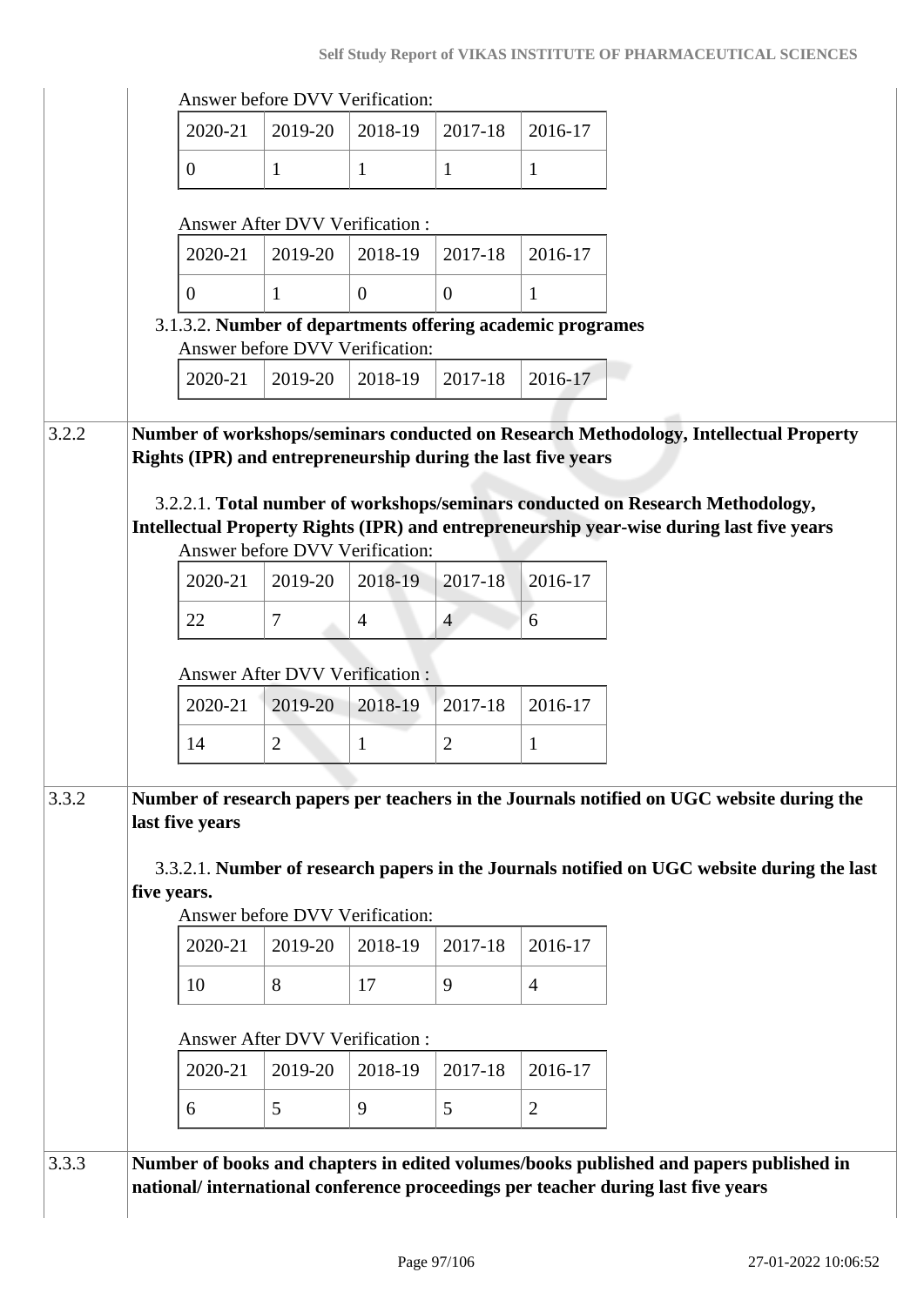Answer before DVV Verification:

| 2020-21 | 2019-20 | 2018-19 | 2017-18 | 2016-17 |
|---|---|---|---|---|
| 0 | 1 | 1 | 1 | 1 |

Answer After DVV Verification :

| 2020-21 | 2019-20 | 2018-19 | 2017-18 | 2016-17 |
|---|---|---|---|---|
| 0 | 1 | 0 | 0 | 1 |

3.1.3.2. **Number of departments offering academic programes**

Answer before DVV Verification:

| 2020-21 | 2019-20 | 2018-19 | 2017-18 | 2016-17 |
|---|---|---|---|---|

**3.2.2 Number of workshops/seminars conducted on Research Methodology, Intellectual Property Rights (IPR) and entrepreneurship during the last five years**

3.2.2.1. **Total number of workshops/seminars conducted on Research Methodology, Intellectual Property Rights (IPR) and entrepreneurship year-wise during last five years**

Answer before DVV Verification:

| 2020-21 | 2019-20 | 2018-19 | 2017-18 | 2016-17 |
|---|---|---|---|---|
| 22 | 7 | 4 | 4 | 6 |

Answer After DVV Verification :

| 2020-21 | 2019-20 | 2018-19 | 2017-18 | 2016-17 |
|---|---|---|---|---|
| 14 | 2 | 1 | 2 | 1 |

**3.3.2 Number of research papers per teachers in the Journals notified on UGC website during the last five years**

3.3.2.1. **Number of research papers in the Journals notified on UGC website during the last five years.**

Answer before DVV Verification:

| 2020-21 | 2019-20 | 2018-19 | 2017-18 | 2016-17 |
|---|---|---|---|---|
| 10 | 8 | 17 | 9 | 4 |

Answer After DVV Verification :

| 2020-21 | 2019-20 | 2018-19 | 2017-18 | 2016-17 |
|---|---|---|---|---|
| 6 | 5 | 9 | 5 | 2 |

**3.3.3 Number of books and chapters in edited volumes/books published and papers published in national/ international conference proceedings per teacher during last five years**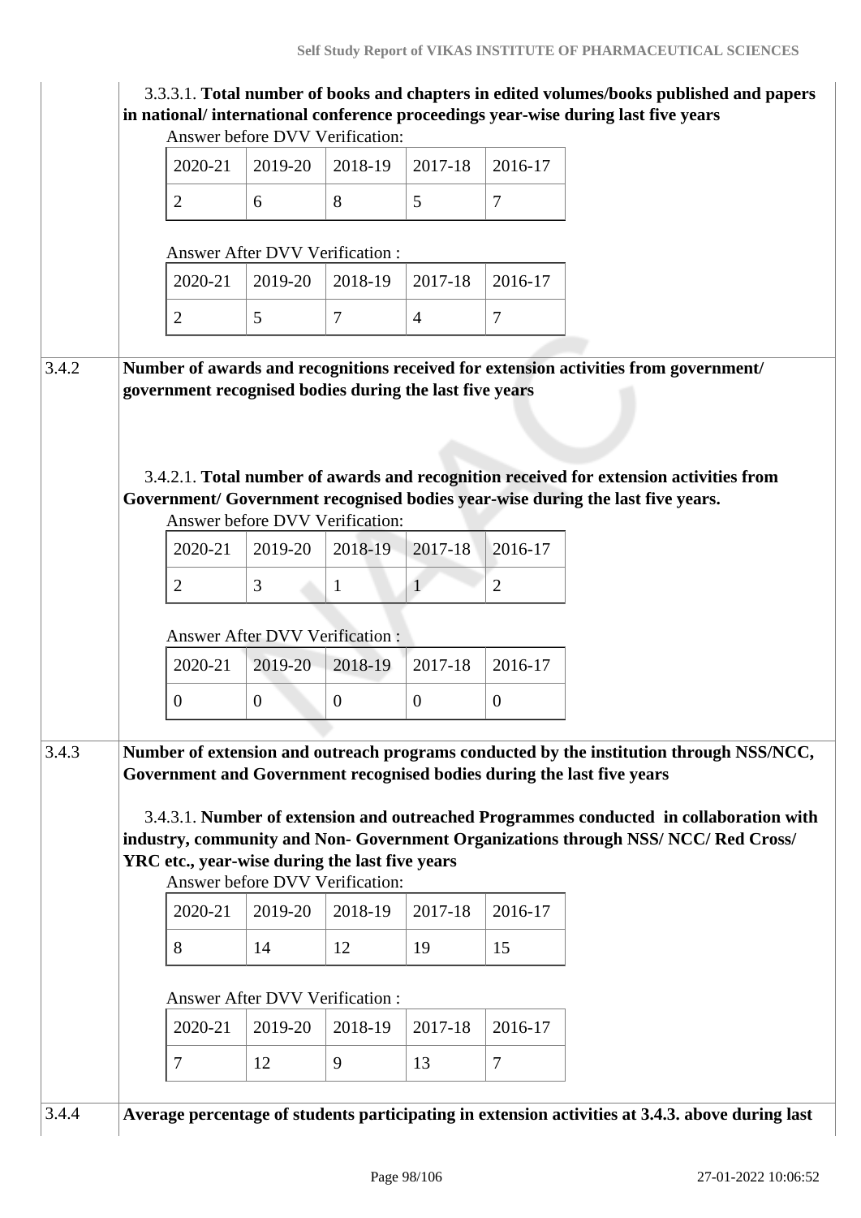3.3.3.1. **Total number of books and chapters in edited volumes/books published and papers in national/ international conference proceedings year-wise during last five years**

Answer before DVV Verification:

| 2020-21 | 2019-20 | 2018-19 | 2017-18 | 2016-17 |
|---|---|---|---|---|
| 2 | 6 | 8 | 5 | 7 |

Answer After DVV Verification :

| 2020-21 | 2019-20 | 2018-19 | 2017-18 | 2016-17 |
|---|---|---|---|---|
| 2 | 5 | 7 | 4 | 7 |

**3.4.2 Number of awards and recognitions received for extension activities from government/ government recognised bodies during the last five years**

3.4.2.1. **Total number of awards and recognition received for extension activities from Government/ Government recognised bodies year-wise during the last five years.**

Answer before DVV Verification:

| 2020-21 | 2019-20 | 2018-19 | 2017-18 | 2016-17 |
|---|---|---|---|---|
| 2 | 3 | 1 | 1 | 2 |

Answer After DVV Verification :

| 2020-21 | 2019-20 | 2018-19 | 2017-18 | 2016-17 |
|---|---|---|---|---|
| 0 | 0 | 0 | 0 | 0 |

**3.4.3 Number of extension and outreach programs conducted by the institution through NSS/NCC, Government and Government recognised bodies during the last five years**

3.4.3.1. **Number of extension and outreached Programmes conducted in collaboration with industry, community and Non- Government Organizations through NSS/ NCC/ Red Cross/ YRC etc., year-wise during the last five years**

Answer before DVV Verification:

| 2020-21 | 2019-20 | 2018-19 | 2017-18 | 2016-17 |
|---|---|---|---|---|
| 8 | 14 | 12 | 19 | 15 |

Answer After DVV Verification :

| 2020-21 | 2019-20 | 2018-19 | 2017-18 | 2016-17 |
|---|---|---|---|---|
| 7 | 12 | 9 | 13 | 7 |

**3.4.4 Average percentage of students participating in extension activities at 3.4.3. above during last**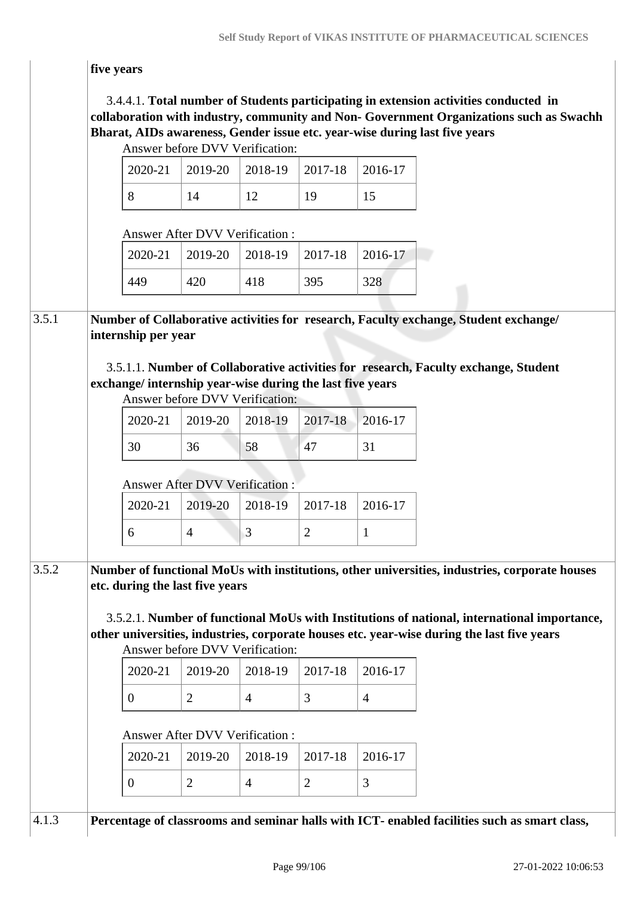five years

3.4.4.1. **Total number of Students participating in extension activities conducted in collaboration with industry, community and Non- Government Organizations such as Swachh Bharat, AIDs awareness, Gender issue etc. year-wise during last five years**

Answer before DVV Verification:

| 2020-21 | 2019-20 | 2018-19 | 2017-18 | 2016-17 |
|---|---|---|---|---|
| 8 | 14 | 12 | 19 | 15 |

Answer After DVV Verification :

| 2020-21 | 2019-20 | 2018-19 | 2017-18 | 2016-17 |
|---|---|---|---|---|
| 449 | 420 | 418 | 395 | 328 |

**3.5.1 Number of Collaborative activities for research, Faculty exchange, Student exchange/ internship per year**

3.5.1.1. **Number of Collaborative activities for research, Faculty exchange, Student exchange/ internship year-wise during the last five years**

Answer before DVV Verification:

| 2020-21 | 2019-20 | 2018-19 | 2017-18 | 2016-17 |
|---|---|---|---|---|
| 30 | 36 | 58 | 47 | 31 |

Answer After DVV Verification :

| 2020-21 | 2019-20 | 2018-19 | 2017-18 | 2016-17 |
|---|---|---|---|---|
| 6 | 4 | 3 | 2 | 1 |

**3.5.2 Number of functional MoUs with institutions, other universities, industries, corporate houses etc. during the last five years**

3.5.2.1. **Number of functional MoUs with Institutions of national, international importance, other universities, industries, corporate houses etc. year-wise during the last five years**

Answer before DVV Verification:

| 2020-21 | 2019-20 | 2018-19 | 2017-18 | 2016-17 |
|---|---|---|---|---|
| 0 | 2 | 4 | 3 | 4 |

Answer After DVV Verification :

| 2020-21 | 2019-20 | 2018-19 | 2017-18 | 2016-17 |
|---|---|---|---|---|
| 0 | 2 | 4 | 2 | 3 |

**4.1.3 Percentage of classrooms and seminar halls with ICT- enabled facilities such as smart class,**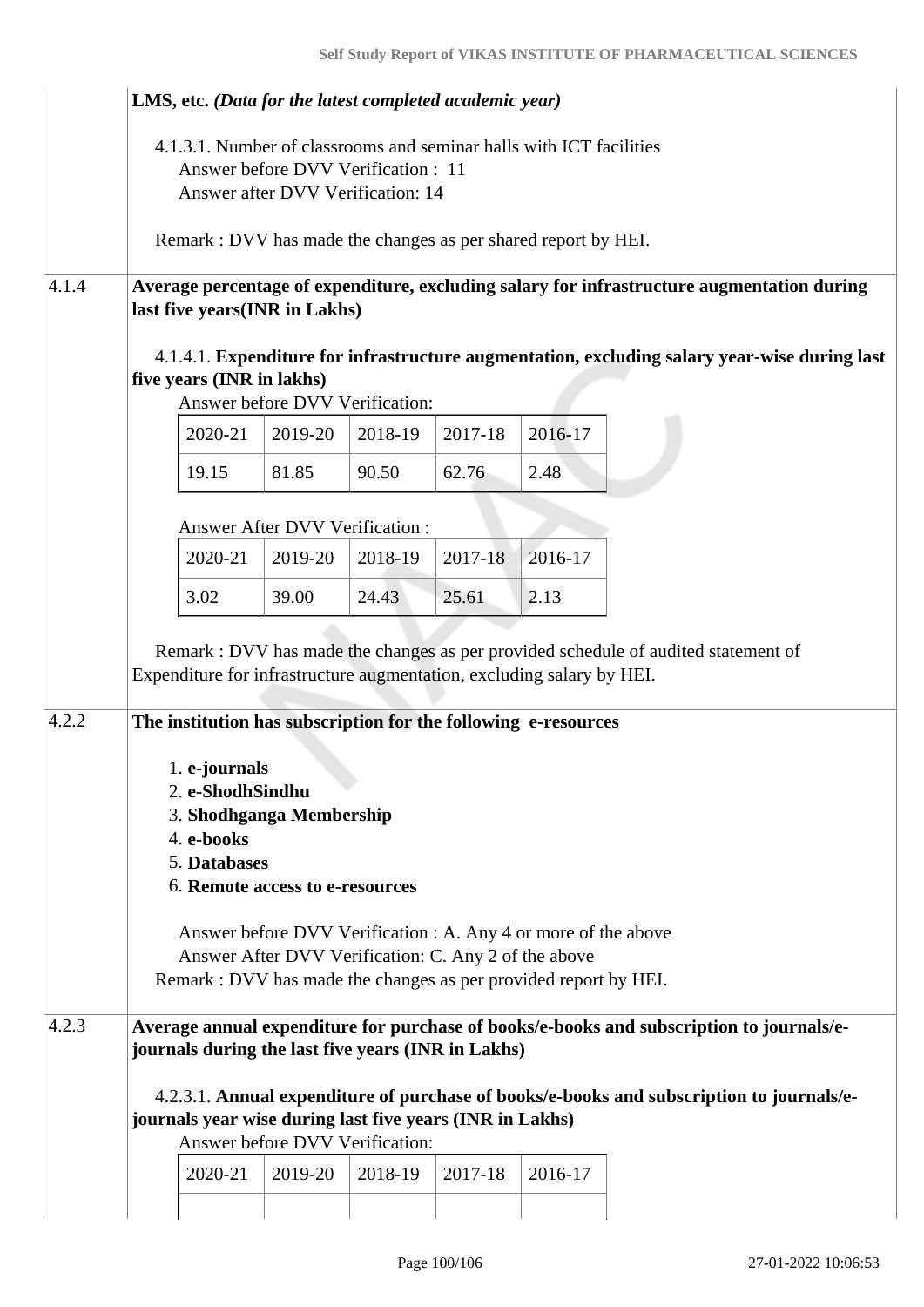LMS, etc. *(Data for the latest completed academic year)*

4.1.3.1. Number of classrooms and seminar halls with ICT facilities
Answer before DVV Verification : 11
Answer after DVV Verification: 14

Remark : DVV has made the changes as per shared report by HEI.

**4.1.4** **Average percentage of expenditure, excluding salary for infrastructure augmentation during last five years(INR in Lakhs)**

4.1.4.1. **Expenditure for infrastructure augmentation, excluding salary year-wise during last five years (INR in lakhs)**

Answer before DVV Verification:

| 2020-21 | 2019-20 | 2018-19 | 2017-18 | 2016-17 |
|---|---|---|---|---|
| 19.15 | 81.85 | 90.50 | 62.76 | 2.48 |

Answer After DVV Verification :

| 2020-21 | 2019-20 | 2018-19 | 2017-18 | 2016-17 |
|---|---|---|---|---|
| 3.02 | 39.00 | 24.43 | 25.61 | 2.13 |

Remark : DVV has made the changes as per provided schedule of audited statement of Expenditure for infrastructure augmentation, excluding salary by HEI.

**4.2.2** **The institution has subscription for the following e-resources**

1. **e-journals**
2. **e-ShodhSindhu**
3. **Shodhganga Membership**
4. **e-books**
5. **Databases**
6. **Remote access to e-resources**

Answer before DVV Verification : A. Any 4 or more of the above
Answer After DVV Verification: C. Any 2 of the above
Remark : DVV has made the changes as per provided report by HEI.

**4.2.3** **Average annual expenditure for purchase of books/e-books and subscription to journals/e-journals during the last five years (INR in Lakhs)**

4.2.3.1. **Annual expenditure of purchase of books/e-books and subscription to journals/e-journals year wise during last five years (INR in Lakhs)**

Answer before DVV Verification:

| 2020-21 | 2019-20 | 2018-19 | 2017-18 | 2016-17 |
|---|---|---|---|---|
| | | | | |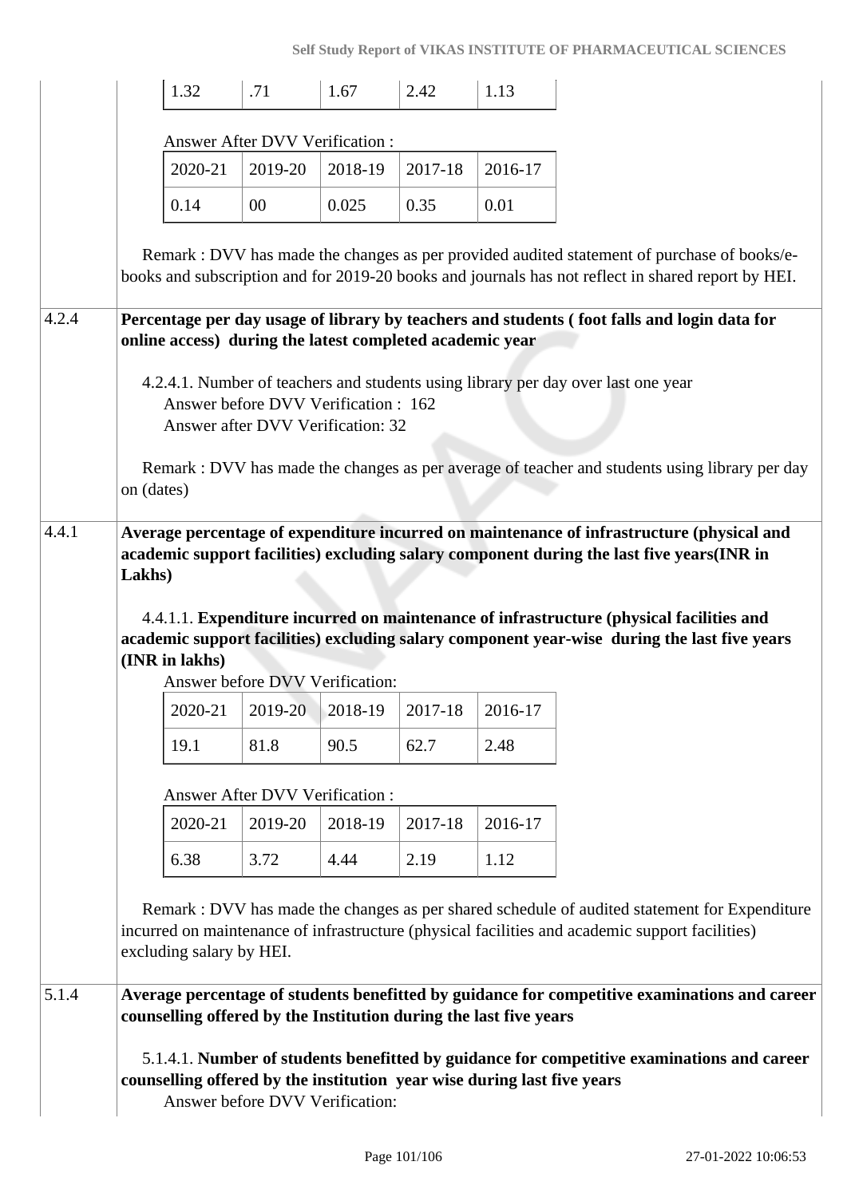| 1.32 | .71 | 1.67 | 2.42 | 1.13 |
|---|---|---|---|---|

Answer After DVV Verification :

| 2020-21 | 2019-20 | 2018-19 | 2017-18 | 2016-17 |
|---|---|---|---|---|
| 0.14 | 00 | 0.025 | 0.35 | 0.01 |

Remark : DVV has made the changes as per provided audited statement of purchase of books/e-books and subscription and for 2019-20 books and journals has not reflect in shared report by HEI.

**4.2.4** **Percentage per day usage of library by teachers and students ( foot falls and login data for online access) during the latest completed academic year**

4.2.4.1. Number of teachers and students using library per day over last one year
Answer before DVV Verification : 162
Answer after DVV Verification: 32

Remark : DVV has made the changes as per average of teacher and students using library per day on (dates)

**4.4.1** **Average percentage of expenditure incurred on maintenance of infrastructure (physical and academic support facilities) excluding salary component during the last five years(INR in Lakhs)**

4.4.1.1. **Expenditure incurred on maintenance of infrastructure (physical facilities and academic support facilities) excluding salary component year-wise during the last five years (INR in lakhs)**

Answer before DVV Verification:

| 2020-21 | 2019-20 | 2018-19 | 2017-18 | 2016-17 |
|---|---|---|---|---|
| 19.1 | 81.8 | 90.5 | 62.7 | 2.48 |

Answer After DVV Verification :

| 2020-21 | 2019-20 | 2018-19 | 2017-18 | 2016-17 |
|---|---|---|---|---|
| 6.38 | 3.72 | 4.44 | 2.19 | 1.12 |

Remark : DVV has made the changes as per shared schedule of audited statement for Expenditure incurred on maintenance of infrastructure (physical facilities and academic support facilities) excluding salary by HEI.

**5.1.4** **Average percentage of students benefitted by guidance for competitive examinations and career counselling offered by the Institution during the last five years**

5.1.4.1. **Number of students benefitted by guidance for competitive examinations and career counselling offered by the institution year wise during last five years**

Answer before DVV Verification: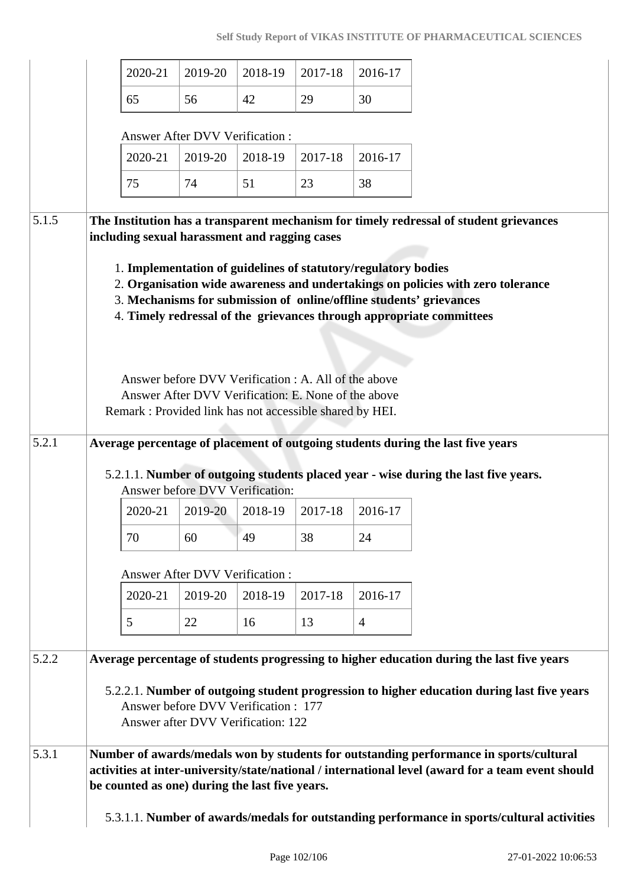| 2020-21 | 2019-20 | 2018-19 | 2017-18 | 2016-17 |
|---|---|---|---|---|
| 65 | 56 | 42 | 29 | 30 |

Answer After DVV Verification :

| 2020-21 | 2019-20 | 2018-19 | 2017-18 | 2016-17 |
|---|---|---|---|---|
| 75 | 74 | 51 | 23 | 38 |

5.1.5 **The Institution has a transparent mechanism for timely redressal of student grievances including sexual harassment and ragging cases**

1. **Implementation of guidelines of statutory/regulatory bodies**
2. **Organisation wide awareness and undertakings on policies with zero tolerance**
3. **Mechanisms for submission of online/offline students' grievances**
4. **Timely redressal of the grievances through appropriate committees**

Answer before DVV Verification : A. All of the above
Answer After DVV Verification: E. None of the above
Remark : Provided link has not accessible shared by HEI.

5.2.1 **Average percentage of placement of outgoing students during the last five years**

5.2.1.1. **Number of outgoing students placed year - wise during the last five years.**
Answer before DVV Verification:

| 2020-21 | 2019-20 | 2018-19 | 2017-18 | 2016-17 |
|---|---|---|---|---|
| 70 | 60 | 49 | 38 | 24 |

Answer After DVV Verification :

| 2020-21 | 2019-20 | 2018-19 | 2017-18 | 2016-17 |
|---|---|---|---|---|
| 5 | 22 | 16 | 13 | 4 |

5.2.2 **Average percentage of students progressing to higher education during the last five years**

5.2.2.1. **Number of outgoing student progression to higher education during last five years**
Answer before DVV Verification : 177
Answer after DVV Verification: 122

5.3.1 **Number of awards/medals won by students for outstanding performance in sports/cultural activities at inter-university/state/national / international level (award for a team event should be counted as one) during the last five years.**

5.3.1.1. **Number of awards/medals for outstanding performance in sports/cultural activities**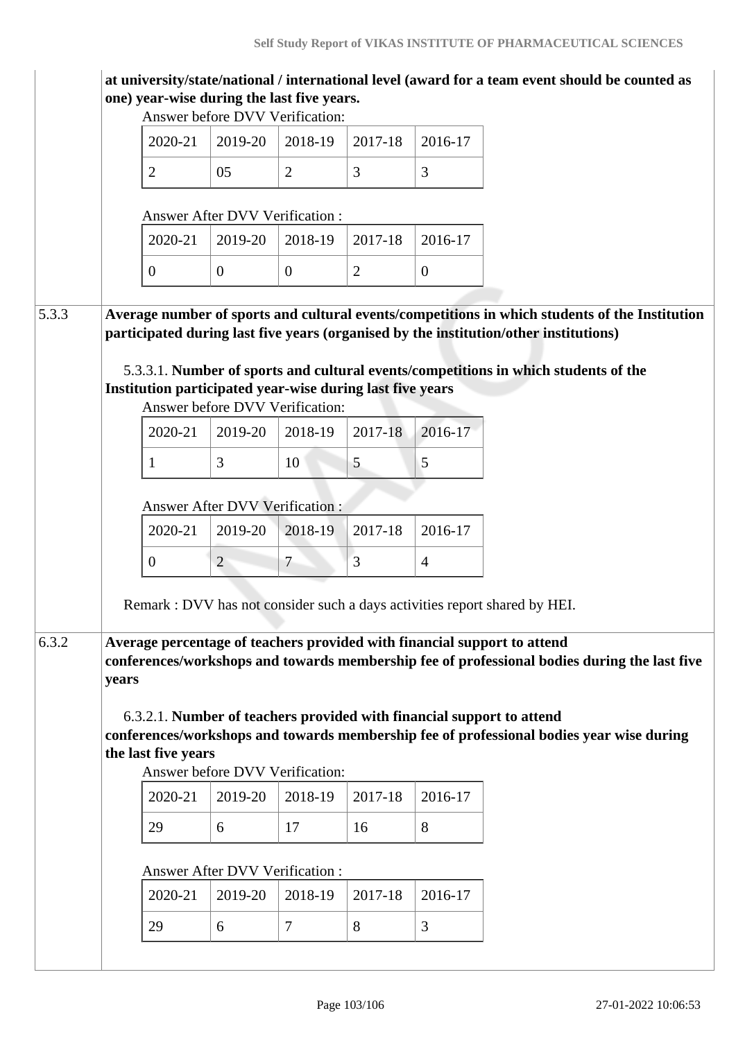**at university/state/national / international level (award for a team event should be counted as one) year-wise during the last five years.**

Answer before DVV Verification:

| 2020-21 | 2019-20 | 2018-19 | 2017-18 | 2016-17 |
|---|---|---|---|---|
| 2 | 05 | 2 | 3 | 3 |

Answer After DVV Verification :

| 2020-21 | 2019-20 | 2018-19 | 2017-18 | 2016-17 |
|---|---|---|---|---|
| 0 | 0 | 0 | 2 | 0 |

5.3.3 **Average number of sports and cultural events/competitions in which students of the Institution participated during last five years (organised by the institution/other institutions)**

5.3.3.1. **Number of sports and cultural events/competitions in which students of the Institution participated year-wise during last five years**

Answer before DVV Verification:

| 2020-21 | 2019-20 | 2018-19 | 2017-18 | 2016-17 |
|---|---|---|---|---|
| 1 | 3 | 10 | 5 | 5 |

Answer After DVV Verification :

| 2020-21 | 2019-20 | 2018-19 | 2017-18 | 2016-17 |
|---|---|---|---|---|
| 0 | 2 | 7 | 3 | 4 |

Remark : DVV has not consider such a days activities report shared by HEI.

6.3.2 **Average percentage of teachers provided with financial support to attend conferences/workshops and towards membership fee of professional bodies during the last five years**

6.3.2.1. **Number of teachers provided with financial support to attend conferences/workshops and towards membership fee of professional bodies year wise during the last five years**

Answer before DVV Verification:

| 2020-21 | 2019-20 | 2018-19 | 2017-18 | 2016-17 |
|---|---|---|---|---|
| 29 | 6 | 17 | 16 | 8 |

Answer After DVV Verification :

| 2020-21 | 2019-20 | 2018-19 | 2017-18 | 2016-17 |
|---|---|---|---|---|
| 29 | 6 | 7 | 8 | 3 |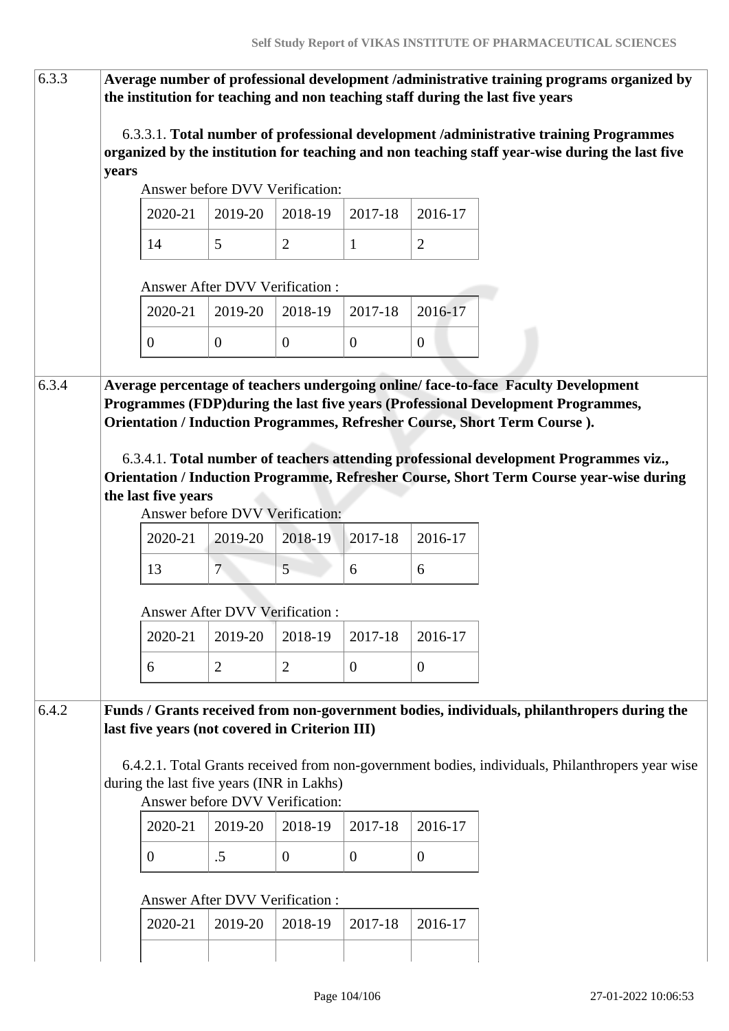| | |
|---|---|
| 6.3.3 | **Average number of professional development /administrative training programs organized by the institution for teaching and non teaching staff during the last five years** |

6.3.3.1. **Total number of professional development /administrative training Programmes organized by the institution for teaching and non teaching staff year-wise during the last five years**

Answer before DVV Verification:

| 2020-21 | 2019-20 | 2018-19 | 2017-18 | 2016-17 |
|---|---|---|---|---|
| 14 | 5 | 2 | 1 | 2 |

Answer After DVV Verification :

| 2020-21 | 2019-20 | 2018-19 | 2017-18 | 2016-17 |
|---|---|---|---|---|
| 0 | 0 | 0 | 0 | 0 |

| | |
|---|---|
| 6.3.4 | **Average percentage of teachers undergoing online/ face-to-face Faculty Development Programmes (FDP)during the last five years (Professional Development Programmes, Orientation / Induction Programmes, Refresher Course, Short Term Course ).** |

6.3.4.1. **Total number of teachers attending professional development Programmes viz., Orientation / Induction Programme, Refresher Course, Short Term Course year-wise during the last five years**

Answer before DVV Verification:

| 2020-21 | 2019-20 | 2018-19 | 2017-18 | 2016-17 |
|---|---|---|---|---|
| 13 | 7 | 5 | 6 | 6 |

Answer After DVV Verification :

| 2020-21 | 2019-20 | 2018-19 | 2017-18 | 2016-17 |
|---|---|---|---|---|
| 6 | 2 | 2 | 0 | 0 |

| | |
|---|---|
| 6.4.2 | **Funds / Grants received from non-government bodies, individuals, philanthropers during the last five years (not covered in Criterion III)** |

6.4.2.1. Total Grants received from non-government bodies, individuals, Philanthropers year wise during the last five years (INR in Lakhs)

Answer before DVV Verification:

| 2020-21 | 2019-20 | 2018-19 | 2017-18 | 2016-17 |
|---|---|---|---|---|
| 0 | .5 | 0 | 0 | 0 |

Answer After DVV Verification :

| 2020-21 | 2019-20 | 2018-19 | 2017-18 | 2016-17 |
|---|---|---|---|---|
| | | | | |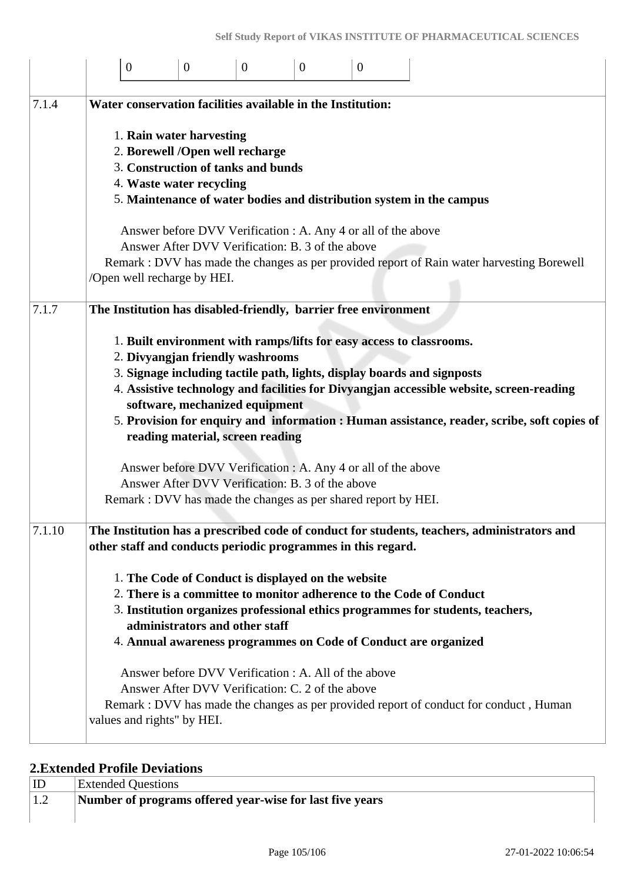| | | | | | |
|---|---|---|---|---|---|
| 0 | 0 | 0 | 0 | 0 | |

| ID | |
|---|---|
| 7.1.4 | **Water conservation facilities available in the Institution:**<br><br>1. **Rain water harvesting**<br>2. **Borewell /Open well recharge**<br>3. **Construction of tanks and bunds**<br>4. **Waste water recycling**<br>5. **Maintenance of water bodies and distribution system in the campus**<br><br>Answer before DVV Verification : A. Any 4 or all of the above<br>Answer After DVV Verification: B. 3 of the above<br>Remark : DVV has made the changes as per provided report of Rain water harvesting Borewell /Open well recharge by HEI. |
| 7.1.7 | **The Institution has disabled-friendly, barrier free environment**<br><br>1. **Built environment with ramps/lifts for easy access to classrooms.**<br>2. **Divyangjan friendly washrooms**<br>3. **Signage including tactile path, lights, display boards and signposts**<br>4. **Assistive technology and facilities for Divyangjan accessible website, screen-reading software, mechanized equipment**<br>5. **Provision for enquiry and information : Human assistance, reader, scribe, soft copies of reading material, screen reading**<br><br>Answer before DVV Verification : A. Any 4 or all of the above<br>Answer After DVV Verification: B. 3 of the above<br>Remark : DVV has made the changes as per shared report by HEI. |
| 7.1.10 | **The Institution has a prescribed code of conduct for students, teachers, administrators and other staff and conducts periodic programmes in this regard.**<br><br>1. **The Code of Conduct is displayed on the website**<br>2. **There is a committee to monitor adherence to the Code of Conduct**<br>3. **Institution organizes professional ethics programmes for students, teachers, administrators and other staff**<br>4. **Annual awareness programmes on Code of Conduct are organized**<br><br>Answer before DVV Verification : A. All of the above<br>Answer After DVV Verification: C. 2 of the above<br>Remark : DVV has made the changes as per provided report of conduct for conduct , Human values and rights" by HEI. |

## 2.Extended Profile Deviations

| ID | Extended Questions |
|---|---|
| 1.2 | **Number of programs offered year-wise for last five years** |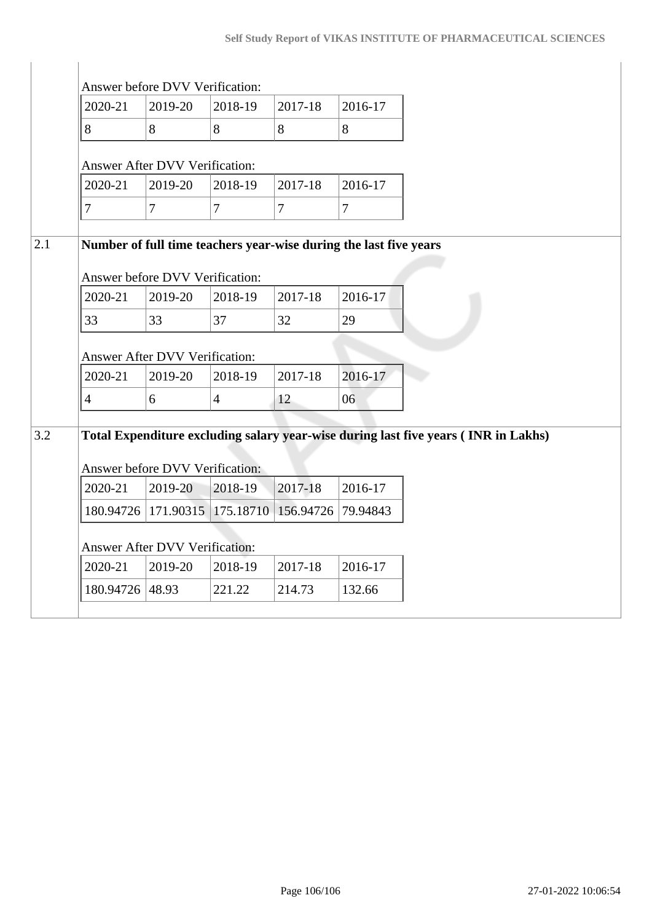Answer before DVV Verification:

| 2020-21 | 2019-20 | 2018-19 | 2017-18 | 2016-17 |
|---|---|---|---|---|
| 8 | 8 | 8 | 8 | 8 |

Answer After DVV Verification:

| 2020-21 | 2019-20 | 2018-19 | 2017-18 | 2016-17 |
|---|---|---|---|---|
| 7 | 7 | 7 | 7 | 7 |

**2.1 Number of full time teachers year-wise during the last five years**

Answer before DVV Verification:

| 2020-21 | 2019-20 | 2018-19 | 2017-18 | 2016-17 |
|---|---|---|---|---|
| 33 | 33 | 37 | 32 | 29 |

Answer After DVV Verification:

| 2020-21 | 2019-20 | 2018-19 | 2017-18 | 2016-17 |
|---|---|---|---|---|
| 4 | 6 | 4 | 12 | 06 |

**3.2 Total Expenditure excluding salary year-wise during last five years ( INR in Lakhs)**

Answer before DVV Verification:

| 2020-21 | 2019-20 | 2018-19 | 2017-18 | 2016-17 |
|---|---|---|---|---|
| 180.94726 | 171.90315 | 175.18710 | 156.94726 | 79.94843 |

Answer After DVV Verification:

| 2020-21 | 2019-20 | 2018-19 | 2017-18 | 2016-17 |
|---|---|---|---|---|
| 180.94726 | 48.93 | 221.22 | 214.73 | 132.66 |